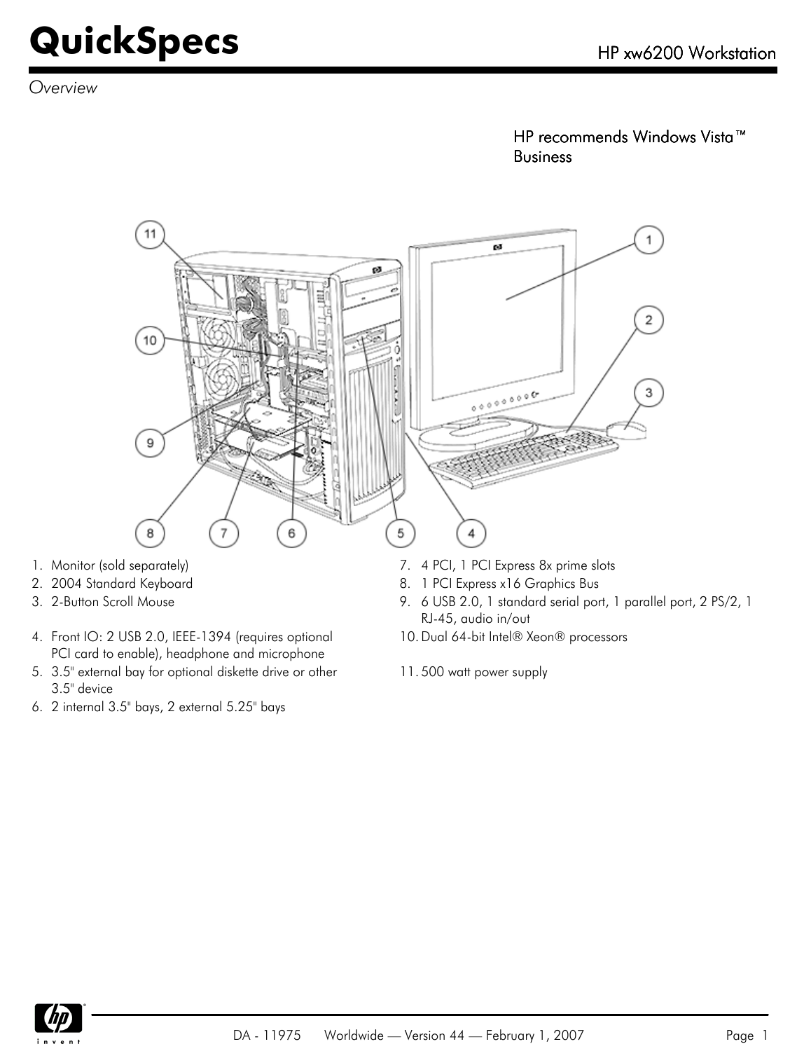# QuickSpecs

HP xw6200 Workstation

*Overview*

HP recommends Windows Vista™ Business

1. Monitor (sold separately)
2. 2004 Standard Keyboard
3. 2-Button Scroll Mouse
4. Front IO: 2 USB 2.0, IEEE-1394 (requires optional PCI card to enable), headphone and microphone
5. 3.5" external bay for optional diskette drive or other 3.5" device
6. 2 internal 3.5" bays, 2 external 5.25" bays
7. 4 PCI, 1 PCI Express 8x prime slots
8. 1 PCI Express x16 Graphics Bus
9. 6 USB 2.0, 1 standard serial port, 1 parallel port, 2 PS/2, 1 RJ-45, audio in/out
10. Dual 64-bit Intel® Xeon® processors
11. 500 watt power supply

DA - 11975 Worldwide — Version 44 — February 1, 2007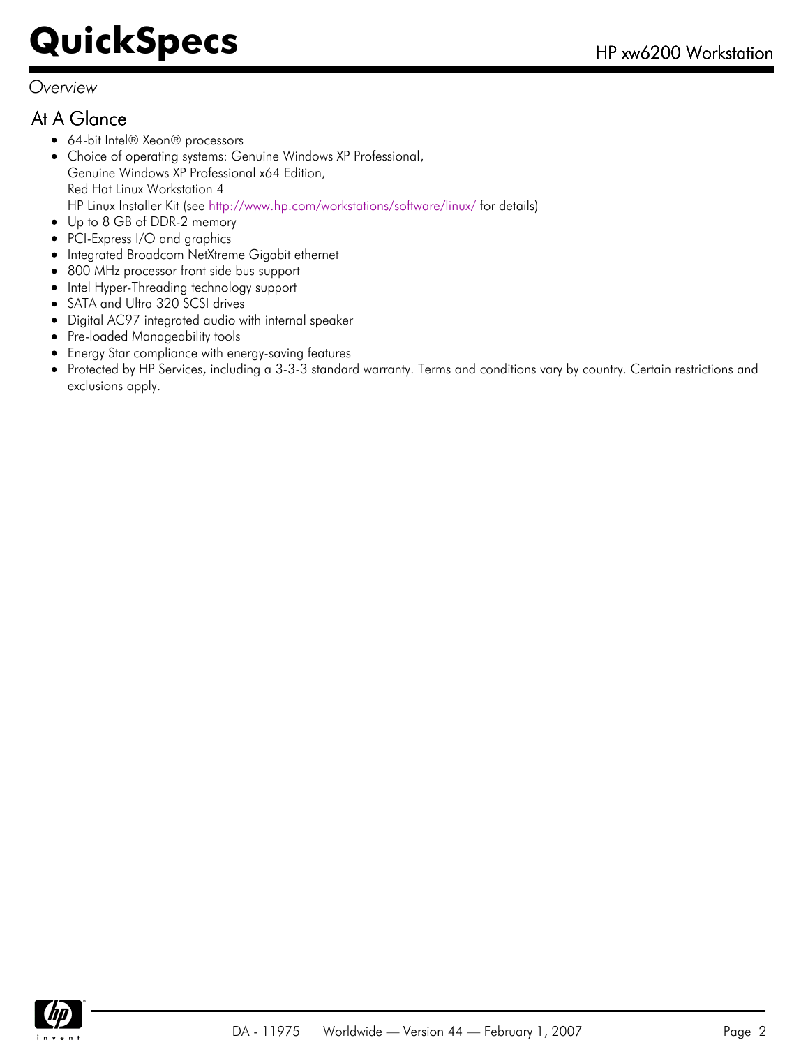*Overview*

## At A Glance

- 64-bit Intel® Xeon® processors
- Choice of operating systems: Genuine Windows XP Professional,
  Genuine Windows XP Professional x64 Edition,
  Red Hat Linux Workstation 4
  HP Linux Installer Kit (see http://www.hp.com/workstations/software/linux/ for details)
- Up to 8 GB of DDR-2 memory
- PCI-Express I/O and graphics
- Integrated Broadcom NetXtreme Gigabit ethernet
- 800 MHz processor front side bus support
- Intel Hyper-Threading technology support
- SATA and Ultra 320 SCSI drives
- Digital AC97 integrated audio with internal speaker
- Pre-loaded Manageability tools
- Energy Star compliance with energy-saving features
- Protected by HP Services, including a 3-3-3 standard warranty. Terms and conditions vary by country. Certain restrictions and exclusions apply.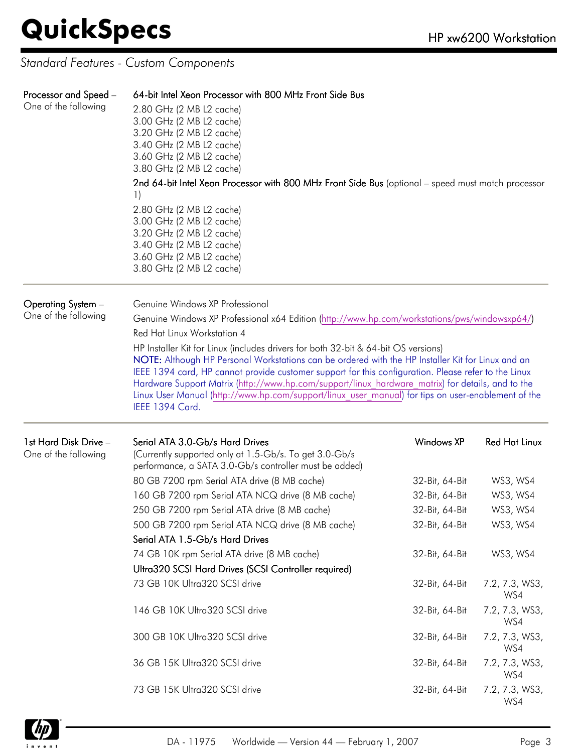## Standard Features - Custom Components

**Processor and Speed** – One of the following

**64-bit Intel Xeon Processor with 800 MHz Front Side Bus**

- 2.80 GHz (2 MB L2 cache)
- 3.00 GHz (2 MB L2 cache)
- 3.20 GHz (2 MB L2 cache)
- 3.40 GHz (2 MB L2 cache)
- 3.60 GHz (2 MB L2 cache)
- 3.80 GHz (2 MB L2 cache)

**2nd 64-bit Intel Xeon Processor with 800 MHz Front Side Bus** (optional – speed must match processor 1)

- 2.80 GHz (2 MB L2 cache)
- 3.00 GHz (2 MB L2 cache)
- 3.20 GHz (2 MB L2 cache)
- 3.40 GHz (2 MB L2 cache)
- 3.60 GHz (2 MB L2 cache)
- 3.80 GHz (2 MB L2 cache)

---

**Operating System** – One of the following

Genuine Windows XP Professional

Genuine Windows XP Professional x64 Edition (http://www.hp.com/workstations/pws/windowsxp64/)

Red Hat Linux Workstation 4

HP Installer Kit for Linux (includes drivers for both 32-bit & 64-bit OS versions)

**NOTE:** Although HP Personal Workstations can be ordered with the HP Installer Kit for Linux and an IEEE 1394 card, HP cannot provide customer support for this configuration. Please refer to the Linux Hardware Support Matrix (http://www.hp.com/support/linux_hardware_matrix) for details, and to the Linux User Manual (http://www.hp.com/support/linux_user_manual) for tips on user-enablement of the IEEE 1394 Card.

---

**1st Hard Disk Drive** – One of the following

| Drive | Windows XP | Red Hat Linux |
|---|---|---|
| **Serial ATA 3.0-Gb/s Hard Drives** (Currently supported only at 1.5-Gb/s. To get 3.0-Gb/s performance, a SATA 3.0-Gb/s controller must be added) | | |
| 80 GB 7200 rpm Serial ATA drive (8 MB cache) | 32-Bit, 64-Bit | WS3, WS4 |
| 160 GB 7200 rpm Serial ATA NCQ drive (8 MB cache) | 32-Bit, 64-Bit | WS3, WS4 |
| 250 GB 7200 rpm Serial ATA drive (8 MB cache) | 32-Bit, 64-Bit | WS3, WS4 |
| 500 GB 7200 rpm Serial ATA NCQ drive (8 MB cache) | 32-Bit, 64-Bit | WS3, WS4 |
| **Serial ATA 1.5-Gb/s Hard Drives** | | |
| 74 GB 10K rpm Serial ATA drive (8 MB cache) | 32-Bit, 64-Bit | WS3, WS4 |
| **Ultra320 SCSI Hard Drives (SCSI Controller required)** | | |
| 73 GB 10K Ultra320 SCSI drive | 32-Bit, 64-Bit | 7.2, 7.3, WS3, WS4 |
| 146 GB 10K Ultra320 SCSI drive | 32-Bit, 64-Bit | 7.2, 7.3, WS3, WS4 |
| 300 GB 10K Ultra320 SCSI drive | 32-Bit, 64-Bit | 7.2, 7.3, WS3, WS4 |
| 36 GB 15K Ultra320 SCSI drive | 32-Bit, 64-Bit | 7.2, 7.3, WS3, WS4 |
| 73 GB 15K Ultra320 SCSI drive | 32-Bit, 64-Bit | 7.2, 7.3, WS3, WS4 |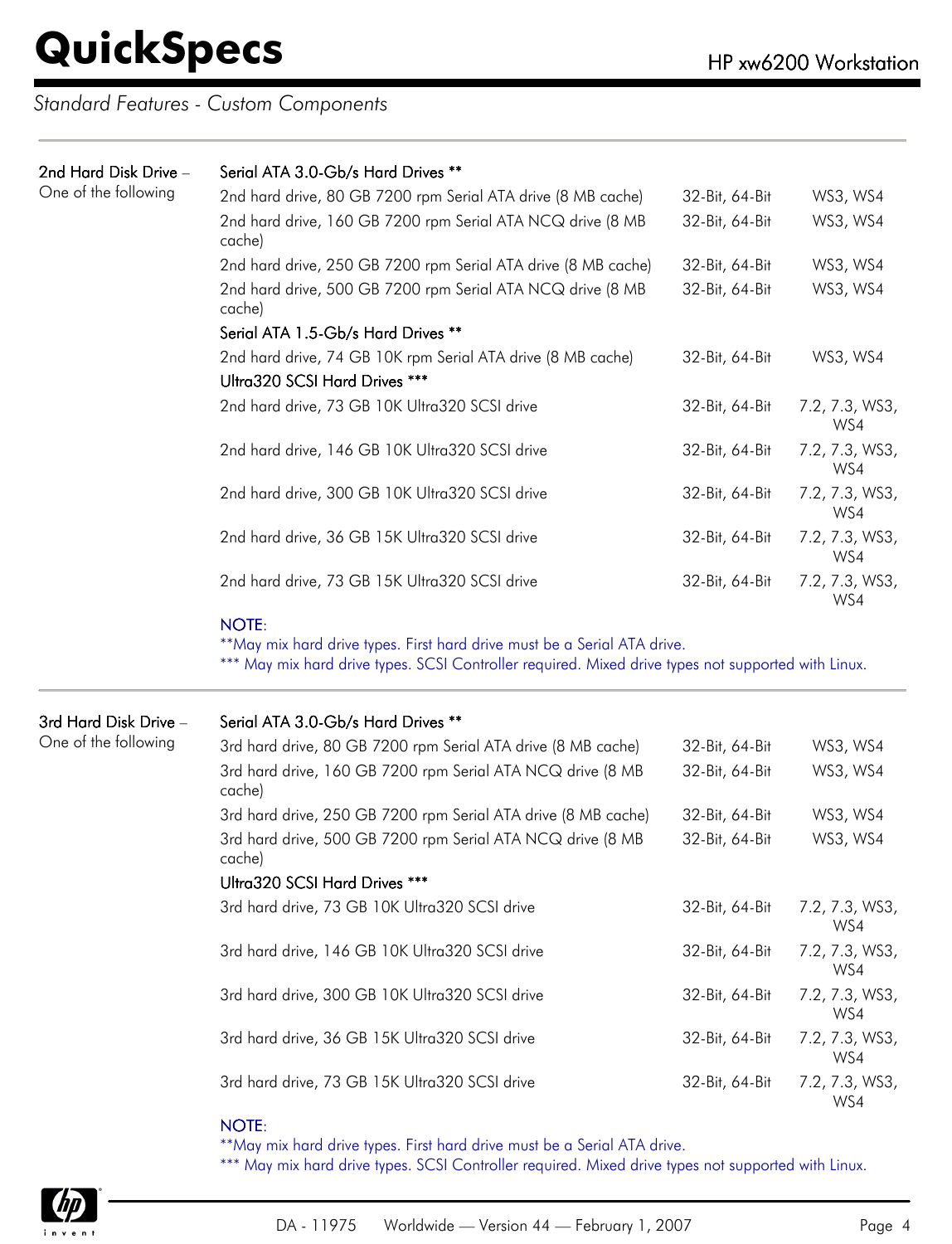*Standard Features - Custom Components*

| | | | |
|---|---|---|---|
| **2nd Hard Disk Drive** – One of the following | Serial ATA 3.0-Gb/s Hard Drives ** | | |
| | 2nd hard drive, 80 GB 7200 rpm Serial ATA drive (8 MB cache) | 32-Bit, 64-Bit | WS3, WS4 |
| | 2nd hard drive, 160 GB 7200 rpm Serial ATA NCQ drive (8 MB cache) | 32-Bit, 64-Bit | WS3, WS4 |
| | 2nd hard drive, 250 GB 7200 rpm Serial ATA drive (8 MB cache) | 32-Bit, 64-Bit | WS3, WS4 |
| | 2nd hard drive, 500 GB 7200 rpm Serial ATA NCQ drive (8 MB cache) | 32-Bit, 64-Bit | WS3, WS4 |
| | Serial ATA 1.5-Gb/s Hard Drives ** | | |
| | 2nd hard drive, 74 GB 10K rpm Serial ATA drive (8 MB cache) | 32-Bit, 64-Bit | WS3, WS4 |
| | Ultra320 SCSI Hard Drives *** | | |
| | 2nd hard drive, 73 GB 10K Ultra320 SCSI drive | 32-Bit, 64-Bit | 7.2, 7.3, WS3, WS4 |
| | 2nd hard drive, 146 GB 10K Ultra320 SCSI drive | 32-Bit, 64-Bit | 7.2, 7.3, WS3, WS4 |
| | 2nd hard drive, 300 GB 10K Ultra320 SCSI drive | 32-Bit, 64-Bit | 7.2, 7.3, WS3, WS4 |
| | 2nd hard drive, 36 GB 15K Ultra320 SCSI drive | 32-Bit, 64-Bit | 7.2, 7.3, WS3, WS4 |
| | 2nd hard drive, 73 GB 15K Ultra320 SCSI drive | 32-Bit, 64-Bit | 7.2, 7.3, WS3, WS4 |

NOTE:
**May mix hard drive types. First hard drive must be a Serial ATA drive.
*** May mix hard drive types. SCSI Controller required. Mixed drive types not supported with Linux.

| | | | |
|---|---|---|---|
| **3rd Hard Disk Drive** – One of the following | Serial ATA 3.0-Gb/s Hard Drives ** | | |
| | 3rd hard drive, 80 GB 7200 rpm Serial ATA drive (8 MB cache) | 32-Bit, 64-Bit | WS3, WS4 |
| | 3rd hard drive, 160 GB 7200 rpm Serial ATA NCQ drive (8 MB cache) | 32-Bit, 64-Bit | WS3, WS4 |
| | 3rd hard drive, 250 GB 7200 rpm Serial ATA drive (8 MB cache) | 32-Bit, 64-Bit | WS3, WS4 |
| | 3rd hard drive, 500 GB 7200 rpm Serial ATA NCQ drive (8 MB cache) | 32-Bit, 64-Bit | WS3, WS4 |
| | Ultra320 SCSI Hard Drives *** | | |
| | 3rd hard drive, 73 GB 10K Ultra320 SCSI drive | 32-Bit, 64-Bit | 7.2, 7.3, WS3, WS4 |
| | 3rd hard drive, 146 GB 10K Ultra320 SCSI drive | 32-Bit, 64-Bit | 7.2, 7.3, WS3, WS4 |
| | 3rd hard drive, 300 GB 10K Ultra320 SCSI drive | 32-Bit, 64-Bit | 7.2, 7.3, WS3, WS4 |
| | 3rd hard drive, 36 GB 15K Ultra320 SCSI drive | 32-Bit, 64-Bit | 7.2, 7.3, WS3, WS4 |
| | 3rd hard drive, 73 GB 15K Ultra320 SCSI drive | 32-Bit, 64-Bit | 7.2, 7.3, WS3, WS4 |

NOTE:
**May mix hard drive types. First hard drive must be a Serial ATA drive.
*** May mix hard drive types. SCSI Controller required. Mixed drive types not supported with Linux.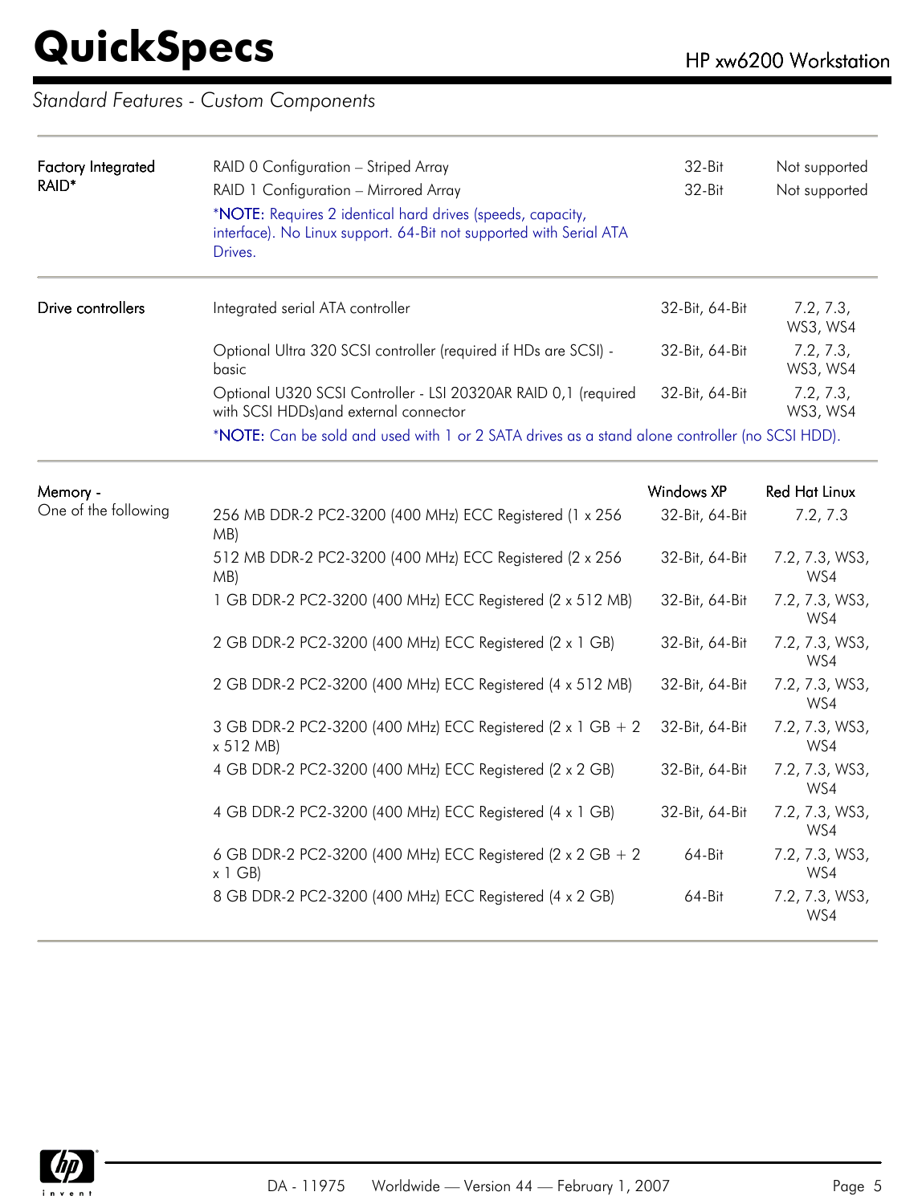*Standard Features - Custom Components*

| | | | |
|---|---|---|---|
| Factory Integrated RAID* | RAID 0 Configuration – Striped Array | 32-Bit | Not supported |
| | RAID 1 Configuration – Mirrored Array | 32-Bit | Not supported |
| | *NOTE: Requires 2 identical hard drives (speeds, capacity, interface). No Linux support. 64-Bit not supported with Serial ATA Drives. | | |
| Drive controllers | Integrated serial ATA controller | 32-Bit, 64-Bit | 7.2, 7.3, WS3, WS4 |
| | Optional Ultra 320 SCSI controller (required if HDs are SCSI) - basic | 32-Bit, 64-Bit | 7.2, 7.3, WS3, WS4 |
| | Optional U320 SCSI Controller - LSI 20320AR RAID 0,1 (required with SCSI HDDs)and external connector | 32-Bit, 64-Bit | 7.2, 7.3, WS3, WS4 |
| | *NOTE: Can be sold and used with 1 or 2 SATA drives as a stand alone controller (no SCSI HDD). | | |

| Memory - One of the following | | Windows XP | Red Hat Linux |
|---|---|---|---|
| | 256 MB DDR-2 PC2-3200 (400 MHz) ECC Registered (1 x 256 MB) | 32-Bit, 64-Bit | 7.2, 7.3 |
| | 512 MB DDR-2 PC2-3200 (400 MHz) ECC Registered (2 x 256 MB) | 32-Bit, 64-Bit | 7.2, 7.3, WS3, WS4 |
| | 1 GB DDR-2 PC2-3200 (400 MHz) ECC Registered (2 x 512 MB) | 32-Bit, 64-Bit | 7.2, 7.3, WS3, WS4 |
| | 2 GB DDR-2 PC2-3200 (400 MHz) ECC Registered (2 x 1 GB) | 32-Bit, 64-Bit | 7.2, 7.3, WS3, WS4 |
| | 2 GB DDR-2 PC2-3200 (400 MHz) ECC Registered (4 x 512 MB) | 32-Bit, 64-Bit | 7.2, 7.3, WS3, WS4 |
| | 3 GB DDR-2 PC2-3200 (400 MHz) ECC Registered (2 x 1 GB + 2 x 512 MB) | 32-Bit, 64-Bit | 7.2, 7.3, WS3, WS4 |
| | 4 GB DDR-2 PC2-3200 (400 MHz) ECC Registered (2 x 2 GB) | 32-Bit, 64-Bit | 7.2, 7.3, WS3, WS4 |
| | 4 GB DDR-2 PC2-3200 (400 MHz) ECC Registered (4 x 1 GB) | 32-Bit, 64-Bit | 7.2, 7.3, WS3, WS4 |
| | 6 GB DDR-2 PC2-3200 (400 MHz) ECC Registered (2 x 2 GB + 2 x 1 GB) | 64-Bit | 7.2, 7.3, WS3, WS4 |
| | 8 GB DDR-2 PC2-3200 (400 MHz) ECC Registered (4 x 2 GB) | 64-Bit | 7.2, 7.3, WS3, WS4 |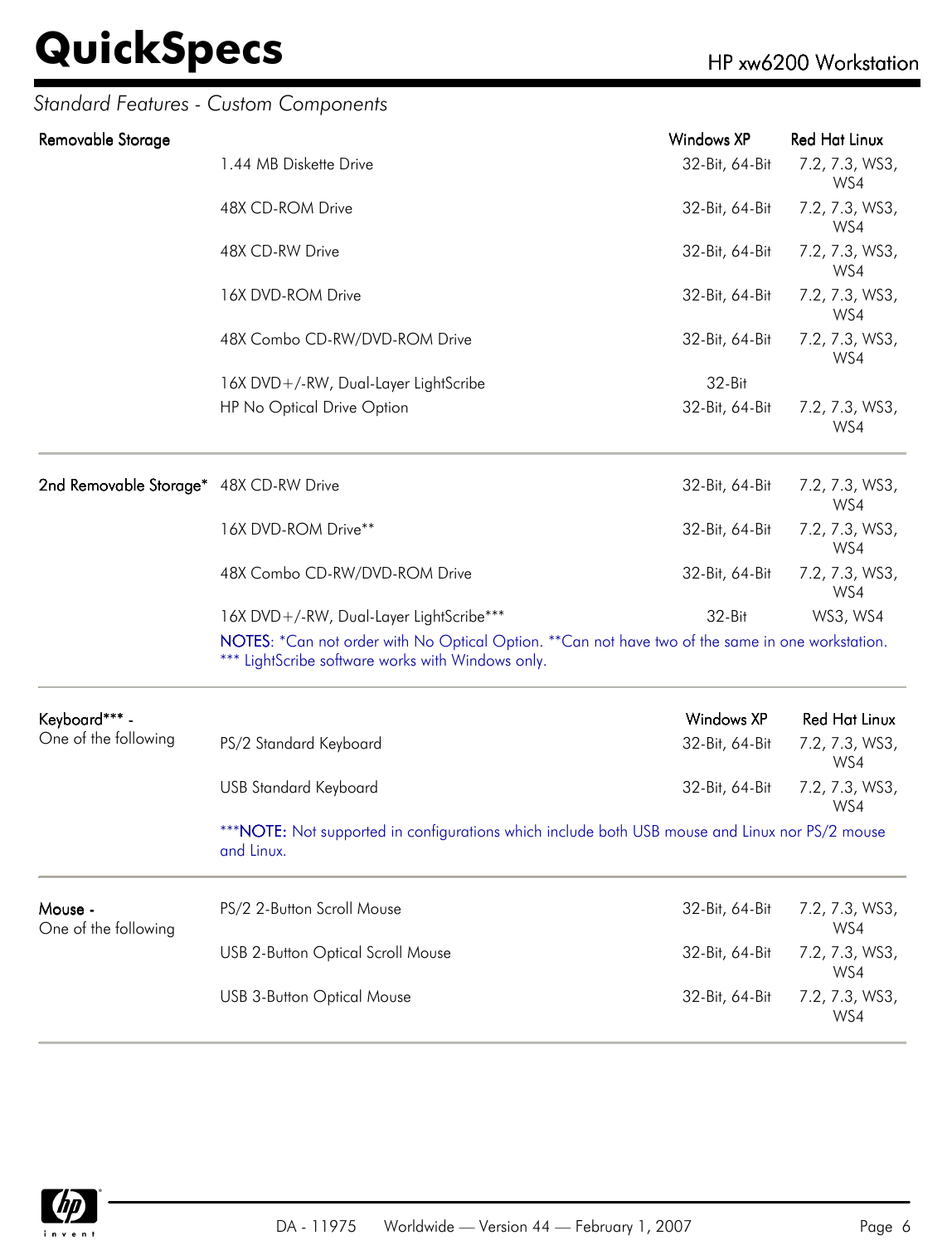*Standard Features - Custom Components*

| | | Windows XP | Red Hat Linux |
|---|---|---|---|
| **Removable Storage** | 1.44 MB Diskette Drive | 32-Bit, 64-Bit | 7.2, 7.3, WS3, WS4 |
| | 48X CD-ROM Drive | 32-Bit, 64-Bit | 7.2, 7.3, WS3, WS4 |
| | 48X CD-RW Drive | 32-Bit, 64-Bit | 7.2, 7.3, WS3, WS4 |
| | 16X DVD-ROM Drive | 32-Bit, 64-Bit | 7.2, 7.3, WS3, WS4 |
| | 48X Combo CD-RW/DVD-ROM Drive | 32-Bit, 64-Bit | 7.2, 7.3, WS3, WS4 |
| | 16X DVD+/-RW, Dual-Layer LightScribe | 32-Bit | |
| | HP No Optical Drive Option | 32-Bit, 64-Bit | 7.2, 7.3, WS3, WS4 |
| **2nd Removable Storage*** | 48X CD-RW Drive | 32-Bit, 64-Bit | 7.2, 7.3, WS3, WS4 |
| | 16X DVD-ROM Drive** | 32-Bit, 64-Bit | 7.2, 7.3, WS3, WS4 |
| | 48X Combo CD-RW/DVD-ROM Drive | 32-Bit, 64-Bit | 7.2, 7.3, WS3, WS4 |
| | 16X DVD+/-RW, Dual-Layer LightScribe*** | 32-Bit | WS3, WS4 |

NOTES: *Can not order with No Optical Option. **Can not have two of the same in one workstation. *** LightScribe software works with Windows only.

| | | Windows XP | Red Hat Linux |
|---|---|---|---|
| **Keyboard*** - One of the following** | PS/2 Standard Keyboard | 32-Bit, 64-Bit | 7.2, 7.3, WS3, WS4 |
| | USB Standard Keyboard | 32-Bit, 64-Bit | 7.2, 7.3, WS3, WS4 |

***NOTE: Not supported in configurations which include both USB mouse and Linux nor PS/2 mouse and Linux.

| | | Windows XP | Red Hat Linux |
|---|---|---|---|
| **Mouse - One of the following** | PS/2 2-Button Scroll Mouse | 32-Bit, 64-Bit | 7.2, 7.3, WS3, WS4 |
| | USB 2-Button Optical Scroll Mouse | 32-Bit, 64-Bit | 7.2, 7.3, WS3, WS4 |
| | USB 3-Button Optical Mouse | 32-Bit, 64-Bit | 7.2, 7.3, WS3, WS4 |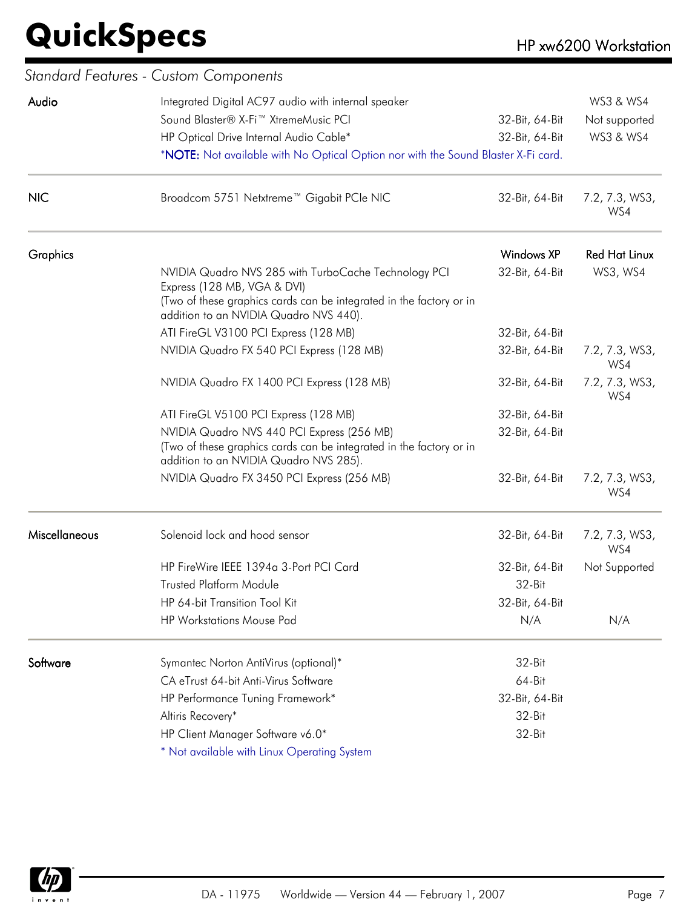*Standard Features - Custom Components*

| | | Windows XP | Red Hat Linux |
|---|---|---|---|
| Audio | Integrated Digital AC97 audio with internal speaker | | WS3 & WS4 |
| | Sound Blaster® X-Fi™ XtremeMusic PCI | 32-Bit, 64-Bit | Not supported |
| | HP Optical Drive Internal Audio Cable* | 32-Bit, 64-Bit | WS3 & WS4 |
| | *NOTE: Not available with No Optical Option nor with the Sound Blaster X-Fi card. | | |
| NIC | Broadcom 5751 Netxtreme™ Gigabit PCIe NIC | 32-Bit, 64-Bit | 7.2, 7.3, WS3, WS4 |
| Graphics | NVIDIA Quadro NVS 285 with TurboCache Technology PCI Express (128 MB, VGA & DVI) (Two of these graphics cards can be integrated in the factory or in addition to an NVIDIA Quadro NVS 440). | 32-Bit, 64-Bit | WS3, WS4 |
| | ATI FireGL V3100 PCI Express (128 MB) | 32-Bit, 64-Bit | |
| | NVIDIA Quadro FX 540 PCI Express (128 MB) | 32-Bit, 64-Bit | 7.2, 7.3, WS3, WS4 |
| | NVIDIA Quadro FX 1400 PCI Express (128 MB) | 32-Bit, 64-Bit | 7.2, 7.3, WS3, WS4 |
| | ATI FireGL V5100 PCI Express (128 MB) | 32-Bit, 64-Bit | |
| | NVIDIA Quadro NVS 440 PCI Express (256 MB) (Two of these graphics cards can be integrated in the factory or in addition to an NVIDIA Quadro NVS 285). | 32-Bit, 64-Bit | |
| | NVIDIA Quadro FX 3450 PCI Express (256 MB) | 32-Bit, 64-Bit | 7.2, 7.3, WS3, WS4 |
| Miscellaneous | Solenoid lock and hood sensor | 32-Bit, 64-Bit | 7.2, 7.3, WS3, WS4 |
| | HP FireWire IEEE 1394a 3-Port PCI Card | 32-Bit, 64-Bit | Not Supported |
| | Trusted Platform Module | 32-Bit | |
| | HP 64-bit Transition Tool Kit | 32-Bit, 64-Bit | |
| | HP Workstations Mouse Pad | N/A | N/A |
| Software | Symantec Norton AntiVirus (optional)* | 32-Bit | |
| | CA eTrust 64-bit Anti-Virus Software | 64-Bit | |
| | HP Performance Tuning Framework* | 32-Bit, 64-Bit | |
| | Altiris Recovery* | 32-Bit | |
| | HP Client Manager Software v6.0* | 32-Bit | |
| | * Not available with Linux Operating System | | |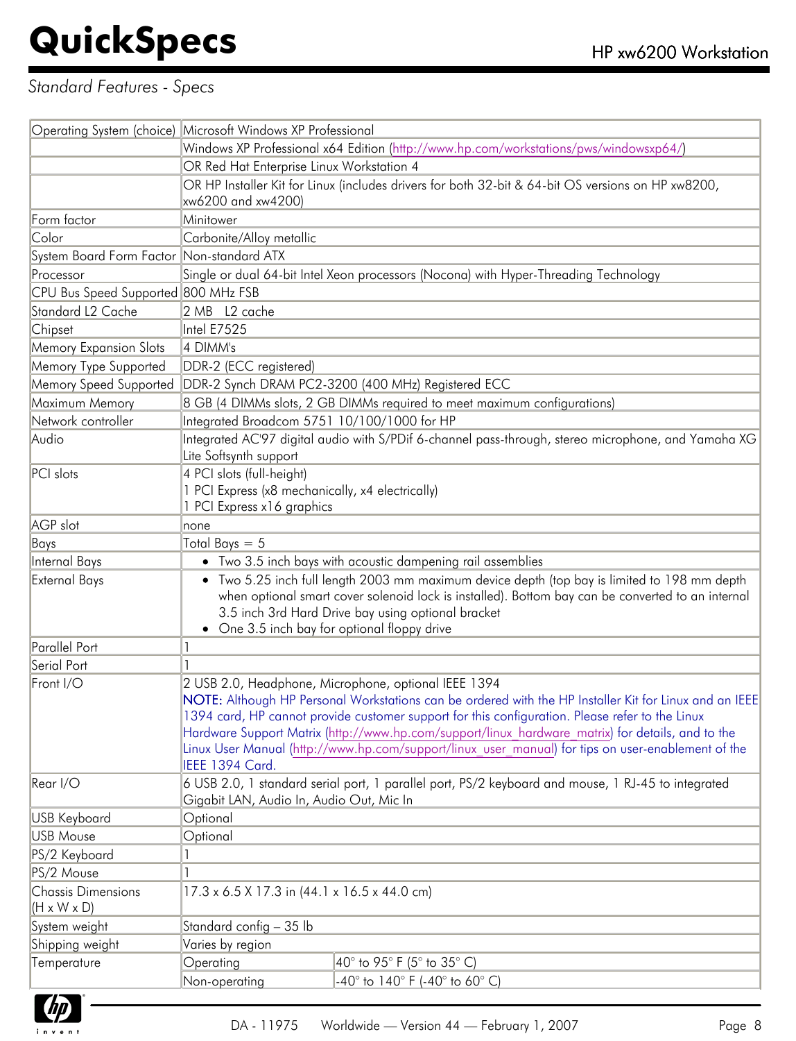*Standard Features - Specs*

| | | |
|---|---|---|
| Operating System (choice) | Microsoft Windows XP Professional | |
| | Windows XP Professional x64 Edition (http://www.hp.com/workstations/pws/windowsxp64/) | |
| | OR Red Hat Enterprise Linux Workstation 4 | |
| | OR HP Installer Kit for Linux (includes drivers for both 32-bit & 64-bit OS versions on HP xw8200, xw6200 and xw4200) | |
| Form factor | Minitower | |
| Color | Carbonite/Alloy metallic | |
| System Board Form Factor | Non-standard ATX | |
| Processor | Single or dual 64-bit Intel Xeon processors (Nocona) with Hyper-Threading Technology | |
| CPU Bus Speed Supported | 800 MHz FSB | |
| Standard L2 Cache | 2 MB L2 cache | |
| Chipset | Intel E7525 | |
| Memory Expansion Slots | 4 DIMM's | |
| Memory Type Supported | DDR-2 (ECC registered) | |
| Memory Speed Supported | DDR-2 Synch DRAM PC2-3200 (400 MHz) Registered ECC | |
| Maximum Memory | 8 GB (4 DIMMs slots, 2 GB DIMMs required to meet maximum configurations) | |
| Network controller | Integrated Broadcom 5751 10/100/1000 for HP | |
| Audio | Integrated AC'97 digital audio with S/PDif 6-channel pass-through, stereo microphone, and Yamaha XG Lite Softsynth support | |
| PCI slots | 4 PCI slots (full-height)<br>1 PCI Express (x8 mechanically, x4 electrically)<br>1 PCI Express x16 graphics | |
| AGP slot | none | |
| Bays | Total Bays = 5 | |
| Internal Bays | • Two 3.5 inch bays with acoustic dampening rail assemblies | |
| External Bays | • Two 5.25 inch full length 2003 mm maximum device depth (top bay is limited to 198 mm depth when optional smart cover solenoid lock is installed). Bottom bay can be converted to an internal 3.5 inch 3rd Hard Drive bay using optional bracket<br>• One 3.5 inch bay for optional floppy drive | |
| Parallel Port | 1 | |
| Serial Port | 1 | |
| Front I/O | 2 USB 2.0, Headphone, Microphone, optional IEEE 1394<br>NOTE: Although HP Personal Workstations can be ordered with the HP Installer Kit for Linux and an IEEE 1394 card, HP cannot provide customer support for this configuration. Please refer to the Linux Hardware Support Matrix (http://www.hp.com/support/linux_hardware_matrix) for details, and to the Linux User Manual (http://www.hp.com/support/linux_user_manual) for tips on user-enablement of the IEEE 1394 Card. | |
| Rear I/O | 6 USB 2.0, 1 standard serial port, 1 parallel port, PS/2 keyboard and mouse, 1 RJ-45 to integrated Gigabit LAN, Audio In, Audio Out, Mic In | |
| USB Keyboard | Optional | |
| USB Mouse | Optional | |
| PS/2 Keyboard | 1 | |
| PS/2 Mouse | 1 | |
| Chassis Dimensions (H x W x D) | 17.3 x 6.5 X 17.3 in (44.1 x 16.5 x 44.0 cm) | |
| System weight | Standard config – 35 lb | |
| Shipping weight | Varies by region | |
| Temperature | Operating | 40° to 95° F (5° to 35° C) |
| | Non-operating | -40° to 140° F (-40° to 60° C) |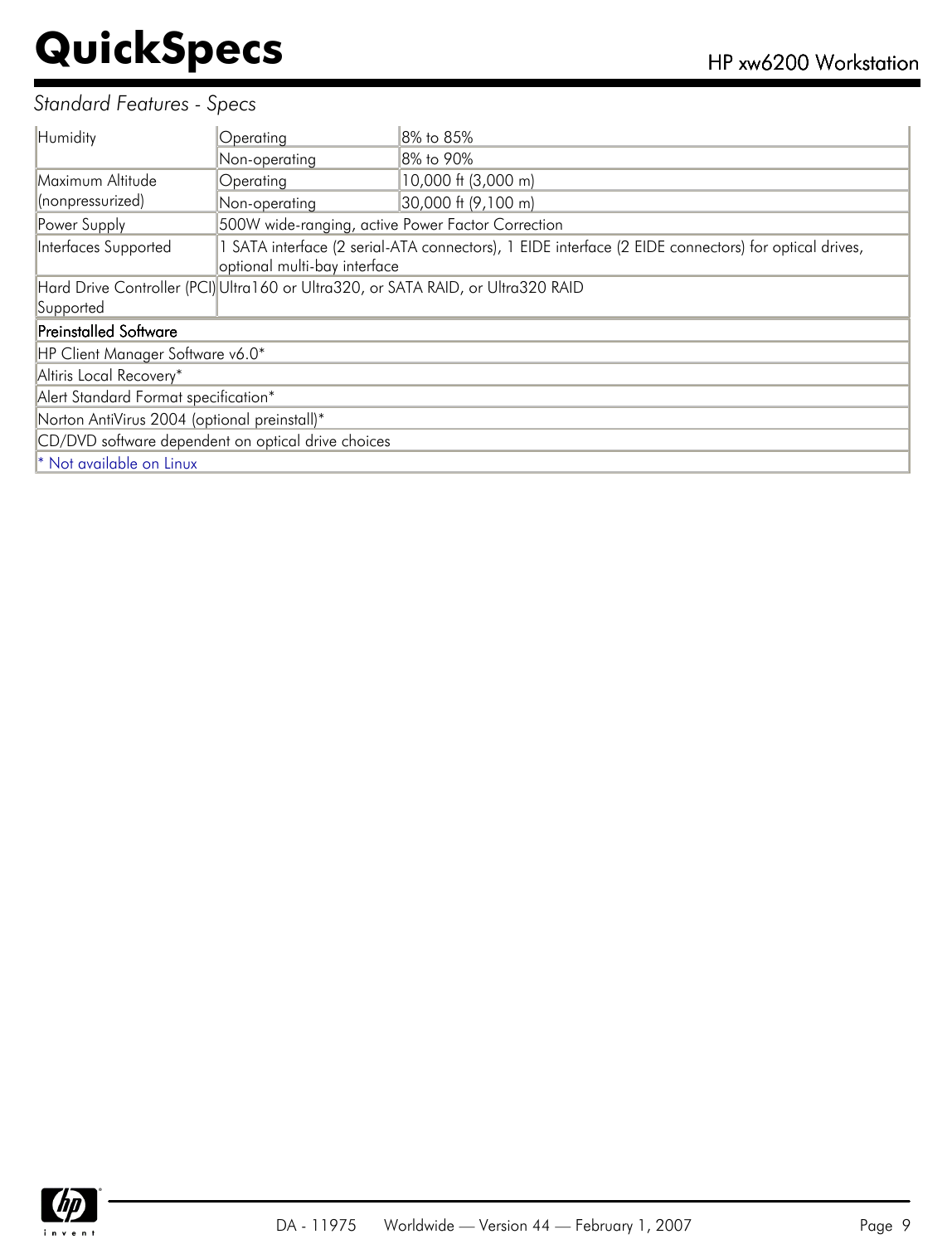*Standard Features - Specs*

| | | |
|---|---|---|
| Humidity | Operating | 8% to 85% |
| | Non-operating | 8% to 90% |
| Maximum Altitude (nonpressurized) | Operating | 10,000 ft (3,000 m) |
| | Non-operating | 30,000 ft (9,100 m) |
| Power Supply | 500W wide-ranging, active Power Factor Correction | |
| Interfaces Supported | 1 SATA interface (2 serial-ATA connectors), 1 EIDE interface (2 EIDE connectors) for optical drives, optional multi-bay interface | |
| Hard Drive Controller (PCI) Supported | Ultra160 or Ultra320, or SATA RAID, or Ultra320 RAID | |

| Preinstalled Software |
|---|
| HP Client Manager Software v6.0* |
| Altiris Local Recovery* |
| Alert Standard Format specification* |
| Norton AntiVirus 2004 (optional preinstall)* |
| CD/DVD software dependent on optical drive choices |
| * Not available on Linux |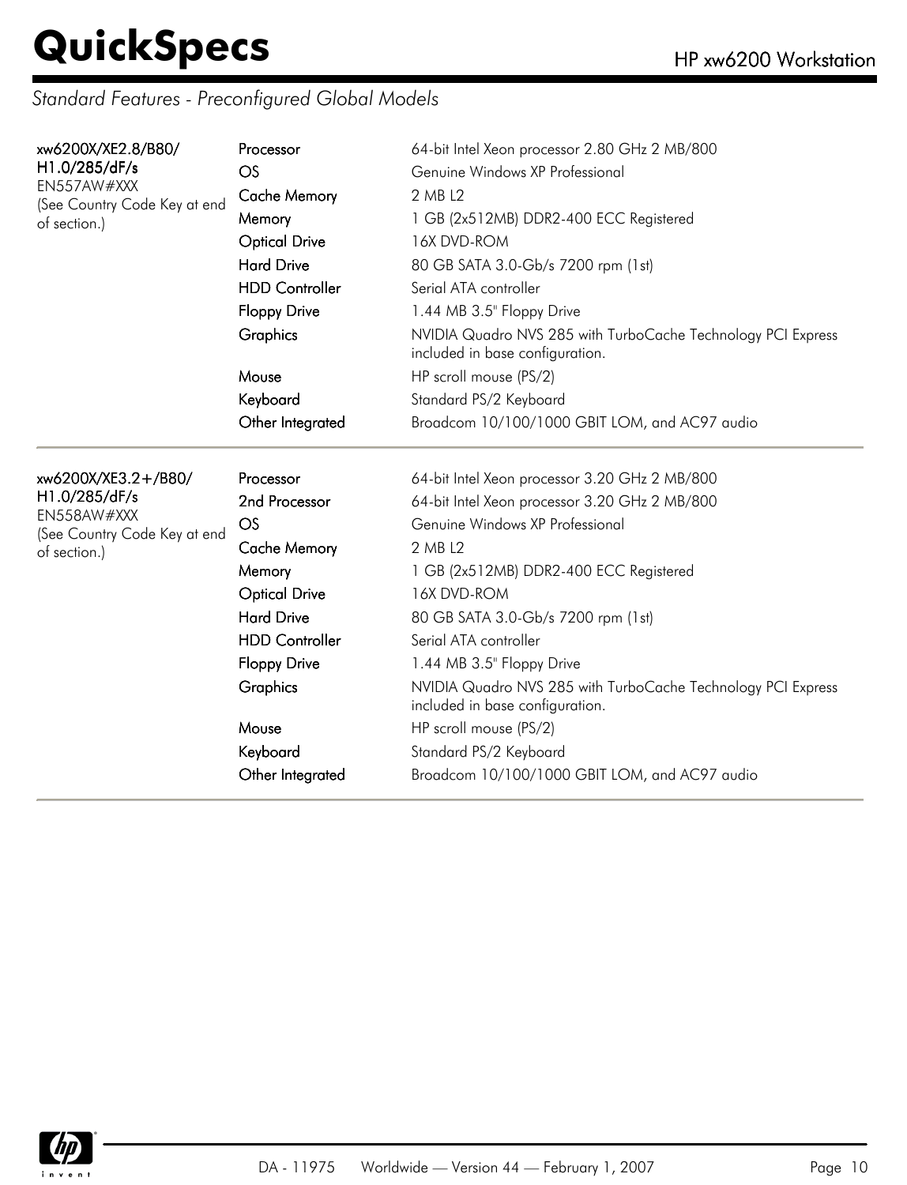## Standard Features - Preconfigured Global Models

| Model | Feature | Specification |
|---|---|---|
| **xw6200X/XE2.8/B80/ H1.0/285/dF/s**<br>EN557AW#XXX<br>(See Country Code Key at end of section.) | Processor | 64-bit Intel Xeon processor 2.80 GHz 2 MB/800 |
| | OS | Genuine Windows XP Professional |
| | Cache Memory | 2 MB L2 |
| | Memory | 1 GB (2x512MB) DDR2-400 ECC Registered |
| | Optical Drive | 16X DVD-ROM |
| | Hard Drive | 80 GB SATA 3.0-Gb/s 7200 rpm (1st) |
| | HDD Controller | Serial ATA controller |
| | Floppy Drive | 1.44 MB 3.5" Floppy Drive |
| | Graphics | NVIDIA Quadro NVS 285 with TurboCache Technology PCI Express included in base configuration. |
| | Mouse | HP scroll mouse (PS/2) |
| | Keyboard | Standard PS/2 Keyboard |
| | Other Integrated | Broadcom 10/100/1000 GBIT LOM, and AC97 audio |
| **xw6200X/XE3.2+/B80/ H1.0/285/dF/s**<br>EN558AW#XXX<br>(See Country Code Key at end of section.) | Processor | 64-bit Intel Xeon processor 3.20 GHz 2 MB/800 |
| | 2nd Processor | 64-bit Intel Xeon processor 3.20 GHz 2 MB/800 |
| | OS | Genuine Windows XP Professional |
| | Cache Memory | 2 MB L2 |
| | Memory | 1 GB (2x512MB) DDR2-400 ECC Registered |
| | Optical Drive | 16X DVD-ROM |
| | Hard Drive | 80 GB SATA 3.0-Gb/s 7200 rpm (1st) |
| | HDD Controller | Serial ATA controller |
| | Floppy Drive | 1.44 MB 3.5" Floppy Drive |
| | Graphics | NVIDIA Quadro NVS 285 with TurboCache Technology PCI Express included in base configuration. |
| | Mouse | HP scroll mouse (PS/2) |
| | Keyboard | Standard PS/2 Keyboard |
| | Other Integrated | Broadcom 10/100/1000 GBIT LOM, and AC97 audio |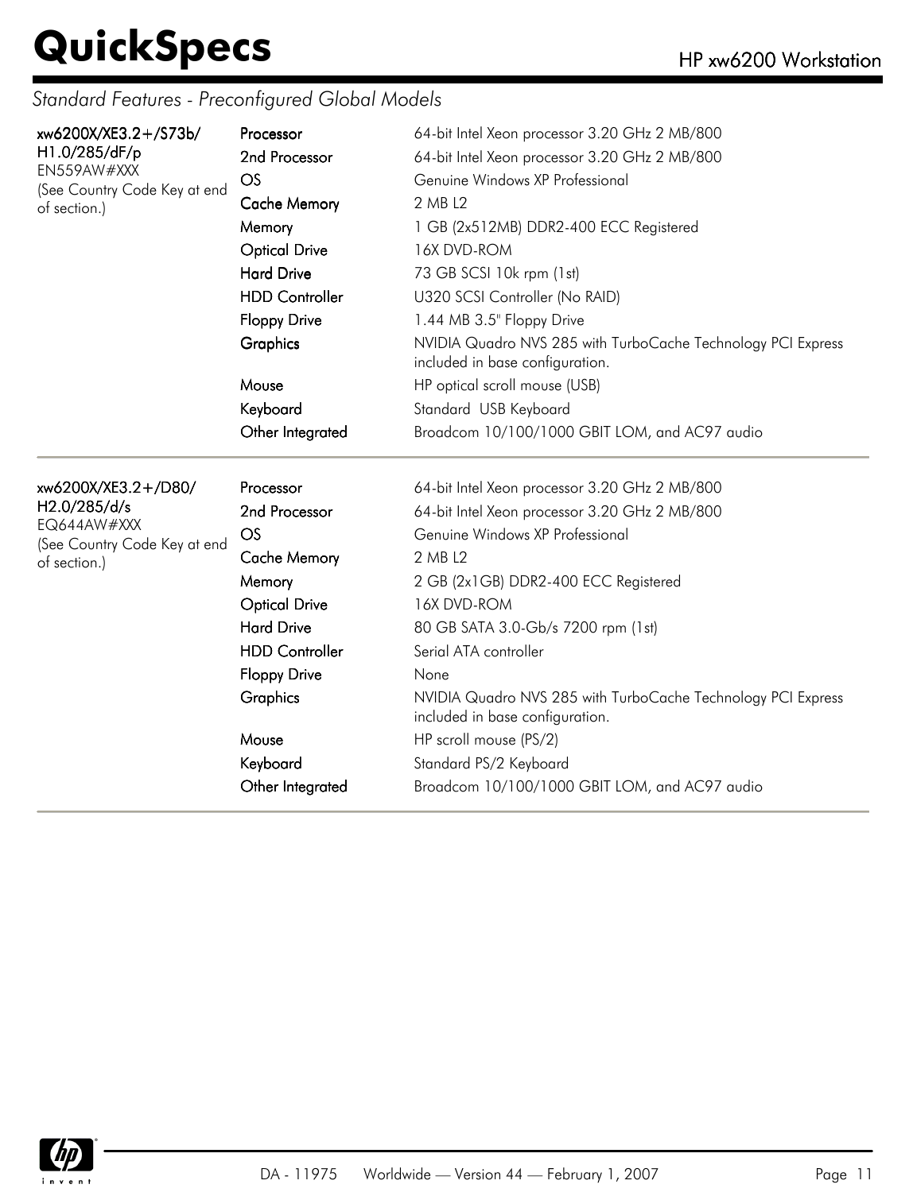*Standard Features - Preconfigured Global Models*

| Model | Feature | Specification |
| --- | --- | --- |
| **xw6200X/XE3.2+/S73b/H1.0/285/dF/p**<br>EN559AW#XXX<br>(See Country Code Key at end of section.) | **Processor** | 64-bit Intel Xeon processor 3.20 GHz 2 MB/800 |
| | **2nd Processor** | 64-bit Intel Xeon processor 3.20 GHz 2 MB/800 |
| | **OS** | Genuine Windows XP Professional |
| | **Cache Memory** | 2 MB L2 |
| | **Memory** | 1 GB (2x512MB) DDR2-400 ECC Registered |
| | **Optical Drive** | 16X DVD-ROM |
| | **Hard Drive** | 73 GB SCSI 10k rpm (1st) |
| | **HDD Controller** | U320 SCSI Controller (No RAID) |
| | **Floppy Drive** | 1.44 MB 3.5" Floppy Drive |
| | **Graphics** | NVIDIA Quadro NVS 285 with TurboCache Technology PCI Express included in base configuration. |
| | **Mouse** | HP optical scroll mouse (USB) |
| | **Keyboard** | Standard USB Keyboard |
| | **Other Integrated** | Broadcom 10/100/1000 GBIT LOM, and AC97 audio |
| **xw6200X/XE3.2+/D80/H2.0/285/d/s**<br>EQ644AW#XXX<br>(See Country Code Key at end of section.) | **Processor** | 64-bit Intel Xeon processor 3.20 GHz 2 MB/800 |
| | **2nd Processor** | 64-bit Intel Xeon processor 3.20 GHz 2 MB/800 |
| | **OS** | Genuine Windows XP Professional |
| | **Cache Memory** | 2 MB L2 |
| | **Memory** | 2 GB (2x1GB) DDR2-400 ECC Registered |
| | **Optical Drive** | 16X DVD-ROM |
| | **Hard Drive** | 80 GB SATA 3.0-Gb/s 7200 rpm (1st) |
| | **HDD Controller** | Serial ATA controller |
| | **Floppy Drive** | None |
| | **Graphics** | NVIDIA Quadro NVS 285 with TurboCache Technology PCI Express included in base configuration. |
| | **Mouse** | HP scroll mouse (PS/2) |
| | **Keyboard** | Standard PS/2 Keyboard |
| | **Other Integrated** | Broadcom 10/100/1000 GBIT LOM, and AC97 audio |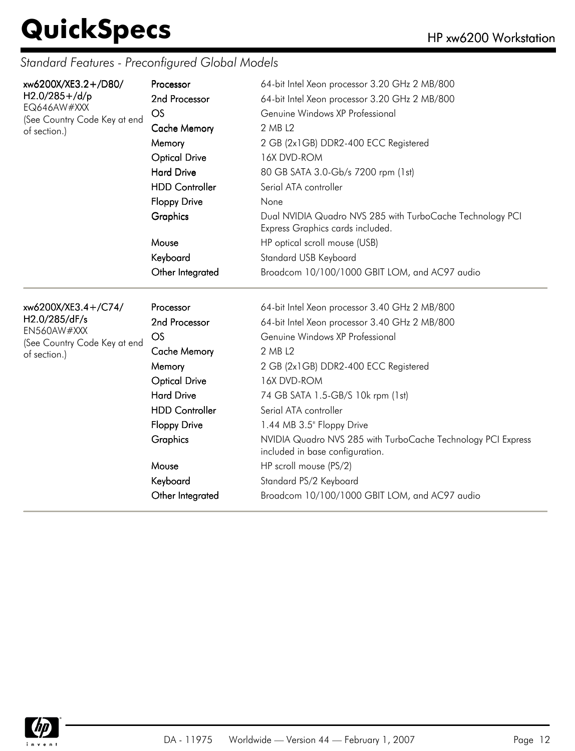## Standard Features - Preconfigured Global Models

| Model | Feature | Specification |
|---|---|---|
| **xw6200X/XE3.2+/D80/ H2.0/285+/d/p**<br>EQ646AW#XXX<br>(See Country Code Key at end of section.) | Processor | 64-bit Intel Xeon processor 3.20 GHz 2 MB/800 |
| | 2nd Processor | 64-bit Intel Xeon processor 3.20 GHz 2 MB/800 |
| | OS | Genuine Windows XP Professional |
| | Cache Memory | 2 MB L2 |
| | Memory | 2 GB (2x1GB) DDR2-400 ECC Registered |
| | Optical Drive | 16X DVD-ROM |
| | Hard Drive | 80 GB SATA 3.0-Gb/s 7200 rpm (1st) |
| | HDD Controller | Serial ATA controller |
| | Floppy Drive | None |
| | Graphics | Dual NVIDIA Quadro NVS 285 with TurboCache Technology PCI Express Graphics cards included. |
| | Mouse | HP optical scroll mouse (USB) |
| | Keyboard | Standard USB Keyboard |
| | Other Integrated | Broadcom 10/100/1000 GBIT LOM, and AC97 audio |

| Model | Feature | Specification |
|---|---|---|
| **xw6200X/XE3.4+/C74/ H2.0/285/dF/s**<br>EN560AW#XXX<br>(See Country Code Key at end of section.) | Processor | 64-bit Intel Xeon processor 3.40 GHz 2 MB/800 |
| | 2nd Processor | 64-bit Intel Xeon processor 3.40 GHz 2 MB/800 |
| | OS | Genuine Windows XP Professional |
| | Cache Memory | 2 MB L2 |
| | Memory | 2 GB (2x1GB) DDR2-400 ECC Registered |
| | Optical Drive | 16X DVD-ROM |
| | Hard Drive | 74 GB SATA 1.5-GB/S 10k rpm (1st) |
| | HDD Controller | Serial ATA controller |
| | Floppy Drive | 1.44 MB 3.5" Floppy Drive |
| | Graphics | NVIDIA Quadro NVS 285 with TurboCache Technology PCI Express included in base configuration. |
| | Mouse | HP scroll mouse (PS/2) |
| | Keyboard | Standard PS/2 Keyboard |
| | Other Integrated | Broadcom 10/100/1000 GBIT LOM, and AC97 audio |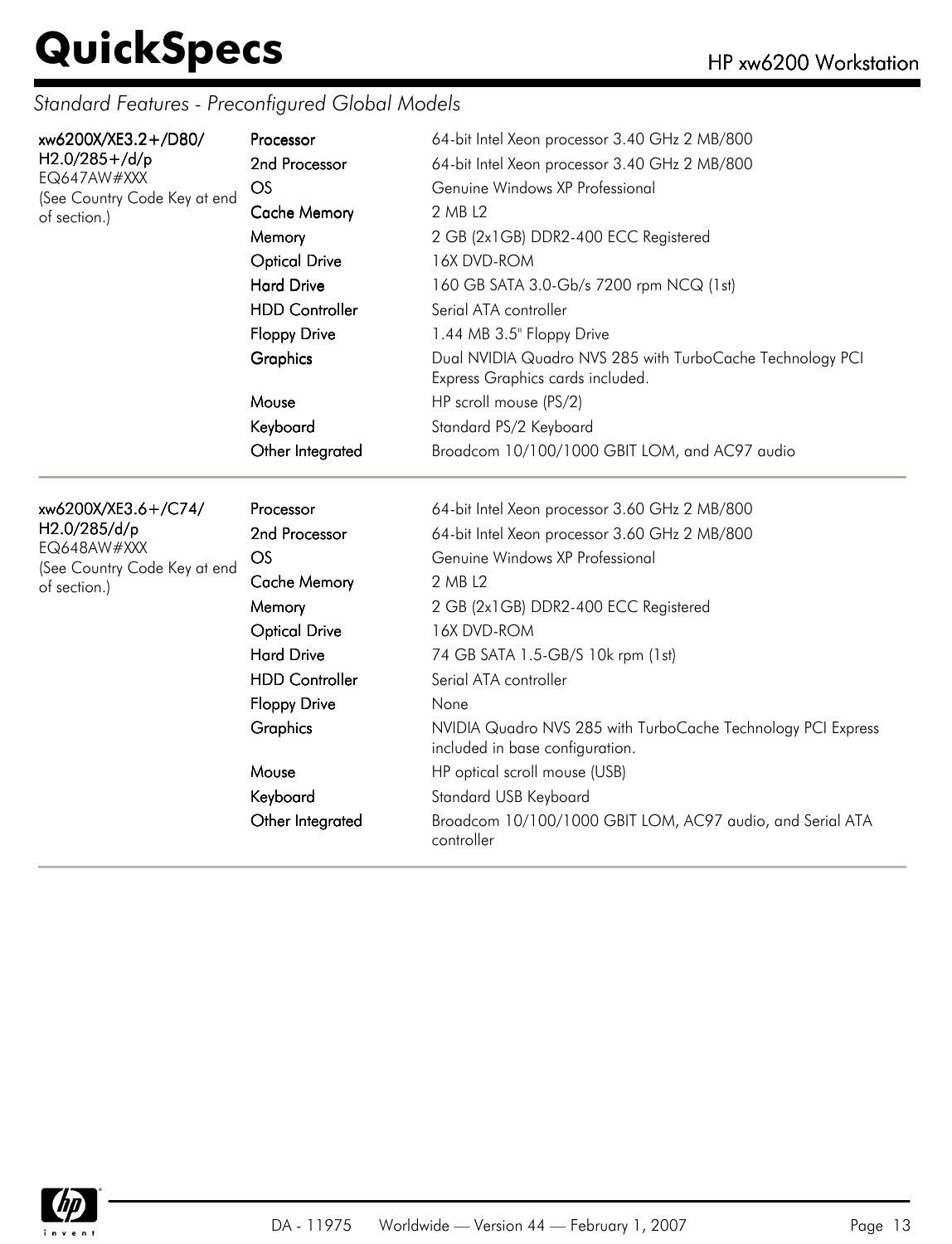*Standard Features - Preconfigured Global Models*

| Model | Feature | Specification |
|---|---|---|
| **xw6200X/XE3.2+/D80/ H2.0/285+/d/p**<br>EQ647AW#XXX<br>(See Country Code Key at end of section.) | **Processor** | 64-bit Intel Xeon processor 3.40 GHz 2 MB/800 |
| | **2nd Processor** | 64-bit Intel Xeon processor 3.40 GHz 2 MB/800 |
| | **OS** | Genuine Windows XP Professional |
| | **Cache Memory** | 2 MB L2 |
| | **Memory** | 2 GB (2x1GB) DDR2-400 ECC Registered |
| | **Optical Drive** | 16X DVD-ROM |
| | **Hard Drive** | 160 GB SATA 3.0-Gb/s 7200 rpm NCQ (1st) |
| | **HDD Controller** | Serial ATA controller |
| | **Floppy Drive** | 1.44 MB 3.5" Floppy Drive |
| | **Graphics** | Dual NVIDIA Quadro NVS 285 with TurboCache Technology PCI Express Graphics cards included. |
| | **Mouse** | HP scroll mouse (PS/2) |
| | **Keyboard** | Standard PS/2 Keyboard |
| | **Other Integrated** | Broadcom 10/100/1000 GBIT LOM, and AC97 audio |
| **xw6200X/XE3.6+/C74/ H2.0/285/d/p**<br>EQ648AW#XXX<br>(See Country Code Key at end of section.) | **Processor** | 64-bit Intel Xeon processor 3.60 GHz 2 MB/800 |
| | **2nd Processor** | 64-bit Intel Xeon processor 3.60 GHz 2 MB/800 |
| | **OS** | Genuine Windows XP Professional |
| | **Cache Memory** | 2 MB L2 |
| | **Memory** | 2 GB (2x1GB) DDR2-400 ECC Registered |
| | **Optical Drive** | 16X DVD-ROM |
| | **Hard Drive** | 74 GB SATA 1.5-GB/S 10k rpm (1st) |
| | **HDD Controller** | Serial ATA controller |
| | **Floppy Drive** | None |
| | **Graphics** | NVIDIA Quadro NVS 285 with TurboCache Technology PCI Express included in base configuration. |
| | **Mouse** | HP optical scroll mouse (USB) |
| | **Keyboard** | Standard USB Keyboard |
| | **Other Integrated** | Broadcom 10/100/1000 GBIT LOM, AC97 audio, and Serial ATA controller |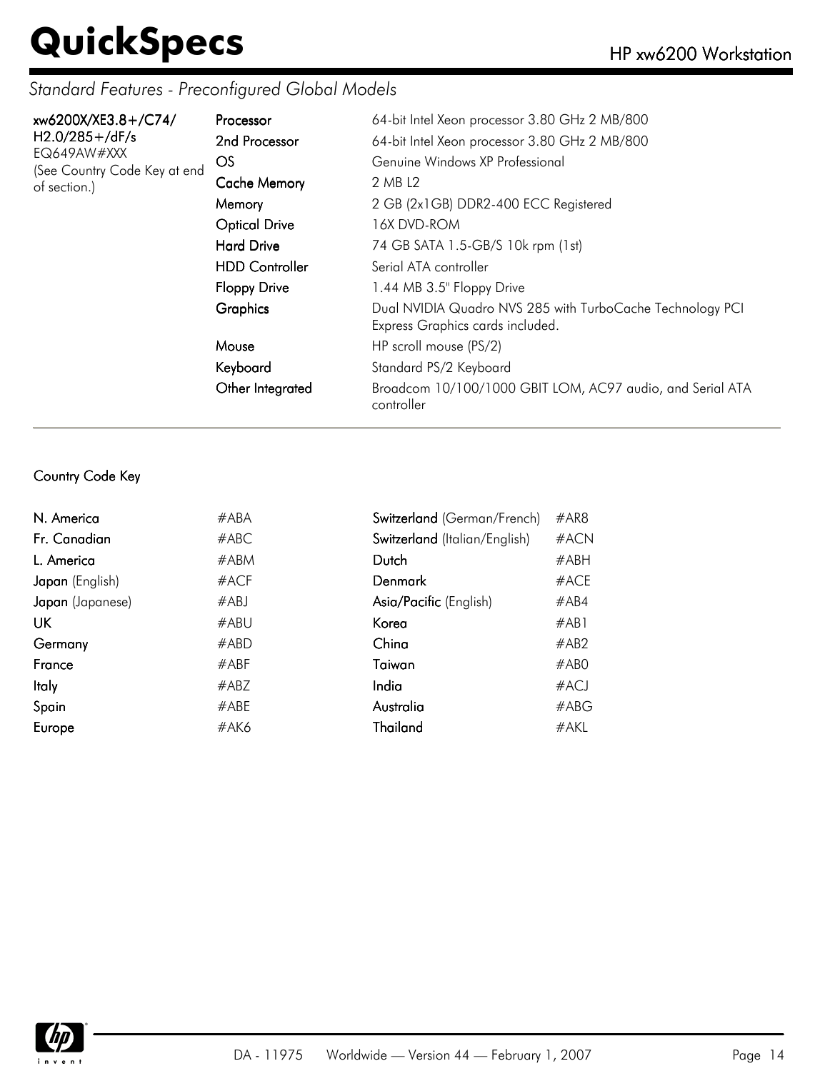## Standard Features - Preconfigured Global Models

| **xw6200X/XE3.8+/C74/ H2.0/285+/dF/s**<br>EQ649AW#XXX<br>(See Country Code Key at end of section.) | | |
|---|---|---|
| | **Processor** | 64-bit Intel Xeon processor 3.80 GHz 2 MB/800 |
| | **2nd Processor** | 64-bit Intel Xeon processor 3.80 GHz 2 MB/800 |
| | **OS** | Genuine Windows XP Professional |
| | **Cache Memory** | 2 MB L2 |
| | **Memory** | 2 GB (2x1GB) DDR2-400 ECC Registered |
| | **Optical Drive** | 16X DVD-ROM |
| | **Hard Drive** | 74 GB SATA 1.5-GB/S 10k rpm (1st) |
| | **HDD Controller** | Serial ATA controller |
| | **Floppy Drive** | 1.44 MB 3.5" Floppy Drive |
| | **Graphics** | Dual NVIDIA Quadro NVS 285 with TurboCache Technology PCI Express Graphics cards included. |
| | **Mouse** | HP scroll mouse (PS/2) |
| | **Keyboard** | Standard PS/2 Keyboard |
| | **Other Integrated** | Broadcom 10/100/1000 GBIT LOM, AC97 audio, and Serial ATA controller |

### Country Code Key

| | | | |
|---|---|---|---|
| **N. America** | #ABA | **Switzerland** (German/French) | #AR8 |
| **Fr. Canadian** | #ABC | **Switzerland** (Italian/English) | #ACN |
| **L. America** | #ABM | **Dutch** | #ABH |
| **Japan** (English) | #ACF | **Denmark** | #ACE |
| **Japan** (Japanese) | #ABJ | **Asia/Pacific** (English) | #AB4 |
| **UK** | #ABU | **Korea** | #AB1 |
| **Germany** | #ABD | **China** | #AB2 |
| **France** | #ABF | **Taiwan** | #AB0 |
| **Italy** | #ABZ | **India** | #ACJ |
| **Spain** | #ABE | **Australia** | #ABG |
| **Europe** | #AK6 | **Thailand** | #AKL |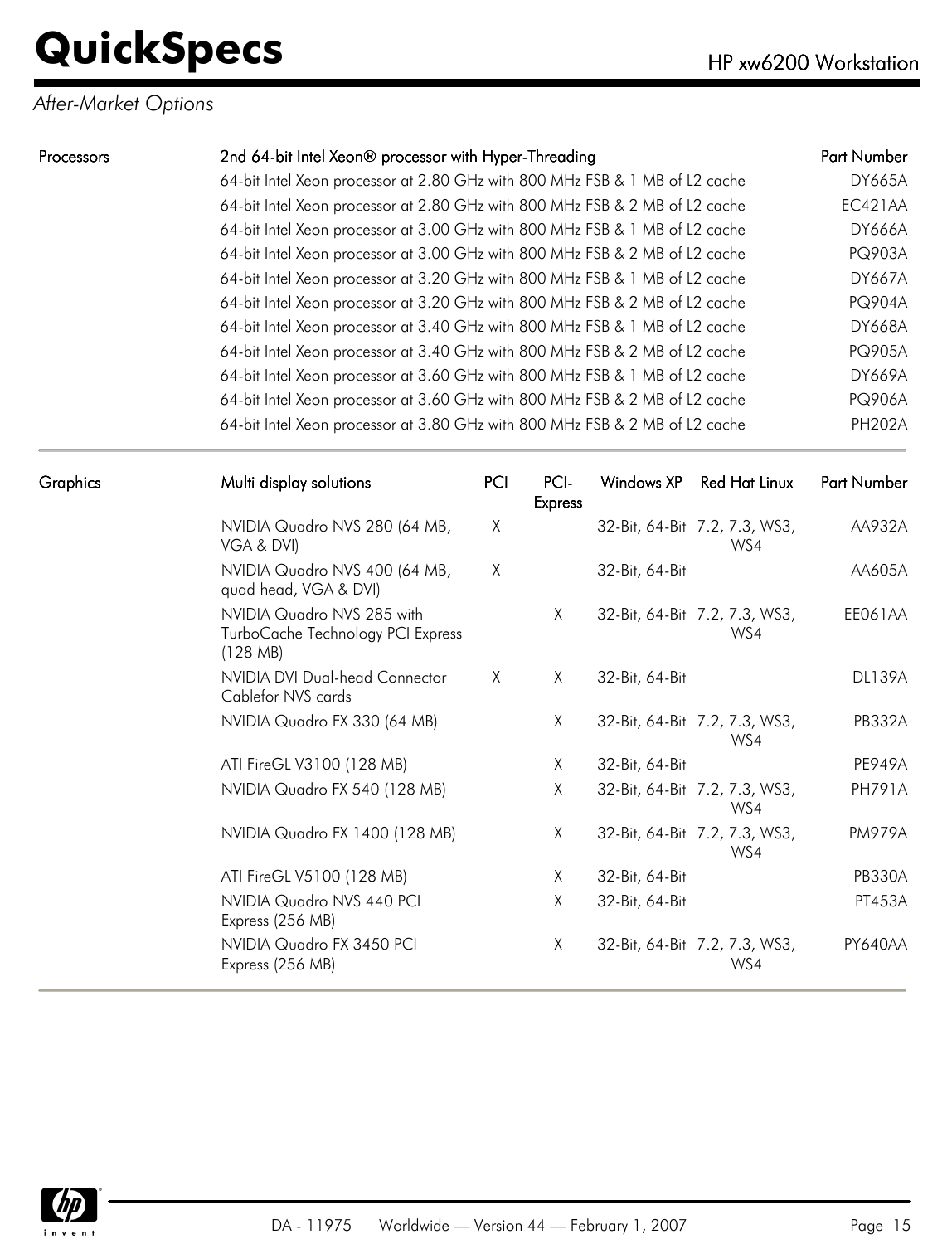*After-Market Options*

| Processors | 2nd 64-bit Intel Xeon® processor with Hyper-Threading | Part Number |
|---|---|---|
| | 64-bit Intel Xeon processor at 2.80 GHz with 800 MHz FSB & 1 MB of L2 cache | DY665A |
| | 64-bit Intel Xeon processor at 2.80 GHz with 800 MHz FSB & 2 MB of L2 cache | EC421AA |
| | 64-bit Intel Xeon processor at 3.00 GHz with 800 MHz FSB & 1 MB of L2 cache | DY666A |
| | 64-bit Intel Xeon processor at 3.00 GHz with 800 MHz FSB & 2 MB of L2 cache | PQ903A |
| | 64-bit Intel Xeon processor at 3.20 GHz with 800 MHz FSB & 1 MB of L2 cache | DY667A |
| | 64-bit Intel Xeon processor at 3.20 GHz with 800 MHz FSB & 2 MB of L2 cache | PQ904A |
| | 64-bit Intel Xeon processor at 3.40 GHz with 800 MHz FSB & 1 MB of L2 cache | DY668A |
| | 64-bit Intel Xeon processor at 3.40 GHz with 800 MHz FSB & 2 MB of L2 cache | PQ905A |
| | 64-bit Intel Xeon processor at 3.60 GHz with 800 MHz FSB & 1 MB of L2 cache | DY669A |
| | 64-bit Intel Xeon processor at 3.60 GHz with 800 MHz FSB & 2 MB of L2 cache | PQ906A |
| | 64-bit Intel Xeon processor at 3.80 GHz with 800 MHz FSB & 2 MB of L2 cache | PH202A |

| Graphics | Multi display solutions | PCI | PCI-Express | Windows XP | Red Hat Linux | Part Number |
|---|---|---|---|---|---|---|
| | NVIDIA Quadro NVS 280 (64 MB, VGA & DVI) | X | | 32-Bit, 64-Bit | 7.2, 7.3, WS3, WS4 | AA932A |
| | NVIDIA Quadro NVS 400 (64 MB, quad head, VGA & DVI) | X | | 32-Bit, 64-Bit | | AA605A |
| | NVIDIA Quadro NVS 285 with TurboCache Technology PCI Express (128 MB) | | X | 32-Bit, 64-Bit | 7.2, 7.3, WS3, WS4 | EE061AA |
| | NVIDIA DVI Dual-head Connector Cablefor NVS cards | X | X | 32-Bit, 64-Bit | | DL139A |
| | NVIDIA Quadro FX 330 (64 MB) | | X | 32-Bit, 64-Bit | 7.2, 7.3, WS3, WS4 | PB332A |
| | ATI FireGL V3100 (128 MB) | | X | 32-Bit, 64-Bit | | PE949A |
| | NVIDIA Quadro FX 540 (128 MB) | | X | 32-Bit, 64-Bit | 7.2, 7.3, WS3, WS4 | PH791A |
| | NVIDIA Quadro FX 1400 (128 MB) | | X | 32-Bit, 64-Bit | 7.2, 7.3, WS3, WS4 | PM979A |
| | ATI FireGL V5100 (128 MB) | | X | 32-Bit, 64-Bit | | PB330A |
| | NVIDIA Quadro NVS 440 PCI Express (256 MB) | | X | 32-Bit, 64-Bit | | PT453A |
| | NVIDIA Quadro FX 3450 PCI Express (256 MB) | | X | 32-Bit, 64-Bit | 7.2, 7.3, WS3, WS4 | PY640AA |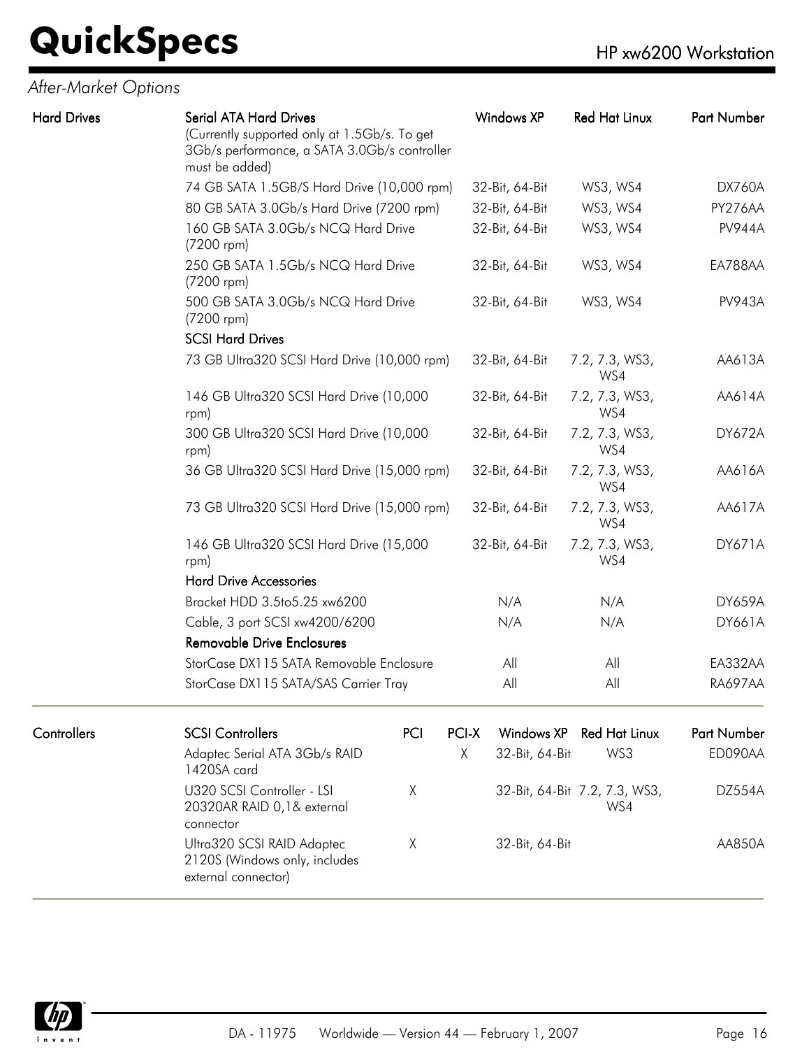## After-Market Options

### Hard Drives

| | Serial ATA Hard Drives | Windows XP | Red Hat Linux | Part Number |
|---|---|---|---|---|
| | (Currently supported only at 1.5Gb/s. To get 3Gb/s performance, a SATA 3.0Gb/s controller must be added) | | | |
| | 74 GB SATA 1.5GB/S Hard Drive (10,000 rpm) | 32-Bit, 64-Bit | WS3, WS4 | DX760A |
| | 80 GB SATA 3.0Gb/s Hard Drive (7200 rpm) | 32-Bit, 64-Bit | WS3, WS4 | PY276AA |
| | 160 GB SATA 3.0Gb/s NCQ Hard Drive (7200 rpm) | 32-Bit, 64-Bit | WS3, WS4 | PV944A |
| | 250 GB SATA 1.5Gb/s NCQ Hard Drive (7200 rpm) | 32-Bit, 64-Bit | WS3, WS4 | EA788AA |
| | 500 GB SATA 3.0Gb/s NCQ Hard Drive (7200 rpm) | 32-Bit, 64-Bit | WS3, WS4 | PV943A |
| | **SCSI Hard Drives** | | | |
| | 73 GB Ultra320 SCSI Hard Drive (10,000 rpm) | 32-Bit, 64-Bit | 7.2, 7.3, WS3, WS4 | AA613A |
| | 146 GB Ultra320 SCSI Hard Drive (10,000 rpm) | 32-Bit, 64-Bit | 7.2, 7.3, WS3, WS4 | AA614A |
| | 300 GB Ultra320 SCSI Hard Drive (10,000 rpm) | 32-Bit, 64-Bit | 7.2, 7.3, WS3, WS4 | DY672A |
| | 36 GB Ultra320 SCSI Hard Drive (15,000 rpm) | 32-Bit, 64-Bit | 7.2, 7.3, WS3, WS4 | AA616A |
| | 73 GB Ultra320 SCSI Hard Drive (15,000 rpm) | 32-Bit, 64-Bit | 7.2, 7.3, WS3, WS4 | AA617A |
| | 146 GB Ultra320 SCSI Hard Drive (15,000 rpm) | 32-Bit, 64-Bit | 7.2, 7.3, WS3, WS4 | DY671A |
| | **Hard Drive Accessories** | | | |
| | Bracket HDD 3.5to5.25 xw6200 | N/A | N/A | DY659A |
| | Cable, 3 port SCSI xw4200/6200 | N/A | N/A | DY661A |
| | **Removable Drive Enclosures** | | | |
| | StorCase DX115 SATA Removable Enclosure | All | All | EA332AA |
| | StorCase DX115 SATA/SAS Carrier Tray | All | All | RA697AA |

### Controllers

| | SCSI Controllers | PCI | PCI-X | Windows XP | Red Hat Linux | Part Number |
|---|---|---|---|---|---|---|
| | Adaptec Serial ATA 3Gb/s RAID 1420SA card | | X | 32-Bit, 64-Bit | WS3 | ED090AA |
| | U320 SCSI Controller - LSI 20320AR RAID 0,1& external connector | X | | 32-Bit, 64-Bit | 7.2, 7.3, WS3, WS4 | DZ554A |
| | Ultra320 SCSI RAID Adaptec 2120S (Windows only, includes external connector) | X | | 32-Bit, 64-Bit | | AA850A |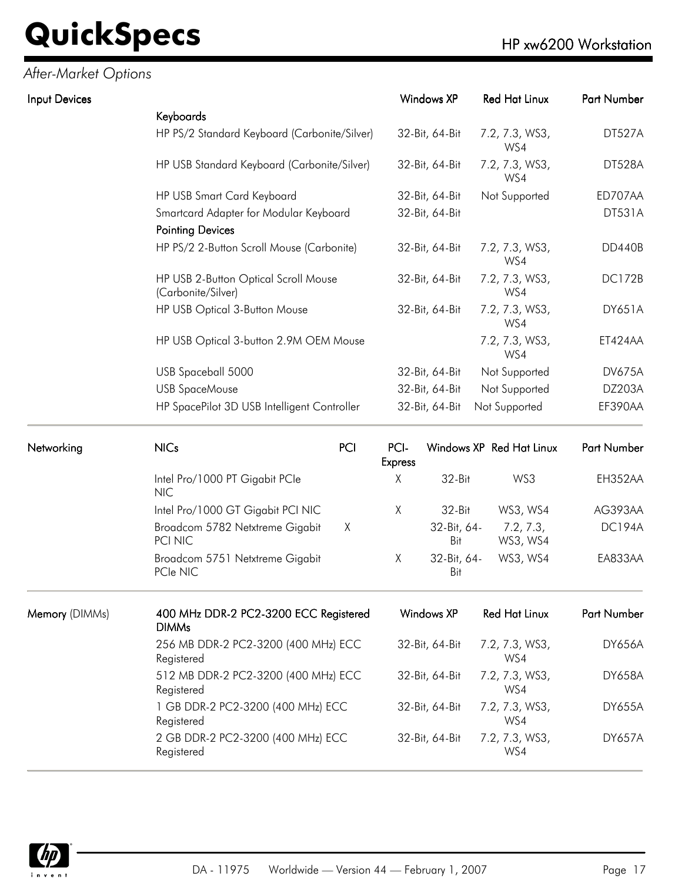*After-Market Options*

| Input Devices | | Windows XP | Red Hat Linux | Part Number |
|---|---|---|---|---|
| | **Keyboards** | | | |
| | HP PS/2 Standard Keyboard (Carbonite/Silver) | 32-Bit, 64-Bit | 7.2, 7.3, WS3, WS4 | DT527A |
| | HP USB Standard Keyboard (Carbonite/Silver) | 32-Bit, 64-Bit | 7.2, 7.3, WS3, WS4 | DT528A |
| | HP USB Smart Card Keyboard | 32-Bit, 64-Bit | Not Supported | ED707AA |
| | Smartcard Adapter for Modular Keyboard | 32-Bit, 64-Bit | | DT531A |
| | **Pointing Devices** | | | |
| | HP PS/2 2-Button Scroll Mouse (Carbonite) | 32-Bit, 64-Bit | 7.2, 7.3, WS3, WS4 | DD440B |
| | HP USB 2-Button Optical Scroll Mouse (Carbonite/Silver) | 32-Bit, 64-Bit | 7.2, 7.3, WS3, WS4 | DC172B |
| | HP USB Optical 3-Button Mouse | 32-Bit, 64-Bit | 7.2, 7.3, WS3, WS4 | DY651A |
| | HP USB Optical 3-button 2.9M OEM Mouse | | 7.2, 7.3, WS3, WS4 | ET424AA |
| | USB Spaceball 5000 | 32-Bit, 64-Bit | Not Supported | DV675A |
| | USB SpaceMouse | 32-Bit, 64-Bit | Not Supported | DZ203A |
| | HP SpacePilot 3D USB Intelligent Controller | 32-Bit, 64-Bit | Not Supported | EF390AA |

| Networking | NICs | PCI | PCI-Express | Windows XP | Red Hat Linux | Part Number |
|---|---|---|---|---|---|---|
| | Intel Pro/1000 PT Gigabit PCIe NIC | | X | 32-Bit | WS3 | EH352AA |
| | Intel Pro/1000 GT Gigabit PCI NIC | | X | 32-Bit | WS3, WS4 | AG393AA |
| | Broadcom 5782 Netxtreme Gigabit PCI NIC | X | | 32-Bit, 64-Bit | 7.2, 7.3, WS3, WS4 | DC194A |
| | Broadcom 5751 Netxtreme Gigabit PCIe NIC | | X | 32-Bit, 64-Bit | WS3, WS4 | EA833AA |

| **Memory** (DIMMs) | **400 MHz DDR-2 PC2-3200 ECC Registered DIMMs** | Windows XP | Red Hat Linux | Part Number |
|---|---|---|---|---|
| | 256 MB DDR-2 PC2-3200 (400 MHz) ECC Registered | 32-Bit, 64-Bit | 7.2, 7.3, WS3, WS4 | DY656A |
| | 512 MB DDR-2 PC2-3200 (400 MHz) ECC Registered | 32-Bit, 64-Bit | 7.2, 7.3, WS3, WS4 | DY658A |
| | 1 GB DDR-2 PC2-3200 (400 MHz) ECC Registered | 32-Bit, 64-Bit | 7.2, 7.3, WS3, WS4 | DY655A |
| | 2 GB DDR-2 PC2-3200 (400 MHz) ECC Registered | 32-Bit, 64-Bit | 7.2, 7.3, WS3, WS4 | DY657A |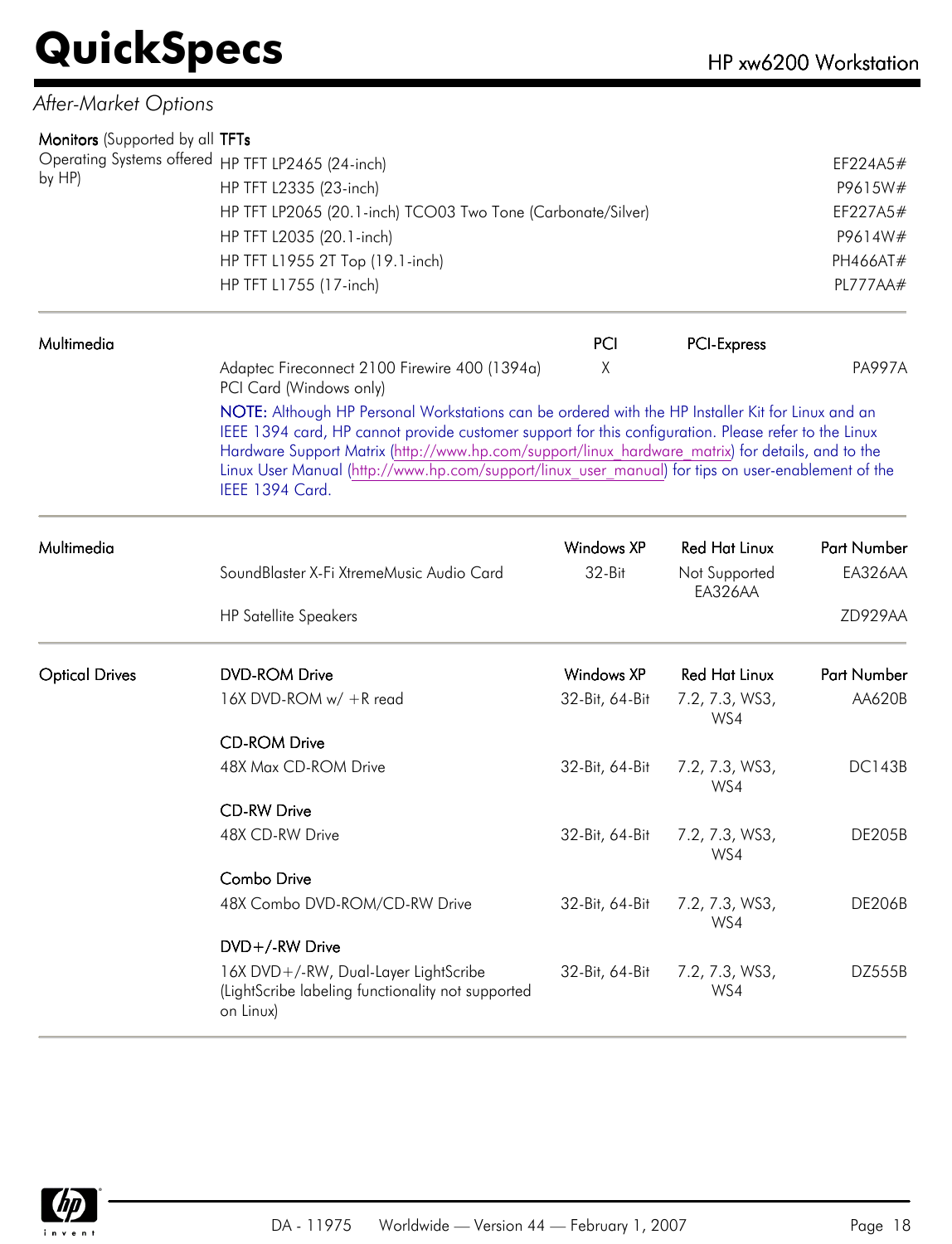## After-Market Options

### Monitors (Supported by all Operating Systems offered by HP)

| TFTs | Part Number |
|---|---|
| HP TFT LP2465 (24-inch) | EF224A5# |
| HP TFT L2335 (23-inch) | P9615W# |
| HP TFT LP2065 (20.1-inch) TCO03 Two Tone (Carbonate/Silver) | EF227A5# |
| HP TFT L2035 (20.1-inch) | P9614W# |
| HP TFT L1955 2T Top (19.1-inch) | PH466AT# |
| HP TFT L1755 (17-inch) | PL777AA# |

### Multimedia

| | PCI | PCI-Express | Part Number |
|---|---|---|---|
| Adaptec Fireconnect 2100 Firewire 400 (1394a) PCI Card (Windows only) | X | | PA997A |

**NOTE:** Although HP Personal Workstations can be ordered with the HP Installer Kit for Linux and an IEEE 1394 card, HP cannot provide customer support for this configuration. Please refer to the Linux Hardware Support Matrix (http://www.hp.com/support/linux_hardware_matrix) for details, and to the Linux User Manual (http://www.hp.com/support/linux_user_manual) for tips on user-enablement of the IEEE 1394 Card.

### Multimedia

| | Windows XP | Red Hat Linux | Part Number |
|---|---|---|---|
| SoundBlaster X-Fi XtremeMusic Audio Card | 32-Bit | Not Supported EA326AA | EA326AA |
| HP Satellite Speakers | | | ZD929AA |

### Optical Drives

| | Windows XP | Red Hat Linux | Part Number |
|---|---|---|---|
| **DVD-ROM Drive** | | | |
| 16X DVD-ROM w/ +R read | 32-Bit, 64-Bit | 7.2, 7.3, WS3, WS4 | AA620B |
| **CD-ROM Drive** | | | |
| 48X Max CD-ROM Drive | 32-Bit, 64-Bit | 7.2, 7.3, WS3, WS4 | DC143B |
| **CD-RW Drive** | | | |
| 48X CD-RW Drive | 32-Bit, 64-Bit | 7.2, 7.3, WS3, WS4 | DE205B |
| **Combo Drive** | | | |
| 48X Combo DVD-ROM/CD-RW Drive | 32-Bit, 64-Bit | 7.2, 7.3, WS3, WS4 | DE206B |
| **DVD+/-RW Drive** | | | |
| 16X DVD+/-RW, Dual-Layer LightScribe (LightScribe labeling functionality not supported on Linux) | 32-Bit, 64-Bit | 7.2, 7.3, WS3, WS4 | DZ555B |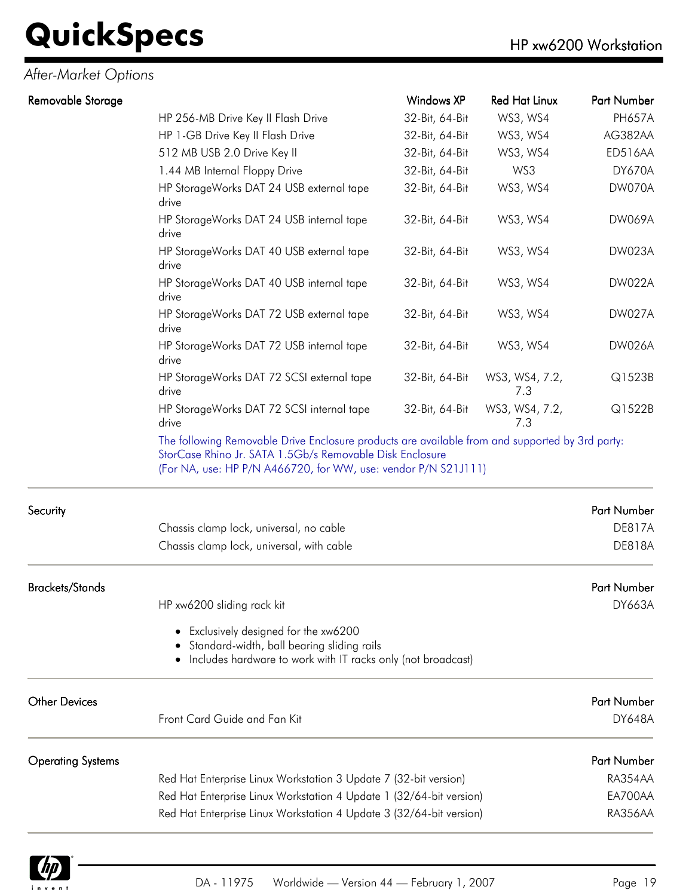## After-Market Options

### Removable Storage

| | Windows XP | Red Hat Linux | Part Number |
|---|---|---|---|
| HP 256-MB Drive Key II Flash Drive | 32-Bit, 64-Bit | WS3, WS4 | PH657A |
| HP 1-GB Drive Key II Flash Drive | 32-Bit, 64-Bit | WS3, WS4 | AG382AA |
| 512 MB USB 2.0 Drive Key II | 32-Bit, 64-Bit | WS3, WS4 | ED516AA |
| 1.44 MB Internal Floppy Drive | 32-Bit, 64-Bit | WS3 | DY670A |
| HP StorageWorks DAT 24 USB external tape drive | 32-Bit, 64-Bit | WS3, WS4 | DW070A |
| HP StorageWorks DAT 24 USB internal tape drive | 32-Bit, 64-Bit | WS3, WS4 | DW069A |
| HP StorageWorks DAT 40 USB external tape drive | 32-Bit, 64-Bit | WS3, WS4 | DW023A |
| HP StorageWorks DAT 40 USB internal tape drive | 32-Bit, 64-Bit | WS3, WS4 | DW022A |
| HP StorageWorks DAT 72 USB external tape drive | 32-Bit, 64-Bit | WS3, WS4 | DW027A |
| HP StorageWorks DAT 72 USB internal tape drive | 32-Bit, 64-Bit | WS3, WS4 | DW026A |
| HP StorageWorks DAT 72 SCSI external tape drive | 32-Bit, 64-Bit | WS3, WS4, 7.2, 7.3 | Q1523B |
| HP StorageWorks DAT 72 SCSI internal tape drive | 32-Bit, 64-Bit | WS3, WS4, 7.2, 7.3 | Q1522B |

The following Removable Drive Enclosure products are available from and supported by 3rd party:
StorCase Rhino Jr. SATA 1.5Gb/s Removable Disk Enclosure
(For NA, use: HP P/N A466720, for WW, use: vendor P/N S21J111)

### Security

| | Part Number |
|---|---|
| Chassis clamp lock, universal, no cable | DE817A |
| Chassis clamp lock, universal, with cable | DE818A |

### Brackets/Stands

| | Part Number |
|---|---|
| HP xw6200 sliding rack kit | DY663A |

- Exclusively designed for the xw6200
- Standard-width, ball bearing sliding rails
- Includes hardware to work with IT racks only (not broadcast)

### Other Devices

| | Part Number |
|---|---|
| Front Card Guide and Fan Kit | DY648A |

### Operating Systems

| | Part Number |
|---|---|
| Red Hat Enterprise Linux Workstation 3 Update 7 (32-bit version) | RA354AA |
| Red Hat Enterprise Linux Workstation 4 Update 1 (32/64-bit version) | EA700AA |
| Red Hat Enterprise Linux Workstation 4 Update 3 (32/64-bit version) | RA356AA |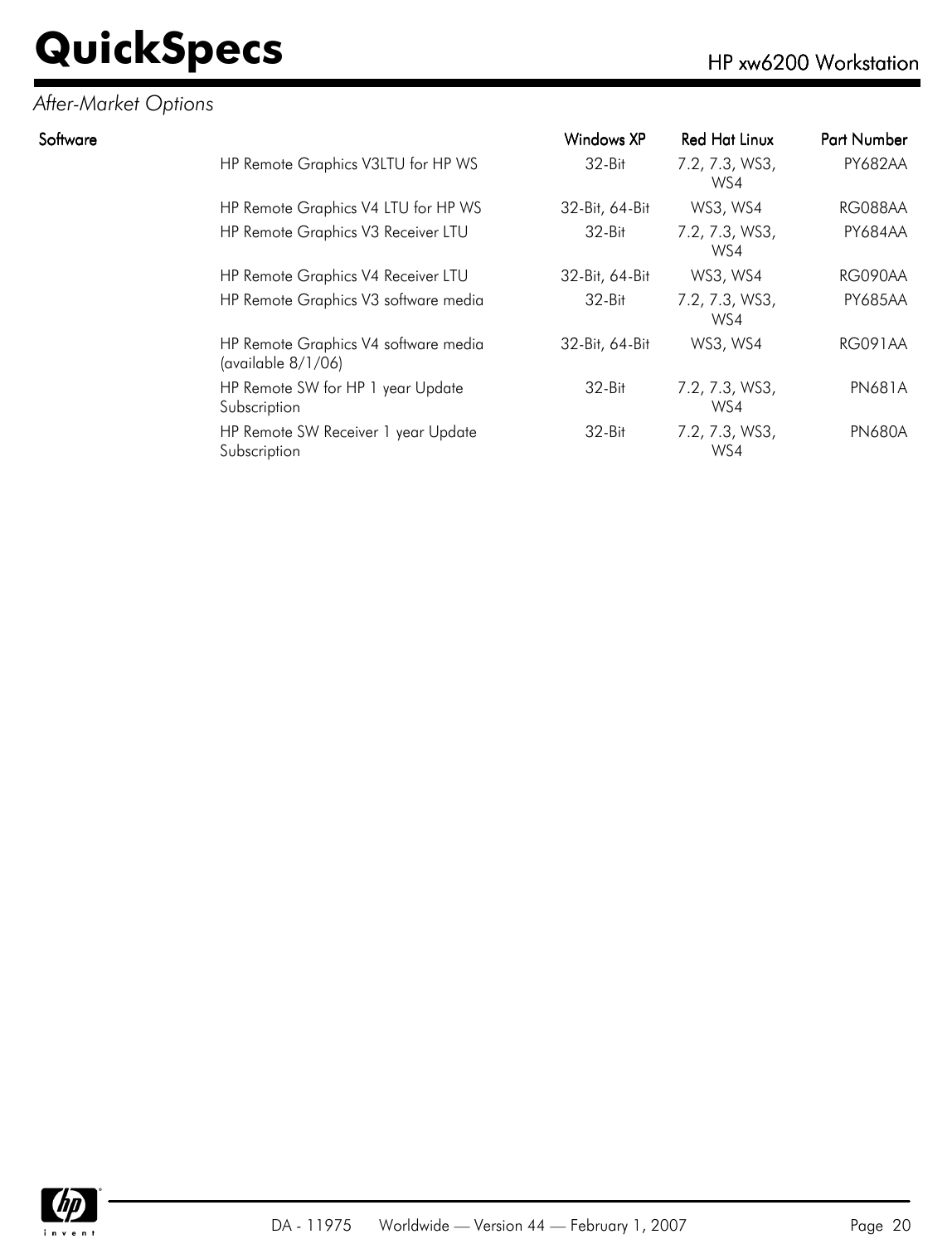*After-Market Options*

| Software | Windows XP | Red Hat Linux | Part Number |
|---|---|---|---|
| HP Remote Graphics V3LTU for HP WS | 32-Bit | 7.2, 7.3, WS3, WS4 | PY682AA |
| HP Remote Graphics V4 LTU for HP WS | 32-Bit, 64-Bit | WS3, WS4 | RG088AA |
| HP Remote Graphics V3 Receiver LTU | 32-Bit | 7.2, 7.3, WS3, WS4 | PY684AA |
| HP Remote Graphics V4 Receiver LTU | 32-Bit, 64-Bit | WS3, WS4 | RG090AA |
| HP Remote Graphics V3 software media | 32-Bit | 7.2, 7.3, WS3, WS4 | PY685AA |
| HP Remote Graphics V4 software media (available 8/1/06) | 32-Bit, 64-Bit | WS3, WS4 | RG091AA |
| HP Remote SW for HP 1 year Update Subscription | 32-Bit | 7.2, 7.3, WS3, WS4 | PN681A |
| HP Remote SW Receiver 1 year Update Subscription | 32-Bit | 7.2, 7.3, WS3, WS4 | PN680A |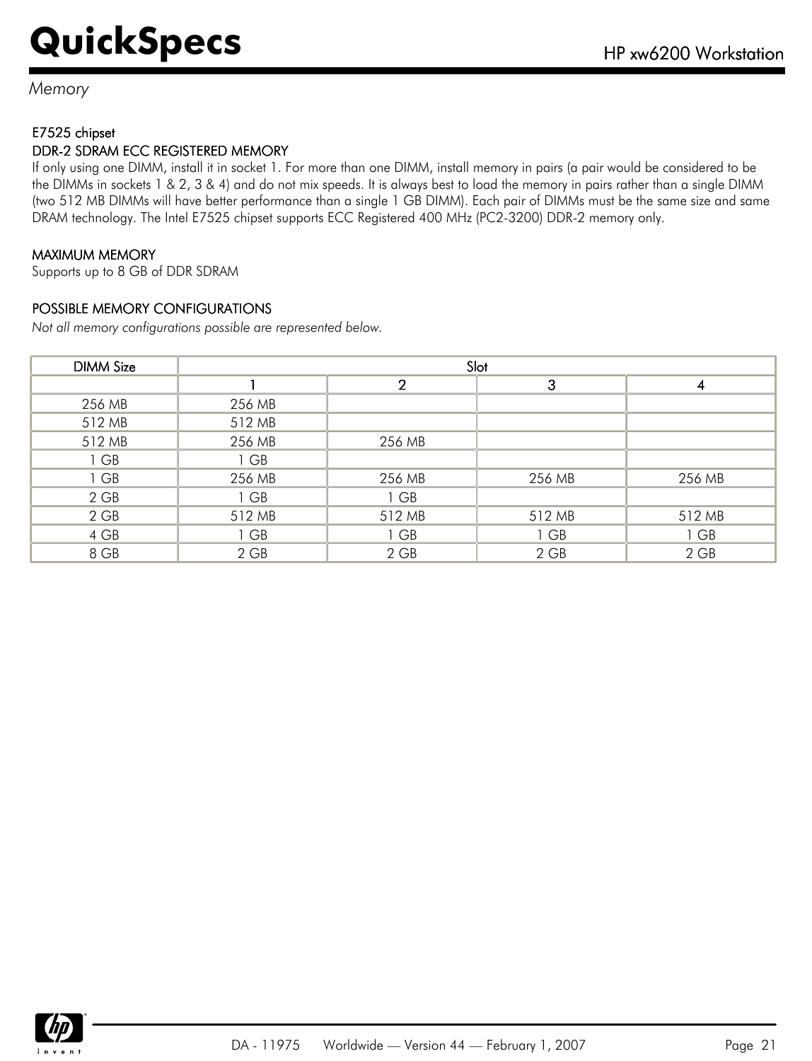*Memory*

### E7525 chipset

### DDR-2 SDRAM ECC REGISTERED MEMORY

If only using one DIMM, install it in socket 1. For more than one DIMM, install memory in pairs (a pair would be considered to be the DIMMs in sockets 1 & 2, 3 & 4) and do not mix speeds. It is always best to load the memory in pairs rather than a single DIMM (two 512 MB DIMMs will have better performance than a single 1 GB DIMM). Each pair of DIMMs must be the same size and same DRAM technology. The Intel E7525 chipset supports ECC Registered 400 MHz (PC2-3200) DDR-2 memory only.

### MAXIMUM MEMORY

Supports up to 8 GB of DDR SDRAM

### POSSIBLE MEMORY CONFIGURATIONS

*Not all memory configurations possible are represented below.*

| DIMM Size | Slot | | | |
|---|---|---|---|---|
| | 1 | 2 | 3 | 4 |
| 256 MB | 256 MB | | | |
| 512 MB | 512 MB | | | |
| 512 MB | 256 MB | 256 MB | | |
| 1 GB | 1 GB | | | |
| 1 GB | 256 MB | 256 MB | 256 MB | 256 MB |
| 2 GB | 1 GB | 1 GB | | |
| 2 GB | 512 MB | 512 MB | 512 MB | 512 MB |
| 4 GB | 1 GB | 1 GB | 1 GB | 1 GB |
| 8 GB | 2 GB | 2 GB | 2 GB | 2 GB |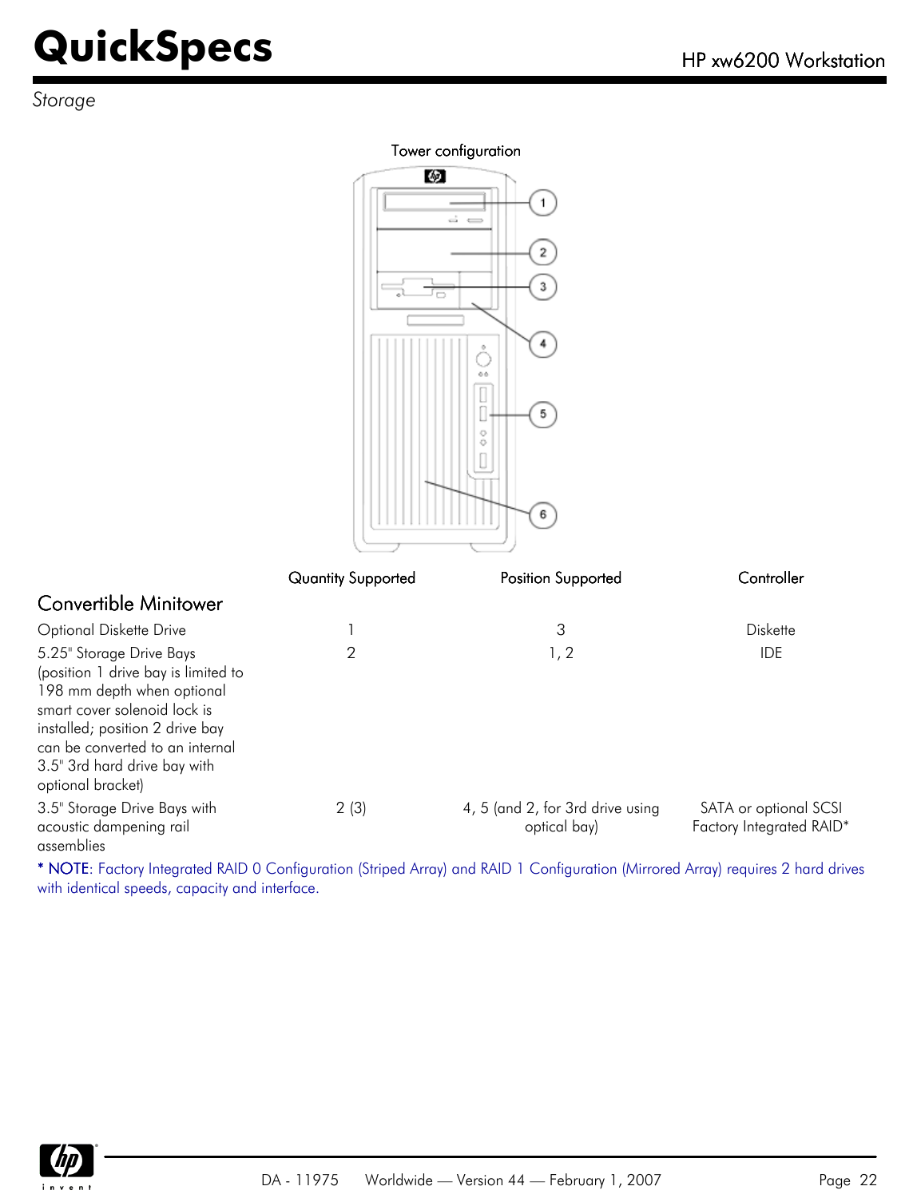*Storage*

Tower configuration

| Convertible Minitower | Quantity Supported | Position Supported | Controller |
|---|---|---|---|
| Optional Diskette Drive | 1 | 3 | Diskette |
| 5.25" Storage Drive Bays (position 1 drive bay is limited to 198 mm depth when optional smart cover solenoid lock is installed; position 2 drive bay can be converted to an internal 3.5" 3rd hard drive bay with optional bracket) | 2 | 1, 2 | IDE |
| 3.5" Storage Drive Bays with acoustic dampening rail assemblies | 2 (3) | 4, 5 (and 2, for 3rd drive using optical bay) | SATA or optional SCSI Factory Integrated RAID* |

* NOTE: Factory Integrated RAID 0 Configuration (Striped Array) and RAID 1 Configuration (Mirrored Array) requires 2 hard drives with identical speeds, capacity and interface.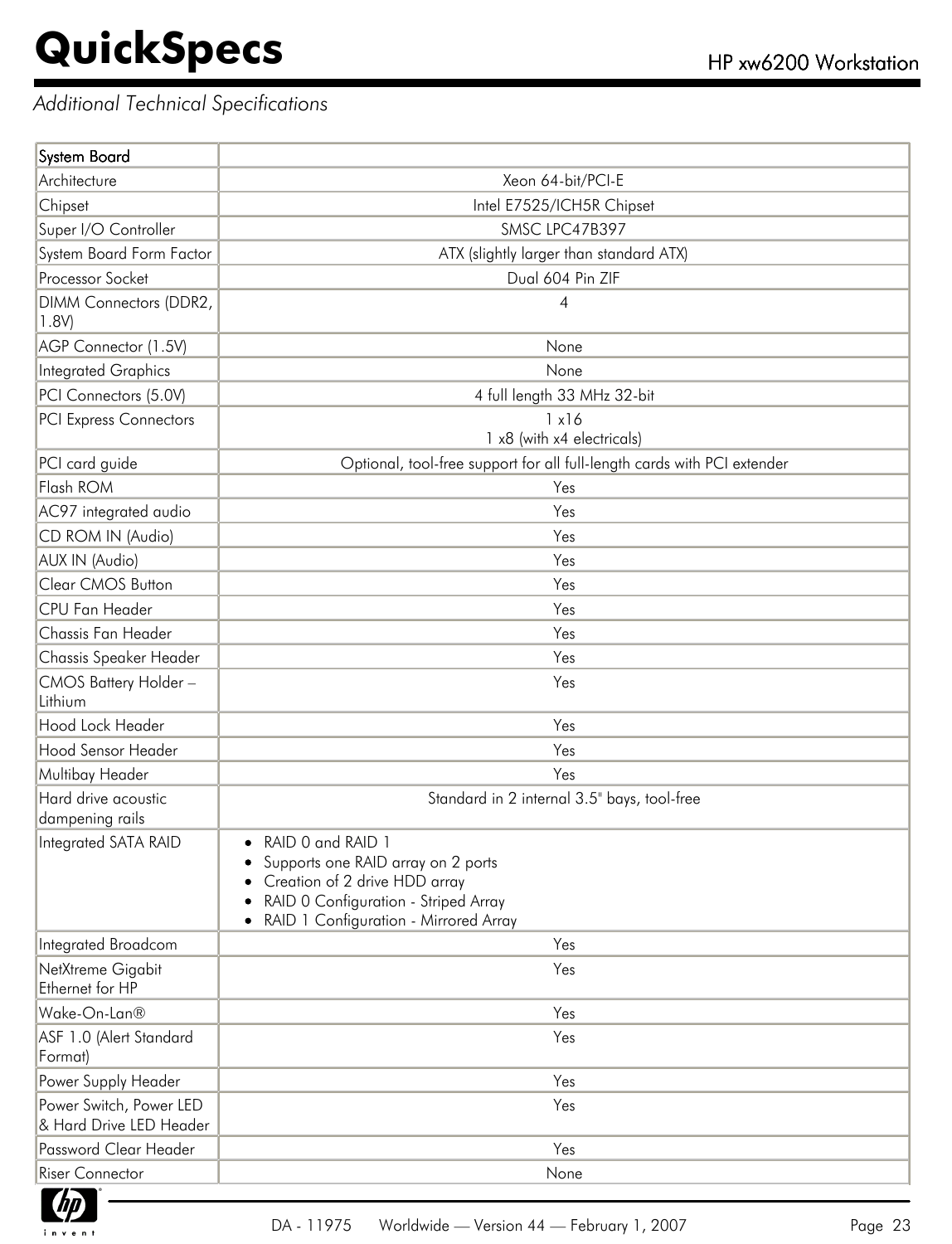## Additional Technical Specifications

| System Board | |
|---|---|
| Architecture | Xeon 64-bit/PCI-E |
| Chipset | Intel E7525/ICH5R Chipset |
| Super I/O Controller | SMSC LPC47B397 |
| System Board Form Factor | ATX (slightly larger than standard ATX) |
| Processor Socket | Dual 604 Pin ZIF |
| DIMM Connectors (DDR2, 1.8V) | 4 |
| AGP Connector (1.5V) | None |
| Integrated Graphics | None |
| PCI Connectors (5.0V) | 4 full length 33 MHz 32-bit |
| PCI Express Connectors | 1 x16<br>1 x8 (with x4 electricals) |
| PCI card guide | Optional, tool-free support for all full-length cards with PCI extender |
| Flash ROM | Yes |
| AC97 integrated audio | Yes |
| CD ROM IN (Audio) | Yes |
| AUX IN (Audio) | Yes |
| Clear CMOS Button | Yes |
| CPU Fan Header | Yes |
| Chassis Fan Header | Yes |
| Chassis Speaker Header | Yes |
| CMOS Battery Holder – Lithium | Yes |
| Hood Lock Header | Yes |
| Hood Sensor Header | Yes |
| Multibay Header | Yes |
| Hard drive acoustic dampening rails | Standard in 2 internal 3.5" bays, tool-free |
| Integrated SATA RAID | • RAID 0 and RAID 1<br>• Supports one RAID array on 2 ports<br>• Creation of 2 drive HDD array<br>• RAID 0 Configuration - Striped Array<br>• RAID 1 Configuration - Mirrored Array |
| Integrated Broadcom | Yes |
| NetXtreme Gigabit Ethernet for HP | Yes |
| Wake-On-Lan® | Yes |
| ASF 1.0 (Alert Standard Format) | Yes |
| Power Supply Header | Yes |
| Power Switch, Power LED & Hard Drive LED Header | Yes |
| Password Clear Header | Yes |
| Riser Connector | None |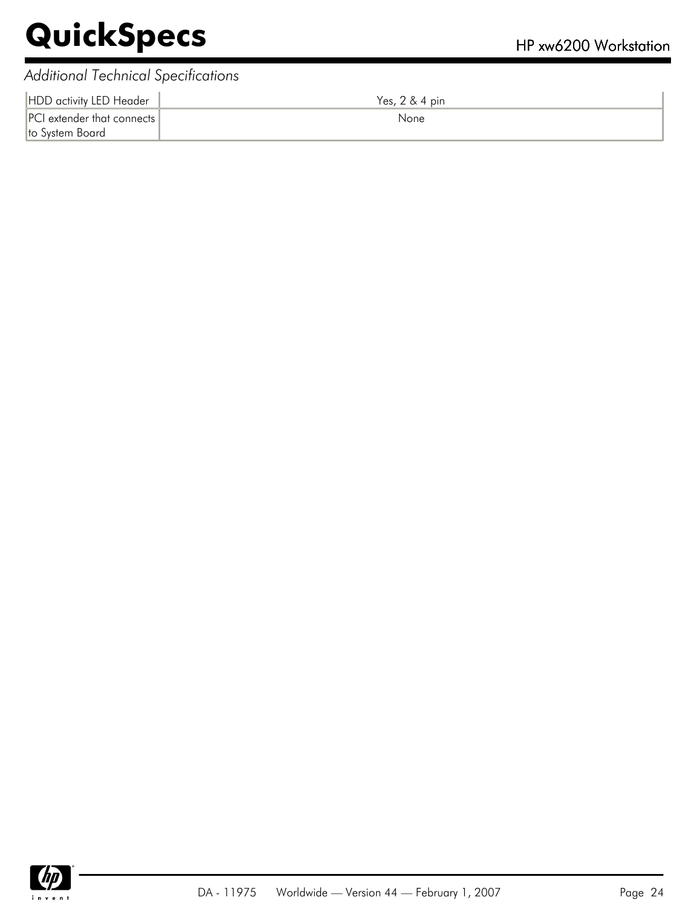*Additional Technical Specifications*

| | |
|---|---|
| HDD activity LED Header | Yes, 2 & 4 pin |
| PCI extender that connects to System Board | None |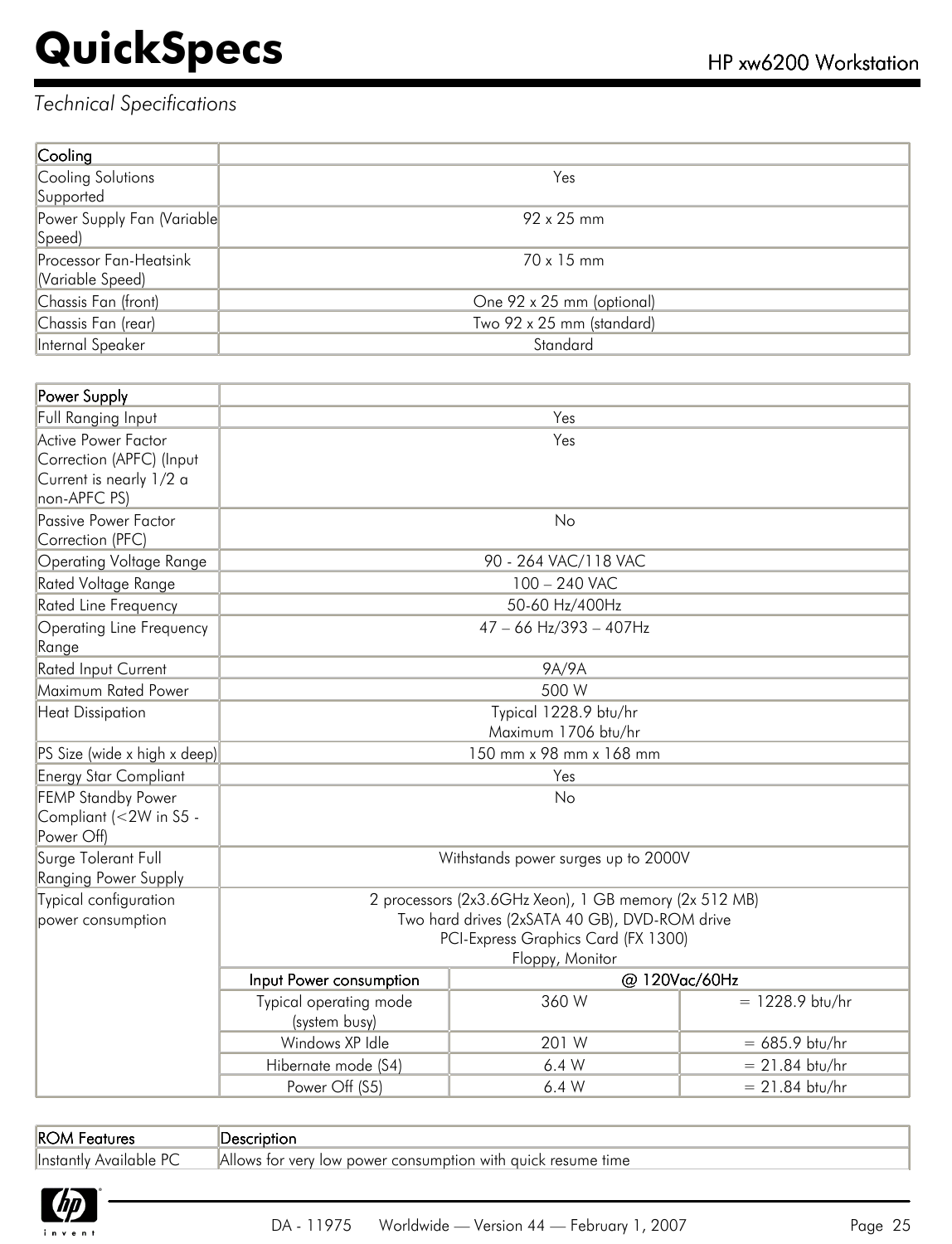## Technical Specifications

| Cooling | |
|---|---|
| Cooling Solutions Supported | Yes |
| Power Supply Fan (Variable Speed) | 92 x 25 mm |
| Processor Fan-Heatsink (Variable Speed) | 70 x 15 mm |
| Chassis Fan (front) | One 92 x 25 mm (optional) |
| Chassis Fan (rear) | Two 92 x 25 mm (standard) |
| Internal Speaker | Standard |

| Power Supply | | | |
|---|---|---|---|
| Full Ranging Input | Yes | | |
| Active Power Factor Correction (APFC) (Input Current is nearly 1/2 a non-APFC PS) | Yes | | |
| Passive Power Factor Correction (PFC) | No | | |
| Operating Voltage Range | 90 - 264 VAC/118 VAC | | |
| Rated Voltage Range | 100 – 240 VAC | | |
| Rated Line Frequency | 50-60 Hz/400Hz | | |
| Operating Line Frequency Range | 47 – 66 Hz/393 – 407Hz | | |
| Rated Input Current | 9A/9A | | |
| Maximum Rated Power | 500 W | | |
| Heat Dissipation | Typical 1228.9 btu/hr<br>Maximum 1706 btu/hr | | |
| PS Size (wide x high x deep) | 150 mm x 98 mm x 168 mm | | |
| Energy Star Compliant | Yes | | |
| FEMP Standby Power Compliant (<2W in S5 - Power Off) | No | | |
| Surge Tolerant Full Ranging Power Supply | Withstands power surges up to 2000V | | |
| Typical configuration power consumption | 2 processors (2x3.6GHz Xeon), 1 GB memory (2x 512 MB)<br>Two hard drives (2xSATA 40 GB), DVD-ROM drive<br>PCI-Express Graphics Card (FX 1300)<br>Floppy, Monitor | | |
| | **Input Power consumption** | **@ 120Vac/60Hz** | |
| | Typical operating mode (system busy) | 360 W | = 1228.9 btu/hr |
| | Windows XP Idle | 201 W | = 685.9 btu/hr |
| | Hibernate mode (S4) | 6.4 W | = 21.84 btu/hr |
| | Power Off (S5) | 6.4 W | = 21.84 btu/hr |

| ROM Features | Description |
|---|---|
| Instantly Available PC | Allows for very low power consumption with quick resume time |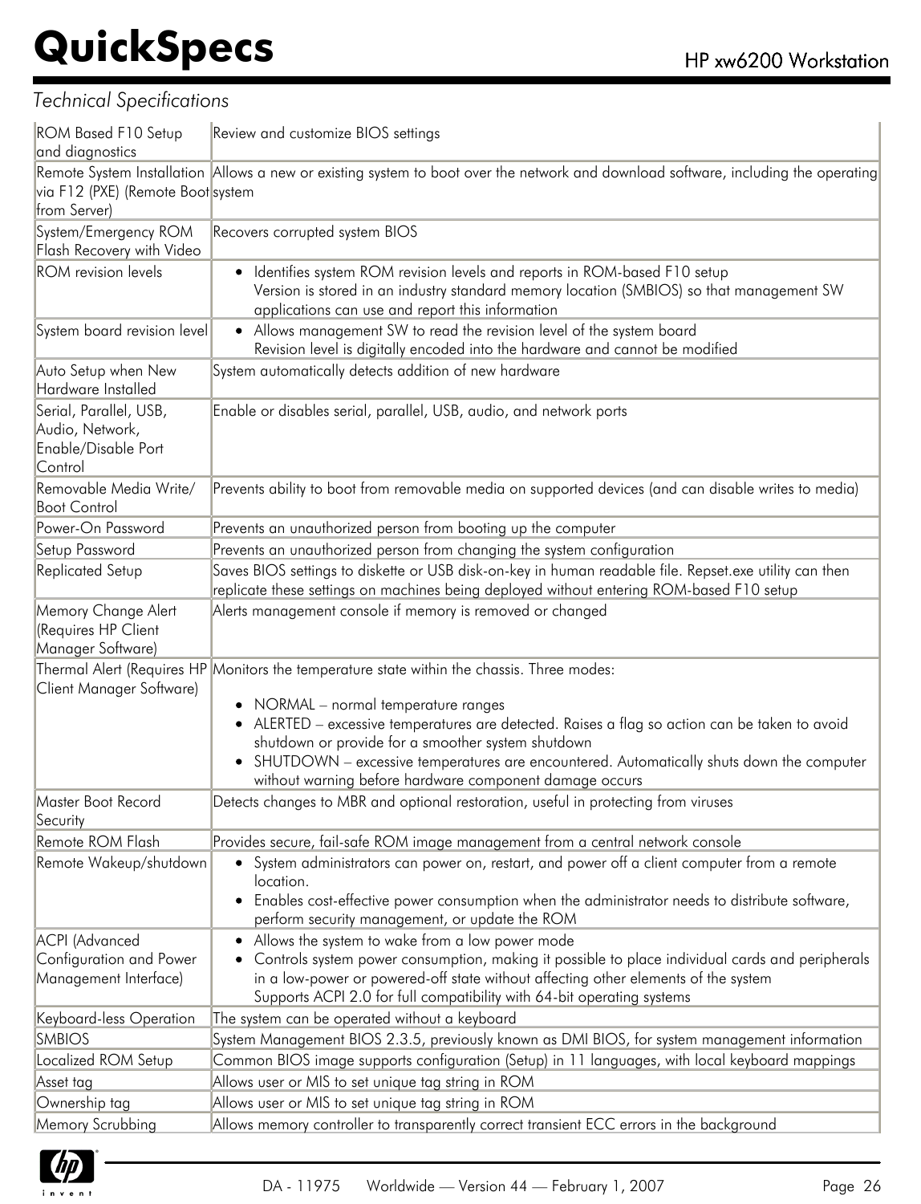*Technical Specifications*

| | |
|---|---|
| ROM Based F10 Setup and diagnostics | Review and customize BIOS settings |
| Remote System Installation via F12 (PXE) (Remote Boot from Server) | Allows a new or existing system to boot over the network and download software, including the operating system |
| System/Emergency ROM Flash Recovery with Video | Recovers corrupted system BIOS |
| ROM revision levels | • Identifies system ROM revision levels and reports in ROM-based F10 setup<br>Version is stored in an industry standard memory location (SMBIOS) so that management SW applications can use and report this information |
| System board revision level | • Allows management SW to read the revision level of the system board<br>Revision level is digitally encoded into the hardware and cannot be modified |
| Auto Setup when New Hardware Installed | System automatically detects addition of new hardware |
| Serial, Parallel, USB, Audio, Network, Enable/Disable Port Control | Enable or disables serial, parallel, USB, audio, and network ports |
| Removable Media Write/ Boot Control | Prevents ability to boot from removable media on supported devices (and can disable writes to media) |
| Power-On Password | Prevents an unauthorized person from booting up the computer |
| Setup Password | Prevents an unauthorized person from changing the system configuration |
| Replicated Setup | Saves BIOS settings to diskette or USB disk-on-key in human readable file. Repset.exe utility can then replicate these settings on machines being deployed without entering ROM-based F10 setup |
| Memory Change Alert (Requires HP Client Manager Software) | Alerts management console if memory is removed or changed |
| Thermal Alert (Requires HP Client Manager Software) | Monitors the temperature state within the chassis. Three modes:<br>• NORMAL – normal temperature ranges<br>• ALERTED – excessive temperatures are detected. Raises a flag so action can be taken to avoid shutdown or provide for a smoother system shutdown<br>• SHUTDOWN – excessive temperatures are encountered. Automatically shuts down the computer without warning before hardware component damage occurs |
| Master Boot Record Security | Detects changes to MBR and optional restoration, useful in protecting from viruses |
| Remote ROM Flash | Provides secure, fail-safe ROM image management from a central network console |
| Remote Wakeup/shutdown | • System administrators can power on, restart, and power off a client computer from a remote location.<br>• Enables cost-effective power consumption when the administrator needs to distribute software, perform security management, or update the ROM |
| ACPI (Advanced Configuration and Power Management Interface) | • Allows the system to wake from a low power mode<br>• Controls system power consumption, making it possible to place individual cards and peripherals in a low-power or powered-off state without affecting other elements of the system<br>Supports ACPI 2.0 for full compatibility with 64-bit operating systems |
| Keyboard-less Operation | The system can be operated without a keyboard |
| SMBIOS | System Management BIOS 2.3.5, previously known as DMI BIOS, for system management information |
| Localized ROM Setup | Common BIOS image supports configuration (Setup) in 11 languages, with local keyboard mappings |
| Asset tag | Allows user or MIS to set unique tag string in ROM |
| Ownership tag | Allows user or MIS to set unique tag string in ROM |
| Memory Scrubbing | Allows memory controller to transparently correct transient ECC errors in the background |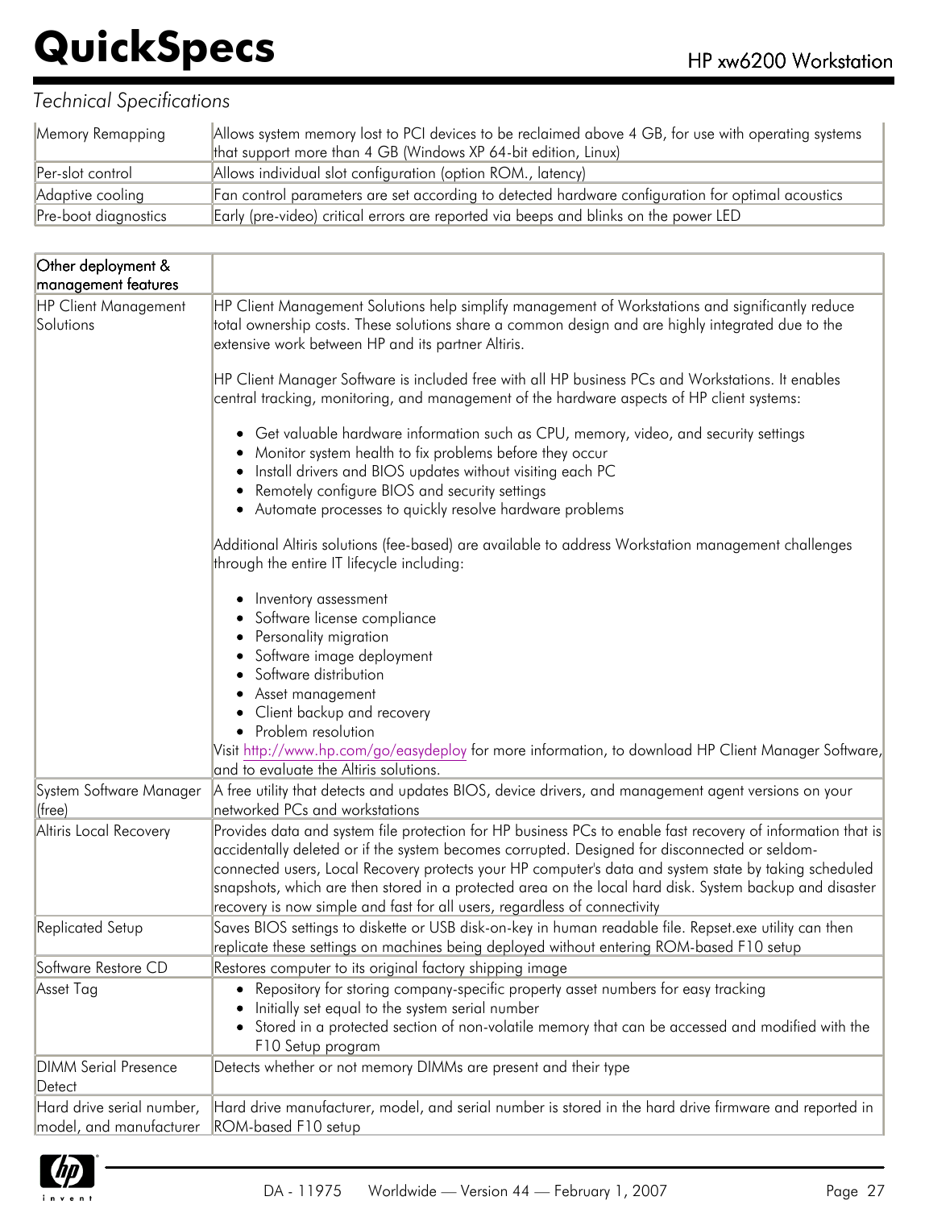*Technical Specifications*

| | |
|---|---|
| Memory Remapping | Allows system memory lost to PCI devices to be reclaimed above 4 GB, for use with operating systems that support more than 4 GB (Windows XP 64-bit edition, Linux) |
| Per-slot control | Allows individual slot configuration (option ROM., latency) |
| Adaptive cooling | Fan control parameters are set according to detected hardware configuration for optimal acoustics |
| Pre-boot diagnostics | Early (pre-video) critical errors are reported via beeps and blinks on the power LED |

| Other deployment & management features | |
|---|---|
| HP Client Management Solutions | HP Client Management Solutions help simplify management of Workstations and significantly reduce total ownership costs. These solutions share a common design and are highly integrated due to the extensive work between HP and its partner Altiris.<br><br>HP Client Manager Software is included free with all HP business PCs and Workstations. It enables central tracking, monitoring, and management of the hardware aspects of HP client systems:<br><br>• Get valuable hardware information such as CPU, memory, video, and security settings<br>• Monitor system health to fix problems before they occur<br>• Install drivers and BIOS updates without visiting each PC<br>• Remotely configure BIOS and security settings<br>• Automate processes to quickly resolve hardware problems<br><br>Additional Altiris solutions (fee-based) are available to address Workstation management challenges through the entire IT lifecycle including:<br><br>• Inventory assessment<br>• Software license compliance<br>• Personality migration<br>• Software image deployment<br>• Software distribution<br>• Asset management<br>• Client backup and recovery<br>• Problem resolution<br>Visit http://www.hp.com/go/easydeploy for more information, to download HP Client Manager Software, and to evaluate the Altiris solutions. |
| System Software Manager (free) | A free utility that detects and updates BIOS, device drivers, and management agent versions on your networked PCs and workstations |
| Altiris Local Recovery | Provides data and system file protection for HP business PCs to enable fast recovery of information that is accidentally deleted or if the system becomes corrupted. Designed for disconnected or seldom-connected users, Local Recovery protects your HP computer's data and system state by taking scheduled snapshots, which are then stored in a protected area on the local hard disk. System backup and disaster recovery is now simple and fast for all users, regardless of connectivity |
| Replicated Setup | Saves BIOS settings to diskette or USB disk-on-key in human readable file. Repset.exe utility can then replicate these settings on machines being deployed without entering ROM-based F10 setup |
| Software Restore CD | Restores computer to its original factory shipping image |
| Asset Tag | • Repository for storing company-specific property asset numbers for easy tracking<br>• Initially set equal to the system serial number<br>• Stored in a protected section of non-volatile memory that can be accessed and modified with the F10 Setup program |
| DIMM Serial Presence Detect | Detects whether or not memory DIMMs are present and their type |
| Hard drive serial number, model, and manufacturer | Hard drive manufacturer, model, and serial number is stored in the hard drive firmware and reported in ROM-based F10 setup |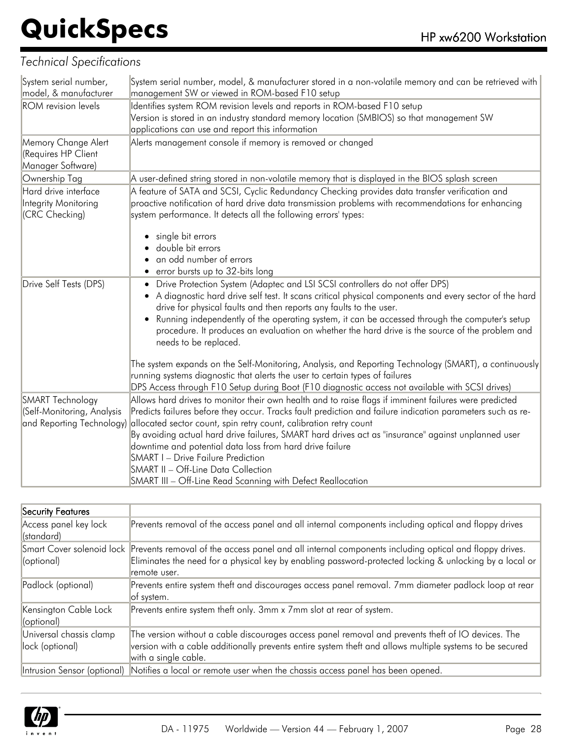*Technical Specifications*

| | |
|---|---|
| System serial number, model, & manufacturer | System serial number, model, & manufacturer stored in a non-volatile memory and can be retrieved with management SW or viewed in ROM-based F10 setup |
| ROM revision levels | Identifies system ROM revision levels and reports in ROM-based F10 setup<br>Version is stored in an industry standard memory location (SMBIOS) so that management SW applications can use and report this information |
| Memory Change Alert (Requires HP Client Manager Software) | Alerts management console if memory is removed or changed |
| Ownership Tag | A user-defined string stored in non-volatile memory that is displayed in the BIOS splash screen |
| Hard drive interface Integrity Monitoring (CRC Checking) | A feature of SATA and SCSI, Cyclic Redundancy Checking provides data transfer verification and proactive notification of hard drive data transmission problems with recommendations for enhancing system performance. It detects all the following errors' types:<br>• single bit errors<br>• double bit errors<br>• an odd number of errors<br>• error bursts up to 32-bits long |
| Drive Self Tests (DPS) | • Drive Protection System (Adaptec and LSI SCSI controllers do not offer DPS)<br>• A diagnostic hard drive self test. It scans critical physical components and every sector of the hard drive for physical faults and then reports any faults to the user.<br>• Running independently of the operating system, it can be accessed through the computer's setup procedure. It produces an evaluation on whether the hard drive is the source of the problem and needs to be replaced.<br><br>The system expands on the Self-Monitoring, Analysis, and Reporting Technology (SMART), a continuously running systems diagnostic that alerts the user to certain types of failures<br>DPS Access through F10 Setup during Boot (F10 diagnostic access not available with SCSI drives) |
| SMART Technology (Self-Monitoring, Analysis and Reporting Technology) | Allows hard drives to monitor their own health and to raise flags if imminent failures were predicted<br>Predicts failures before they occur. Tracks fault prediction and failure indication parameters such as re-allocated sector count, spin retry count, calibration retry count<br>By avoiding actual hard drive failures, SMART hard drives act as "insurance" against unplanned user downtime and potential data loss from hard drive failure<br>SMART I – Drive Failure Prediction<br>SMART II – Off-Line Data Collection<br>SMART III – Off-Line Read Scanning with Defect Reallocation |

| Security Features | |
|---|---|
| Access panel key lock (standard) | Prevents removal of the access panel and all internal components including optical and floppy drives |
| Smart Cover solenoid lock (optional) | Prevents removal of the access panel and all internal components including optical and floppy drives. Eliminates the need for a physical key by enabling password-protected locking & unlocking by a local or remote user. |
| Padlock (optional) | Prevents entire system theft and discourages access panel removal. 7mm diameter padlock loop at rear of system. |
| Kensington Cable Lock (optional) | Prevents entire system theft only. 3mm x 7mm slot at rear of system. |
| Universal chassis clamp lock (optional) | The version without a cable discourages access panel removal and prevents theft of IO devices. The version with a cable additionally prevents entire system theft and allows multiple systems to be secured with a single cable. |
| Intrusion Sensor (optional) | Notifies a local or remote user when the chassis access panel has been opened. |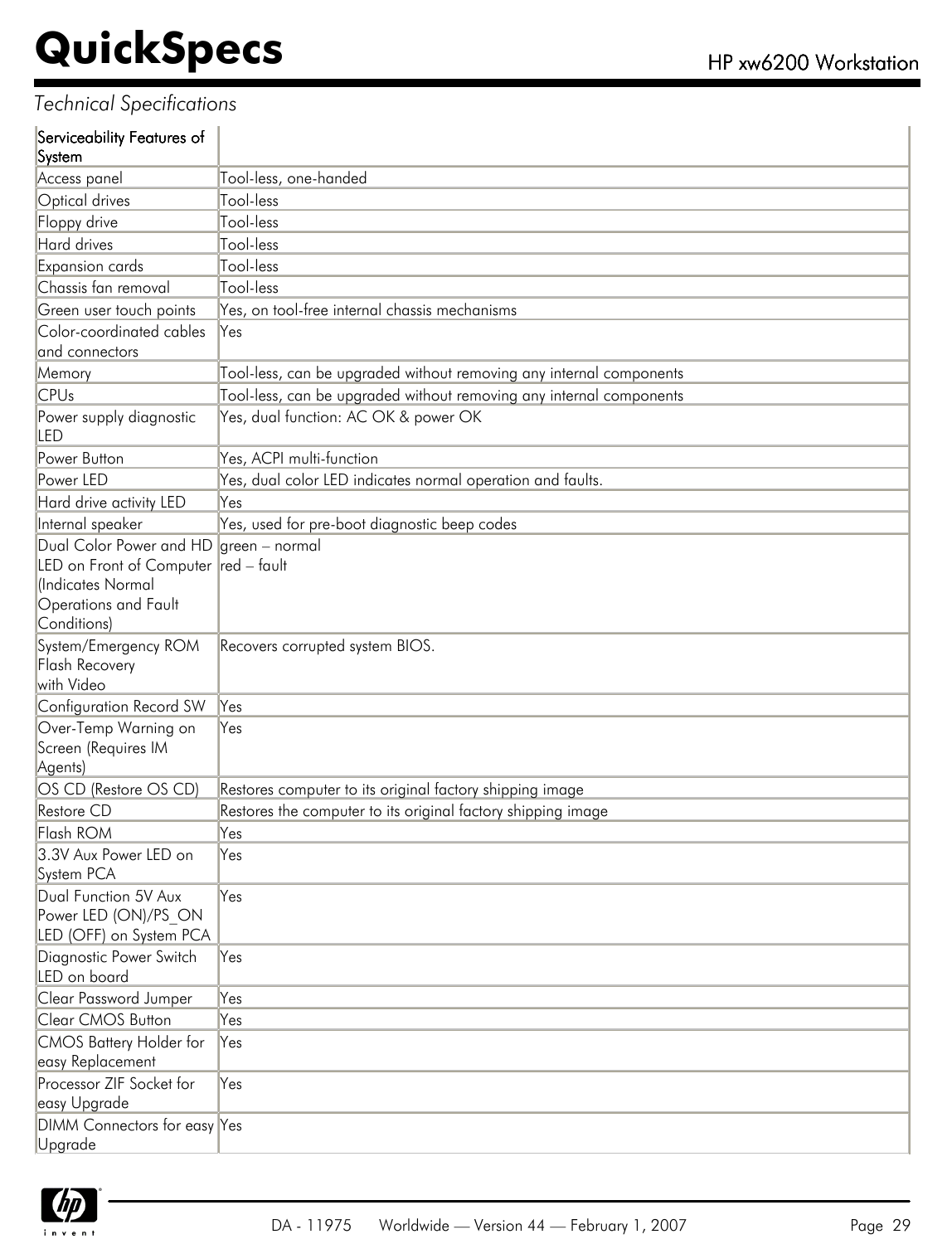*Technical Specifications*

| Serviceability Features of System | |
|---|---|
| Access panel | Tool-less, one-handed |
| Optical drives | Tool-less |
| Floppy drive | Tool-less |
| Hard drives | Tool-less |
| Expansion cards | Tool-less |
| Chassis fan removal | Tool-less |
| Green user touch points | Yes, on tool-free internal chassis mechanisms |
| Color-coordinated cables and connectors | Yes |
| Memory | Tool-less, can be upgraded without removing any internal components |
| CPUs | Tool-less, can be upgraded without removing any internal components |
| Power supply diagnostic LED | Yes, dual function: AC OK & power OK |
| Power Button | Yes, ACPI multi-function |
| Power LED | Yes, dual color LED indicates normal operation and faults. |
| Hard drive activity LED | Yes |
| Internal speaker | Yes, used for pre-boot diagnostic beep codes |
| Dual Color Power and HD LED on Front of Computer (Indicates Normal Operations and Fault Conditions) | green – normal<br>red – fault |
| System/Emergency ROM Flash Recovery with Video | Recovers corrupted system BIOS. |
| Configuration Record SW | Yes |
| Over-Temp Warning on Screen (Requires IM Agents) | Yes |
| OS CD (Restore OS CD) | Restores computer to its original factory shipping image |
| Restore CD | Restores the computer to its original factory shipping image |
| Flash ROM | Yes |
| 3.3V Aux Power LED on System PCA | Yes |
| Dual Function 5V Aux Power LED (ON)/PS_ON LED (OFF) on System PCA | Yes |
| Diagnostic Power Switch LED on board | Yes |
| Clear Password Jumper | Yes |
| Clear CMOS Button | Yes |
| CMOS Battery Holder for easy Replacement | Yes |
| Processor ZIF Socket for easy Upgrade | Yes |
| DIMM Connectors for easy Upgrade | Yes |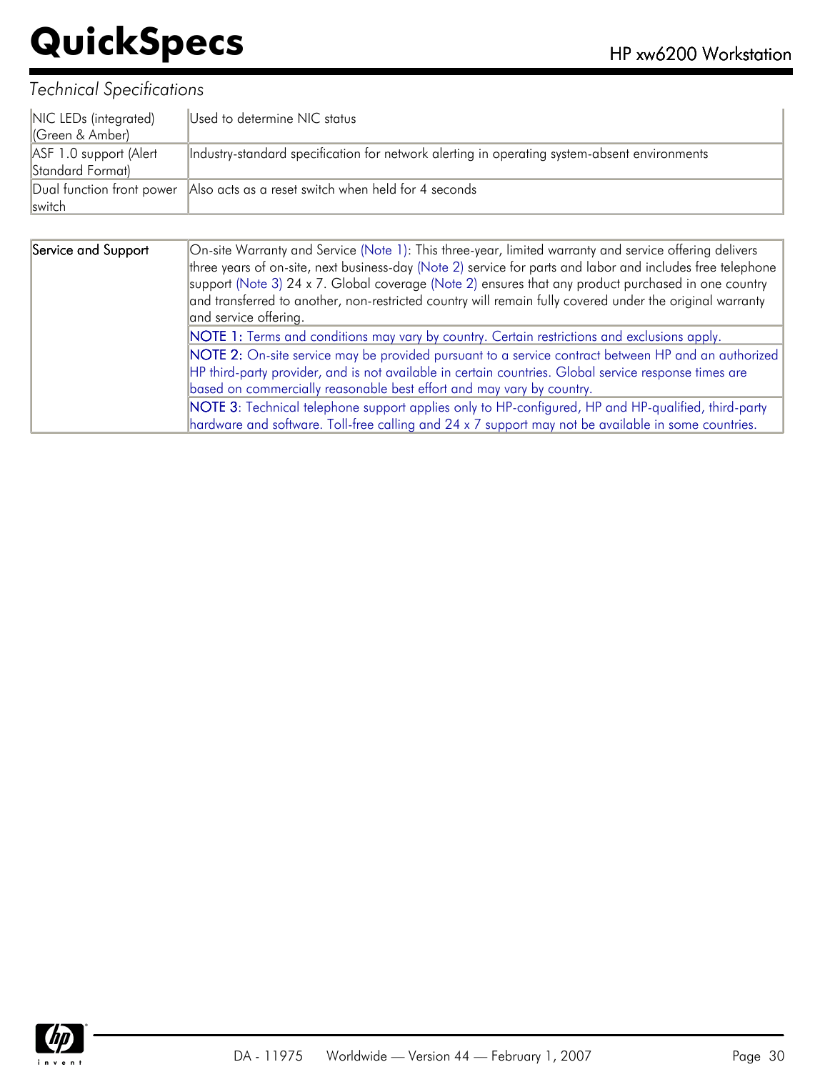*Technical Specifications*

| | |
|---|---|
| NIC LEDs (integrated) (Green & Amber) | Used to determine NIC status |
| ASF 1.0 support (Alert Standard Format) | Industry-standard specification for network alerting in operating system-absent environments |
| Dual function front power switch | Also acts as a reset switch when held for 4 seconds |

| | |
|---|---|
| Service and Support | On-site Warranty and Service (Note 1): This three-year, limited warranty and service offering delivers three years of on-site, next business-day (Note 2) service for parts and labor and includes free telephone support (Note 3) 24 x 7. Global coverage (Note 2) ensures that any product purchased in one country and transferred to another, non-restricted country will remain fully covered under the original warranty and service offering. |
| | NOTE 1: Terms and conditions may vary by country. Certain restrictions and exclusions apply. |
| | NOTE 2: On-site service may be provided pursuant to a service contract between HP and an authorized HP third-party provider, and is not available in certain countries. Global service response times are based on commercially reasonable best effort and may vary by country. |
| | NOTE 3: Technical telephone support applies only to HP-configured, HP and HP-qualified, third-party hardware and software. Toll-free calling and 24 x 7 support may not be available in some countries. |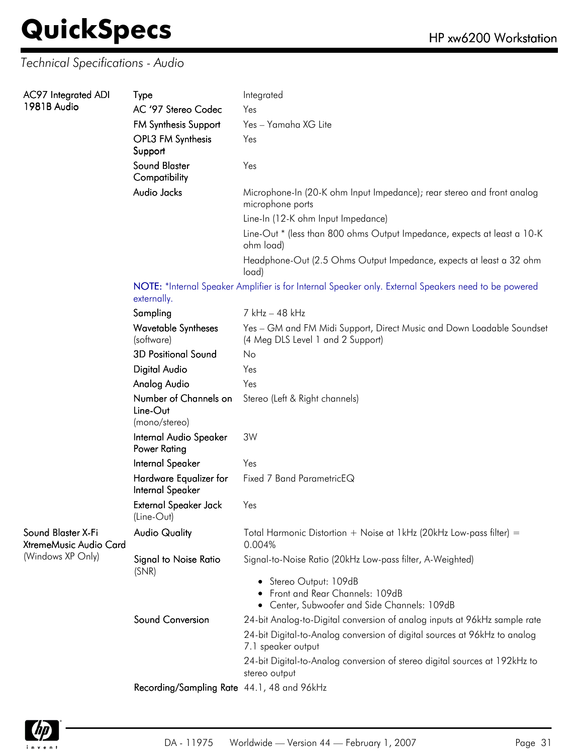*Technical Specifications - Audio*

| | | |
|---|---|---|
| **AC97 Integrated ADI 1981B Audio** | Type | Integrated |
| | AC '97 Stereo Codec | Yes |
| | FM Synthesis Support | Yes – Yamaha XG Lite |
| | OPL3 FM Synthesis Support | Yes |
| | Sound Blaster Compatibility | Yes |
| | Audio Jacks | Microphone-In (20-K ohm Input Impedance); rear stereo and front analog microphone ports |
| | | Line-In (12-K ohm Input Impedance) |
| | | Line-Out * (less than 800 ohms Output Impedance, expects at least a 10-K ohm load) |
| | | Headphone-Out (2.5 Ohms Output Impedance, expects at least a 32 ohm load) |
| | **NOTE:** *Internal Speaker Amplifier is for Internal Speaker only. External Speakers need to be powered externally. | |
| | Sampling | 7 kHz – 48 kHz |
| | Wavetable Syntheses (software) | Yes – GM and FM Midi Support, Direct Music and Down Loadable Soundset (4 Meg DLS Level 1 and 2 Support) |
| | 3D Positional Sound | No |
| | Digital Audio | Yes |
| | Analog Audio | Yes |
| | Number of Channels on Line-Out (mono/stereo) | Stereo (Left & Right channels) |
| | Internal Audio Speaker Power Rating | 3W |
| | Internal Speaker | Yes |
| | Hardware Equalizer for Internal Speaker | Fixed 7 Band ParametricEQ |
| | External Speaker Jack (Line-Out) | Yes |
| **Sound Blaster X-Fi XtremeMusic Audio Card** (Windows XP Only) | Audio Quality | Total Harmonic Distortion + Noise at 1kHz (20kHz Low-pass filter) = 0.004% |
| | Signal to Noise Ratio (SNR) | Signal-to-Noise Ratio (20kHz Low-pass filter, A-Weighted)<br>• Stereo Output: 109dB<br>• Front and Rear Channels: 109dB<br>• Center, Subwoofer and Side Channels: 109dB |
| | Sound Conversion | 24-bit Analog-to-Digital conversion of analog inputs at 96kHz sample rate |
| | | 24-bit Digital-to-Analog conversion of digital sources at 96kHz to analog 7.1 speaker output |
| | | 24-bit Digital-to-Analog conversion of stereo digital sources at 192kHz to stereo output |
| | Recording/Sampling Rate | 44.1, 48 and 96kHz |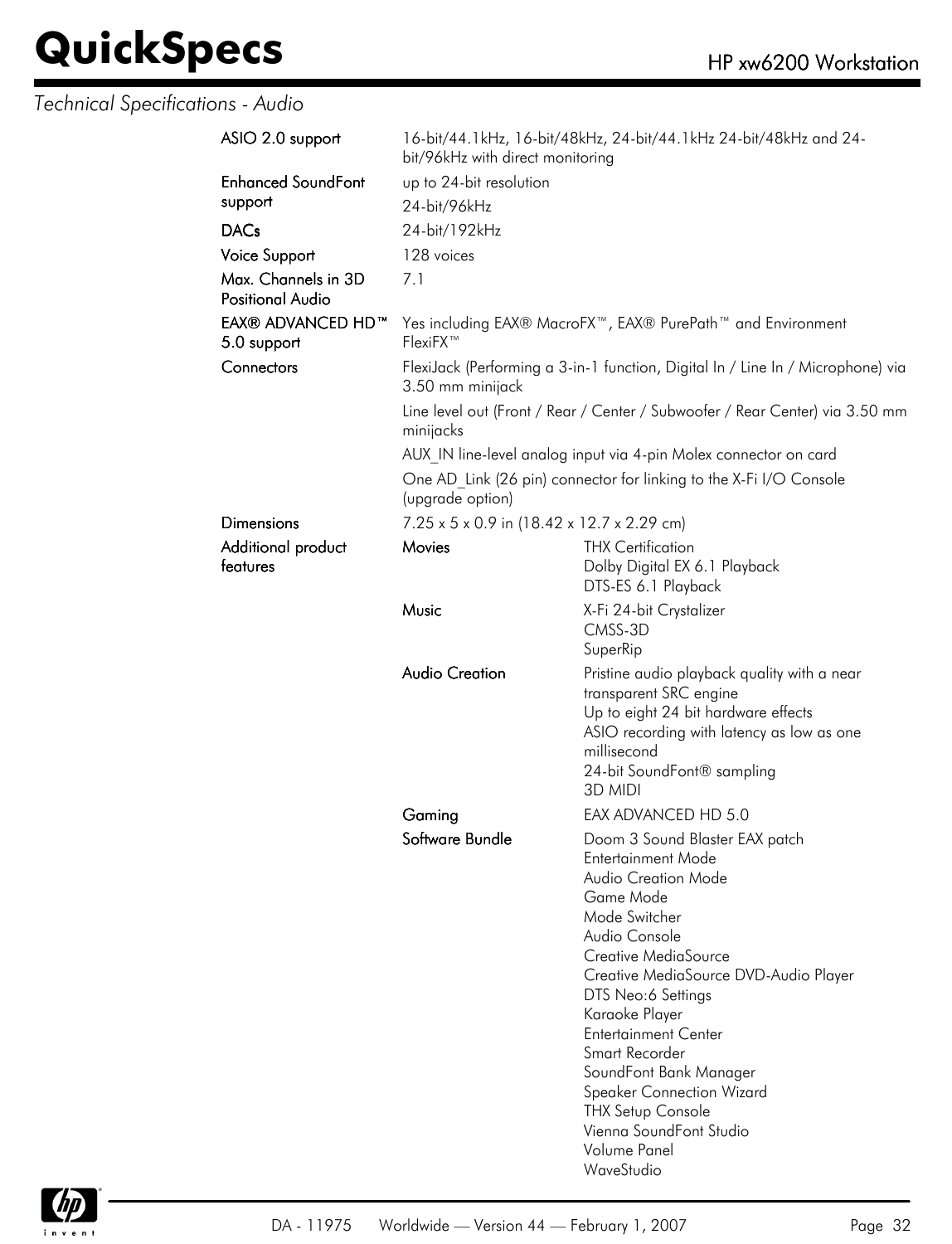*Technical Specifications - Audio*

| | | |
|---|---|---|
| **ASIO 2.0 support** | 16-bit/44.1kHz, 16-bit/48kHz, 24-bit/44.1kHz 24-bit/48kHz and 24-bit/96kHz with direct monitoring | |
| **Enhanced SoundFont support** | up to 24-bit resolution<br>24-bit/96kHz | |
| **DACs** | 24-bit/192kHz | |
| **Voice Support** | 128 voices | |
| **Max. Channels in 3D Positional Audio** | 7.1 | |
| **EAX® ADVANCED HD™ 5.0 support** | Yes including EAX® MacroFX™, EAX® PurePath™ and Environment FlexiFX™ | |
| **Connectors** | FlexiJack (Performing a 3-in-1 function, Digital In / Line In / Microphone) via 3.50 mm minijack<br>Line level out (Front / Rear / Center / Subwoofer / Rear Center) via 3.50 mm minijacks<br>AUX_IN line-level analog input via 4-pin Molex connector on card<br>One AD_Link (26 pin) connector for linking to the X-Fi I/O Console (upgrade option) | |
| **Dimensions** | 7.25 x 5 x 0.9 in (18.42 x 12.7 x 2.29 cm) | |
| **Additional product features** | **Movies** | THX Certification<br>Dolby Digital EX 6.1 Playback<br>DTS-ES 6.1 Playback |
| | **Music** | X-Fi 24-bit Crystalizer<br>CMSS-3D<br>SuperRip |
| | **Audio Creation** | Pristine audio playback quality with a near transparent SRC engine<br>Up to eight 24 bit hardware effects<br>ASIO recording with latency as low as one millisecond<br>24-bit SoundFont® sampling<br>3D MIDI |
| | **Gaming** | EAX ADVANCED HD 5.0 |
| | **Software Bundle** | Doom 3 Sound Blaster EAX patch<br>Entertainment Mode<br>Audio Creation Mode<br>Game Mode<br>Mode Switcher<br>Audio Console<br>Creative MediaSource<br>Creative MediaSource DVD-Audio Player<br>DTS Neo:6 Settings<br>Karaoke Player<br>Entertainment Center<br>Smart Recorder<br>SoundFont Bank Manager<br>Speaker Connection Wizard<br>THX Setup Console<br>Vienna SoundFont Studio<br>Volume Panel<br>WaveStudio |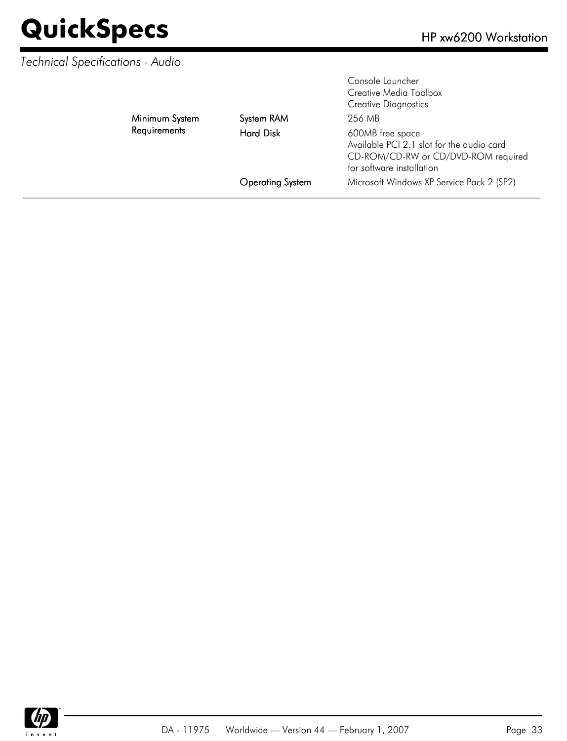*Technical Specifications - Audio*

| | | |
|---|---|---|
| | | Console Launcher<br>Creative Media Toolbox<br>Creative Diagnostics |
| **Minimum System Requirements** | **System RAM** | 256 MB |
| | **Hard Disk** | 600MB free space<br>Available PCI 2.1 slot for the audio card<br>CD-ROM/CD-RW or CD/DVD-ROM required for software installation |
| | **Operating System** | Microsoft Windows XP Service Pack 2 (SP2) |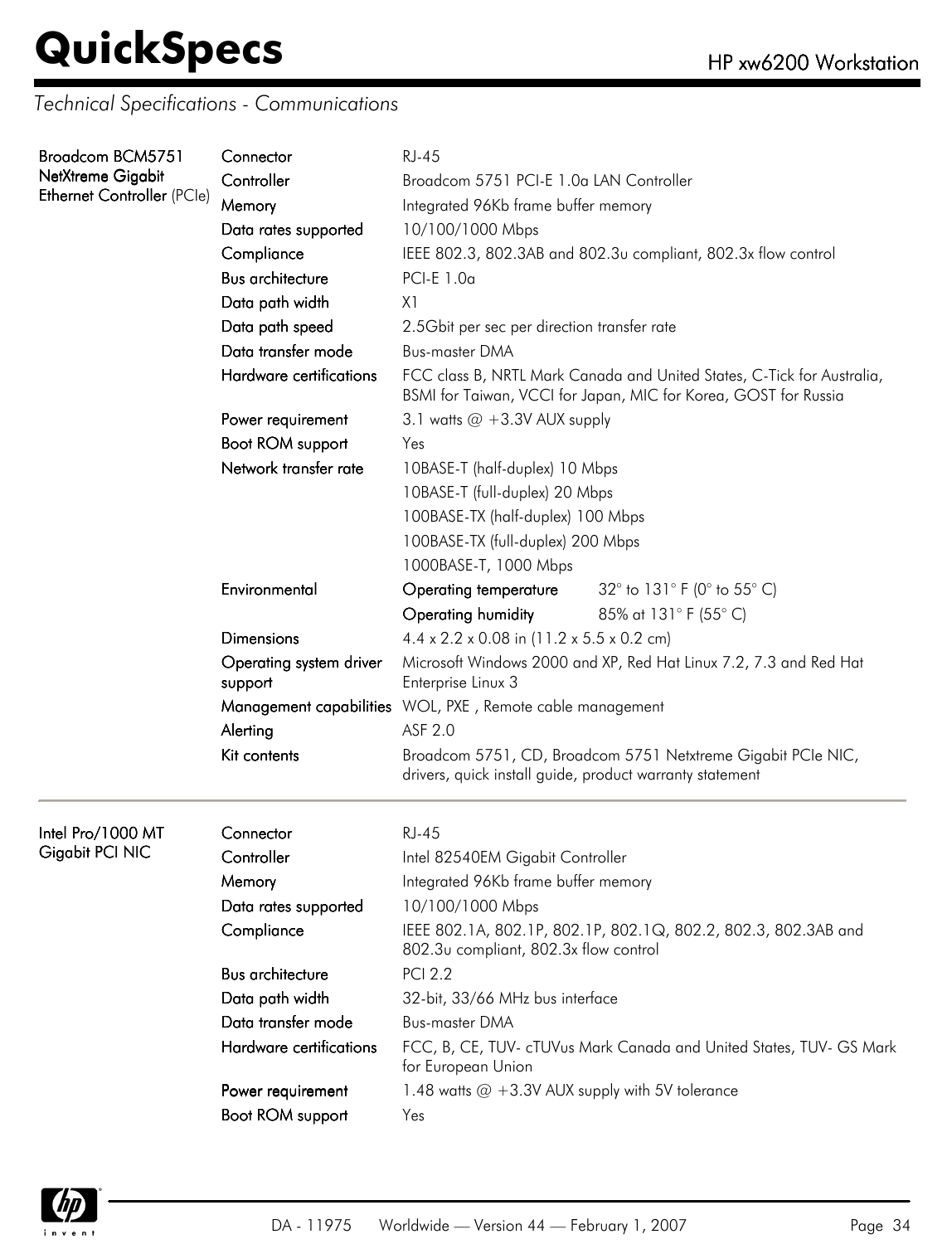*Technical Specifications - Communications*

| | | |
|---|---|---|
| **Broadcom BCM5751 NetXtreme Gigabit Ethernet Controller** (PCIe) | **Connector** | RJ-45 |
| | **Controller** | Broadcom 5751 PCI-E 1.0a LAN Controller |
| | **Memory** | Integrated 96Kb frame buffer memory |
| | **Data rates supported** | 10/100/1000 Mbps |
| | **Compliance** | IEEE 802.3, 802.3AB and 802.3u compliant, 802.3x flow control |
| | **Bus architecture** | PCI-E 1.0a |
| | **Data path width** | X1 |
| | **Data path speed** | 2.5Gbit per sec per direction transfer rate |
| | **Data transfer mode** | Bus-master DMA |
| | **Hardware certifications** | FCC class B, NRTL Mark Canada and United States, C-Tick for Australia, BSMI for Taiwan, VCCI for Japan, MIC for Korea, GOST for Russia |
| | **Power requirement** | 3.1 watts @ +3.3V AUX supply |
| | **Boot ROM support** | Yes |
| | **Network transfer rate** | 10BASE-T (half-duplex) 10 Mbps<br>10BASE-T (full-duplex) 20 Mbps<br>100BASE-TX (half-duplex) 100 Mbps<br>100BASE-TX (full-duplex) 200 Mbps<br>1000BASE-T, 1000 Mbps |
| | **Environmental** | **Operating temperature** 32° to 131° F (0° to 55° C)<br>**Operating humidity** 85% at 131° F (55° C) |
| | **Dimensions** | 4.4 x 2.2 x 0.08 in (11.2 x 5.5 x 0.2 cm) |
| | **Operating system driver support** | Microsoft Windows 2000 and XP, Red Hat Linux 7.2, 7.3 and Red Hat Enterprise Linux 3 |
| | **Management capabilities** | WOL, PXE , Remote cable management |
| | **Alerting** | ASF 2.0 |
| | **Kit contents** | Broadcom 5751, CD, Broadcom 5751 Netxtreme Gigabit PCIe NIC, drivers, quick install guide, product warranty statement |

| | | |
|---|---|---|
| **Intel Pro/1000 MT Gigabit PCI NIC** | **Connector** | RJ-45 |
| | **Controller** | Intel 82540EM Gigabit Controller |
| | **Memory** | Integrated 96Kb frame buffer memory |
| | **Data rates supported** | 10/100/1000 Mbps |
| | **Compliance** | IEEE 802.1A, 802.1P, 802.1P, 802.1Q, 802.2, 802.3, 802.3AB and 802.3u compliant, 802.3x flow control |
| | **Bus architecture** | PCI 2.2 |
| | **Data path width** | 32-bit, 33/66 MHz bus interface |
| | **Data transfer mode** | Bus-master DMA |
| | **Hardware certifications** | FCC, B, CE, TUV- cTUVus Mark Canada and United States, TUV- GS Mark for European Union |
| | **Power requirement** | 1.48 watts @ +3.3V AUX supply with 5V tolerance |
| | **Boot ROM support** | Yes |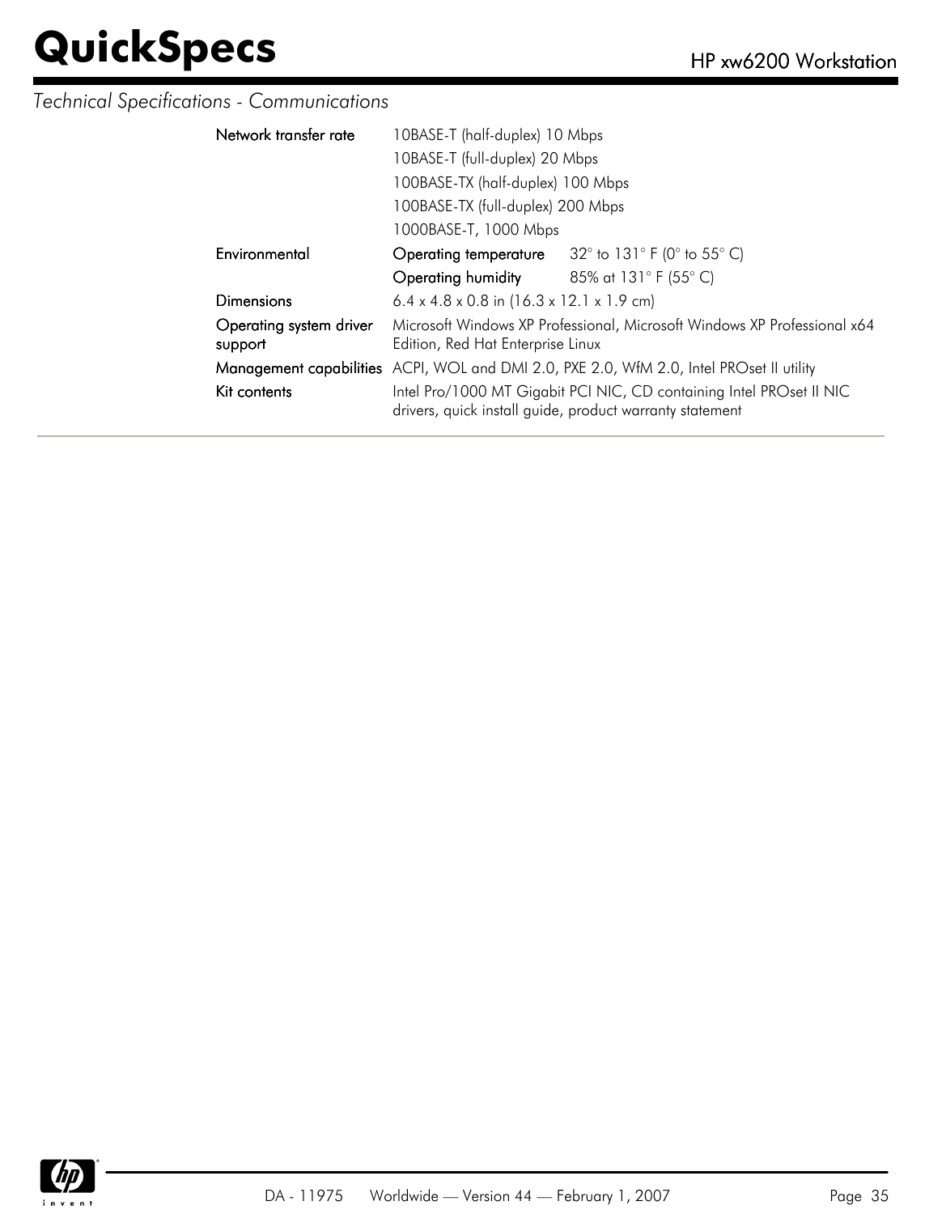*Technical Specifications - Communications*

| | | |
|---|---|---|
| **Network transfer rate** | 10BASE-T (half-duplex) 10 Mbps | |
| | 10BASE-T (full-duplex) 20 Mbps | |
| | 100BASE-TX (half-duplex) 100 Mbps | |
| | 100BASE-TX (full-duplex) 200 Mbps | |
| | 1000BASE-T, 1000 Mbps | |
| **Environmental** | **Operating temperature** | 32° to 131° F (0° to 55° C) |
| | **Operating humidity** | 85% at 131° F (55° C) |
| **Dimensions** | 6.4 x 4.8 x 0.8 in (16.3 x 12.1 x 1.9 cm) | |
| **Operating system driver support** | Microsoft Windows XP Professional, Microsoft Windows XP Professional x64 Edition, Red Hat Enterprise Linux | |
| **Management capabilities** | ACPI, WOL and DMI 2.0, PXE 2.0, WfM 2.0, Intel PROset II utility | |
| **Kit contents** | Intel Pro/1000 MT Gigabit PCI NIC, CD containing Intel PROset II NIC drivers, quick install guide, product warranty statement | |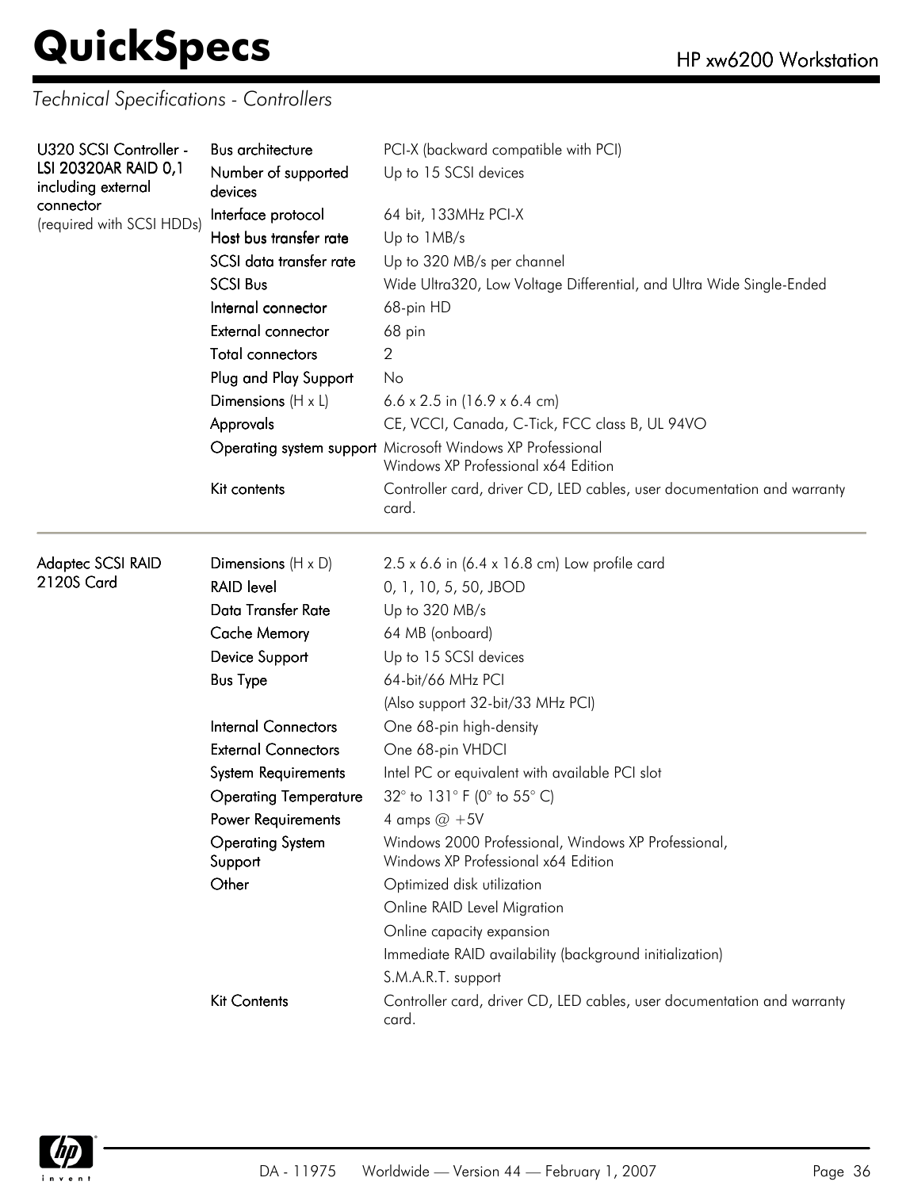## Technical Specifications - Controllers

| | | |
|---|---|---|
| **U320 SCSI Controller - LSI 20320AR RAID 0,1** including external connector (required with SCSI HDDs) | Bus architecture | PCI-X (backward compatible with PCI) |
| | Number of supported devices | Up to 15 SCSI devices |
| | Interface protocol | 64 bit, 133MHz PCI-X |
| | Host bus transfer rate | Up to 1MB/s |
| | SCSI data transfer rate | Up to 320 MB/s per channel |
| | SCSI Bus | Wide Ultra320, Low Voltage Differential, and Ultra Wide Single-Ended |
| | Internal connector | 68-pin HD |
| | External connector | 68 pin |
| | Total connectors | 2 |
| | Plug and Play Support | No |
| | Dimensions (H x L) | 6.6 x 2.5 in (16.9 x 6.4 cm) |
| | Approvals | CE, VCCI, Canada, C-Tick, FCC class B, UL 94VO |
| | Operating system support | Microsoft Windows XP Professional<br>Windows XP Professional x64 Edition |
| | Kit contents | Controller card, driver CD, LED cables, user documentation and warranty card. |

| | | |
|---|---|---|
| **Adaptec SCSI RAID 2120S Card** | Dimensions (H x D) | 2.5 x 6.6 in (6.4 x 16.8 cm) Low profile card |
| | RAID level | 0, 1, 10, 5, 50, JBOD |
| | Data Transfer Rate | Up to 320 MB/s |
| | Cache Memory | 64 MB (onboard) |
| | Device Support | Up to 15 SCSI devices |
| | Bus Type | 64-bit/66 MHz PCI |
| | | (Also support 32-bit/33 MHz PCI) |
| | Internal Connectors | One 68-pin high-density |
| | External Connectors | One 68-pin VHDCI |
| | System Requirements | Intel PC or equivalent with available PCI slot |
| | Operating Temperature | 32° to 131° F (0° to 55° C) |
| | Power Requirements | 4 amps @ +5V |
| | Operating System Support | Windows 2000 Professional, Windows XP Professional,<br>Windows XP Professional x64 Edition |
| | Other | Optimized disk utilization |
| | | Online RAID Level Migration |
| | | Online capacity expansion |
| | | Immediate RAID availability (background initialization) |
| | | S.M.A.R.T. support |
| | Kit Contents | Controller card, driver CD, LED cables, user documentation and warranty card. |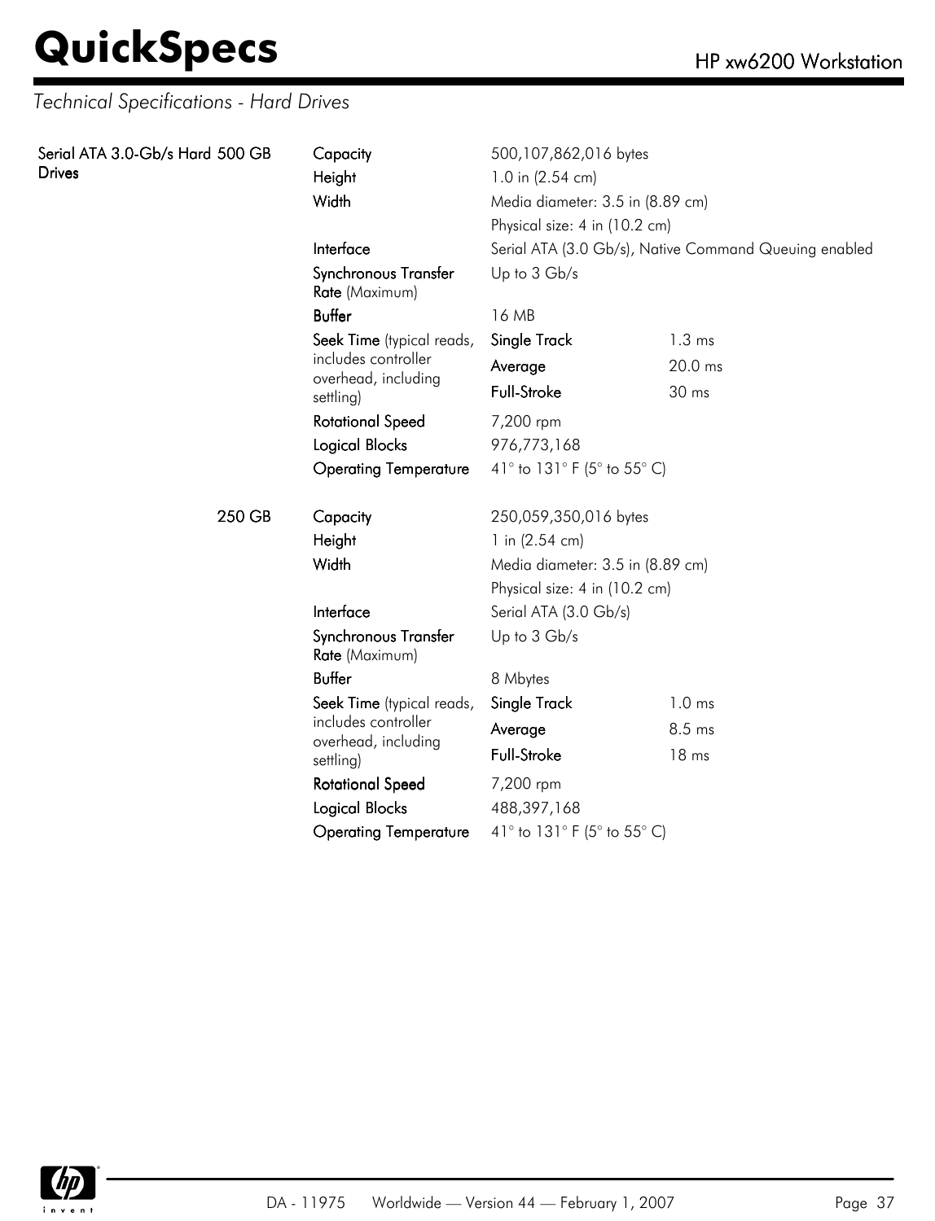## Technical Specifications - Hard Drives

| Serial ATA 3.0-Gb/s Hard Drives | | | | |
|---|---|---|---|---|
| 500 GB | **Capacity** | 500,107,862,016 bytes | | |
| | **Height** | 1.0 in (2.54 cm) | | |
| | **Width** | Media diameter: 3.5 in (8.89 cm) | | |
| | | Physical size: 4 in (10.2 cm) | | |
| | **Interface** | Serial ATA (3.0 Gb/s), Native Command Queuing enabled | | |
| | **Synchronous Transfer Rate** (Maximum) | Up to 3 Gb/s | | |
| | **Buffer** | 16 MB | | |
| | **Seek Time** (typical reads, includes controller overhead, including settling) | **Single Track** | 1.3 ms | |
| | | **Average** | 20.0 ms | |
| | | **Full-Stroke** | 30 ms | |
| | **Rotational Speed** | 7,200 rpm | | |
| | **Logical Blocks** | 976,773,168 | | |
| | **Operating Temperature** | 41° to 131° F (5° to 55° C) | | |
| 250 GB | **Capacity** | 250,059,350,016 bytes | | |
| | **Height** | 1 in (2.54 cm) | | |
| | **Width** | Media diameter: 3.5 in (8.89 cm) | | |
| | | Physical size: 4 in (10.2 cm) | | |
| | **Interface** | Serial ATA (3.0 Gb/s) | | |
| | **Synchronous Transfer Rate** (Maximum) | Up to 3 Gb/s | | |
| | **Buffer** | 8 Mbytes | | |
| | **Seek Time** (typical reads, includes controller overhead, including settling) | **Single Track** | 1.0 ms | |
| | | **Average** | 8.5 ms | |
| | | **Full-Stroke** | 18 ms | |
| | **Rotational Speed** | 7,200 rpm | | |
| | **Logical Blocks** | 488,397,168 | | |
| | **Operating Temperature** | 41° to 131° F (5° to 55° C) | | |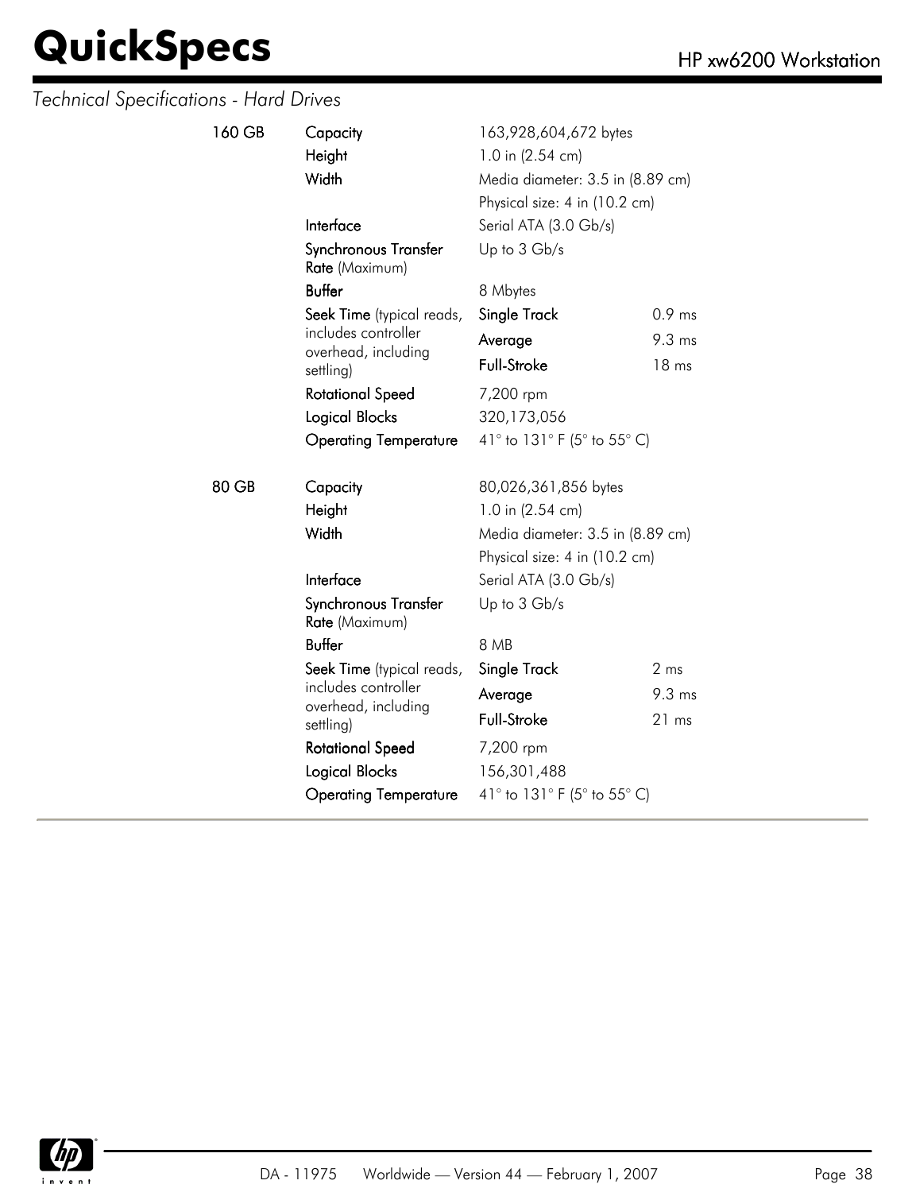*Technical Specifications - Hard Drives*

| | | | |
|---|---|---|---|
| **160 GB** | **Capacity** | 163,928,604,672 bytes | |
| | **Height** | 1.0 in (2.54 cm) | |
| | **Width** | Media diameter: 3.5 in (8.89 cm) | |
| | | Physical size: 4 in (10.2 cm) | |
| | **Interface** | Serial ATA (3.0 Gb/s) | |
| | **Synchronous Transfer Rate** (Maximum) | Up to 3 Gb/s | |
| | **Buffer** | 8 Mbytes | |
| | **Seek Time** (typical reads, includes controller overhead, including settling) | **Single Track** | 0.9 ms |
| | | **Average** | 9.3 ms |
| | | **Full-Stroke** | 18 ms |
| | **Rotational Speed** | 7,200 rpm | |
| | **Logical Blocks** | 320,173,056 | |
| | **Operating Temperature** | 41° to 131° F (5° to 55° C) | |
| **80 GB** | **Capacity** | 80,026,361,856 bytes | |
| | **Height** | 1.0 in (2.54 cm) | |
| | **Width** | Media diameter: 3.5 in (8.89 cm) | |
| | | Physical size: 4 in (10.2 cm) | |
| | **Interface** | Serial ATA (3.0 Gb/s) | |
| | **Synchronous Transfer Rate** (Maximum) | Up to 3 Gb/s | |
| | **Buffer** | 8 MB | |
| | **Seek Time** (typical reads, includes controller overhead, including settling) | **Single Track** | 2 ms |
| | | **Average** | 9.3 ms |
| | | **Full-Stroke** | 21 ms |
| | **Rotational Speed** | 7,200 rpm | |
| | **Logical Blocks** | 156,301,488 | |
| | **Operating Temperature** | 41° to 131° F (5° to 55° C) | |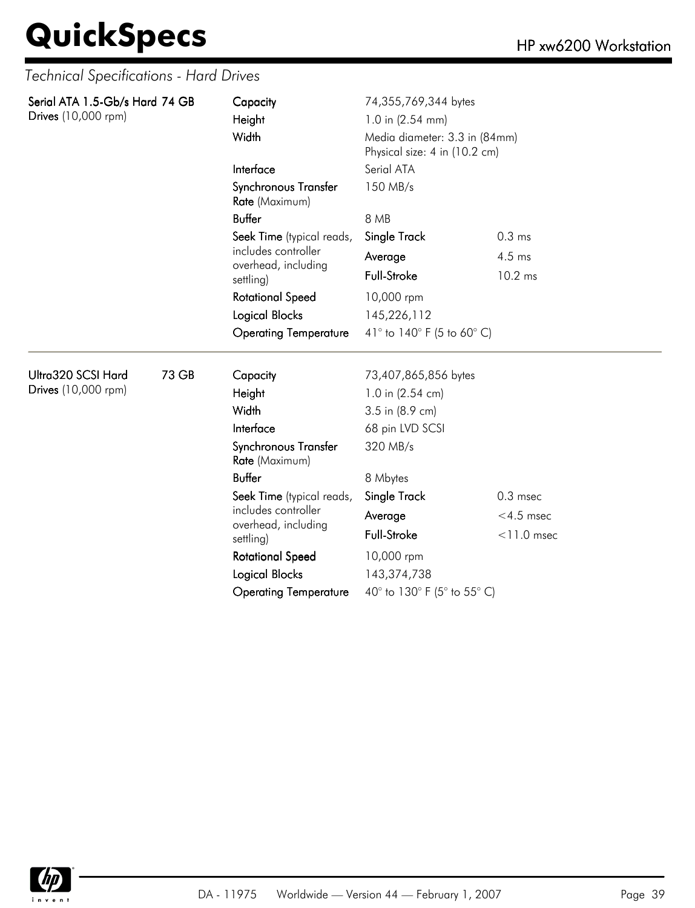## Technical Specifications - Hard Drives

| Drive | Size | Specification | Value | |
|---|---|---|---|---|
| **Serial ATA 1.5-Gb/s Hard Drives** (10,000 rpm) | **74 GB** | **Capacity** | 74,355,769,344 bytes | |
| | | **Height** | 1.0 in (2.54 mm) | |
| | | **Width** | Media diameter: 3.3 in (84mm) Physical size: 4 in (10.2 cm) | |
| | | **Interface** | Serial ATA | |
| | | **Synchronous Transfer Rate** (Maximum) | 150 MB/s | |
| | | **Buffer** | 8 MB | |
| | | **Seek Time** (typical reads, includes controller overhead, including settling) | **Single Track** | 0.3 ms |
| | | | **Average** | 4.5 ms |
| | | | **Full-Stroke** | 10.2 ms |
| | | **Rotational Speed** | 10,000 rpm | |
| | | **Logical Blocks** | 145,226,112 | |
| | | **Operating Temperature** | 41° to 140° F (5 to 60° C) | |
| **Ultra320 SCSI Hard Drives** (10,000 rpm) | **73 GB** | **Capacity** | 73,407,865,856 bytes | |
| | | **Height** | 1.0 in (2.54 cm) | |
| | | **Width** | 3.5 in (8.9 cm) | |
| | | **Interface** | 68 pin LVD SCSI | |
| | | **Synchronous Transfer Rate** (Maximum) | 320 MB/s | |
| | | **Buffer** | 8 Mbytes | |
| | | **Seek Time** (typical reads, includes controller overhead, including settling) | **Single Track** | 0.3 msec |
| | | | **Average** | <4.5 msec |
| | | | **Full-Stroke** | <11.0 msec |
| | | **Rotational Speed** | 10,000 rpm | |
| | | **Logical Blocks** | 143,374,738 | |
| | | **Operating Temperature** | 40° to 130° F (5° to 55° C) | |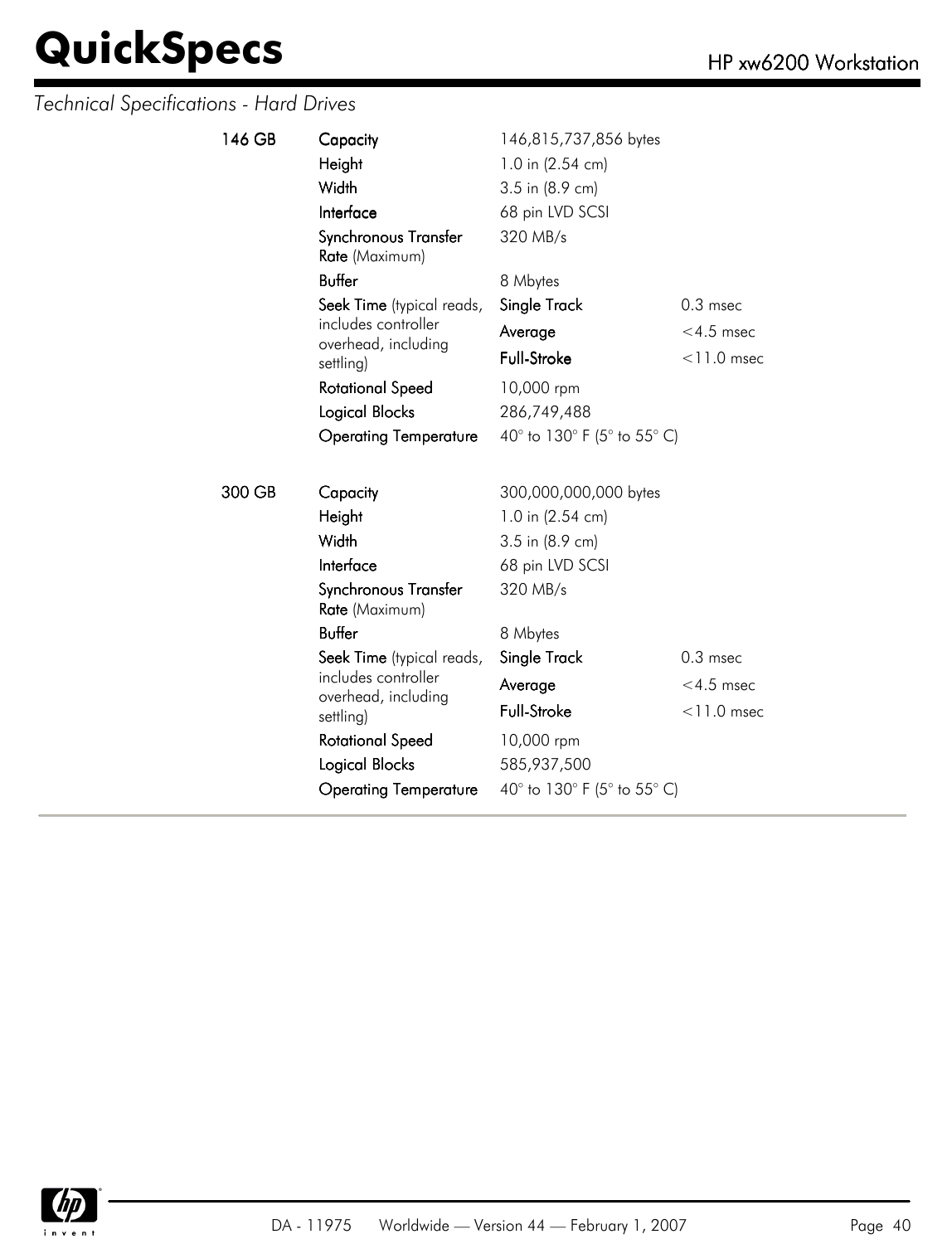*Technical Specifications - Hard Drives*

| | | | |
|---|---|---|---|
| **146 GB** | **Capacity** | 146,815,737,856 bytes | |
| | **Height** | 1.0 in (2.54 cm) | |
| | **Width** | 3.5 in (8.9 cm) | |
| | **Interface** | 68 pin LVD SCSI | |
| | **Synchronous Transfer Rate** (Maximum) | 320 MB/s | |
| | **Buffer** | 8 Mbytes | |
| | **Seek Time** (typical reads, includes controller overhead, including settling) | **Single Track** | 0.3 msec |
| | | **Average** | <4.5 msec |
| | | **Full-Stroke** | <11.0 msec |
| | **Rotational Speed** | 10,000 rpm | |
| | **Logical Blocks** | 286,749,488 | |
| | **Operating Temperature** | 40° to 130° F (5° to 55° C) | |
| **300 GB** | **Capacity** | 300,000,000,000 bytes | |
| | **Height** | 1.0 in (2.54 cm) | |
| | **Width** | 3.5 in (8.9 cm) | |
| | **Interface** | 68 pin LVD SCSI | |
| | **Synchronous Transfer Rate** (Maximum) | 320 MB/s | |
| | **Buffer** | 8 Mbytes | |
| | **Seek Time** (typical reads, includes controller overhead, including settling) | **Single Track** | 0.3 msec |
| | | **Average** | <4.5 msec |
| | | **Full-Stroke** | <11.0 msec |
| | **Rotational Speed** | 10,000 rpm | |
| | **Logical Blocks** | 585,937,500 | |
| | **Operating Temperature** | 40° to 130° F (5° to 55° C) | |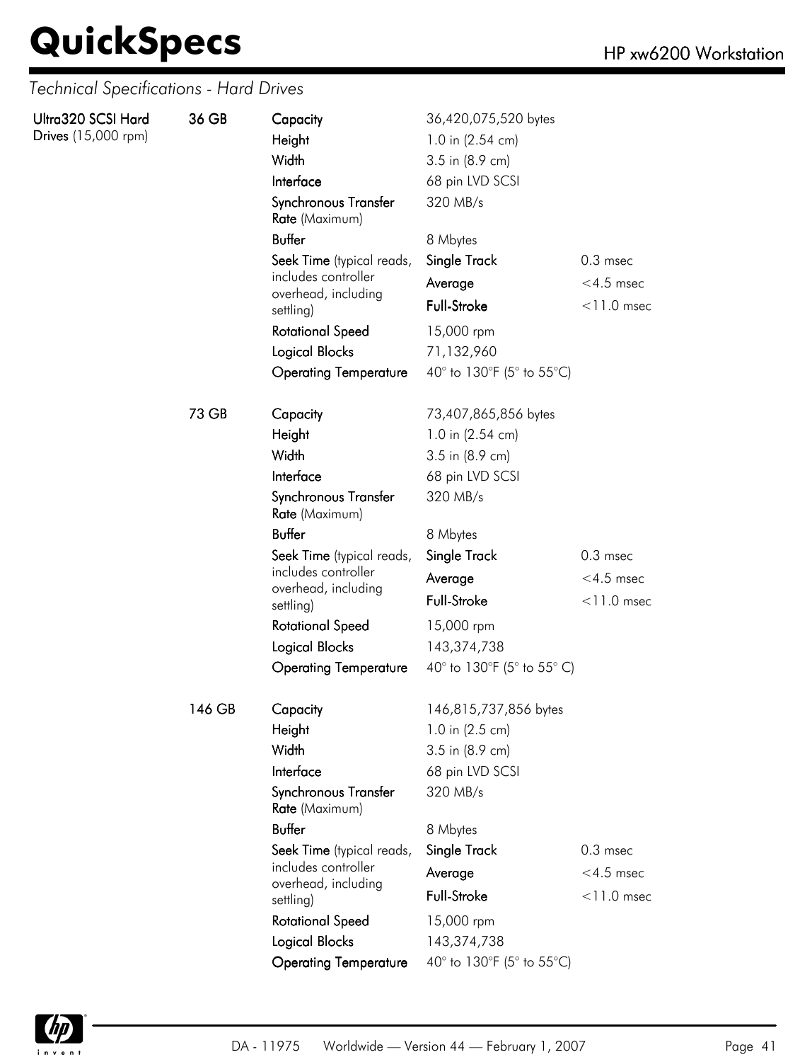## Technical Specifications - Hard Drives

| | | | | |
|---|---|---|---|---|
| **Ultra320 SCSI Hard Drives** (15,000 rpm) | **36 GB** | **Capacity** | 36,420,075,520 bytes | |
| | | **Height** | 1.0 in (2.54 cm) | |
| | | **Width** | 3.5 in (8.9 cm) | |
| | | **Interface** | 68 pin LVD SCSI | |
| | | **Synchronous Transfer Rate** (Maximum) | 320 MB/s | |
| | | **Buffer** | 8 Mbytes | |
| | | **Seek Time** (typical reads, includes controller overhead, including settling) | **Single Track** | 0.3 msec |
| | | | **Average** | <4.5 msec |
| | | | **Full-Stroke** | <11.0 msec |
| | | **Rotational Speed** | 15,000 rpm | |
| | | **Logical Blocks** | 71,132,960 | |
| | | **Operating Temperature** | 40° to 130°F (5° to 55°C) | |
| | **73 GB** | **Capacity** | 73,407,865,856 bytes | |
| | | **Height** | 1.0 in (2.54 cm) | |
| | | **Width** | 3.5 in (8.9 cm) | |
| | | **Interface** | 68 pin LVD SCSI | |
| | | **Synchronous Transfer Rate** (Maximum) | 320 MB/s | |
| | | **Buffer** | 8 Mbytes | |
| | | **Seek Time** (typical reads, includes controller overhead, including settling) | **Single Track** | 0.3 msec |
| | | | **Average** | <4.5 msec |
| | | | **Full-Stroke** | <11.0 msec |
| | | **Rotational Speed** | 15,000 rpm | |
| | | **Logical Blocks** | 143,374,738 | |
| | | **Operating Temperature** | 40° to 130°F (5° to 55° C) | |
| | **146 GB** | **Capacity** | 146,815,737,856 bytes | |
| | | **Height** | 1.0 in (2.5 cm) | |
| | | **Width** | 3.5 in (8.9 cm) | |
| | | **Interface** | 68 pin LVD SCSI | |
| | | **Synchronous Transfer Rate** (Maximum) | 320 MB/s | |
| | | **Buffer** | 8 Mbytes | |
| | | **Seek Time** (typical reads, includes controller overhead, including settling) | **Single Track** | 0.3 msec |
| | | | **Average** | <4.5 msec |
| | | | **Full-Stroke** | <11.0 msec |
| | | **Rotational Speed** | 15,000 rpm | |
| | | **Logical Blocks** | 143,374,738 | |
| | | **Operating Temperature** | 40° to 130°F (5° to 55°C) | |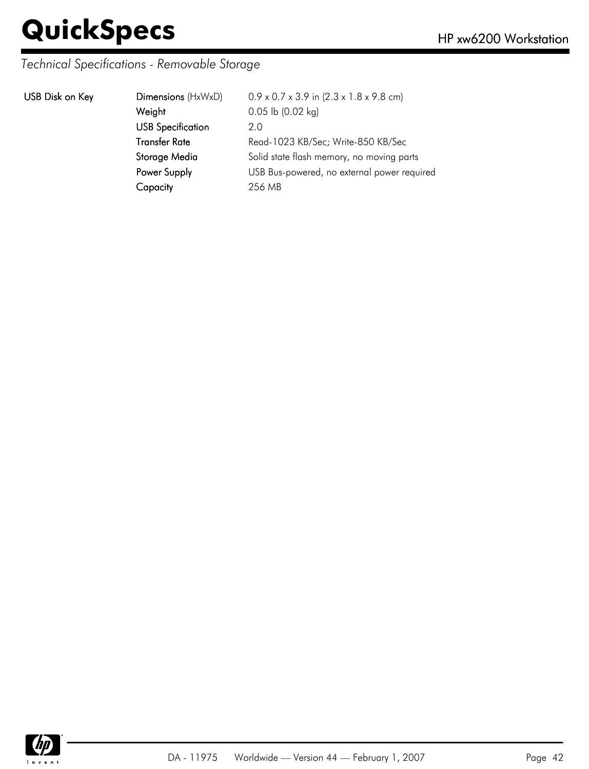*Technical Specifications - Removable Storage*

| | | |
|---|---|---|
| **USB Disk on Key** | **Dimensions** (HxWxD) | 0.9 x 0.7 x 3.9 in (2.3 x 1.8 x 9.8 cm) |
| | **Weight** | 0.05 lb (0.02 kg) |
| | **USB Specification** | 2.0 |
| | **Transfer Rate** | Read-1023 KB/Sec; Write-850 KB/Sec |
| | **Storage Media** | Solid state flash memory, no moving parts |
| | **Power Supply** | USB Bus-powered, no external power required |
| | **Capacity** | 256 MB |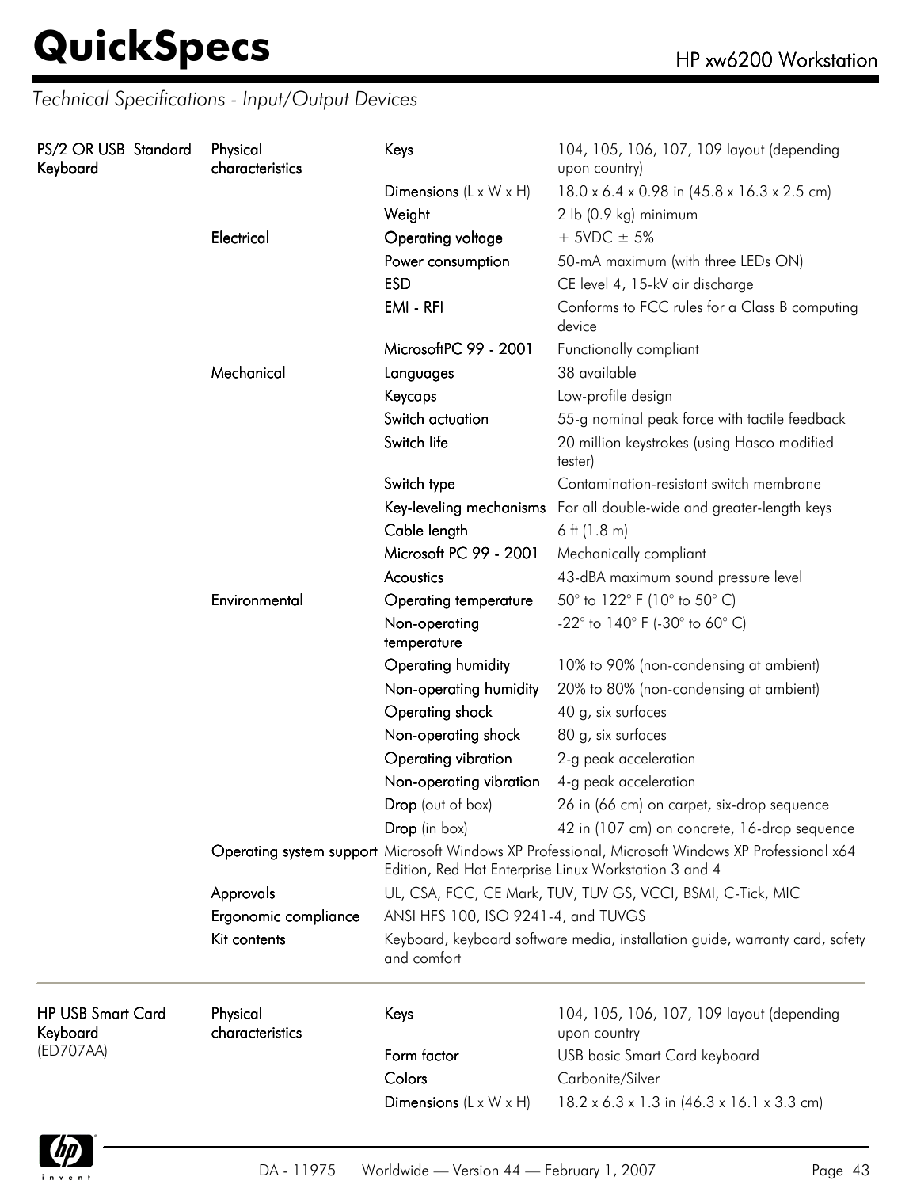*Technical Specifications - Input/Output Devices*

| | | | |
|---|---|---|---|
| PS/2 OR USB Standard Keyboard | Physical characteristics | Keys | 104, 105, 106, 107, 109 layout (depending upon country) |
| | | Dimensions (L x W x H) | 18.0 x 6.4 x 0.98 in (45.8 x 16.3 x 2.5 cm) |
| | | Weight | 2 lb (0.9 kg) minimum |
| | Electrical | Operating voltage | + 5VDC ± 5% |
| | | Power consumption | 50-mA maximum (with three LEDs ON) |
| | | ESD | CE level 4, 15-kV air discharge |
| | | EMI - RFI | Conforms to FCC rules for a Class B computing device |
| | | MicrosoftPC 99 - 2001 | Functionally compliant |
| | Mechanical | Languages | 38 available |
| | | Keycaps | Low-profile design |
| | | Switch actuation | 55-g nominal peak force with tactile feedback |
| | | Switch life | 20 million keystrokes (using Hasco modified tester) |
| | | Switch type | Contamination-resistant switch membrane |
| | | Key-leveling mechanisms | For all double-wide and greater-length keys |
| | | Cable length | 6 ft (1.8 m) |
| | | Microsoft PC 99 - 2001 | Mechanically compliant |
| | | Acoustics | 43-dBA maximum sound pressure level |
| | Environmental | Operating temperature | 50° to 122° F (10° to 50° C) |
| | | Non-operating temperature | -22° to 140° F (-30° to 60° C) |
| | | Operating humidity | 10% to 90% (non-condensing at ambient) |
| | | Non-operating humidity | 20% to 80% (non-condensing at ambient) |
| | | Operating shock | 40 g, six surfaces |
| | | Non-operating shock | 80 g, six surfaces |
| | | Operating vibration | 2-g peak acceleration |
| | | Non-operating vibration | 4-g peak acceleration |
| | | Drop (out of box) | 26 in (66 cm) on carpet, six-drop sequence |
| | | Drop (in box) | 42 in (107 cm) on concrete, 16-drop sequence |
| | Operating system support | Microsoft Windows XP Professional, Microsoft Windows XP Professional x64 Edition, Red Hat Enterprise Linux Workstation 3 and 4 | |
| | Approvals | UL, CSA, FCC, CE Mark, TUV, TUV GS, VCCI, BSMI, C-Tick, MIC | |
| | Ergonomic compliance | ANSI HFS 100, ISO 9241-4, and TUVGS | |
| | Kit contents | Keyboard, keyboard software media, installation guide, warranty card, safety and comfort | |

| | | | |
|---|---|---|---|
| HP USB Smart Card Keyboard (ED707AA) | Physical characteristics | Keys | 104, 105, 106, 107, 109 layout (depending upon country |
| | | Form factor | USB basic Smart Card keyboard |
| | | Colors | Carbonite/Silver |
| | | Dimensions (L x W x H) | 18.2 x 6.3 x 1.3 in (46.3 x 16.1 x 3.3 cm) |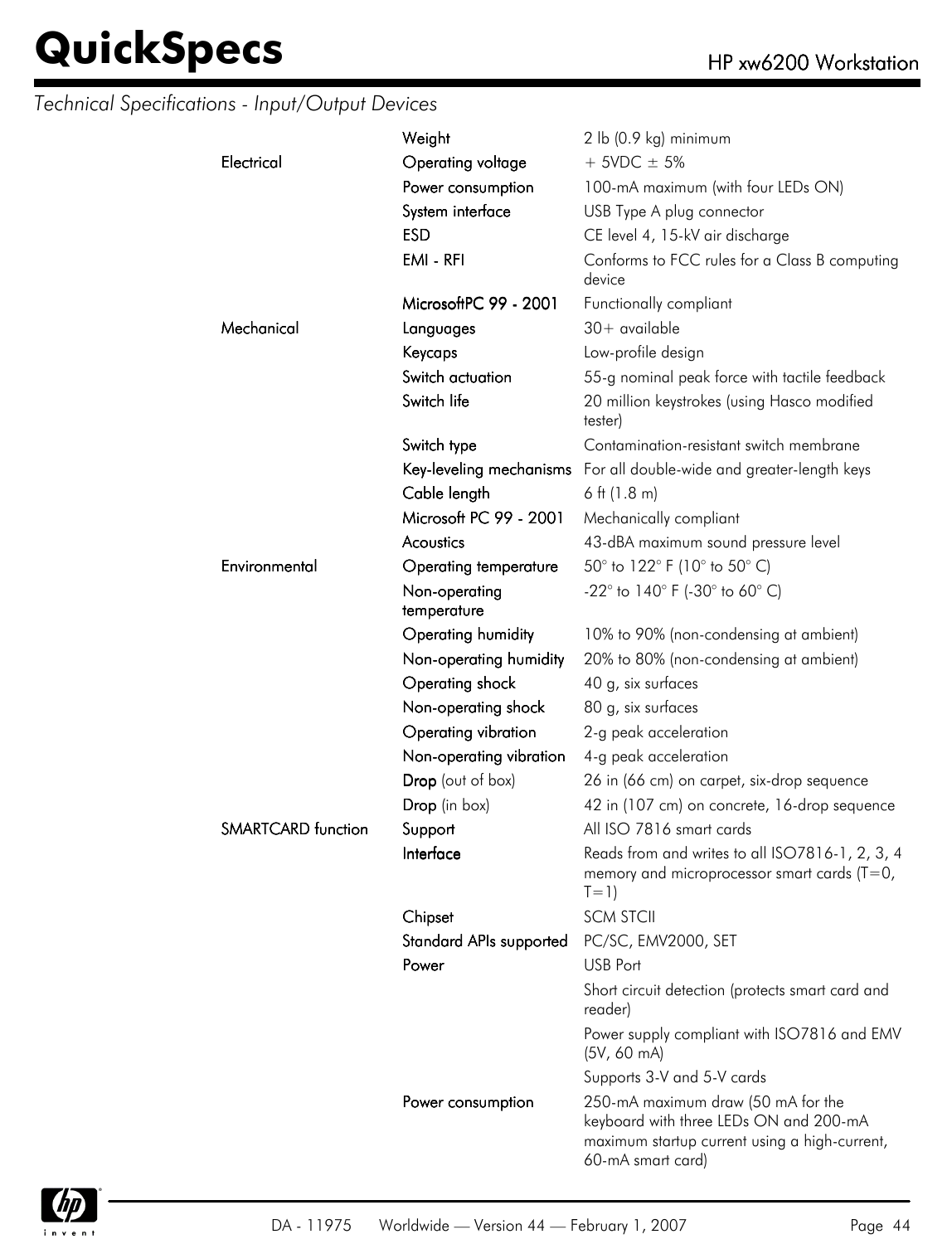*Technical Specifications - Input/Output Devices*

| | | |
|---|---|---|
| | Weight | 2 lb (0.9 kg) minimum |
| Electrical | Operating voltage | + 5VDC ± 5% |
| | Power consumption | 100-mA maximum (with four LEDs ON) |
| | System interface | USB Type A plug connector |
| | ESD | CE level 4, 15-kV air discharge |
| | EMI - RFI | Conforms to FCC rules for a Class B computing device |
| | MicrosoftPC 99 - 2001 | Functionally compliant |
| Mechanical | Languages | 30+ available |
| | Keycaps | Low-profile design |
| | Switch actuation | 55-g nominal peak force with tactile feedback |
| | Switch life | 20 million keystrokes (using Hasco modified tester) |
| | Switch type | Contamination-resistant switch membrane |
| | Key-leveling mechanisms | For all double-wide and greater-length keys |
| | Cable length | 6 ft (1.8 m) |
| | Microsoft PC 99 - 2001 | Mechanically compliant |
| | Acoustics | 43-dBA maximum sound pressure level |
| Environmental | Operating temperature | 50° to 122° F (10° to 50° C) |
| | Non-operating temperature | -22° to 140° F (-30° to 60° C) |
| | Operating humidity | 10% to 90% (non-condensing at ambient) |
| | Non-operating humidity | 20% to 80% (non-condensing at ambient) |
| | Operating shock | 40 g, six surfaces |
| | Non-operating shock | 80 g, six surfaces |
| | Operating vibration | 2-g peak acceleration |
| | Non-operating vibration | 4-g peak acceleration |
| | **Drop** (out of box) | 26 in (66 cm) on carpet, six-drop sequence |
| | **Drop** (in box) | 42 in (107 cm) on concrete, 16-drop sequence |
| SMARTCARD function | Support | All ISO 7816 smart cards |
| | Interface | Reads from and writes to all ISO7816-1, 2, 3, 4 memory and microprocessor smart cards (T=0, T=1) |
| | Chipset | SCM STCII |
| | Standard APIs supported | PC/SC, EMV2000, SET |
| | Power | USB Port |
| | | Short circuit detection (protects smart card and reader) |
| | | Power supply compliant with ISO7816 and EMV (5V, 60 mA) |
| | | Supports 3-V and 5-V cards |
| | Power consumption | 250-mA maximum draw (50 mA for the keyboard with three LEDs ON and 200-mA maximum startup current using a high-current, 60-mA smart card) |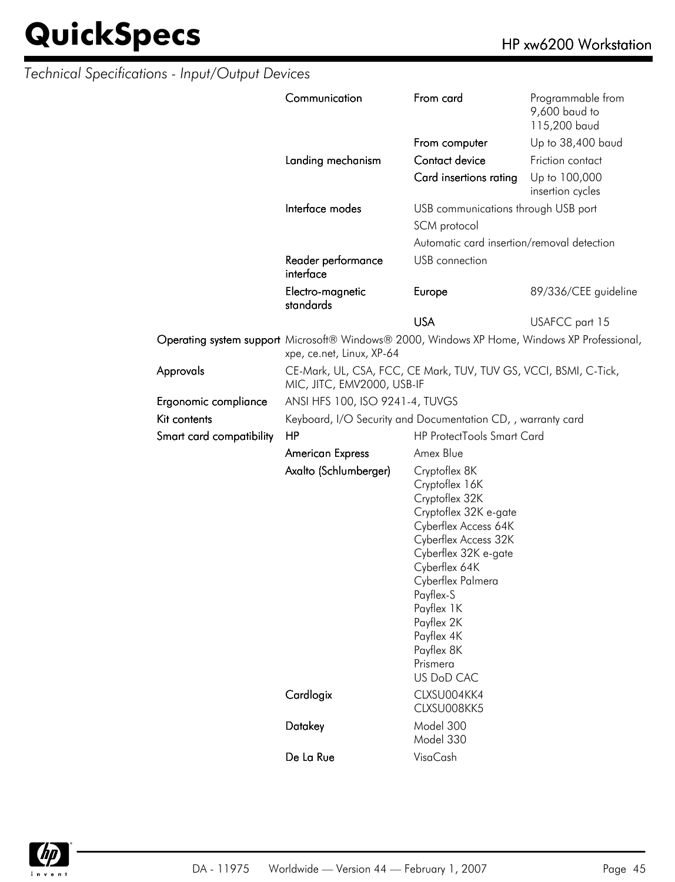## Technical Specifications - Input/Output Devices

| | | | |
|---|---|---|---|
| | Communication | From card | Programmable from 9,600 baud to 115,200 baud |
| | | From computer | Up to 38,400 baud |
| | Landing mechanism | Contact device | Friction contact |
| | | Card insertions rating | Up to 100,000 insertion cycles |
| | Interface modes | USB communications through USB port | |
| | | SCM protocol | |
| | | Automatic card insertion/removal detection | |
| | Reader performance interface | USB connection | |
| | Electro-magnetic standards | Europe | 89/336/CEE guideline |
| | | USA | USAFCC part 15 |
| Operating system support | Microsoft® Windows® 2000, Windows XP Home, Windows XP Professional, xpe, ce.net, Linux, XP-64 | | |
| Approvals | CE-Mark, UL, CSA, FCC, CE Mark, TUV, TUV GS, VCCI, BSMI, C-Tick, MIC, JITC, EMV2000, USB-IF | | |
| Ergonomic compliance | ANSI HFS 100, ISO 9241-4, TUVGS | | |
| Kit contents | Keyboard, I/O Security and Documentation CD, , warranty card | | |
| Smart card compatibility | HP | HP ProtectTools Smart Card | |
| | American Express | Amex Blue | |
| | Axalto (Schlumberger) | Cryptoflex 8K<br>Cryptoflex 16K<br>Cryptoflex 32K<br>Cryptoflex 32K e-gate<br>Cyberflex Access 64K<br>Cyberflex Access 32K<br>Cyberflex 32K e-gate<br>Cyberflex 64K<br>Cyberflex Palmera<br>Payflex-S<br>Payflex 1K<br>Payflex 2K<br>Payflex 4K<br>Payflex 8K<br>Prismera<br>US DoD CAC | |
| | Cardlogix | CLXSU004KK4<br>CLXSU008KK5 | |
| | Datakey | Model 300<br>Model 330 | |
| | De La Rue | VisaCash | |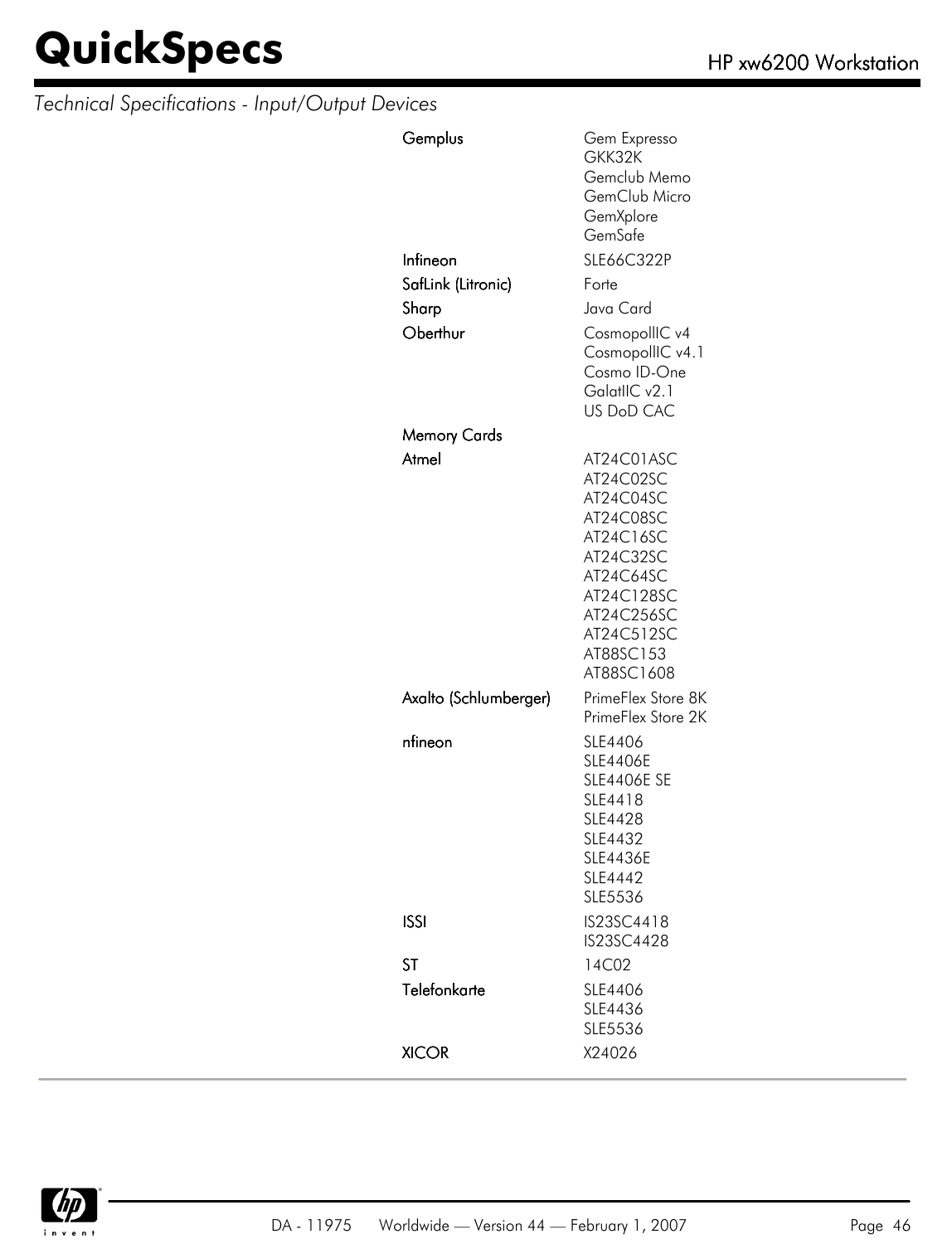*Technical Specifications - Input/Output Devices*

| | |
|---|---|
| **Gemplus** | Gem Expresso<br>GKK32K<br>Gemclub Memo<br>GemClub Micro<br>GemXplore<br>GemSafe |
| **Infineon** | SLE66C322P |
| **SafLink (Litronic)** | Forte |
| **Sharp** | Java Card |
| **Oberthur** | CosmopolIIC v4<br>CosmopolIIC v4.1<br>Cosmo ID-One<br>GalatIIC v2.1<br>US DoD CAC |
| **Memory Cards** | |
| **Atmel** | AT24C01ASC<br>AT24C02SC<br>AT24C04SC<br>AT24C08SC<br>AT24C16SC<br>AT24C32SC<br>AT24C64SC<br>AT24C128SC<br>AT24C256SC<br>AT24C512SC<br>AT88SC153<br>AT88SC1608 |
| **Axalto (Schlumberger)** | PrimeFlex Store 8K<br>PrimeFlex Store 2K |
| **nfineon** | SLE4406<br>SLE4406E<br>SLE4406E SE<br>SLE4418<br>SLE4428<br>SLE4432<br>SLE4436E<br>SLE4442<br>SLE5536 |
| **ISSI** | IS23SC4418<br>IS23SC4428 |
| **ST** | 14C02 |
| **Telefonkarte** | SLE4406<br>SLE4436<br>SLE5536 |
| **XICOR** | X24026 |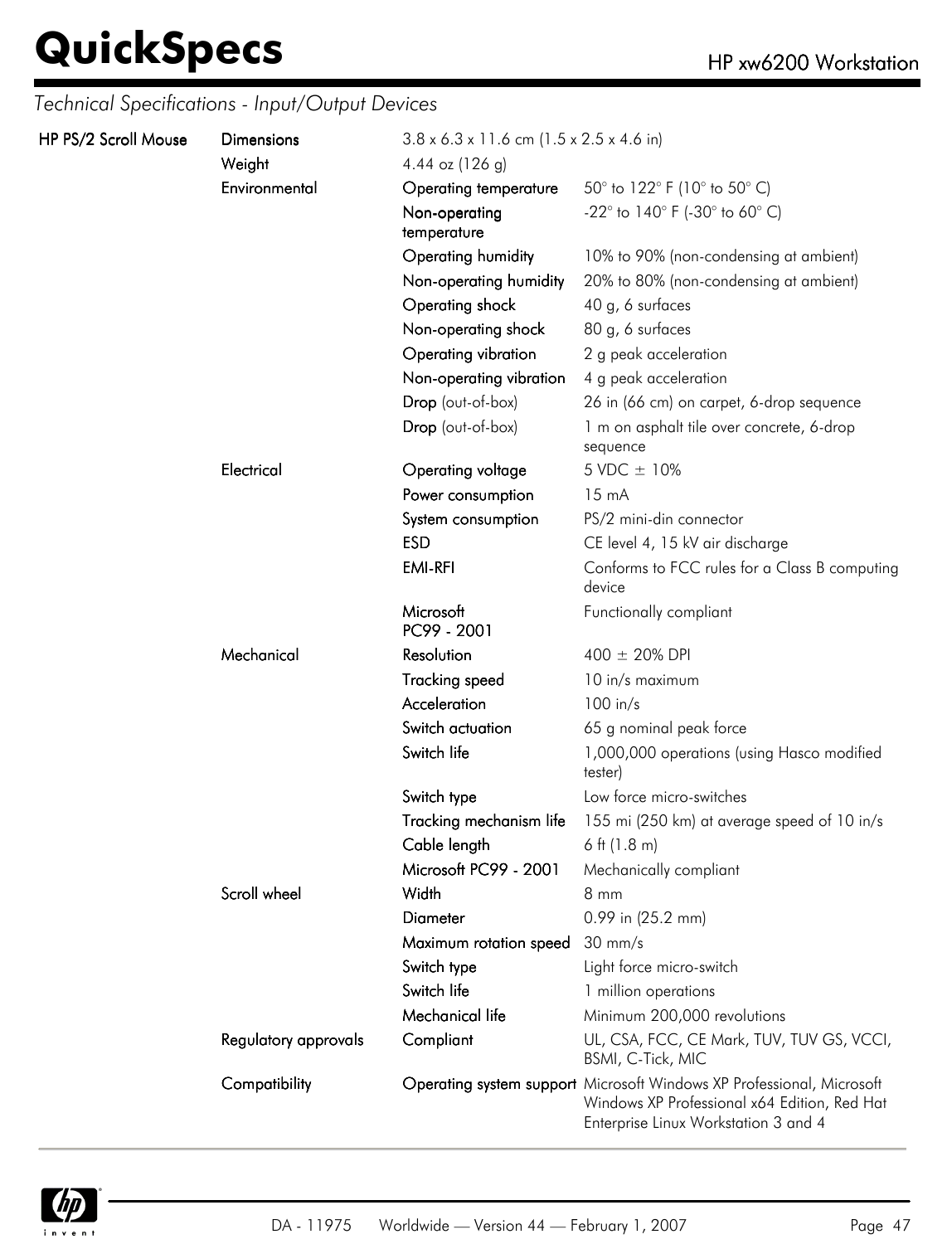*Technical Specifications - Input/Output Devices*

| | | | |
|---|---|---|---|
| **HP PS/2 Scroll Mouse** | **Dimensions** | 3.8 x 6.3 x 11.6 cm (1.5 x 2.5 x 4.6 in) | |
| | **Weight** | 4.44 oz (126 g) | |
| | **Environmental** | **Operating temperature** | 50° to 122° F (10° to 50° C) |
| | | **Non-operating temperature** | -22° to 140° F (-30° to 60° C) |
| | | **Operating humidity** | 10% to 90% (non-condensing at ambient) |
| | | **Non-operating humidity** | 20% to 80% (non-condensing at ambient) |
| | | **Operating shock** | 40 g, 6 surfaces |
| | | **Non-operating shock** | 80 g, 6 surfaces |
| | | **Operating vibration** | 2 g peak acceleration |
| | | **Non-operating vibration** | 4 g peak acceleration |
| | | **Drop** (out-of-box) | 26 in (66 cm) on carpet, 6-drop sequence |
| | | **Drop** (out-of-box) | 1 m on asphalt tile over concrete, 6-drop sequence |
| | **Electrical** | **Operating voltage** | 5 VDC ± 10% |
| | | **Power consumption** | 15 mA |
| | | **System consumption** | PS/2 mini-din connector |
| | | **ESD** | CE level 4, 15 kV air discharge |
| | | **EMI-RFI** | Conforms to FCC rules for a Class B computing device |
| | | **Microsoft PC99 - 2001** | Functionally compliant |
| | **Mechanical** | **Resolution** | 400 ± 20% DPI |
| | | **Tracking speed** | 10 in/s maximum |
| | | **Acceleration** | 100 in/s |
| | | **Switch actuation** | 65 g nominal peak force |
| | | **Switch life** | 1,000,000 operations (using Hasco modified tester) |
| | | **Switch type** | Low force micro-switches |
| | | **Tracking mechanism life** | 155 mi (250 km) at average speed of 10 in/s |
| | | **Cable length** | 6 ft (1.8 m) |
| | | **Microsoft PC99 - 2001** | Mechanically compliant |
| | **Scroll wheel** | **Width** | 8 mm |
| | | **Diameter** | 0.99 in (25.2 mm) |
| | | **Maximum rotation speed** | 30 mm/s |
| | | **Switch type** | Light force micro-switch |
| | | **Switch life** | 1 million operations |
| | | **Mechanical life** | Minimum 200,000 revolutions |
| | **Regulatory approvals** | **Compliant** | UL, CSA, FCC, CE Mark, TUV, TUV GS, VCCI, BSMI, C-Tick, MIC |
| | **Compatibility** | **Operating system support** | Microsoft Windows XP Professional, Microsoft Windows XP Professional x64 Edition, Red Hat Enterprise Linux Workstation 3 and 4 |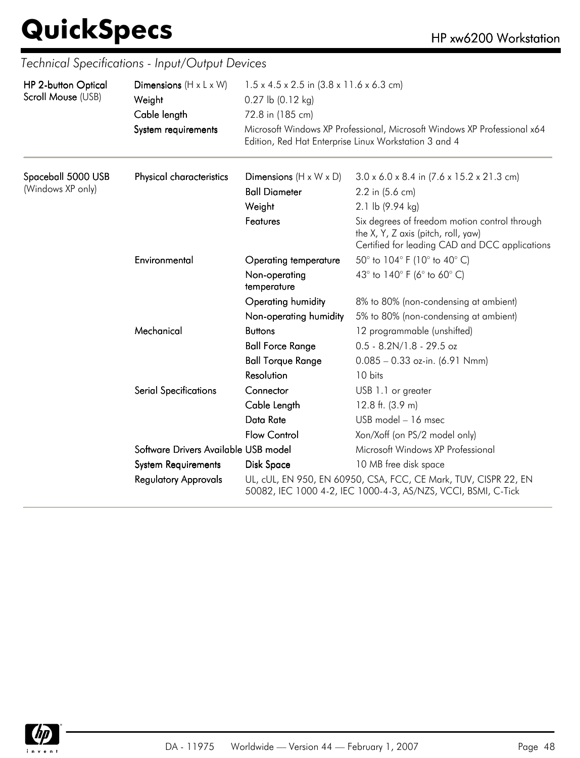## Technical Specifications - Input/Output Devices

| | | | |
|---|---|---|---|
| **HP 2-button Optical Scroll Mouse** (USB) | **Dimensions** (H x L x W) | 1.5 x 4.5 x 2.5 in (3.8 x 11.6 x 6.3 cm) | |
| | **Weight** | 0.27 lb (0.12 kg) | |
| | **Cable length** | 72.8 in (185 cm) | |
| | **System requirements** | Microsoft Windows XP Professional, Microsoft Windows XP Professional x64 Edition, Red Hat Enterprise Linux Workstation 3 and 4 | |
| **Spaceball 5000 USB** (Windows XP only) | **Physical characteristics** | **Dimensions** (H x W x D) | 3.0 x 6.0 x 8.4 in (7.6 x 15.2 x 21.3 cm) |
| | | **Ball Diameter** | 2.2 in (5.6 cm) |
| | | **Weight** | 2.1 lb (9.94 kg) |
| | | **Features** | Six degrees of freedom motion control through the X, Y, Z axis (pitch, roll, yaw)<br>Certified for leading CAD and DCC applications |
| | **Environmental** | **Operating temperature** | 50° to 104° F (10° to 40° C) |
| | | **Non-operating temperature** | 43° to 140° F (6° to 60° C) |
| | | **Operating humidity** | 8% to 80% (non-condensing at ambient) |
| | | **Non-operating humidity** | 5% to 80% (non-condensing at ambient) |
| | **Mechanical** | **Buttons** | 12 programmable (unshifted) |
| | | **Ball Force Range** | 0.5 - 8.2N/1.8 - 29.5 oz |
| | | **Ball Torque Range** | 0.085 – 0.33 oz-in. (6.91 Nmm) |
| | | **Resolution** | 10 bits |
| | **Serial Specifications** | **Connector** | USB 1.1 or greater |
| | | **Cable Length** | 12.8 ft. (3.9 m) |
| | | **Data Rate** | USB model – 16 msec |
| | | **Flow Control** | Xon/Xoff (on PS/2 model only) |
| | **Software Drivers Available** | **USB model** | Microsoft Windows XP Professional |
| | **System Requirements** | **Disk Space** | 10 MB free disk space |
| | **Regulatory Approvals** | UL, cUL, EN 950, EN 60950, CSA, FCC, CE Mark, TUV, CISPR 22, EN 50082, IEC 1000 4-2, IEC 1000-4-3, AS/NZS, VCCI, BSMI, C-Tick | |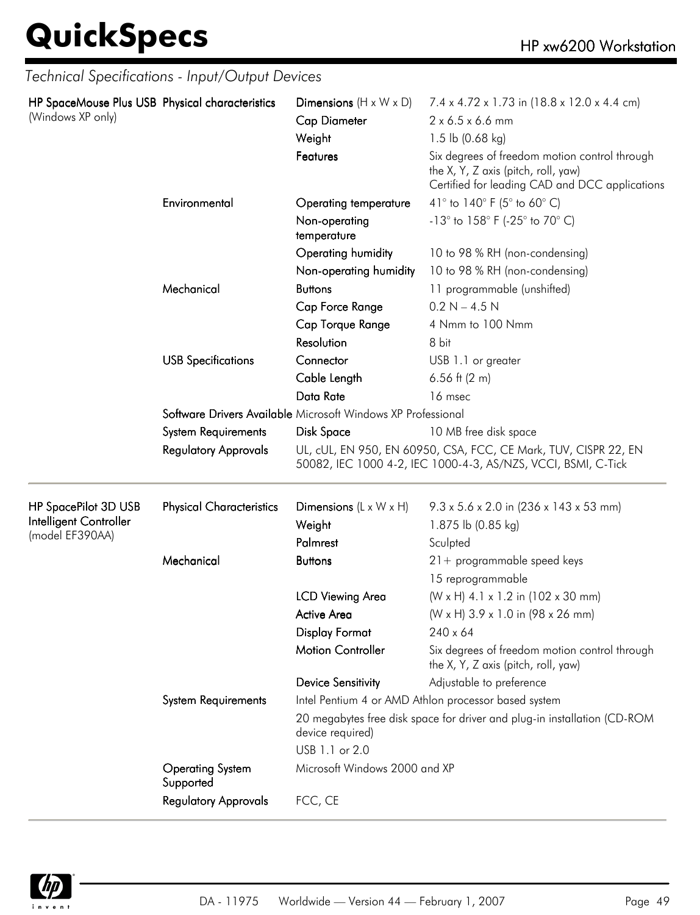## Technical Specifications - Input/Output Devices

| | | | |
|---|---|---|---|
| **HP SpaceMouse Plus USB** (Windows XP only) | **Physical characteristics** | **Dimensions** (H x W x D) | 7.4 x 4.72 x 1.73 in (18.8 x 12.0 x 4.4 cm) |
| | | **Cap Diameter** | 2 x 6.5 x 6.6 mm |
| | | **Weight** | 1.5 lb (0.68 kg) |
| | | **Features** | Six degrees of freedom motion control through the X, Y, Z axis (pitch, roll, yaw)<br>Certified for leading CAD and DCC applications |
| | **Environmental** | **Operating temperature** | 41° to 140° F (5° to 60° C) |
| | | **Non-operating temperature** | -13° to 158° F (-25° to 70° C) |
| | | **Operating humidity** | 10 to 98 % RH (non-condensing) |
| | | **Non-operating humidity** | 10 to 98 % RH (non-condensing) |
| | **Mechanical** | **Buttons** | 11 programmable (unshifted) |
| | | **Cap Force Range** | 0.2 N – 4.5 N |
| | | **Cap Torque Range** | 4 Nmm to 100 Nmm |
| | | **Resolution** | 8 bit |
| | **USB Specifications** | **Connector** | USB 1.1 or greater |
| | | **Cable Length** | 6.56 ft (2 m) |
| | | **Data Rate** | 16 msec |
| | **Software Drivers Available** | Microsoft Windows XP Professional | |
| | **System Requirements** | **Disk Space** | 10 MB free disk space |
| | **Regulatory Approvals** | UL, cUL, EN 950, EN 60950, CSA, FCC, CE Mark, TUV, CISPR 22, EN 50082, IEC 1000 4-2, IEC 1000-4-3, AS/NZS, VCCI, BSMI, C-Tick | |

| | | | |
|---|---|---|---|
| **HP SpacePilot 3D USB Intelligent Controller** (model EF390AA) | **Physical Characteristics** | **Dimensions** (L x W x H) | 9.3 x 5.6 x 2.0 in (236 x 143 x 53 mm) |
| | | **Weight** | 1.875 lb (0.85 kg) |
| | | **Palmrest** | Sculpted |
| | **Mechanical** | **Buttons** | 21+ programmable speed keys |
| | | | 15 reprogrammable |
| | | **LCD Viewing Area** | (W x H) 4.1 x 1.2 in (102 x 30 mm) |
| | | **Active Area** | (W x H) 3.9 x 1.0 in (98 x 26 mm) |
| | | **Display Format** | 240 x 64 |
| | | **Motion Controller** | Six degrees of freedom motion control through the X, Y, Z axis (pitch, roll, yaw) |
| | | **Device Sensitivity** | Adjustable to preference |
| | **System Requirements** | Intel Pentium 4 or AMD Athlon processor based system | |
| | | 20 megabytes free disk space for driver and plug-in installation (CD-ROM device required) | |
| | | USB 1.1 or 2.0 | |
| | **Operating System Supported** | Microsoft Windows 2000 and XP | |
| | **Regulatory Approvals** | FCC, CE | |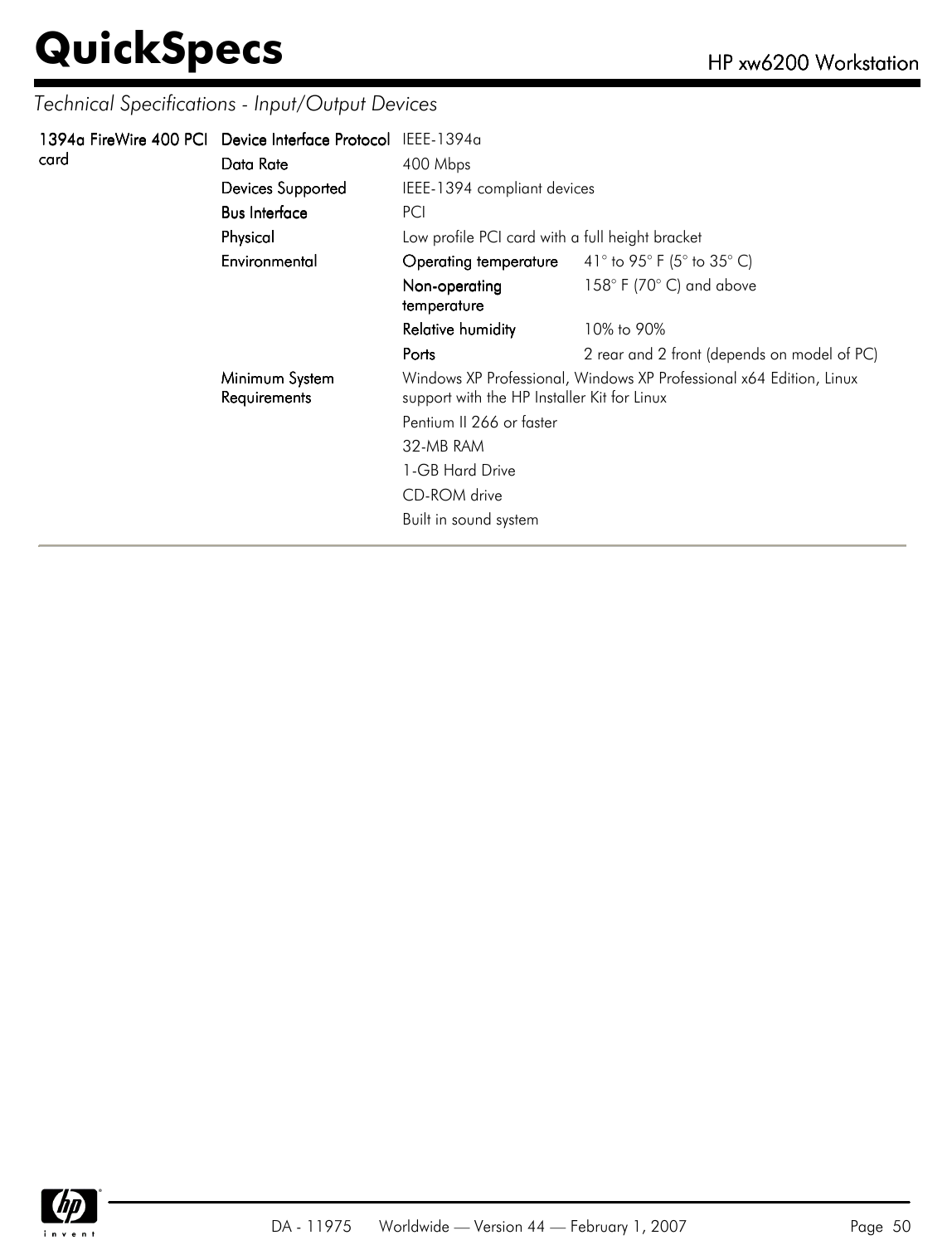## Technical Specifications - Input/Output Devices

| | | | |
|---|---|---|---|
| **1394a FireWire 400 PCI card** | **Device Interface Protocol** | IEEE-1394a | |
| | **Data Rate** | 400 Mbps | |
| | **Devices Supported** | IEEE-1394 compliant devices | |
| | **Bus Interface** | PCI | |
| | **Physical** | Low profile PCI card with a full height bracket | |
| | **Environmental** | **Operating temperature** | 41° to 95° F (5° to 35° C) |
| | | **Non-operating temperature** | 158° F (70° C) and above |
| | | **Relative humidity** | 10% to 90% |
| | | **Ports** | 2 rear and 2 front (depends on model of PC) |
| | **Minimum System Requirements** | Windows XP Professional, Windows XP Professional x64 Edition, Linux support with the HP Installer Kit for Linux | |
| | | Pentium II 266 or faster | |
| | | 32-MB RAM | |
| | | 1-GB Hard Drive | |
| | | CD-ROM drive | |
| | | Built in sound system | |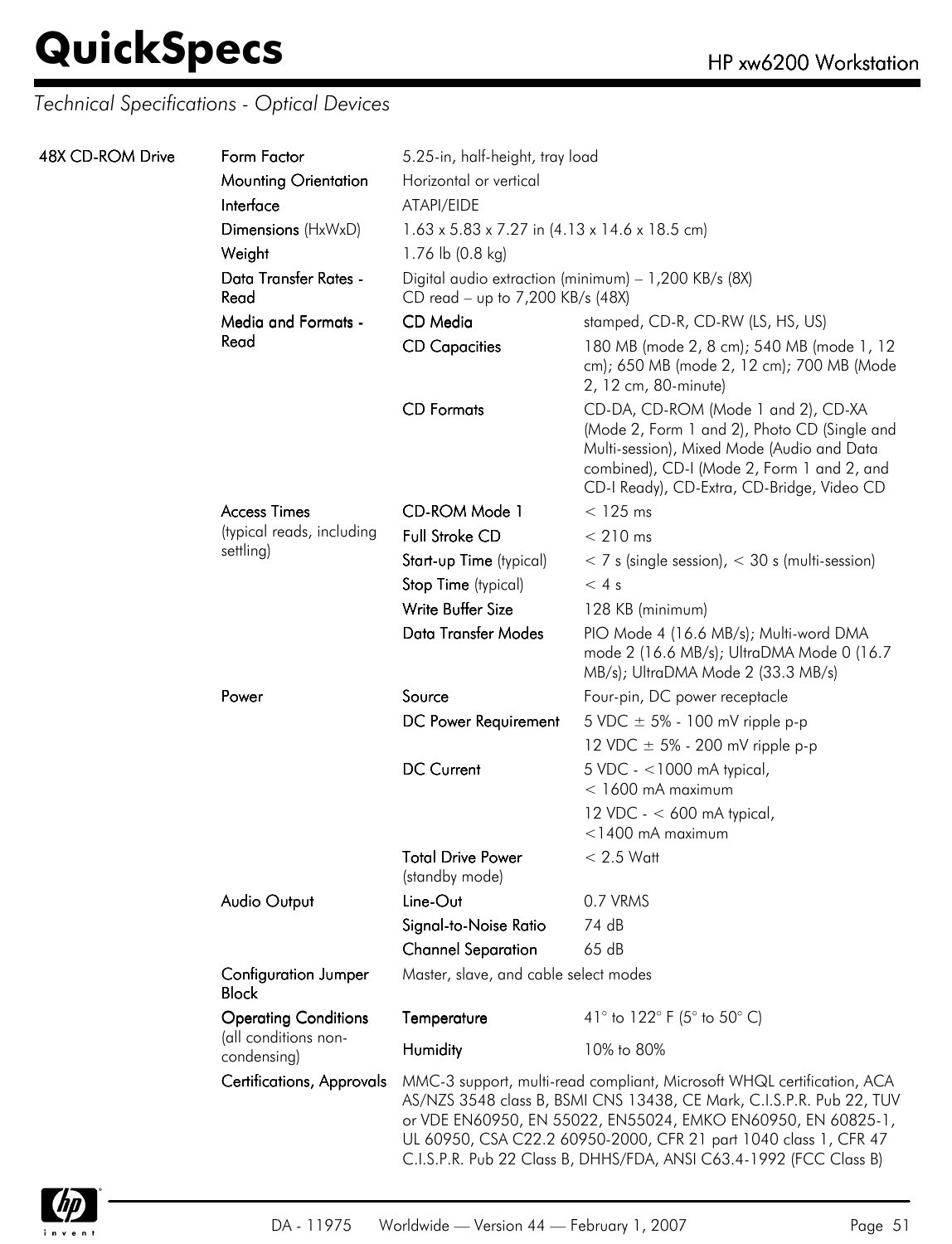## Technical Specifications - Optical Devices

| | | | |
|---|---|---|---|
| 48X CD-ROM Drive | **Form Factor** | 5.25-in, half-height, tray load | |
| | **Mounting Orientation** | Horizontal or vertical | |
| | **Interface** | ATAPI/EIDE | |
| | **Dimensions** (HxWxD) | 1.63 x 5.83 x 7.27 in (4.13 x 14.6 x 18.5 cm) | |
| | **Weight** | 1.76 lb (0.8 kg) | |
| | **Data Transfer Rates - Read** | Digital audio extraction (minimum) – 1,200 KB/s (8X)<br>CD read – up to 7,200 KB/s (48X) | |
| | **Media and Formats - Read** | **CD Media** | stamped, CD-R, CD-RW (LS, HS, US) |
| | | **CD Capacities** | 180 MB (mode 2, 8 cm); 540 MB (mode 1, 12 cm); 650 MB (mode 2, 12 cm); 700 MB (Mode 2, 12 cm, 80-minute) |
| | | **CD Formats** | CD-DA, CD-ROM (Mode 1 and 2), CD-XA (Mode 2, Form 1 and 2), Photo CD (Single and Multi-session), Mixed Mode (Audio and Data combined), CD-I (Mode 2, Form 1 and 2, and CD-I Ready), CD-Extra, CD-Bridge, Video CD |
| | **Access Times** (typical reads, including settling) | **CD-ROM Mode 1** | < 125 ms |
| | | **Full Stroke CD** | < 210 ms |
| | | **Start-up Time** (typical) | < 7 s (single session), < 30 s (multi-session) |
| | | **Stop Time** (typical) | < 4 s |
| | | **Write Buffer Size** | 128 KB (minimum) |
| | | **Data Transfer Modes** | PIO Mode 4 (16.6 MB/s); Multi-word DMA mode 2 (16.6 MB/s); UltraDMA Mode 0 (16.7 MB/s); UltraDMA Mode 2 (33.3 MB/s) |
| | **Power** | **Source** | Four-pin, DC power receptacle |
| | | **DC Power Requirement** | 5 VDC ± 5% - 100 mV ripple p-p<br>12 VDC ± 5% - 200 mV ripple p-p |
| | | **DC Current** | 5 VDC - <1000 mA typical, < 1600 mA maximum<br>12 VDC - < 600 mA typical, <1400 mA maximum |
| | | **Total Drive Power** (standby mode) | < 2.5 Watt |
| | **Audio Output** | **Line-Out** | 0.7 VRMS |
| | | **Signal-to-Noise Ratio** | 74 dB |
| | | **Channel Separation** | 65 dB |
| | **Configuration Jumper Block** | Master, slave, and cable select modes | |
| | **Operating Conditions** (all conditions non-condensing) | **Temperature** | 41° to 122° F (5° to 50° C) |
| | | **Humidity** | 10% to 80% |
| | **Certifications, Approvals** | MMC-3 support, multi-read compliant, Microsoft WHQL certification, ACA AS/NZS 3548 class B, BSMI CNS 13438, CE Mark, C.I.S.P.R. Pub 22, TUV or VDE EN60950, EN 55022, EN55024, EMKO EN60950, EN 60825-1, UL 60950, CSA C22.2 60950-2000, CFR 21 part 1040 class 1, CFR 47 C.I.S.P.R. Pub 22 Class B, DHHS/FDA, ANSI C63.4-1992 (FCC Class B) | |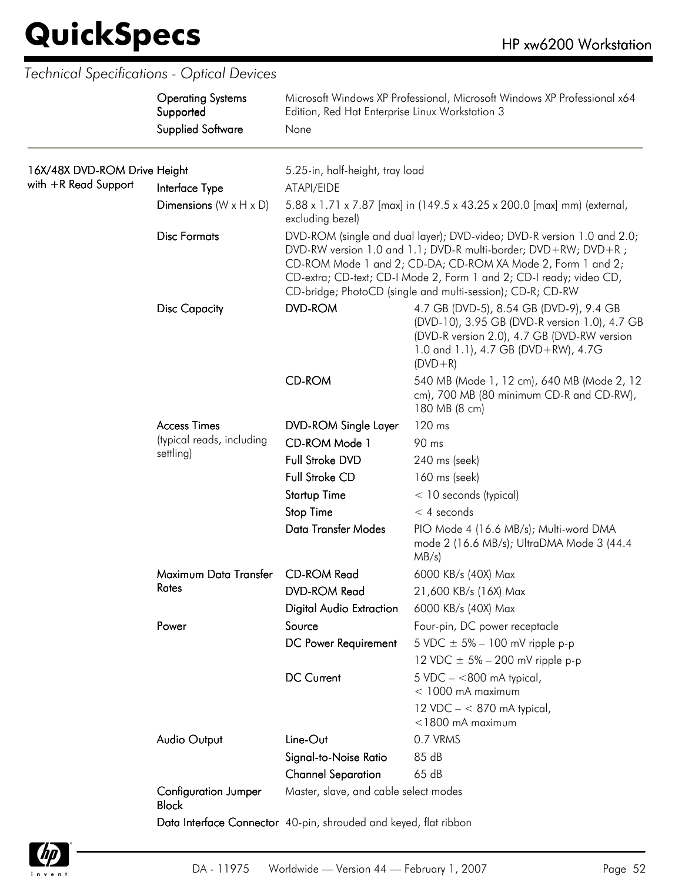## Technical Specifications - Optical Devices

| | | | |
|---|---|---|---|
| | **Operating Systems Supported** | Microsoft Windows XP Professional, Microsoft Windows XP Professional x64 Edition, Red Hat Enterprise Linux Workstation 3 | |
| | **Supplied Software** | None | |
| **16X/48X DVD-ROM Drive with +R Read Support** | **Height** | 5.25-in, half-height, tray load | |
| | **Interface Type** | ATAPI/EIDE | |
| | **Dimensions** (W x H x D) | 5.88 x 1.71 x 7.87 [max] in (149.5 x 43.25 x 200.0 [max] mm) (external, excluding bezel) | |
| | **Disc Formats** | DVD-ROM (single and dual layer); DVD-video; DVD-R version 1.0 and 2.0; DVD-RW version 1.0 and 1.1; DVD-R multi-border; DVD+RW; DVD+R ; CD-ROM Mode 1 and 2; CD-DA; CD-ROM XA Mode 2, Form 1 and 2; CD-extra; CD-text; CD-I Mode 2, Form 1 and 2; CD-I ready; video CD, CD-bridge; PhotoCD (single and multi-session); CD-R; CD-RW | |
| | **Disc Capacity** | **DVD-ROM** | 4.7 GB (DVD-5), 8.54 GB (DVD-9), 9.4 GB (DVD-10), 3.95 GB (DVD-R version 1.0), 4.7 GB (DVD-R version 2.0), 4.7 GB (DVD-RW version 1.0 and 1.1), 4.7 GB (DVD+RW), 4.7G (DVD+R) |
| | | **CD-ROM** | 540 MB (Mode 1, 12 cm), 640 MB (Mode 2, 12 cm), 700 MB (80 minimum CD-R and CD-RW), 180 MB (8 cm) |
| | **Access Times** (typical reads, including settling) | **DVD-ROM Single Layer** | 120 ms |
| | | **CD-ROM Mode 1** | 90 ms |
| | | **Full Stroke DVD** | 240 ms (seek) |
| | | **Full Stroke CD** | 160 ms (seek) |
| | | **Startup Time** | < 10 seconds (typical) |
| | | **Stop Time** | < 4 seconds |
| | | **Data Transfer Modes** | PIO Mode 4 (16.6 MB/s); Multi-word DMA mode 2 (16.6 MB/s); UltraDMA Mode 3 (44.4 MB/s) |
| | **Maximum Data Transfer Rates** | **CD-ROM Read** | 6000 KB/s (40X) Max |
| | | **DVD-ROM Read** | 21,600 KB/s (16X) Max |
| | | **Digital Audio Extraction** | 6000 KB/s (40X) Max |
| | **Power** | **Source** | Four-pin, DC power receptacle |
| | | **DC Power Requirement** | 5 VDC ± 5% – 100 mV ripple p-p<br>12 VDC ± 5% – 200 mV ripple p-p |
| | | **DC Current** | 5 VDC – <800 mA typical, < 1000 mA maximum<br>12 VDC – < 870 mA typical, <1800 mA maximum |
| | **Audio Output** | **Line-Out** | 0.7 VRMS |
| | | **Signal-to-Noise Ratio** | 85 dB |
| | | **Channel Separation** | 65 dB |
| | **Configuration Jumper Block** | Master, slave, and cable select modes | |
| | **Data Interface Connector** | 40-pin, shrouded and keyed, flat ribbon | |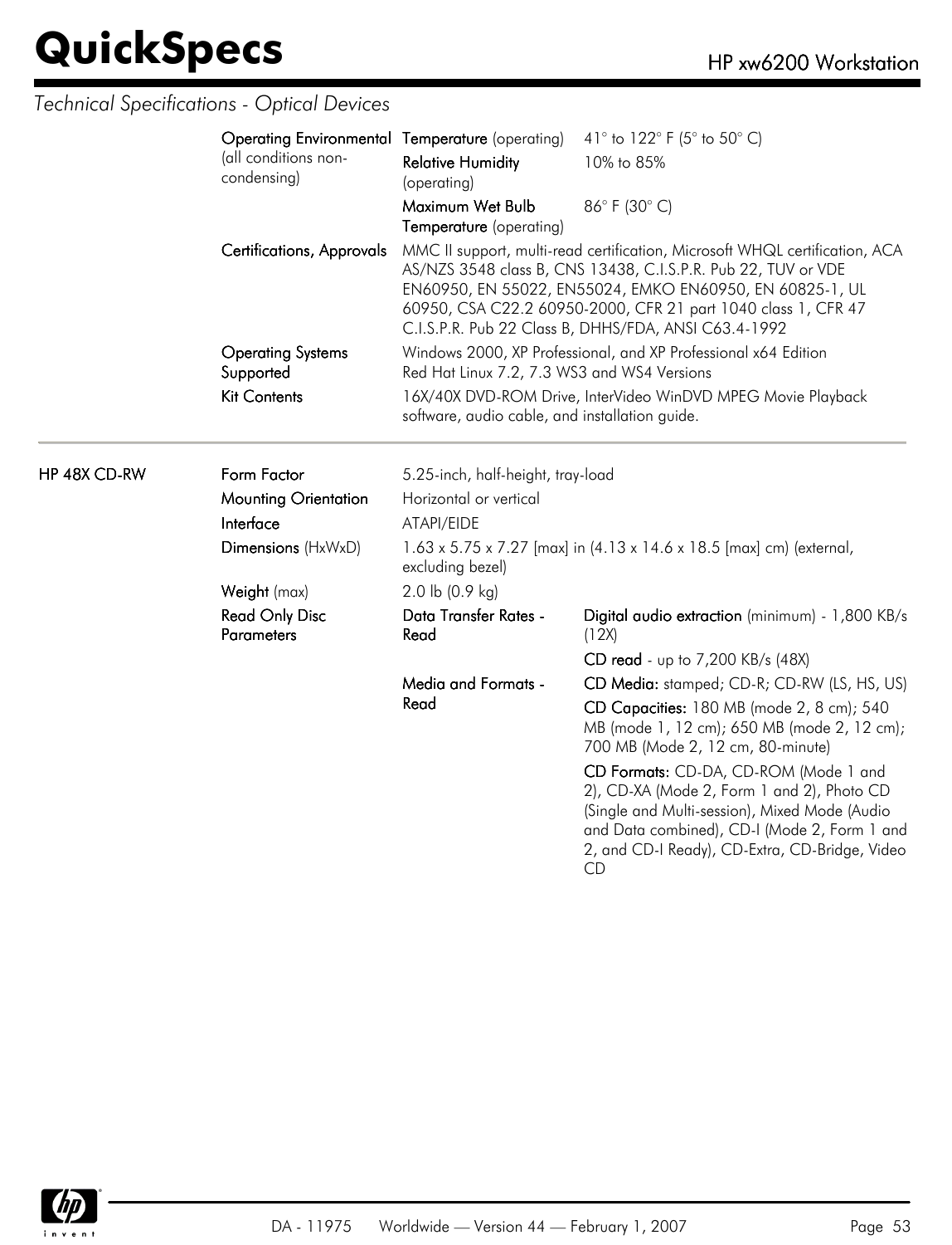## Technical Specifications - Optical Devices

| | | | |
|---|---|---|---|
| | **Operating Environmental** (all conditions non-condensing) | **Temperature** (operating) | 41° to 122° F (5° to 50° C) |
| | | **Relative Humidity** (operating) | 10% to 85% |
| | | **Maximum Wet Bulb Temperature** (operating) | 86° F (30° C) |
| | **Certifications, Approvals** | MMC II support, multi-read certification, Microsoft WHQL certification, ACA AS/NZS 3548 class B, CNS 13438, C.I.S.P.R. Pub 22, TUV or VDE EN60950, EN 55022, EN55024, EMKO EN60950, EN 60825-1, UL 60950, CSA C22.2 60950-2000, CFR 21 part 1040 class 1, CFR 47 C.I.S.P.R. Pub 22 Class B, DHHS/FDA, ANSI C63.4-1992 | |
| | **Operating Systems Supported** | Windows 2000, XP Professional, and XP Professional x64 Edition<br>Red Hat Linux 7.2, 7.3 WS3 and WS4 Versions | |
| | **Kit Contents** | 16X/40X DVD-ROM Drive, InterVideo WinDVD MPEG Movie Playback software, audio cable, and installation guide. | |

| | | | |
|---|---|---|---|
| **HP 48X CD-RW** | **Form Factor** | 5.25-inch, half-height, tray-load | |
| | **Mounting Orientation** | Horizontal or vertical | |
| | **Interface** | ATAPI/EIDE | |
| | **Dimensions** (HxWxD) | 1.63 x 5.75 x 7.27 [max] in (4.13 x 14.6 x 18.5 [max] cm) (external, excluding bezel) | |
| | **Weight** (max) | 2.0 lb (0.9 kg) | |
| | **Read Only Disc Parameters** | **Data Transfer Rates - Read** | **Digital audio extraction** (minimum) - 1,800 KB/s (12X) |
| | | | **CD read** - up to 7,200 KB/s (48X) |
| | | **Media and Formats - Read** | **CD Media:** stamped; CD-R; CD-RW (LS, HS, US) |
| | | | **CD Capacities:** 180 MB (mode 2, 8 cm); 540 MB (mode 1, 12 cm); 650 MB (mode 2, 12 cm); 700 MB (Mode 2, 12 cm, 80-minute) |
| | | | **CD Formats:** CD-DA, CD-ROM (Mode 1 and 2), CD-XA (Mode 2, Form 1 and 2), Photo CD (Single and Multi-session), Mixed Mode (Audio and Data combined), CD-I (Mode 2, Form 1 and 2, and CD-I Ready), CD-Extra, CD-Bridge, Video CD |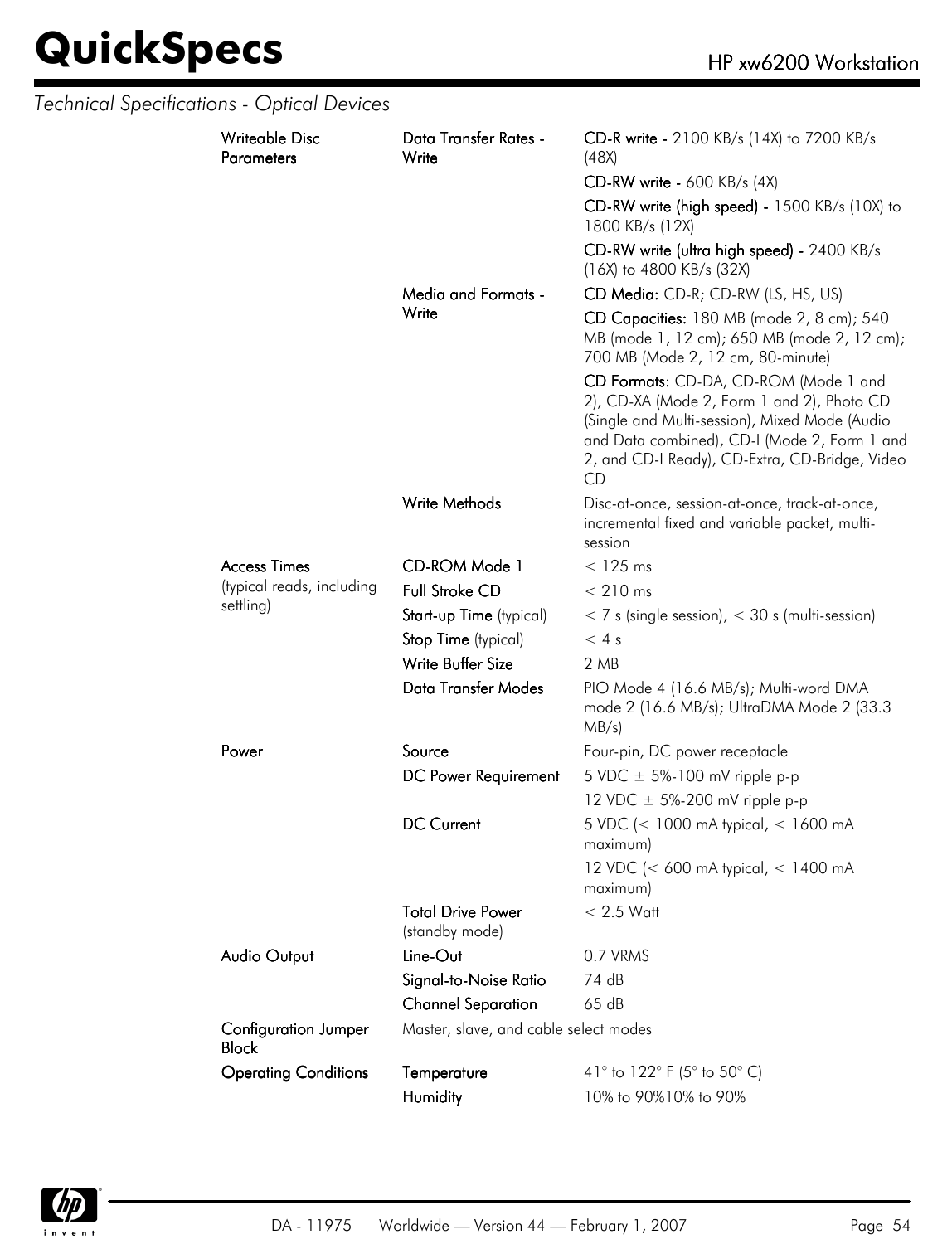*Technical Specifications - Optical Devices*

| | | |
|---|---|---|
| Writeable Disc Parameters | Data Transfer Rates - Write | **CD-R write -** 2100 KB/s (14X) to 7200 KB/s (48X) |
| | | **CD-RW write -** 600 KB/s (4X) |
| | | **CD-RW write (high speed) -** 1500 KB/s (10X) to 1800 KB/s (12X) |
| | | **CD-RW write (ultra high speed) -** 2400 KB/s (16X) to 4800 KB/s (32X) |
| | Media and Formats - Write | **CD Media:** CD-R; CD-RW (LS, HS, US) |
| | | **CD Capacities:** 180 MB (mode 2, 8 cm); 540 MB (mode 1, 12 cm); 650 MB (mode 2, 12 cm); 700 MB (Mode 2, 12 cm, 80-minute) |
| | | **CD Formats:** CD-DA, CD-ROM (Mode 1 and 2), CD-XA (Mode 2, Form 1 and 2), Photo CD (Single and Multi-session), Mixed Mode (Audio and Data combined), CD-I (Mode 2, Form 1 and 2, and CD-I Ready), CD-Extra, CD-Bridge, Video CD |
| | Write Methods | Disc-at-once, session-at-once, track-at-once, incremental fixed and variable packet, multi-session |
| Access Times (typical reads, including settling) | CD-ROM Mode 1 | < 125 ms |
| | Full Stroke CD | < 210 ms |
| | Start-up Time (typical) | < 7 s (single session), < 30 s (multi-session) |
| | Stop Time (typical) | < 4 s |
| | Write Buffer Size | 2 MB |
| | Data Transfer Modes | PIO Mode 4 (16.6 MB/s); Multi-word DMA mode 2 (16.6 MB/s); UltraDMA Mode 2 (33.3 MB/s) |
| Power | Source | Four-pin, DC power receptacle |
| | DC Power Requirement | 5 VDC ± 5%-100 mV ripple p-p |
| | | 12 VDC ± 5%-200 mV ripple p-p |
| | DC Current | 5 VDC (< 1000 mA typical, < 1600 mA maximum) |
| | | 12 VDC (< 600 mA typical, < 1400 mA maximum) |
| | Total Drive Power (standby mode) | < 2.5 Watt |
| Audio Output | Line-Out | 0.7 VRMS |
| | Signal-to-Noise Ratio | 74 dB |
| | Channel Separation | 65 dB |
| Configuration Jumper Block | Master, slave, and cable select modes | |
| **Operating Conditions** | Temperature | 41° to 122° F (5° to 50° C) |
| | Humidity | 10% to 90%10% to 90% |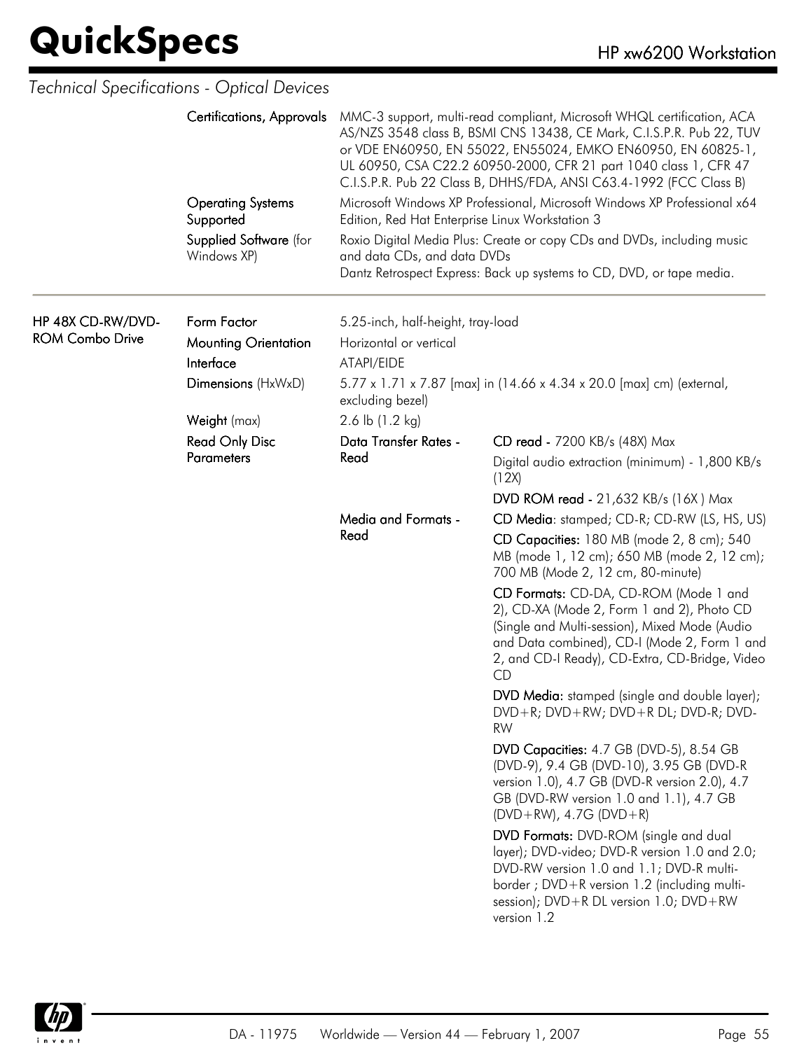*Technical Specifications - Optical Devices*

| | | | |
|---|---|---|---|
| | **Certifications, Approvals** | MMC-3 support, multi-read compliant, Microsoft WHQL certification, ACA AS/NZS 3548 class B, BSMI CNS 13438, CE Mark, C.I.S.P.R. Pub 22, TUV or VDE EN60950, EN 55022, EN55024, EMKO EN60950, EN 60825-1, UL 60950, CSA C22.2 60950-2000, CFR 21 part 1040 class 1, CFR 47 C.I.S.P.R. Pub 22 Class B, DHHS/FDA, ANSI C63.4-1992 (FCC Class B) | |
| | **Operating Systems Supported** | Microsoft Windows XP Professional, Microsoft Windows XP Professional x64 Edition, Red Hat Enterprise Linux Workstation 3 | |
| | **Supplied Software** (for Windows XP) | Roxio Digital Media Plus: Create or copy CDs and DVDs, including music and data CDs, and data DVDs<br>Dantz Retrospect Express: Back up systems to CD, DVD, or tape media. | |
| **HP 48X CD-RW/DVD-ROM Combo Drive** | **Form Factor** | 5.25-inch, half-height, tray-load | |
| | **Mounting Orientation** | Horizontal or vertical | |
| | **Interface** | ATAPI/EIDE | |
| | **Dimensions** (HxWxD) | 5.77 x 1.71 x 7.87 [max] in (14.66 x 4.34 x 20.0 [max] cm) (external, excluding bezel) | |
| | **Weight** (max) | 2.6 lb (1.2 kg) | |
| | **Read Only Disc Parameters** | **Data Transfer Rates - Read** | **CD read** - 7200 KB/s (48X) Max<br>Digital audio extraction (minimum) - 1,800 KB/s (12X)<br>**DVD ROM read** - 21,632 KB/s (16X ) Max |
| | | **Media and Formats - Read** | **CD Media**: stamped; CD-R; CD-RW (LS, HS, US)<br>**CD Capacities:** 180 MB (mode 2, 8 cm); 540 MB (mode 1, 12 cm); 650 MB (mode 2, 12 cm); 700 MB (Mode 2, 12 cm, 80-minute)<br>**CD Formats:** CD-DA, CD-ROM (Mode 1 and 2), CD-XA (Mode 2, Form 1 and 2), Photo CD (Single and Multi-session), Mixed Mode (Audio and Data combined), CD-I (Mode 2, Form 1 and 2, and CD-I Ready), CD-Extra, CD-Bridge, Video CD<br>**DVD Media:** stamped (single and double layer); DVD+R; DVD+RW; DVD+R DL; DVD-R; DVD-RW<br>**DVD Capacities:** 4.7 GB (DVD-5), 8.54 GB (DVD-9), 9.4 GB (DVD-10), 3.95 GB (DVD-R version 1.0), 4.7 GB (DVD-R version 2.0), 4.7 GB (DVD-RW version 1.0 and 1.1), 4.7 GB (DVD+RW), 4.7G (DVD+R)<br>**DVD Formats:** DVD-ROM (single and dual layer); DVD-video; DVD-R version 1.0 and 2.0; DVD-RW version 1.0 and 1.1; DVD-R multi-border ; DVD+R version 1.2 (including multi-session); DVD+R DL version 1.0; DVD+RW version 1.2 |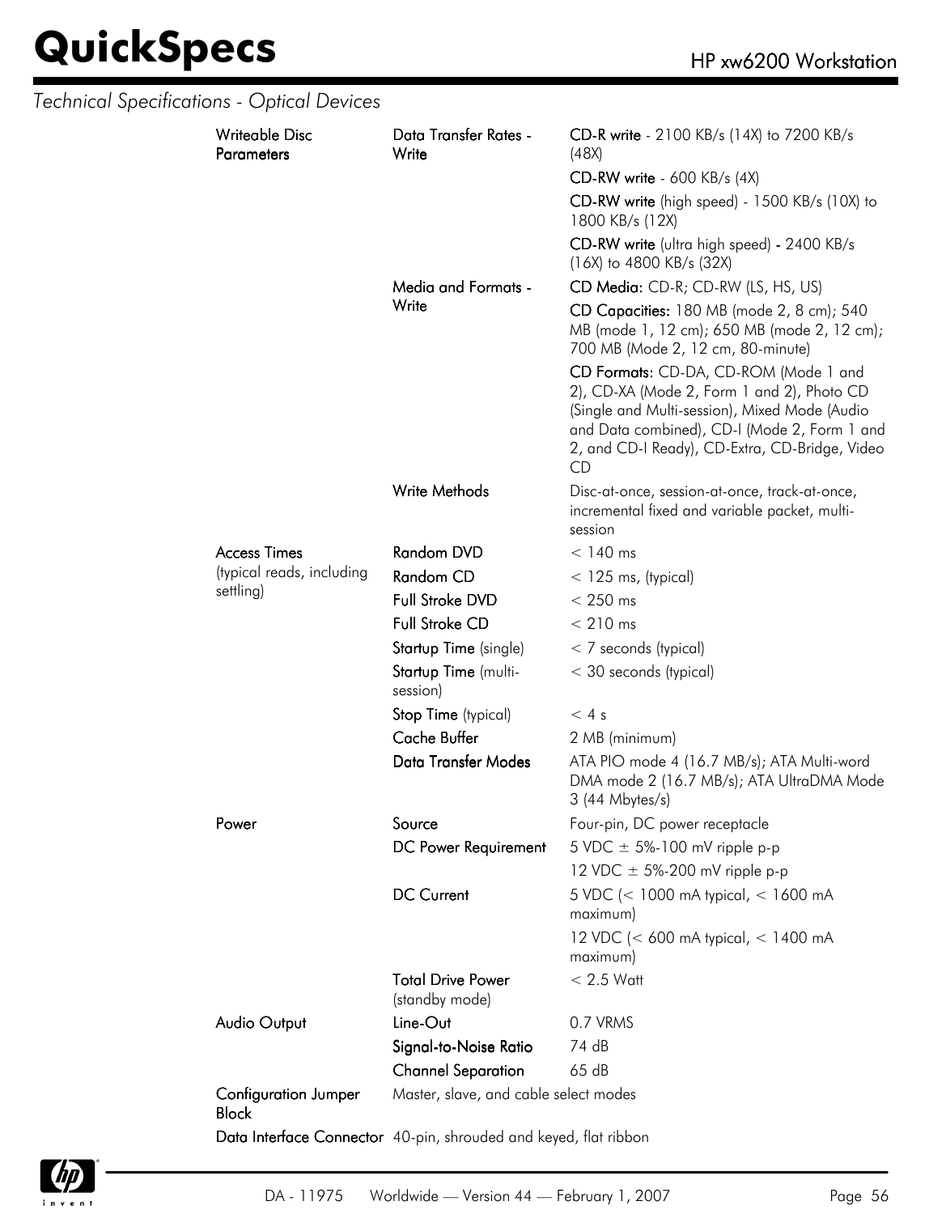## Technical Specifications - Optical Devices

| | | |
|---|---|---|
| **Writeable Disc Parameters** | **Data Transfer Rates - Write** | **CD-R write** - 2100 KB/s (14X) to 7200 KB/s (48X) |
| | | **CD-RW write** - 600 KB/s (4X) |
| | | **CD-RW write** (high speed) - 1500 KB/s (10X) to 1800 KB/s (12X) |
| | | **CD-RW write** (ultra high speed) - 2400 KB/s (16X) to 4800 KB/s (32X) |
| | **Media and Formats - Write** | **CD Media:** CD-R; CD-RW (LS, HS, US) |
| | | **CD Capacities:** 180 MB (mode 2, 8 cm); 540 MB (mode 1, 12 cm); 650 MB (mode 2, 12 cm); 700 MB (Mode 2, 12 cm, 80-minute) |
| | | **CD Formats:** CD-DA, CD-ROM (Mode 1 and 2), CD-XA (Mode 2, Form 1 and 2), Photo CD (Single and Multi-session), Mixed Mode (Audio and Data combined), CD-I (Mode 2, Form 1 and 2, and CD-I Ready), CD-Extra, CD-Bridge, Video CD |
| | **Write Methods** | Disc-at-once, session-at-once, track-at-once, incremental fixed and variable packet, multi-session |
| **Access Times** (typical reads, including settling) | **Random DVD** | < 140 ms |
| | **Random CD** | < 125 ms, (typical) |
| | **Full Stroke DVD** | < 250 ms |
| | **Full Stroke CD** | < 210 ms |
| | **Startup Time** (single) | < 7 seconds (typical) |
| | **Startup Time** (multi-session) | < 30 seconds (typical) |
| | **Stop Time** (typical) | < 4 s |
| | **Cache Buffer** | 2 MB (minimum) |
| | **Data Transfer Modes** | ATA PIO mode 4 (16.7 MB/s); ATA Multi-word DMA mode 2 (16.7 MB/s); ATA UltraDMA Mode 3 (44 Mbytes/s) |
| **Power** | **Source** | Four-pin, DC power receptacle |
| | **DC Power Requirement** | 5 VDC ± 5%-100 mV ripple p-p |
| | | 12 VDC ± 5%-200 mV ripple p-p |
| | **DC Current** | 5 VDC (< 1000 mA typical, < 1600 mA maximum) |
| | | 12 VDC (< 600 mA typical, < 1400 mA maximum) |
| | **Total Drive Power** (standby mode) | < 2.5 Watt |
| **Audio Output** | **Line-Out** | 0.7 VRMS |
| | **Signal-to-Noise Ratio** | 74 dB |
| | **Channel Separation** | 65 dB |
| **Configuration Jumper Block** | Master, slave, and cable select modes | |
| **Data Interface Connector** | 40-pin, shrouded and keyed, flat ribbon | |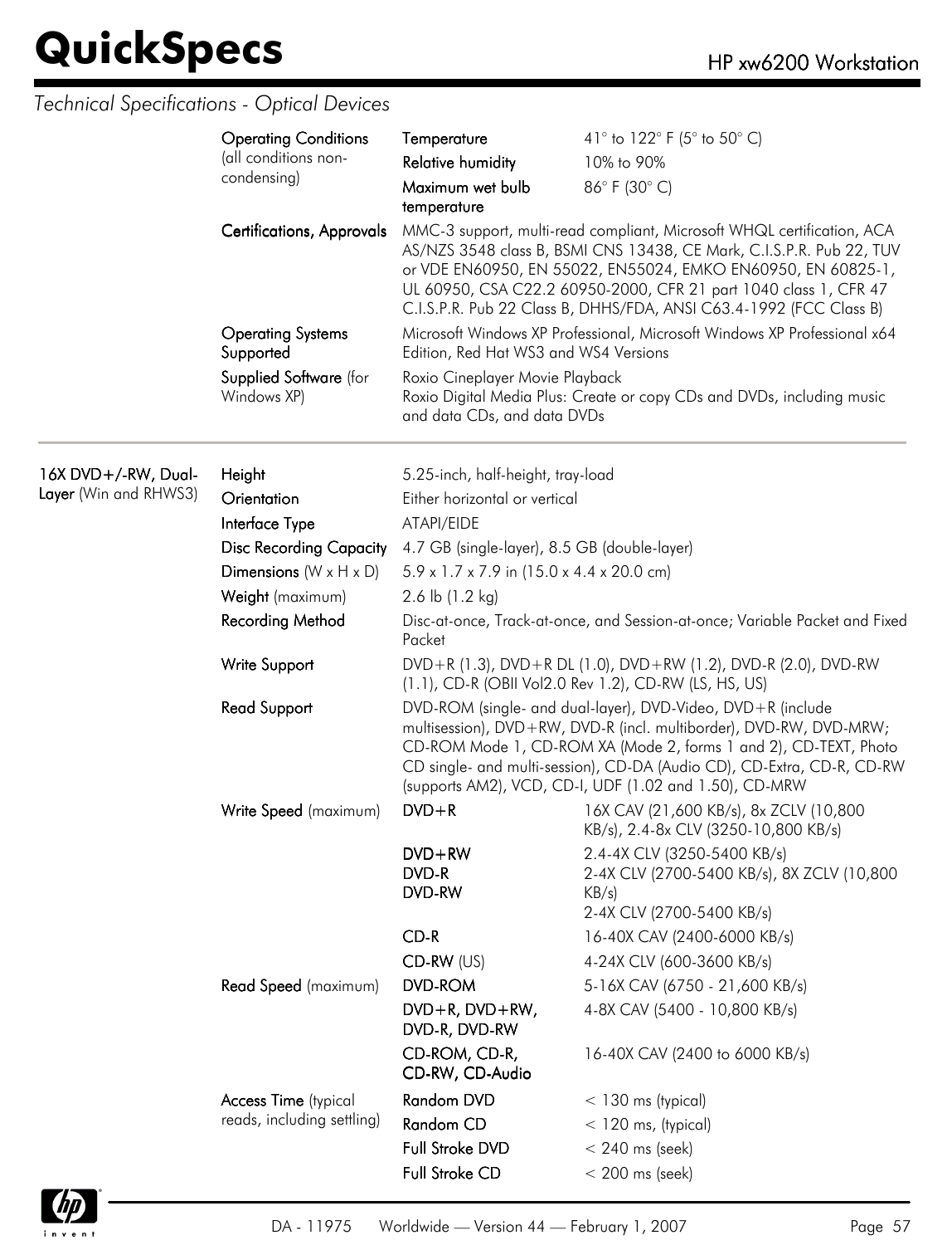## Technical Specifications - Optical Devices

| | | | |
|---|---|---|---|
| | **Operating Conditions** (all conditions non-condensing) | **Temperature** | 41° to 122° F (5° to 50° C) |
| | | **Relative humidity** | 10% to 90% |
| | | **Maximum wet bulb temperature** | 86° F (30° C) |
| | **Certifications, Approvals** | MMC-3 support, multi-read compliant, Microsoft WHQL certification, ACA AS/NZS 3548 class B, BSMI CNS 13438, CE Mark, C.I.S.P.R. Pub 22, TUV or VDE EN60950, EN 55022, EN55024, EMKO EN60950, EN 60825-1, UL 60950, CSA C22.2 60950-2000, CFR 21 part 1040 class 1, CFR 47 C.I.S.P.R. Pub 22 Class B, DHHS/FDA, ANSI C63.4-1992 (FCC Class B) | |
| | **Operating Systems Supported** | Microsoft Windows XP Professional, Microsoft Windows XP Professional x64 Edition, Red Hat WS3 and WS4 Versions | |
| | **Supplied Software** (for Windows XP) | Roxio Cineplayer Movie Playback<br>Roxio Digital Media Plus: Create or copy CDs and DVDs, including music and data CDs, and data DVDs | |

| | | | |
|---|---|---|---|
| **16X DVD+/-RW, Dual-Layer** (Win and RHWS3) | **Height** | 5.25-inch, half-height, tray-load | |
| | **Orientation** | Either horizontal or vertical | |
| | **Interface Type** | ATAPI/EIDE | |
| | **Disc Recording Capacity** | 4.7 GB (single-layer), 8.5 GB (double-layer) | |
| | **Dimensions** (W x H x D) | 5.9 x 1.7 x 7.9 in (15.0 x 4.4 x 20.0 cm) | |
| | **Weight** (maximum) | 2.6 lb (1.2 kg) | |
| | **Recording Method** | Disc-at-once, Track-at-once, and Session-at-once; Variable Packet and Fixed Packet | |
| | **Write Support** | DVD+R (1.3), DVD+R DL (1.0), DVD+RW (1.2), DVD-R (2.0), DVD-RW (1.1), CD-R (OBII Vol2.0 Rev 1.2), CD-RW (LS, HS, US) | |
| | **Read Support** | DVD-ROM (single- and dual-layer), DVD-Video, DVD+R (include multisession), DVD+RW, DVD-R (incl. multiborder), DVD-RW, DVD-MRW; CD-ROM Mode 1, CD-ROM XA (Mode 2, forms 1 and 2), CD-TEXT, Photo CD single- and multi-session), CD-DA (Audio CD), CD-Extra, CD-R, CD-RW (supports AM2), VCD, CD-I, UDF (1.02 and 1.50), CD-MRW | |
| | **Write Speed** (maximum) | **DVD+R** | 16X CAV (21,600 KB/s), 8x ZCLV (10,800 KB/s), 2.4-8x CLV (3250-10,800 KB/s) |
| | | **DVD+RW** | 2.4-4X CLV (3250-5400 KB/s) |
| | | **DVD-R** | 2-4X CLV (2700-5400 KB/s), 8X ZCLV (10,800 KB/s) |
| | | **DVD-RW** | 2-4X CLV (2700-5400 KB/s) |
| | | **CD-R** | 16-40X CAV (2400-6000 KB/s) |
| | | **CD-RW** (US) | 4-24X CLV (600-3600 KB/s) |
| | **Read Speed** (maximum) | **DVD-ROM** | 5-16X CAV (6750 - 21,600 KB/s) |
| | | **DVD+R, DVD+RW, DVD-R, DVD-RW** | 4-8X CAV (5400 - 10,800 KB/s) |
| | | **CD-ROM, CD-R, CD-RW, CD-Audio** | 16-40X CAV (2400 to 6000 KB/s) |
| | **Access Time** (typical reads, including settling) | **Random DVD** | < 130 ms (typical) |
| | | **Random CD** | < 120 ms, (typical) |
| | | **Full Stroke DVD** | < 240 ms (seek) |
| | | **Full Stroke CD** | < 200 ms (seek) |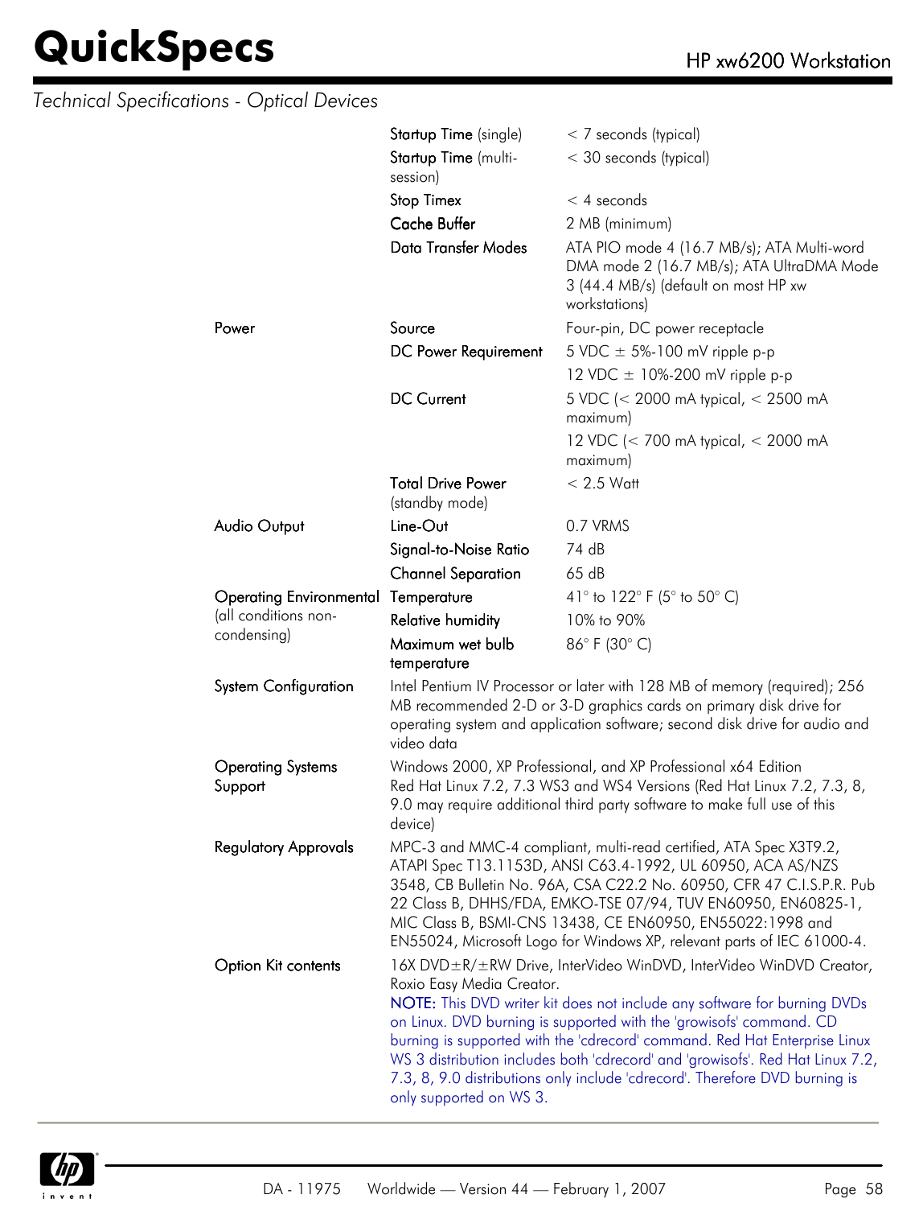*Technical Specifications - Optical Devices*

| | | |
|---|---|---|
| | Startup Time (single) | < 7 seconds (typical) |
| | Startup Time (multi-session) | < 30 seconds (typical) |
| | Stop Timex | < 4 seconds |
| | Cache Buffer | 2 MB (minimum) |
| | Data Transfer Modes | ATA PIO mode 4 (16.7 MB/s); ATA Multi-word DMA mode 2 (16.7 MB/s); ATA UltraDMA Mode 3 (44.4 MB/s) (default on most HP xw workstations) |
| Power | Source | Four-pin, DC power receptacle |
| | DC Power Requirement | 5 VDC ± 5%-100 mV ripple p-p |
| | | 12 VDC ± 10%-200 mV ripple p-p |
| | DC Current | 5 VDC (< 2000 mA typical, < 2500 mA maximum) |
| | | 12 VDC (< 700 mA typical, < 2000 mA maximum) |
| | Total Drive Power (standby mode) | < 2.5 Watt |
| Audio Output | Line-Out | 0.7 VRMS |
| | Signal-to-Noise Ratio | 74 dB |
| | Channel Separation | 65 dB |
| Operating Environmental (all conditions non-condensing) | Temperature | 41° to 122° F (5° to 50° C) |
| | Relative humidity | 10% to 90% |
| | Maximum wet bulb temperature | 86° F (30° C) |
| System Configuration | Intel Pentium IV Processor or later with 128 MB of memory (required); 256 MB recommended 2-D or 3-D graphics cards on primary disk drive for operating system and application software; second disk drive for audio and video data | |
| Operating Systems Support | Windows 2000, XP Professional, and XP Professional x64 Edition<br>Red Hat Linux 7.2, 7.3 WS3 and WS4 Versions (Red Hat Linux 7.2, 7.3, 8, 9.0 may require additional third party software to make full use of this device) | |
| Regulatory Approvals | MPC-3 and MMC-4 compliant, multi-read certified, ATA Spec X3T9.2, ATAPI Spec T13.1153D, ANSI C63.4-1992, UL 60950, ACA AS/NZS 3548, CB Bulletin No. 96A, CSA C22.2 No. 60950, CFR 47 C.I.S.P.R. Pub 22 Class B, DHHS/FDA, EMKO-TSE 07/94, TUV EN60950, EN60825-1, MIC Class B, BSMI-CNS 13438, CE EN60950, EN55022:1998 and EN55024, Microsoft Logo for Windows XP, relevant parts of IEC 61000-4. | |
| Option Kit contents | 16X DVD±R/±RW Drive, InterVideo WinDVD, InterVideo WinDVD Creator, Roxio Easy Media Creator.<br>NOTE: This DVD writer kit does not include any software for burning DVDs on Linux. DVD burning is supported with the 'growisofs' command. CD burning is supported with the 'cdrecord' command. Red Hat Enterprise Linux WS 3 distribution includes both 'cdrecord' and 'growisofs'. Red Hat Linux 7.2, 7.3, 8, 9.0 distributions only include 'cdrecord'. Therefore DVD burning is only supported on WS 3. | |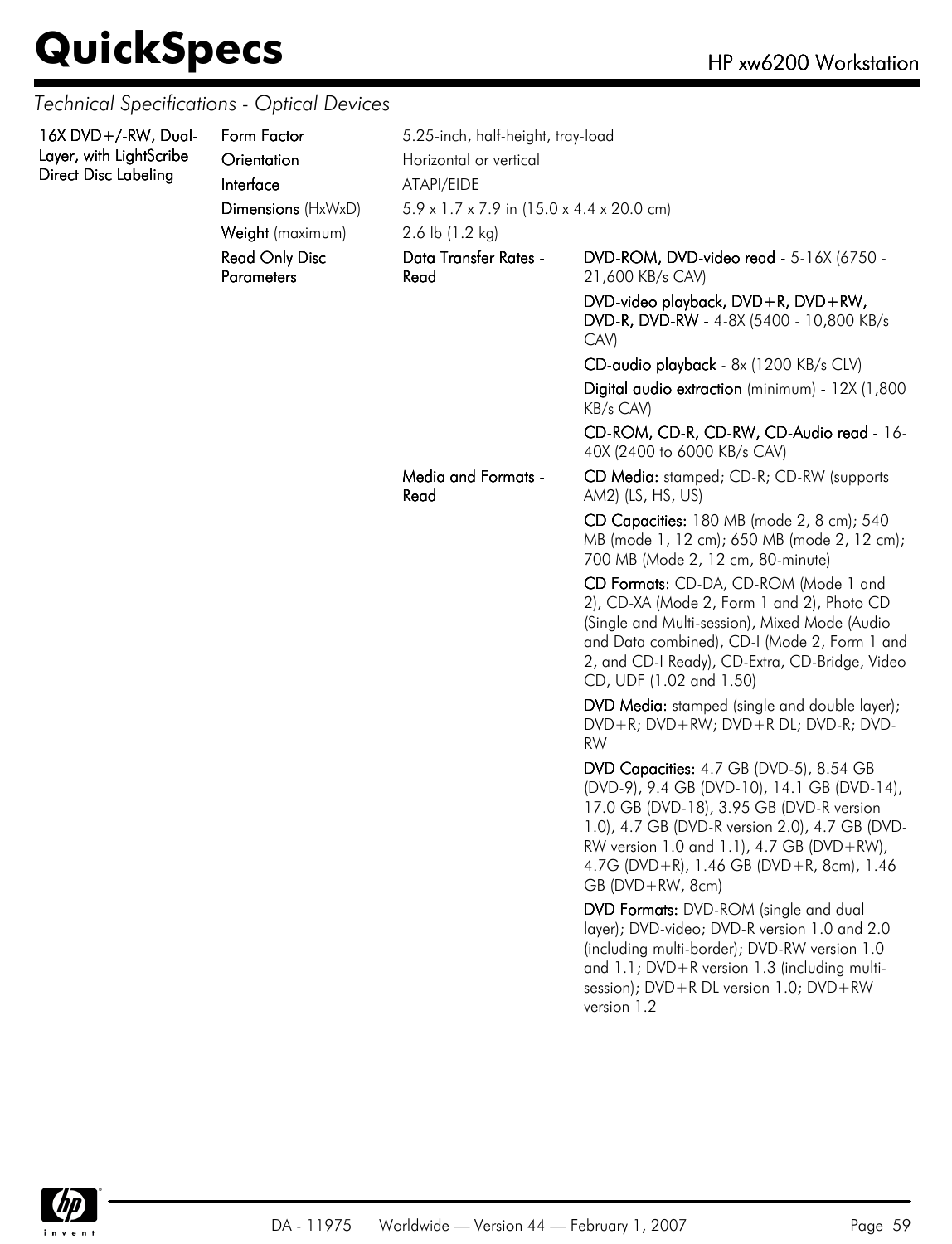## Technical Specifications - Optical Devices

| | | | |
|---|---|---|---|
| **16X DVD+/-RW, Dual-Layer, with LightScribe Direct Disc Labeling** | **Form Factor** | 5.25-inch, half-height, tray-load | |
| | **Orientation** | Horizontal or vertical | |
| | **Interface** | ATAPI/EIDE | |
| | **Dimensions** (HxWxD) | 5.9 x 1.7 x 7.9 in (15.0 x 4.4 x 20.0 cm) | |
| | **Weight** (maximum) | 2.6 lb (1.2 kg) | |
| | **Read Only Disc Parameters** | **Data Transfer Rates - Read** | **DVD-ROM, DVD-video read -** 5-16X (6750 - 21,600 KB/s CAV) |
| | | | **DVD-video playback, DVD+R, DVD+RW, DVD-R, DVD-RW -** 4-8X (5400 - 10,800 KB/s CAV) |
| | | | **CD-audio playback** - 8x (1200 KB/s CLV) |
| | | | **Digital audio extraction** (minimum) - 12X (1,800 KB/s CAV) |
| | | | **CD-ROM, CD-R, CD-RW, CD-Audio read -** 16-40X (2400 to 6000 KB/s CAV) |
| | | **Media and Formats - Read** | **CD Media:** stamped; CD-R; CD-RW (supports AM2) (LS, HS, US) |
| | | | **CD Capacities:** 180 MB (mode 2, 8 cm); 540 MB (mode 1, 12 cm); 650 MB (mode 2, 12 cm); 700 MB (Mode 2, 12 cm, 80-minute) |
| | | | **CD Formats:** CD-DA, CD-ROM (Mode 1 and 2), CD-XA (Mode 2, Form 1 and 2), Photo CD (Single and Multi-session), Mixed Mode (Audio and Data combined), CD-I (Mode 2, Form 1 and 2, and CD-I Ready), CD-Extra, CD-Bridge, Video CD, UDF (1.02 and 1.50) |
| | | | **DVD Media:** stamped (single and double layer); DVD+R; DVD+RW; DVD+R DL; DVD-R; DVD-RW |
| | | | **DVD Capacities:** 4.7 GB (DVD-5), 8.54 GB (DVD-9), 9.4 GB (DVD-10), 14.1 GB (DVD-14), 17.0 GB (DVD-18), 3.95 GB (DVD-R version 1.0), 4.7 GB (DVD-R version 2.0), 4.7 GB (DVD-RW version 1.0 and 1.1), 4.7 GB (DVD+RW), 4.7G (DVD+R), 1.46 GB (DVD+R, 8cm), 1.46 GB (DVD+RW, 8cm) |
| | | | **DVD Formats:** DVD-ROM (single and dual layer); DVD-video; DVD-R version 1.0 and 2.0 (including multi-border); DVD-RW version 1.0 and 1.1; DVD+R version 1.3 (including multi-session); DVD+R DL version 1.0; DVD+RW version 1.2 |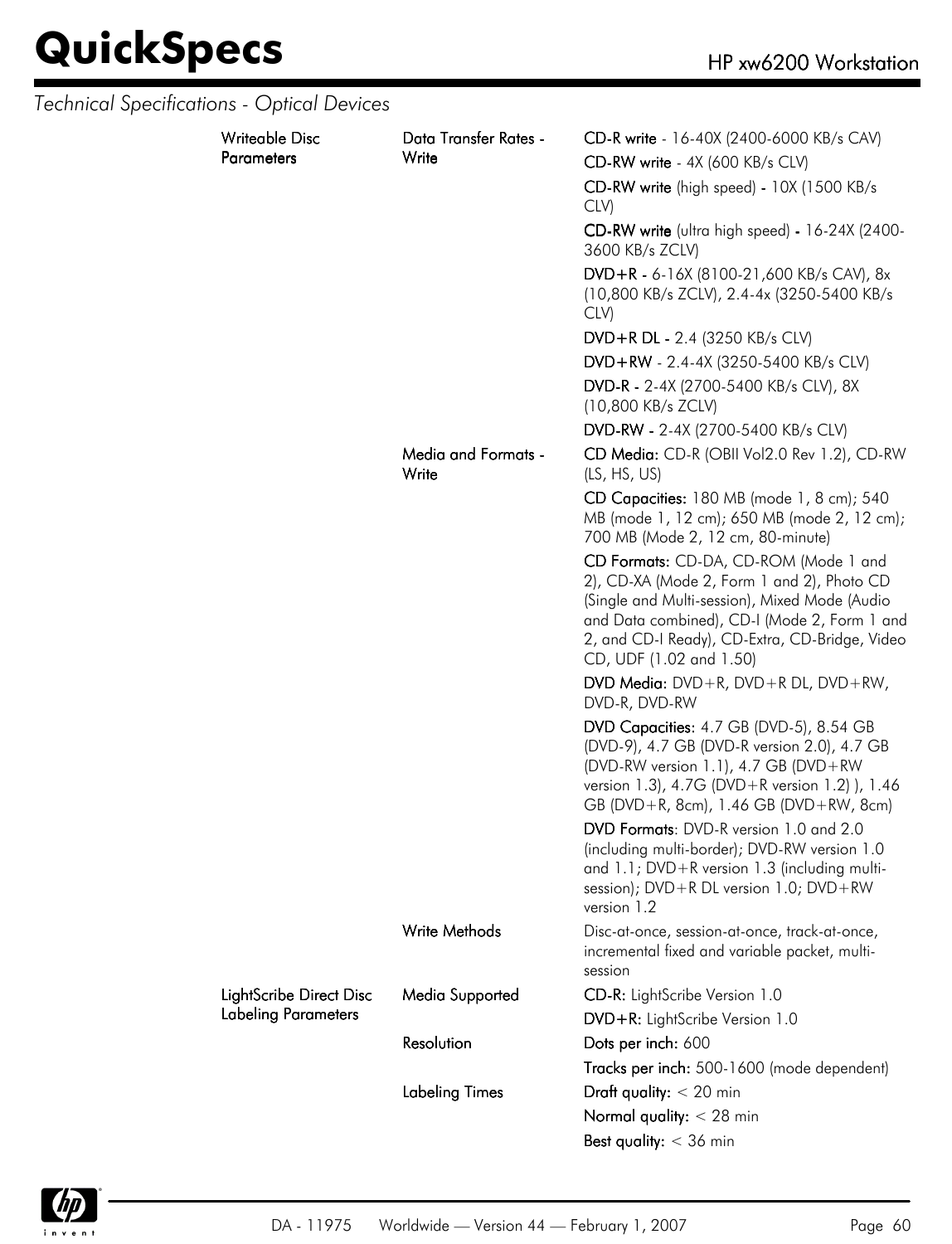*Technical Specifications - Optical Devices*

| | | |
|---|---|---|
| Writeable Disc Parameters | Data Transfer Rates - Write | **CD-R write** - 16-40X (2400-6000 KB/s CAV) |
| | | **CD-RW write** - 4X (600 KB/s CLV) |
| | | **CD-RW write** (high speed) - 10X (1500 KB/s CLV) |
| | | **CD-RW write** (ultra high speed) - 16-24X (2400-3600 KB/s ZCLV) |
| | | **DVD+R** - 6-16X (8100-21,600 KB/s CAV), 8x (10,800 KB/s ZCLV), 2.4-4x (3250-5400 KB/s CLV) |
| | | **DVD+R DL** - 2.4 (3250 KB/s CLV) |
| | | **DVD+RW** - 2.4-4X (3250-5400 KB/s CLV) |
| | | **DVD-R** - 2-4X (2700-5400 KB/s CLV), 8X (10,800 KB/s ZCLV) |
| | | **DVD-RW** - 2-4X (2700-5400 KB/s CLV) |
| | Media and Formats - Write | **CD Media:** CD-R (OBII Vol2.0 Rev 1.2), CD-RW (LS, HS, US) |
| | | **CD Capacities:** 180 MB (mode 1, 8 cm); 540 MB (mode 1, 12 cm); 650 MB (mode 2, 12 cm); 700 MB (Mode 2, 12 cm, 80-minute) |
| | | **CD Formats:** CD-DA, CD-ROM (Mode 1 and 2), CD-XA (Mode 2, Form 1 and 2), Photo CD (Single and Multi-session), Mixed Mode (Audio and Data combined), CD-I (Mode 2, Form 1 and 2, and CD-I Ready), CD-Extra, CD-Bridge, Video CD, UDF (1.02 and 1.50) |
| | | **DVD Media:** DVD+R, DVD+R DL, DVD+RW, DVD-R, DVD-RW |
| | | **DVD Capacities:** 4.7 GB (DVD-5), 8.54 GB (DVD-9), 4.7 GB (DVD-R version 2.0), 4.7 GB (DVD-RW version 1.1), 4.7 GB (DVD+RW version 1.3), 4.7G (DVD+R version 1.2) ), 1.46 GB (DVD+R, 8cm), 1.46 GB (DVD+RW, 8cm) |
| | | **DVD Formats**: DVD-R version 1.0 and 2.0 (including multi-border); DVD-RW version 1.0 and 1.1; DVD+R version 1.3 (including multi-session); DVD+R DL version 1.0; DVD+RW version 1.2 |
| | Write Methods | Disc-at-once, session-at-once, track-at-once, incremental fixed and variable packet, multi-session |
| LightScribe Direct Disc Labeling Parameters | Media Supported | **CD-R:** LightScribe Version 1.0 |
| | | **DVD+R:** LightScribe Version 1.0 |
| | Resolution | **Dots per inch:** 600 |
| | | **Tracks per inch:** 500-1600 (mode dependent) |
| | Labeling Times | **Draft quality:** < 20 min |
| | | **Normal quality:** < 28 min |
| | | **Best quality:** < 36 min |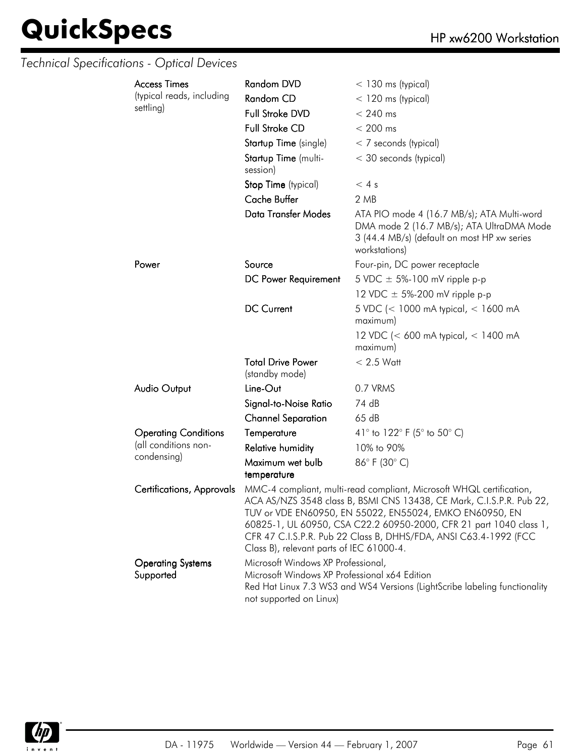## Technical Specifications - Optical Devices

| | | |
|---|---|---|
| **Access Times** (typical reads, including settling) | **Random DVD** | < 130 ms (typical) |
| | **Random CD** | < 120 ms (typical) |
| | **Full Stroke DVD** | < 240 ms |
| | **Full Stroke CD** | < 200 ms |
| | **Startup Time** (single) | < 7 seconds (typical) |
| | **Startup Time** (multi-session) | < 30 seconds (typical) |
| | **Stop Time** (typical) | < 4 s |
| | **Cache Buffer** | 2 MB |
| | **Data Transfer Modes** | ATA PIO mode 4 (16.7 MB/s); ATA Multi-word DMA mode 2 (16.7 MB/s); ATA UltraDMA Mode 3 (44.4 MB/s) (default on most HP xw series workstations) |
| **Power** | **Source** | Four-pin, DC power receptacle |
| | **DC Power Requirement** | 5 VDC ± 5%-100 mV ripple p-p |
| | | 12 VDC ± 5%-200 mV ripple p-p |
| | **DC Current** | 5 VDC (< 1000 mA typical, < 1600 mA maximum) |
| | | 12 VDC (< 600 mA typical, < 1400 mA maximum) |
| | **Total Drive Power** (standby mode) | < 2.5 Watt |
| **Audio Output** | **Line-Out** | 0.7 VRMS |
| | **Signal-to-Noise Ratio** | 74 dB |
| | **Channel Separation** | 65 dB |
| **Operating Conditions** (all conditions non-condensing) | **Temperature** | 41° to 122° F (5° to 50° C) |
| | **Relative humidity** | 10% to 90% |
| | **Maximum wet bulb temperature** | 86° F (30° C) |
| **Certifications, Approvals** | MMC-4 compliant, multi-read compliant, Microsoft WHQL certification, ACA AS/NZS 3548 class B, BSMI CNS 13438, CE Mark, C.I.S.P.R. Pub 22, TUV or VDE EN60950, EN 55022, EN55024, EMKO EN60950, EN 60825-1, UL 60950, CSA C22.2 60950-2000, CFR 21 part 1040 class 1, CFR 47 C.I.S.P.R. Pub 22 Class B, DHHS/FDA, ANSI C63.4-1992 (FCC Class B), relevant parts of IEC 61000-4. | |
| **Operating Systems Supported** | Microsoft Windows XP Professional,<br>Microsoft Windows XP Professional x64 Edition<br>Red Hat Linux 7.3 WS3 and WS4 Versions (LightScribe labeling functionality not supported on Linux) | |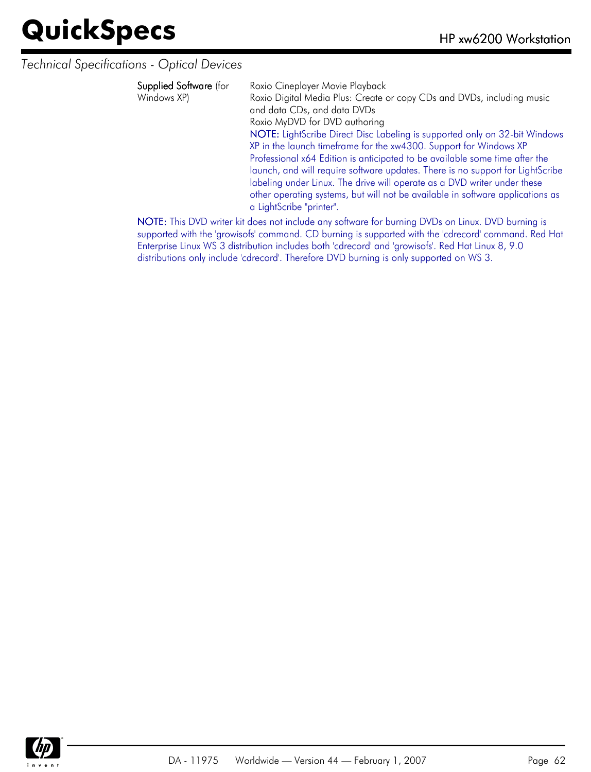*Technical Specifications - Optical Devices*

| | |
|---|---|
| **Supplied Software** (for Windows XP) | Roxio Cineplayer Movie Playback<br>Roxio Digital Media Plus: Create or copy CDs and DVDs, including music and data CDs, and data DVDs<br>Roxio MyDVD for DVD authoring<br>**NOTE:** LightScribe Direct Disc Labeling is supported only on 32-bit Windows XP in the launch timeframe for the xw4300. Support for Windows XP Professional x64 Edition is anticipated to be available some time after the launch, and will require software updates. There is no support for LightScribe labeling under Linux. The drive will operate as a DVD writer under these other operating systems, but will not be available in software applications as a LightScribe "printer". |

**NOTE:** This DVD writer kit does not include any software for burning DVDs on Linux. DVD burning is supported with the 'growisofs' command. CD burning is supported with the 'cdrecord' command. Red Hat Enterprise Linux WS 3 distribution includes both 'cdrecord' and 'growisofs'. Red Hat Linux 8, 9.0 distributions only include 'cdrecord'. Therefore DVD burning is only supported on WS 3.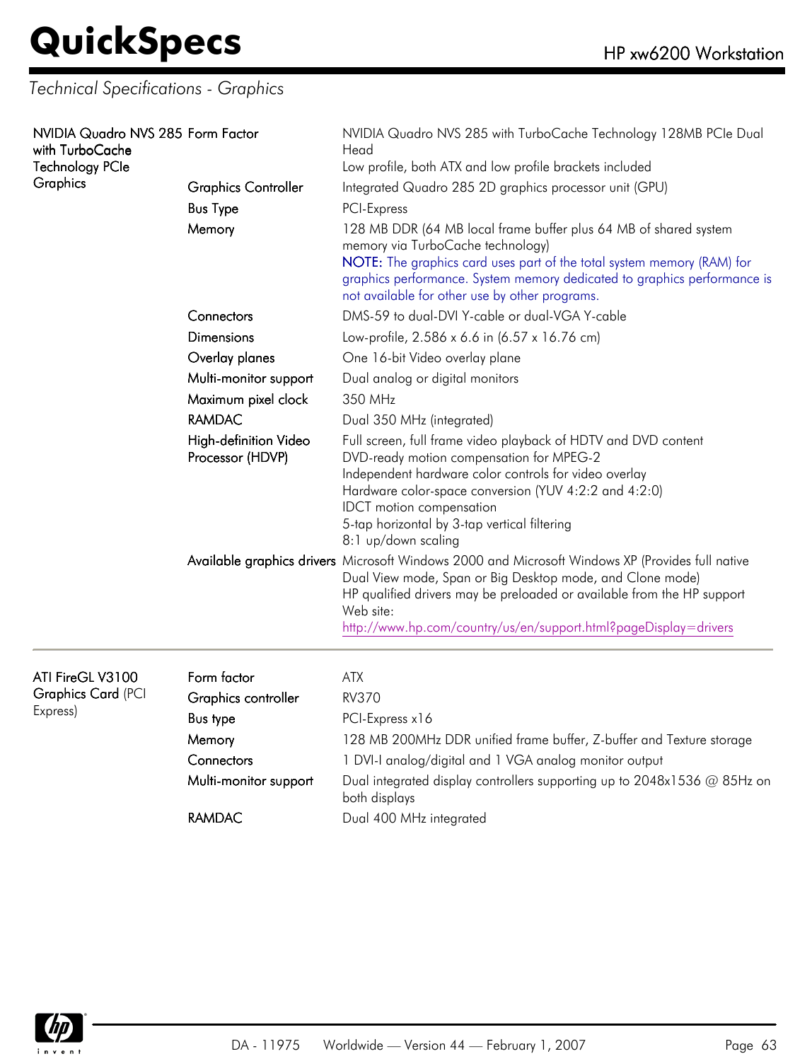## Technical Specifications - Graphics

| | | |
|---|---|---|
| NVIDIA Quadro NVS 285 with TurboCache Technology PCIe Graphics | Form Factor | NVIDIA Quadro NVS 285 with TurboCache Technology 128MB PCIe Dual Head<br>Low profile, both ATX and low profile brackets included |
| | Graphics Controller | Integrated Quadro 285 2D graphics processor unit (GPU) |
| | Bus Type | PCI-Express |
| | Memory | 128 MB DDR (64 MB local frame buffer plus 64 MB of shared system memory via TurboCache technology)<br>NOTE: The graphics card uses part of the total system memory (RAM) for graphics performance. System memory dedicated to graphics performance is not available for other use by other programs. |
| | Connectors | DMS-59 to dual-DVI Y-cable or dual-VGA Y-cable |
| | Dimensions | Low-profile, 2.586 x 6.6 in (6.57 x 16.76 cm) |
| | Overlay planes | One 16-bit Video overlay plane |
| | Multi-monitor support | Dual analog or digital monitors |
| | Maximum pixel clock | 350 MHz |
| | RAMDAC | Dual 350 MHz (integrated) |
| | High-definition Video Processor (HDVP) | Full screen, full frame video playback of HDTV and DVD content<br>DVD-ready motion compensation for MPEG-2<br>Independent hardware color controls for video overlay<br>Hardware color-space conversion (YUV 4:2:2 and 4:2:0)<br>IDCT motion compensation<br>5-tap horizontal by 3-tap vertical filtering<br>8:1 up/down scaling |
| | Available graphics drivers | Microsoft Windows 2000 and Microsoft Windows XP (Provides full native Dual View mode, Span or Big Desktop mode, and Clone mode)<br>HP qualified drivers may be preloaded or available from the HP support Web site:<br>http://www.hp.com/country/us/en/support.html?pageDisplay=drivers |

| | | |
|---|---|---|
| ATI FireGL V3100 Graphics Card (PCI Express) | Form factor | ATX |
| | Graphics controller | RV370 |
| | Bus type | PCI-Express x16 |
| | Memory | 128 MB 200MHz DDR unified frame buffer, Z-buffer and Texture storage |
| | Connectors | 1 DVI-I analog/digital and 1 VGA analog monitor output |
| | Multi-monitor support | Dual integrated display controllers supporting up to 2048x1536 @ 85Hz on both displays |
| | RAMDAC | Dual 400 MHz integrated |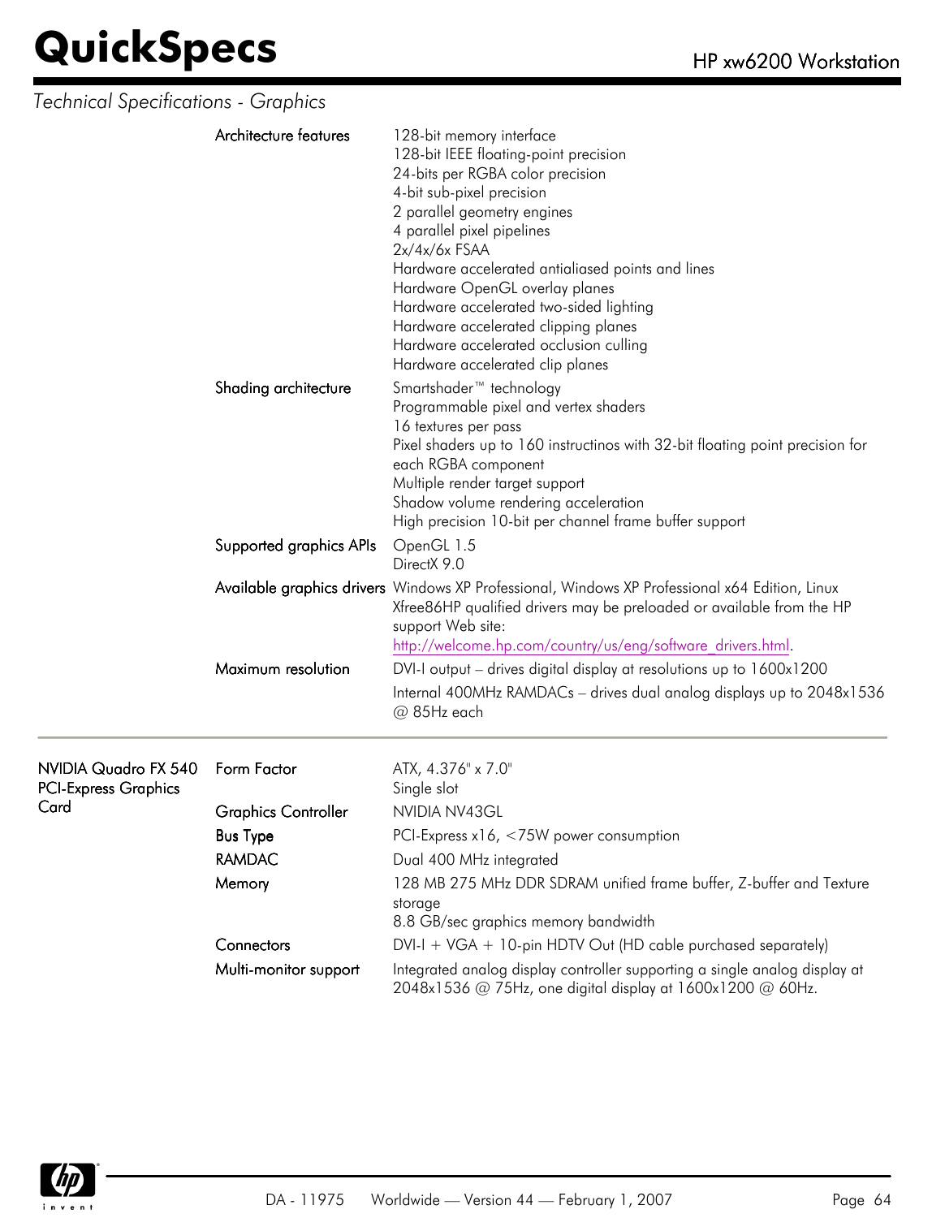*Technical Specifications - Graphics*

| | | |
|---|---|---|
| | Architecture features | 128-bit memory interface<br>128-bit IEEE floating-point precision<br>24-bits per RGBA color precision<br>4-bit sub-pixel precision<br>2 parallel geometry engines<br>4 parallel pixel pipelines<br>2x/4x/6x FSAA<br>Hardware accelerated antialiased points and lines<br>Hardware OpenGL overlay planes<br>Hardware accelerated two-sided lighting<br>Hardware accelerated clipping planes<br>Hardware accelerated occlusion culling<br>Hardware accelerated clip planes |
| | Shading architecture | Smartshader™ technology<br>Programmable pixel and vertex shaders<br>16 textures per pass<br>Pixel shaders up to 160 instructinos with 32-bit floating point precision for each RGBA component<br>Multiple render target support<br>Shadow volume rendering acceleration<br>High precision 10-bit per channel frame buffer support |
| | Supported graphics APIs | OpenGL 1.5<br>DirectX 9.0 |
| | Available graphics drivers | Windows XP Professional, Windows XP Professional x64 Edition, Linux Xfree86HP qualified drivers may be preloaded or available from the HP support Web site: http://welcome.hp.com/country/us/eng/software_drivers.html. |
| | Maximum resolution | DVI-I output – drives digital display at resolutions up to 1600x1200<br>Internal 400MHz RAMDACs – drives dual analog displays up to 2048x1536 @ 85Hz each |
| NVIDIA Quadro FX 540 PCI-Express Graphics Card | Form Factor | ATX, 4.376" x 7.0"<br>Single slot |
| | Graphics Controller | NVIDIA NV43GL |
| | Bus Type | PCI-Express x16, <75W power consumption |
| | RAMDAC | Dual 400 MHz integrated |
| | Memory | 128 MB 275 MHz DDR SDRAM unified frame buffer, Z-buffer and Texture storage<br>8.8 GB/sec graphics memory bandwidth |
| | Connectors | DVI-I + VGA + 10-pin HDTV Out (HD cable purchased separately) |
| | Multi-monitor support | Integrated analog display controller supporting a single analog display at 2048x1536 @ 75Hz, one digital display at 1600x1200 @ 60Hz. |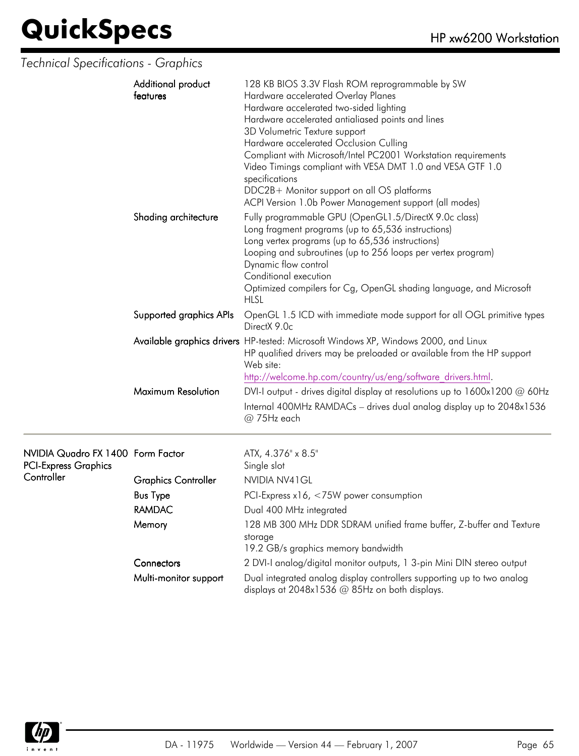*Technical Specifications - Graphics*

| | | |
|---|---|---|
| | Additional product features | 128 KB BIOS 3.3V Flash ROM reprogrammable by SW<br>Hardware accelerated Overlay Planes<br>Hardware accelerated two-sided lighting<br>Hardware accelerated antialiased points and lines<br>3D Volumetric Texture support<br>Hardware accelerated Occlusion Culling<br>Compliant with Microsoft/Intel PC2001 Workstation requirements<br>Video Timings compliant with VESA DMT 1.0 and VESA GTF 1.0 specifications<br>DDC2B+ Monitor support on all OS platforms<br>ACPI Version 1.0b Power Management support (all modes) |
| | Shading architecture | Fully programmable GPU (OpenGL1.5/DirectX 9.0c class)<br>Long fragment programs (up to 65,536 instructions)<br>Long vertex programs (up to 65,536 instructions)<br>Looping and subroutines (up to 256 loops per vertex program)<br>Dynamic flow control<br>Conditional execution<br>Optimized compilers for Cg, OpenGL shading language, and Microsoft HLSL |
| | Supported graphics APIs | OpenGL 1.5 ICD with immediate mode support for all OGL primitive types<br>DirectX 9.0c |
| | Available graphics drivers | HP-tested: Microsoft Windows XP, Windows 2000, and Linux<br>HP qualified drivers may be preloaded or available from the HP support Web site:<br>http://welcome.hp.com/country/us/eng/software_drivers.html. |
| | Maximum Resolution | DVI-I output - drives digital display at resolutions up to 1600x1200 @ 60Hz<br>Internal 400MHz RAMDACs – drives dual analog display up to 2048x1536 @ 75Hz each |
| NVIDIA Quadro FX 1400 PCI-Express Graphics Controller | Form Factor | ATX, 4.376" x 8.5"<br>Single slot |
| | Graphics Controller | NVIDIA NV41GL |
| | Bus Type | PCI-Express x16, <75W power consumption |
| | RAMDAC | Dual 400 MHz integrated |
| | Memory | 128 MB 300 MHz DDR SDRAM unified frame buffer, Z-buffer and Texture storage<br>19.2 GB/s graphics memory bandwidth |
| | Connectors | 2 DVI-I analog/digital monitor outputs, 1 3-pin Mini DIN stereo output |
| | Multi-monitor support | Dual integrated analog display controllers supporting up to two analog displays at 2048x1536 @ 85Hz on both displays. |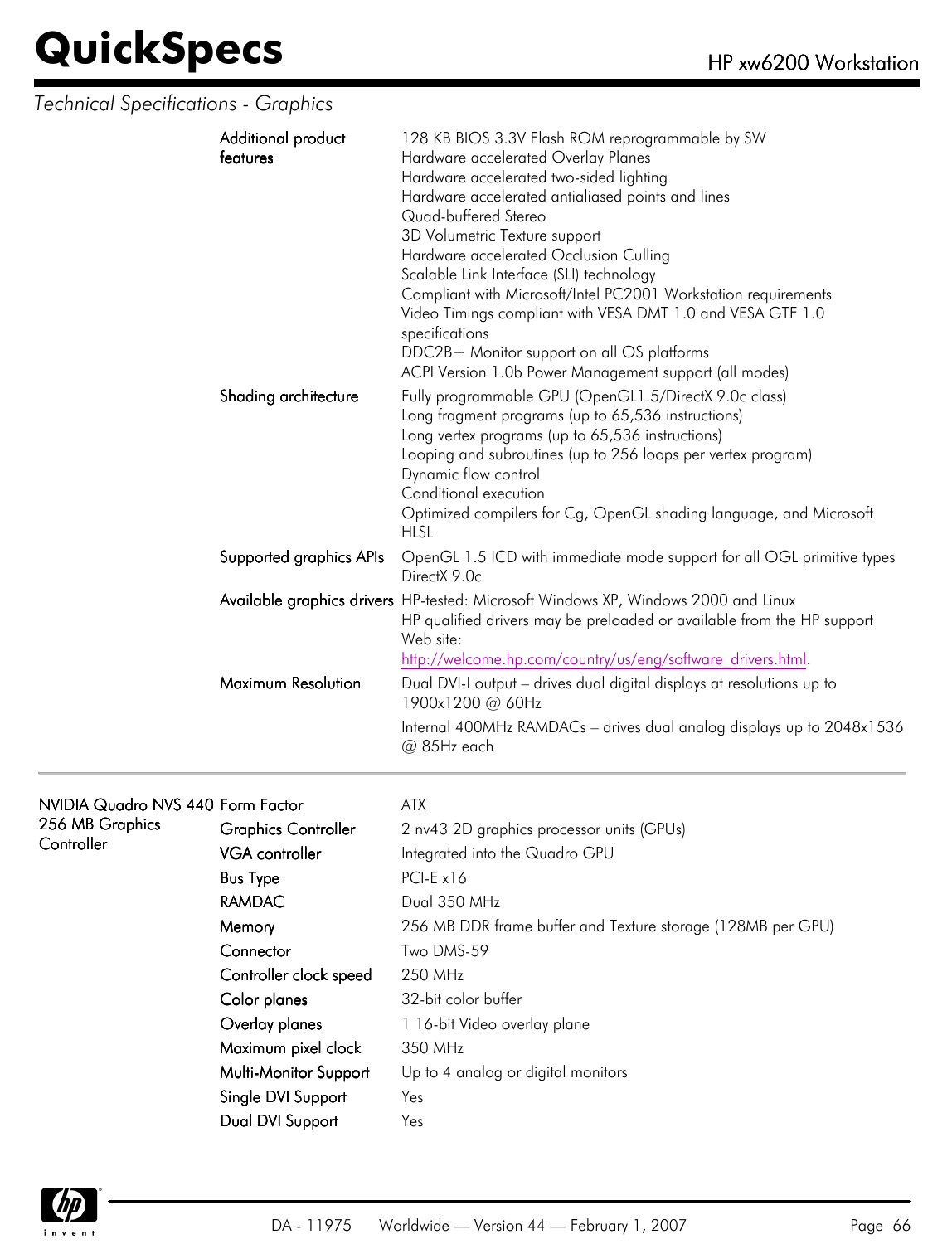*Technical Specifications - Graphics*

| | | |
|---|---|---|
| | Additional product features | 128 KB BIOS 3.3V Flash ROM reprogrammable by SW<br>Hardware accelerated Overlay Planes<br>Hardware accelerated two-sided lighting<br>Hardware accelerated antialiased points and lines<br>Quad-buffered Stereo<br>3D Volumetric Texture support<br>Hardware accelerated Occlusion Culling<br>Scalable Link Interface (SLI) technology<br>Compliant with Microsoft/Intel PC2001 Workstation requirements<br>Video Timings compliant with VESA DMT 1.0 and VESA GTF 1.0 specifications<br>DDC2B+ Monitor support on all OS platforms<br>ACPI Version 1.0b Power Management support (all modes) |
| | Shading architecture | Fully programmable GPU (OpenGL1.5/DirectX 9.0c class)<br>Long fragment programs (up to 65,536 instructions)<br>Long vertex programs (up to 65,536 instructions)<br>Looping and subroutines (up to 256 loops per vertex program)<br>Dynamic flow control<br>Conditional execution<br>Optimized compilers for Cg, OpenGL shading language, and Microsoft HLSL |
| | Supported graphics APIs | OpenGL 1.5 ICD with immediate mode support for all OGL primitive types<br>DirectX 9.0c |
| | Available graphics drivers | HP-tested: Microsoft Windows XP, Windows 2000 and Linux<br>HP qualified drivers may be preloaded or available from the HP support Web site:<br>http://welcome.hp.com/country/us/eng/software_drivers.html. |
| | Maximum Resolution | Dual DVI-I output – drives dual digital displays at resolutions up to 1900x1200 @ 60Hz<br>Internal 400MHz RAMDACs – drives dual analog displays up to 2048x1536 @ 85Hz each |

| | | |
|---|---|---|
| NVIDIA Quadro NVS 440 256 MB Graphics Controller | Form Factor | ATX |
| | Graphics Controller | 2 nv43 2D graphics processor units (GPUs) |
| | VGA controller | Integrated into the Quadro GPU |
| | Bus Type | PCI-E x16 |
| | RAMDAC | Dual 350 MHz |
| | Memory | 256 MB DDR frame buffer and Texture storage (128MB per GPU) |
| | Connector | Two DMS-59 |
| | Controller clock speed | 250 MHz |
| | Color planes | 32-bit color buffer |
| | Overlay planes | 1 16-bit Video overlay plane |
| | Maximum pixel clock | 350 MHz |
| | Multi-Monitor Support | Up to 4 analog or digital monitors |
| | Single DVI Support | Yes |
| | Dual DVI Support | Yes |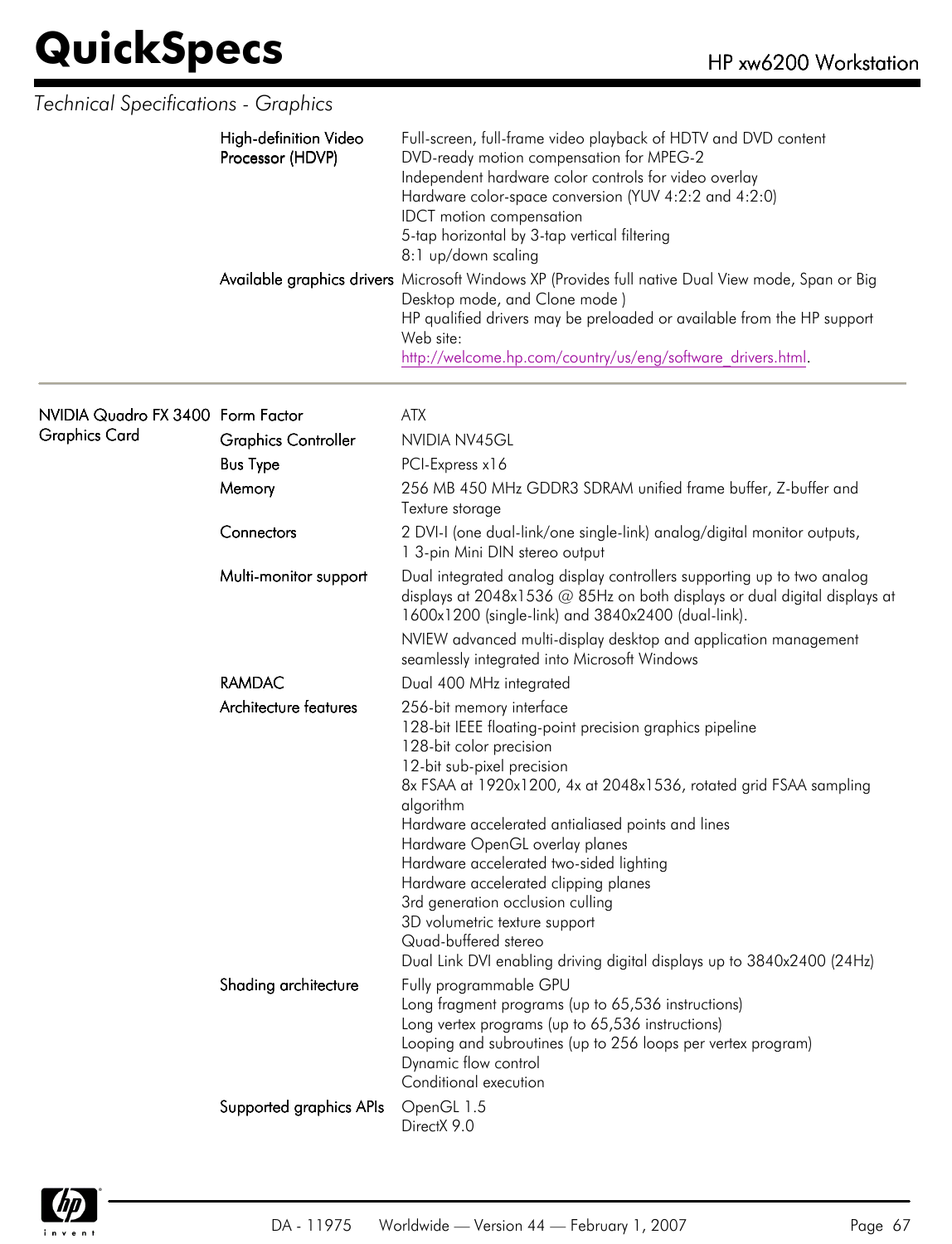*Technical Specifications - Graphics*

| | | |
|---|---|---|
| | High-definition Video Processor (HDVP) | Full-screen, full-frame video playback of HDTV and DVD content<br>DVD-ready motion compensation for MPEG-2<br>Independent hardware color controls for video overlay<br>Hardware color-space conversion (YUV 4:2:2 and 4:2:0)<br>IDCT motion compensation<br>5-tap horizontal by 3-tap vertical filtering<br>8:1 up/down scaling |
| | Available graphics drivers | Microsoft Windows XP (Provides full native Dual View mode, Span or Big Desktop mode, and Clone mode )<br>HP qualified drivers may be preloaded or available from the HP support Web site:<br>http://welcome.hp.com/country/us/eng/software_drivers.html. |

| | | |
|---|---|---|
| NVIDIA Quadro FX 3400 Graphics Card | Form Factor | ATX |
| | Graphics Controller | NVIDIA NV45GL |
| | Bus Type | PCI-Express x16 |
| | Memory | 256 MB 450 MHz GDDR3 SDRAM unified frame buffer, Z-buffer and Texture storage |
| | Connectors | 2 DVI-I (one dual-link/one single-link) analog/digital monitor outputs,<br>1 3-pin Mini DIN stereo output |
| | Multi-monitor support | Dual integrated analog display controllers supporting up to two analog displays at 2048x1536 @ 85Hz on both displays or dual digital displays at 1600x1200 (single-link) and 3840x2400 (dual-link).<br>NVIEW advanced multi-display desktop and application management seamlessly integrated into Microsoft Windows |
| | RAMDAC | Dual 400 MHz integrated |
| | Architecture features | 256-bit memory interface<br>128-bit IEEE floating-point precision graphics pipeline<br>128-bit color precision<br>12-bit sub-pixel precision<br>8x FSAA at 1920x1200, 4x at 2048x1536, rotated grid FSAA sampling algorithm<br>Hardware accelerated antialiased points and lines<br>Hardware OpenGL overlay planes<br>Hardware accelerated two-sided lighting<br>Hardware accelerated clipping planes<br>3rd generation occlusion culling<br>3D volumetric texture support<br>Quad-buffered stereo<br>Dual Link DVI enabling driving digital displays up to 3840x2400 (24Hz) |
| | Shading architecture | Fully programmable GPU<br>Long fragment programs (up to 65,536 instructions)<br>Long vertex programs (up to 65,536 instructions)<br>Looping and subroutines (up to 256 loops per vertex program)<br>Dynamic flow control<br>Conditional execution |
| | Supported graphics APIs | OpenGL 1.5<br>DirectX 9.0 |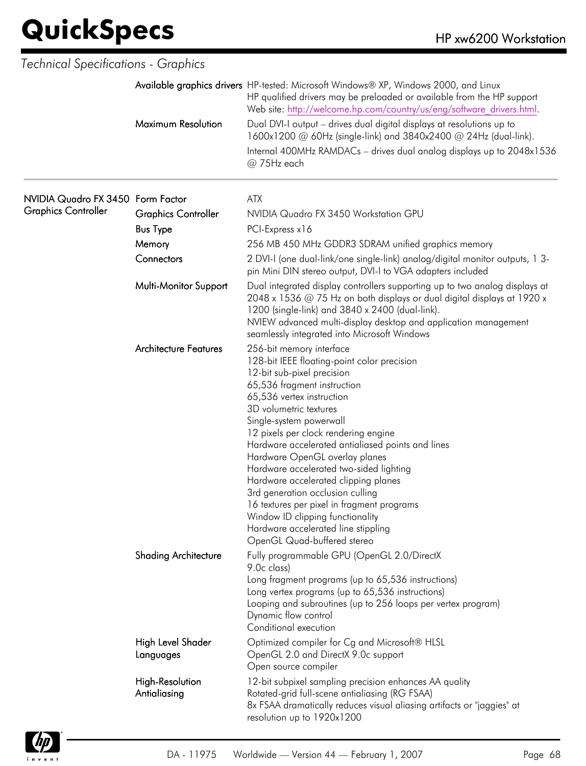*Technical Specifications - Graphics*

| | | |
|---|---|---|
| | Available graphics drivers | HP-tested: Microsoft Windows® XP, Windows 2000, and Linux<br>HP qualified drivers may be preloaded or available from the HP support Web site: http://welcome.hp.com/country/us/eng/software_drivers.html. |
| | Maximum Resolution | Dual DVI-I output – drives dual digital displays at resolutions up to 1600x1200 @ 60Hz (single-link) and 3840x2400 @ 24Hz (dual-link).<br>Internal 400MHz RAMDACs – drives dual analog displays up to 2048x1536 @ 75Hz each |
| NVIDIA Quadro FX 3450 Graphics Controller | Form Factor | ATX |
| | Graphics Controller | NVIDIA Quadro FX 3450 Workstation GPU |
| | Bus Type | PCI-Express x16 |
| | Memory | 256 MB 450 MHz GDDR3 SDRAM unified graphics memory |
| | Connectors | 2 DVI-I (one dual-link/one single-link) analog/digital monitor outputs, 1 3-pin Mini DIN stereo output, DVI-I to VGA adapters included |
| | Multi-Monitor Support | Dual integrated display controllers supporting up to two analog displays at 2048 x 1536 @ 75 Hz on both displays or dual digital displays at 1920 x 1200 (single-link) and 3840 x 2400 (dual-link).<br>NVIEW advanced multi-display desktop and application management seamlessly integrated into Microsoft Windows |
| | Architecture Features | 256-bit memory interface<br>128-bit IEEE floating-point color precision<br>12-bit sub-pixel precision<br>65,536 fragment instruction<br>65,536 vertex instruction<br>3D volumetric textures<br>Single-system powerwall<br>12 pixels per clock rendering engine<br>Hardware accelerated antialiased points and lines<br>Hardware OpenGL overlay planes<br>Hardware accelerated two-sided lighting<br>Hardware accelerated clipping planes<br>3rd generation occlusion culling<br>16 textures per pixel in fragment programs<br>Window ID clipping functionality<br>Hardware accelerated line stippling<br>OpenGL Quad-buffered stereo |
| | Shading Architecture | Fully programmable GPU (OpenGL 2.0/DirectX 9.0c class)<br>Long fragment programs (up to 65,536 instructions)<br>Long vertex programs (up to 65,536 instructions)<br>Looping and subroutines (up to 256 loops per vertex program)<br>Dynamic flow control<br>Conditional execution |
| | High Level Shader Languages | Optimized compiler for Cg and Microsoft® HLSL<br>OpenGL 2.0 and DirectX 9.0c support<br>Open source compiler |
| | High-Resolution Antialiasing | 12-bit subpixel sampling precision enhances AA quality<br>Rotated-grid full-scene antialiasing (RG FSAA)<br>8x FSAA dramatically reduces visual aliasing artifacts or "jaggies" at resolution up to 1920x1200 |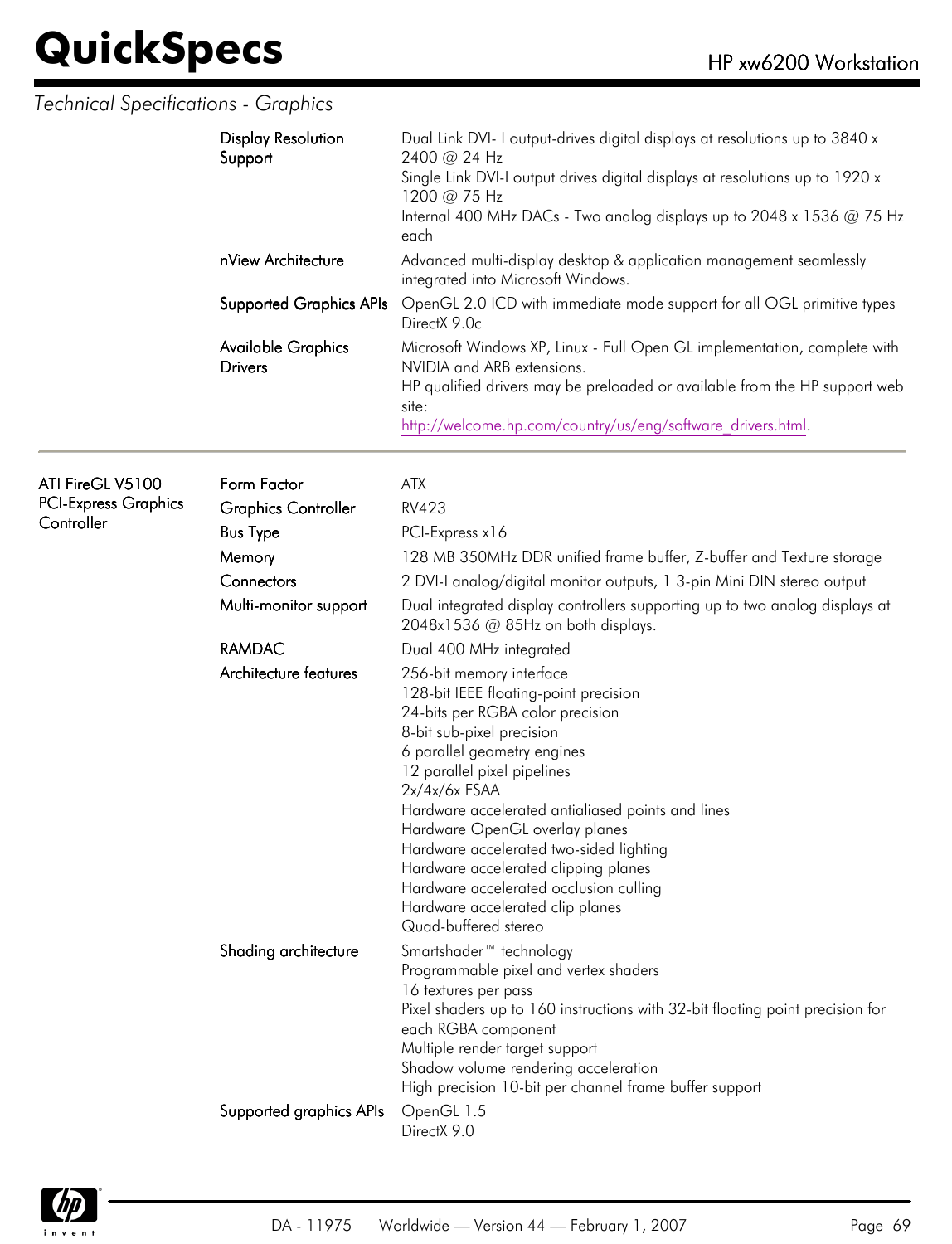*Technical Specifications - Graphics*

| | | |
|---|---|---|
| | Display Resolution Support | Dual Link DVI- I output-drives digital displays at resolutions up to 3840 x 2400 @ 24 Hz<br>Single Link DVI-I output drives digital displays at resolutions up to 1920 x 1200 @ 75 Hz<br>Internal 400 MHz DACs - Two analog displays up to 2048 x 1536 @ 75 Hz each |
| | nView Architecture | Advanced multi-display desktop & application management seamlessly integrated into Microsoft Windows. |
| | Supported Graphics APIs | OpenGL 2.0 ICD with immediate mode support for all OGL primitive types<br>DirectX 9.0c |
| | Available Graphics Drivers | Microsoft Windows XP, Linux - Full Open GL implementation, complete with NVIDIA and ARB extensions.<br>HP qualified drivers may be preloaded or available from the HP support web site:<br>http://welcome.hp.com/country/us/eng/software_drivers.html. |

| | | |
|---|---|---|
| ATI FireGL V5100 PCI-Express Graphics Controller | Form Factor | ATX |
| | Graphics Controller | RV423 |
| | Bus Type | PCI-Express x16 |
| | Memory | 128 MB 350MHz DDR unified frame buffer, Z-buffer and Texture storage |
| | Connectors | 2 DVI-I analog/digital monitor outputs, 1 3-pin Mini DIN stereo output |
| | Multi-monitor support | Dual integrated display controllers supporting up to two analog displays at 2048x1536 @ 85Hz on both displays. |
| | RAMDAC | Dual 400 MHz integrated |
| | Architecture features | 256-bit memory interface<br>128-bit IEEE floating-point precision<br>24-bits per RGBA color precision<br>8-bit sub-pixel precision<br>6 parallel geometry engines<br>12 parallel pixel pipelines<br>2x/4x/6x FSAA<br>Hardware accelerated antialiased points and lines<br>Hardware OpenGL overlay planes<br>Hardware accelerated two-sided lighting<br>Hardware accelerated clipping planes<br>Hardware accelerated occlusion culling<br>Hardware accelerated clip planes<br>Quad-buffered stereo |
| | Shading architecture | Smartshader™ technology<br>Programmable pixel and vertex shaders<br>16 textures per pass<br>Pixel shaders up to 160 instructions with 32-bit floating point precision for each RGBA component<br>Multiple render target support<br>Shadow volume rendering acceleration<br>High precision 10-bit per channel frame buffer support |
| | Supported graphics APIs | OpenGL 1.5<br>DirectX 9.0 |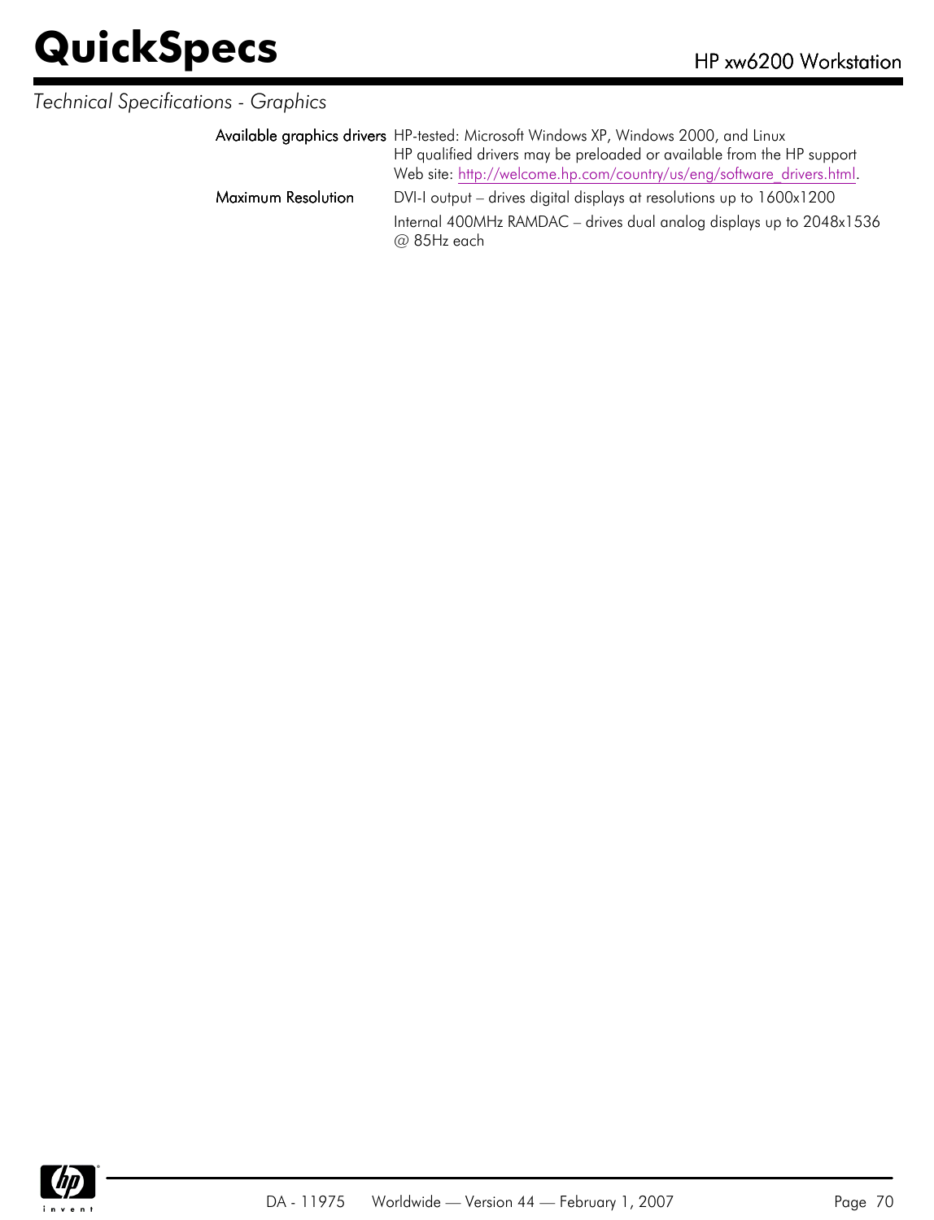*Technical Specifications - Graphics*

| | |
|---|---|
| **Available graphics drivers** | HP-tested: Microsoft Windows XP, Windows 2000, and Linux<br>HP qualified drivers may be preloaded or available from the HP support Web site: http://welcome.hp.com/country/us/eng/software_drivers.html. |
| **Maximum Resolution** | DVI-I output – drives digital displays at resolutions up to 1600x1200<br>Internal 400MHz RAMDAC – drives dual analog displays up to 2048x1536 @ 85Hz each |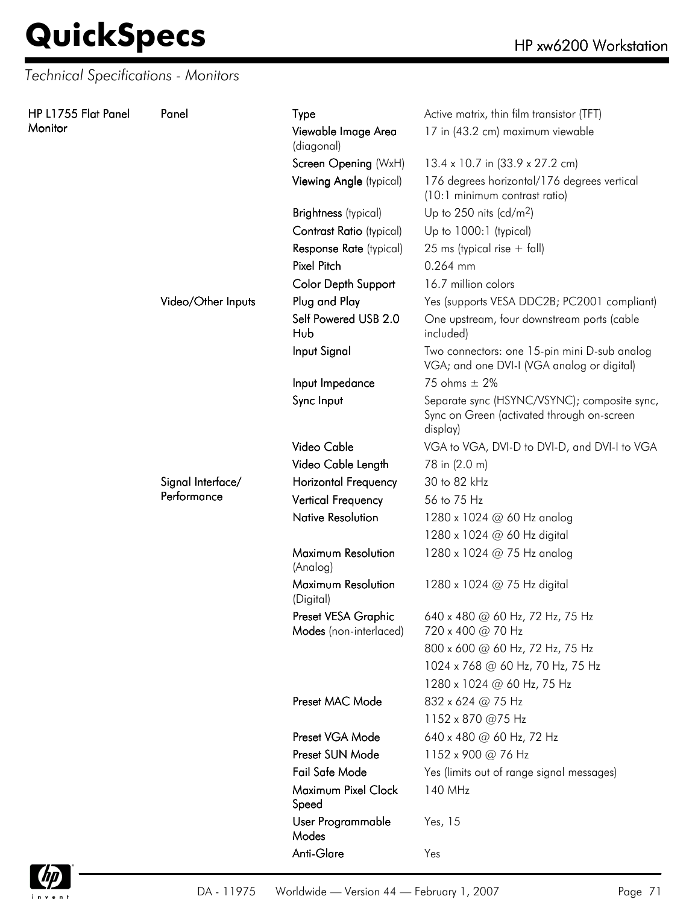*Technical Specifications - Monitors*

| | | | |
|---|---|---|---|
| HP L1755 Flat Panel Monitor | Panel | Type | Active matrix, thin film transistor (TFT) |
| | | Viewable Image Area (diagonal) | 17 in (43.2 cm) maximum viewable |
| | | Screen Opening (WxH) | 13.4 x 10.7 in (33.9 x 27.2 cm) |
| | | Viewing Angle (typical) | 176 degrees horizontal/176 degrees vertical (10:1 minimum contrast ratio) |
| | | Brightness (typical) | Up to 250 nits (cd/$m^2$) |
| | | Contrast Ratio (typical) | Up to 1000:1 (typical) |
| | | Response Rate (typical) | 25 ms (typical rise + fall) |
| | | Pixel Pitch | 0.264 mm |
| | | Color Depth Support | 16.7 million colors |
| | Video/Other Inputs | Plug and Play | Yes (supports VESA DDC2B; PC2001 compliant) |
| | | Self Powered USB 2.0 Hub | One upstream, four downstream ports (cable included) |
| | | Input Signal | Two connectors: one 15-pin mini D-sub analog VGA; and one DVI-I (VGA analog or digital) |
| | | Input Impedance | 75 ohms ± 2% |
| | | Sync Input | Separate sync (HSYNC/VSYNC); composite sync, Sync on Green (activated through on-screen display) |
| | | Video Cable | VGA to VGA, DVI-D to DVI-D, and DVI-I to VGA |
| | | Video Cable Length | 78 in (2.0 m) |
| | Signal Interface/ Performance | Horizontal Frequency | 30 to 82 kHz |
| | | Vertical Frequency | 56 to 75 Hz |
| | | Native Resolution | 1280 x 1024 @ 60 Hz analog |
| | | | 1280 x 1024 @ 60 Hz digital |
| | | Maximum Resolution (Analog) | 1280 x 1024 @ 75 Hz analog |
| | | Maximum Resolution (Digital) | 1280 x 1024 @ 75 Hz digital |
| | | Preset VESA Graphic Modes (non-interlaced) | 640 x 480 @ 60 Hz, 72 Hz, 75 Hz<br>720 x 400 @ 70 Hz |
| | | | 800 x 600 @ 60 Hz, 72 Hz, 75 Hz |
| | | | 1024 x 768 @ 60 Hz, 70 Hz, 75 Hz |
| | | | 1280 x 1024 @ 60 Hz, 75 Hz |
| | | Preset MAC Mode | 832 x 624 @ 75 Hz |
| | | | 1152 x 870 @75 Hz |
| | | Preset VGA Mode | 640 x 480 @ 60 Hz, 72 Hz |
| | | Preset SUN Mode | 1152 x 900 @ 76 Hz |
| | | Fail Safe Mode | Yes (limits out of range signal messages) |
| | | Maximum Pixel Clock Speed | 140 MHz |
| | | User Programmable Modes | Yes, 15 |
| | | Anti-Glare | Yes |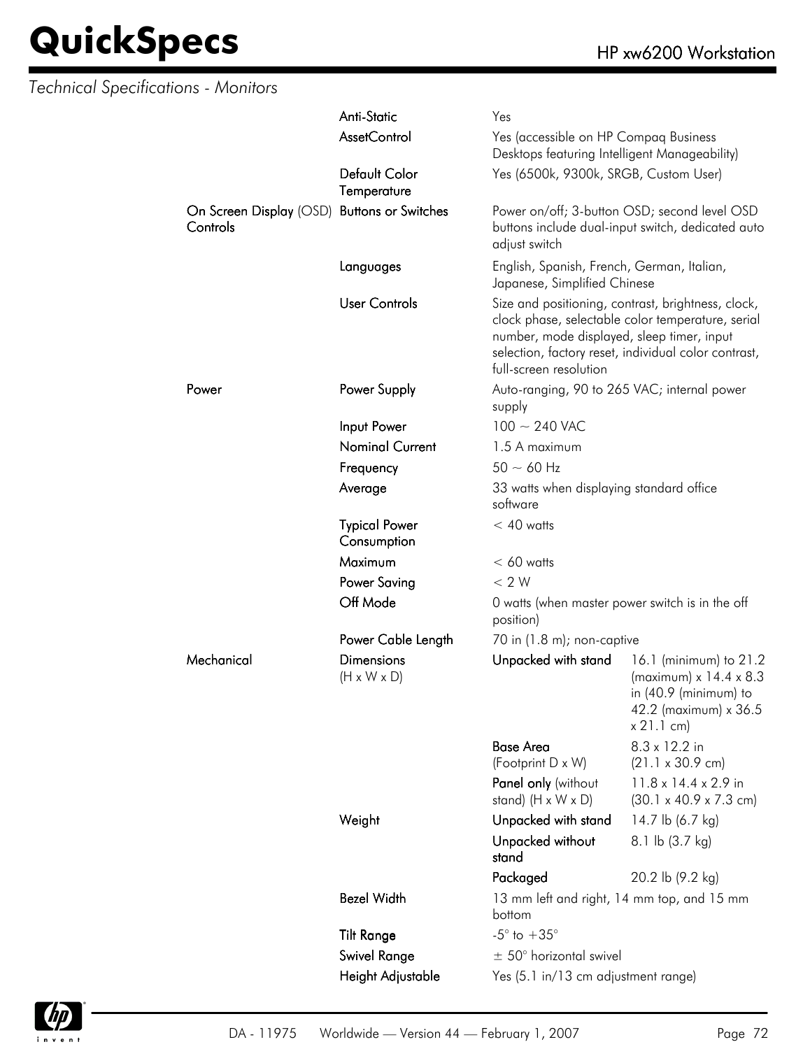*Technical Specifications - Monitors*

| | | | |
|---|---|---|---|
| | Anti-Static | Yes | |
| | AssetControl | Yes (accessible on HP Compaq Business Desktops featuring Intelligent Manageability) | |
| | Default Color Temperature | Yes (6500k, 9300k, SRGB, Custom User) | |
| On Screen Display (OSD) Controls | Buttons or Switches | Power on/off; 3-button OSD; second level OSD buttons include dual-input switch, dedicated auto adjust switch | |
| | Languages | English, Spanish, French, German, Italian, Japanese, Simplified Chinese | |
| | User Controls | Size and positioning, contrast, brightness, clock, clock phase, selectable color temperature, serial number, mode displayed, sleep timer, input selection, factory reset, individual color contrast, full-screen resolution | |
| Power | Power Supply | Auto-ranging, 90 to 265 VAC; internal power supply | |
| | Input Power | 100 ~ 240 VAC | |
| | Nominal Current | 1.5 A maximum | |
| | Frequency | 50 ~ 60 Hz | |
| | Average | 33 watts when displaying standard office software | |
| | Typical Power Consumption | < 40 watts | |
| | Maximum | < 60 watts | |
| | Power Saving | < 2 W | |
| | Off Mode | 0 watts (when master power switch is in the off position) | |
| | Power Cable Length | 70 in (1.8 m); non-captive | |
| Mechanical | Dimensions (H x W x D) | Unpacked with stand | 16.1 (minimum) to 21.2 (maximum) x 14.4 x 8.3 in (40.9 (minimum) to 42.2 (maximum) x 36.5 x 21.1 cm) |
| | | Base Area (Footprint D x W) | 8.3 x 12.2 in (21.1 x 30.9 cm) |
| | | Panel only (without stand) (H x W x D) | 11.8 x 14.4 x 2.9 in (30.1 x 40.9 x 7.3 cm) |
| | Weight | Unpacked with stand | 14.7 lb (6.7 kg) |
| | | Unpacked without stand | 8.1 lb (3.7 kg) |
| | | Packaged | 20.2 lb (9.2 kg) |
| | Bezel Width | 13 mm left and right, 14 mm top, and 15 mm bottom | |
| | Tilt Range | -5° to +35° | |
| | Swivel Range | ± 50° horizontal swivel | |
| | Height Adjustable | Yes (5.1 in/13 cm adjustment range) | |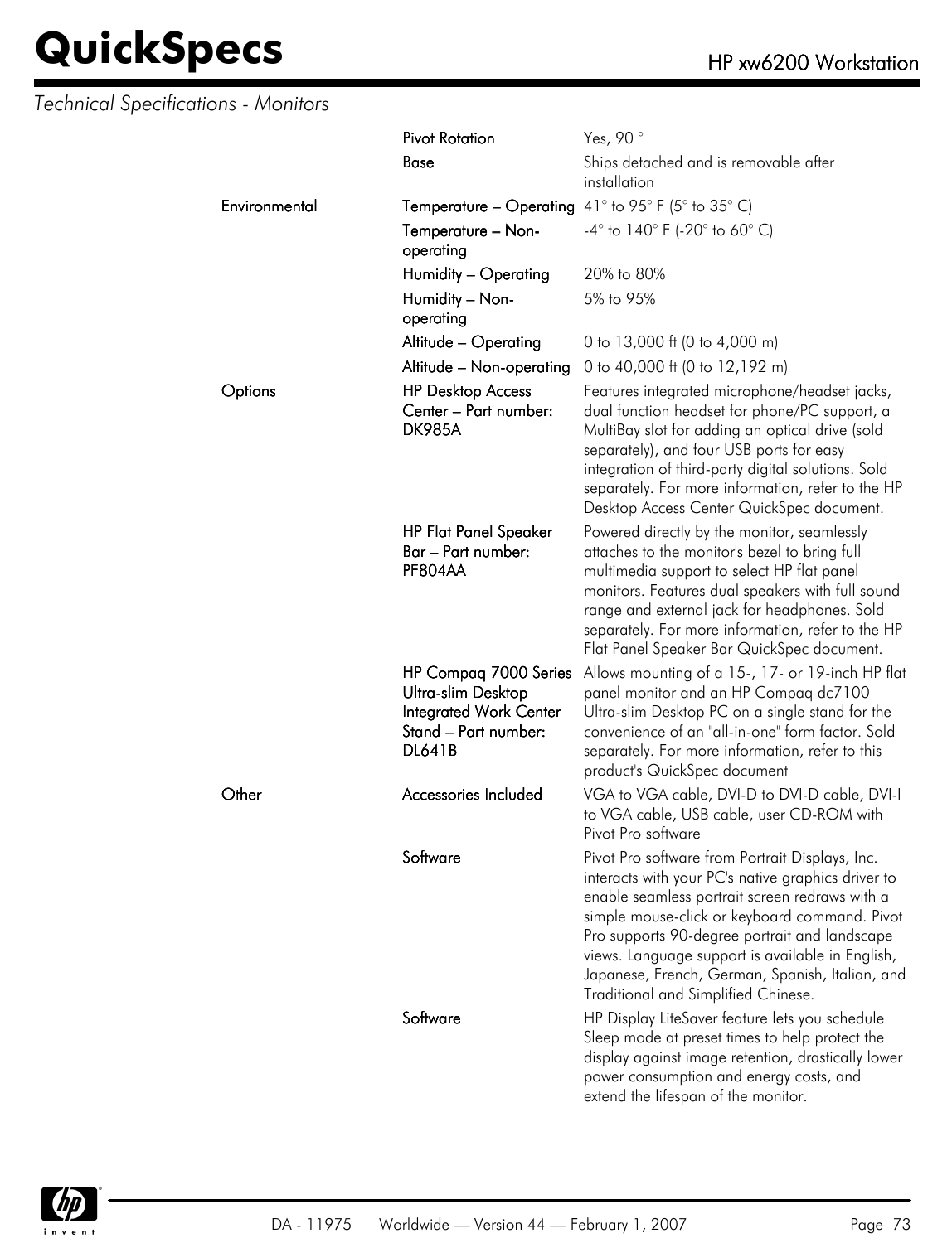*Technical Specifications - Monitors*

| | | |
|---|---|---|
| | Pivot Rotation | Yes, 90 ° |
| | Base | Ships detached and is removable after installation |
| Environmental | Temperature – Operating | 41° to 95° F (5° to 35° C) |
| | Temperature – Non-operating | -4° to 140° F (-20° to 60° C) |
| | Humidity – Operating | 20% to 80% |
| | Humidity – Non-operating | 5% to 95% |
| | Altitude – Operating | 0 to 13,000 ft (0 to 4,000 m) |
| | Altitude – Non-operating | 0 to 40,000 ft (0 to 12,192 m) |
| Options | HP Desktop Access Center – Part number: DK985A | Features integrated microphone/headset jacks, dual function headset for phone/PC support, a MultiBay slot for adding an optical drive (sold separately), and four USB ports for easy integration of third-party digital solutions. Sold separately. For more information, refer to the HP Desktop Access Center QuickSpec document. |
| | HP Flat Panel Speaker Bar – Part number: PF804AA | Powered directly by the monitor, seamlessly attaches to the monitor's bezel to bring full multimedia support to select HP flat panel monitors. Features dual speakers with full sound range and external jack for headphones. Sold separately. For more information, refer to the HP Flat Panel Speaker Bar QuickSpec document. |
| | HP Compaq 7000 Series Ultra-slim Desktop Integrated Work Center Stand – Part number: DL641B | Allows mounting of a 15-, 17- or 19-inch HP flat panel monitor and an HP Compaq dc7100 Ultra-slim Desktop PC on a single stand for the convenience of an "all-in-one" form factor. Sold separately. For more information, refer to this product's QuickSpec document |
| Other | Accessories Included | VGA to VGA cable, DVI-D to DVI-D cable, DVI-I to VGA cable, USB cable, user CD-ROM with Pivot Pro software |
| | Software | Pivot Pro software from Portrait Displays, Inc. interacts with your PC's native graphics driver to enable seamless portrait screen redraws with a simple mouse-click or keyboard command. Pivot Pro supports 90-degree portrait and landscape views. Language support is available in English, Japanese, French, German, Spanish, Italian, and Traditional and Simplified Chinese. |
| | Software | HP Display LiteSaver feature lets you schedule Sleep mode at preset times to help protect the display against image retention, drastically lower power consumption and energy costs, and extend the lifespan of the monitor. |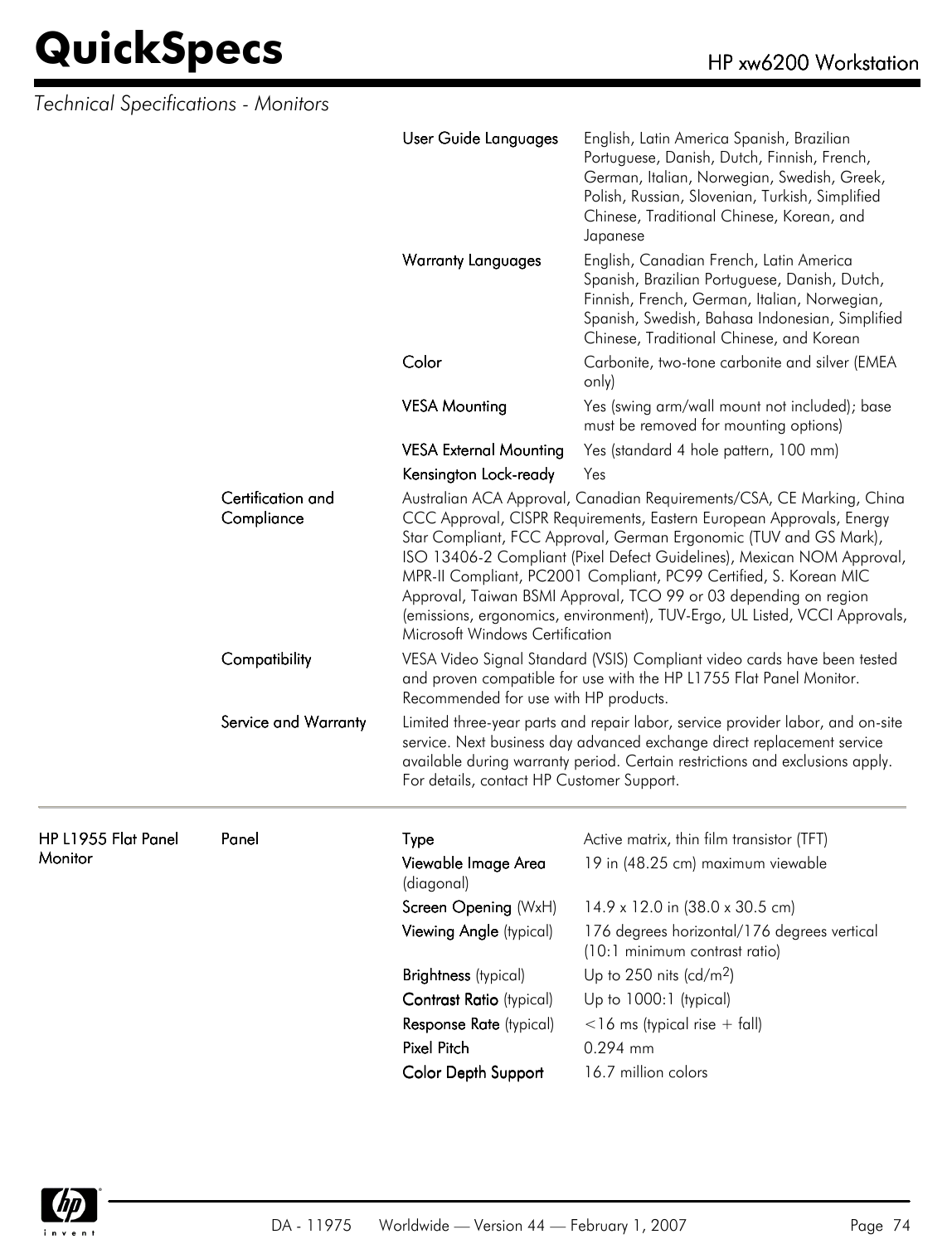*Technical Specifications - Monitors*

| | | | |
|---|---|---|---|
| | | **User Guide Languages** | English, Latin America Spanish, Brazilian Portuguese, Danish, Dutch, Finnish, French, German, Italian, Norwegian, Swedish, Greek, Polish, Russian, Slovenian, Turkish, Simplified Chinese, Traditional Chinese, Korean, and Japanese |
| | | **Warranty Languages** | English, Canadian French, Latin America Spanish, Brazilian Portuguese, Danish, Dutch, Finnish, French, German, Italian, Norwegian, Spanish, Swedish, Bahasa Indonesian, Simplified Chinese, Traditional Chinese, and Korean |
| | | **Color** | Carbonite, two-tone carbonite and silver (EMEA only) |
| | | **VESA Mounting** | Yes (swing arm/wall mount not included); base must be removed for mounting options) |
| | | **VESA External Mounting** | Yes (standard 4 hole pattern, 100 mm) |
| | | **Kensington Lock-ready** | Yes |
| | **Certification and Compliance** | Australian ACA Approval, Canadian Requirements/CSA, CE Marking, China CCC Approval, CISPR Requirements, Eastern European Approvals, Energy Star Compliant, FCC Approval, German Ergonomic (TUV and GS Mark), ISO 13406-2 Compliant (Pixel Defect Guidelines), Mexican NOM Approval, MPR-II Compliant, PC2001 Compliant, PC99 Certified, S. Korean MIC Approval, Taiwan BSMI Approval, TCO 99 or 03 depending on region (emissions, ergonomics, environment), TUV-Ergo, UL Listed, VCCI Approvals, Microsoft Windows Certification | |
| | **Compatibility** | VESA Video Signal Standard (VSIS) Compliant video cards have been tested and proven compatible for use with the HP L1755 Flat Panel Monitor. Recommended for use with HP products. | |
| | **Service and Warranty** | Limited three-year parts and repair labor, service provider labor, and on-site service. Next business day advanced exchange direct replacement service available during warranty period. Certain restrictions and exclusions apply. For details, contact HP Customer Support. | |

---

| | | | |
|---|---|---|---|
| **HP L1955 Flat Panel Monitor** | **Panel** | **Type** | Active matrix, thin film transistor (TFT) |
| | | **Viewable Image Area** (diagonal) | 19 in (48.25 cm) maximum viewable |
| | | **Screen Opening** (WxH) | 14.9 x 12.0 in (38.0 x 30.5 cm) |
| | | **Viewing Angle** (typical) | 176 degrees horizontal/176 degrees vertical (10:1 minimum contrast ratio) |
| | | **Brightness** (typical) | Up to 250 nits (cd/$m^2$) |
| | | **Contrast Ratio** (typical) | Up to 1000:1 (typical) |
| | | **Response Rate** (typical) | <16 ms (typical rise + fall) |
| | | **Pixel Pitch** | 0.294 mm |
| | | **Color Depth Support** | 16.7 million colors |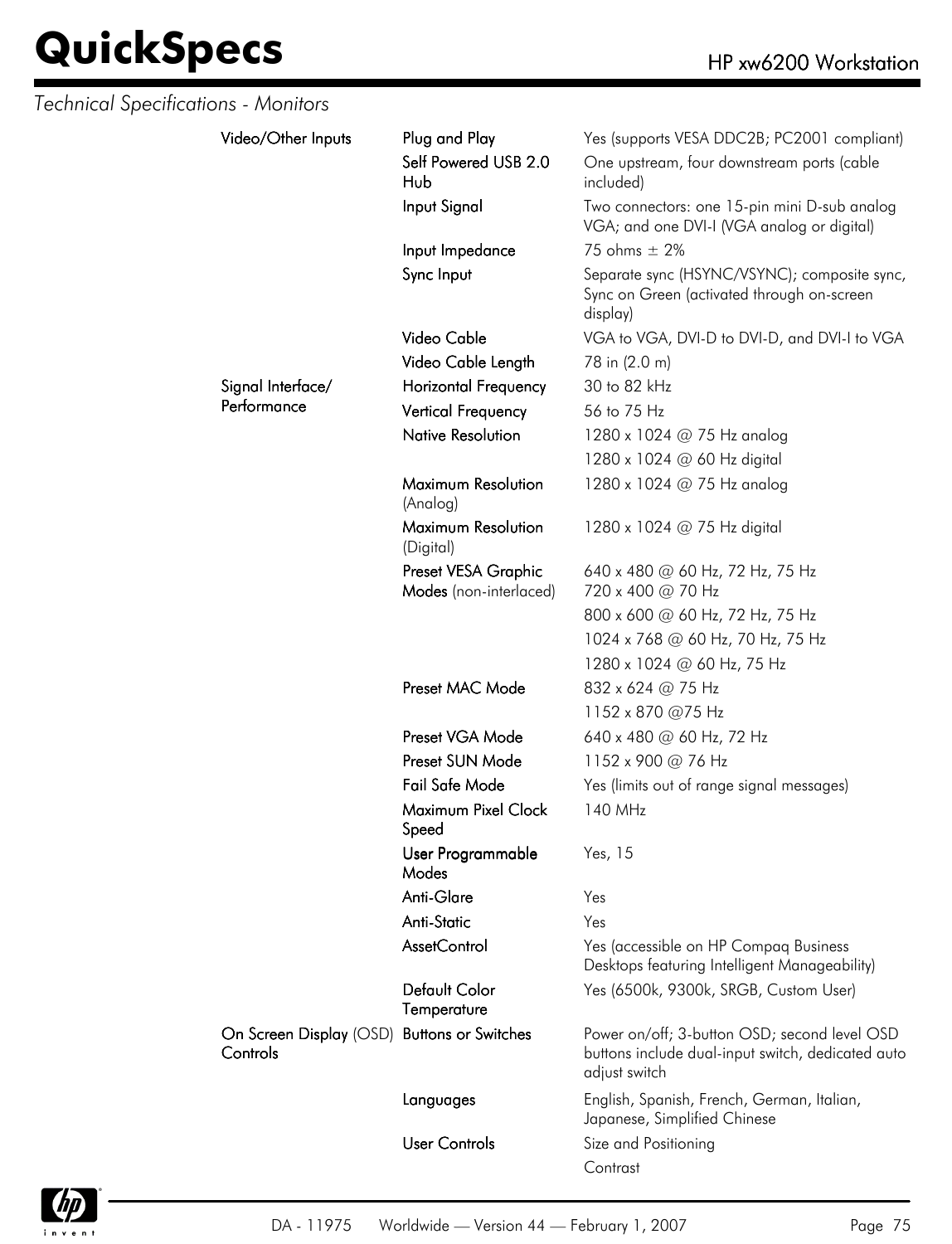*Technical Specifications - Monitors*

| | | |
|---|---|---|
| **Video/Other Inputs** | **Plug and Play** | Yes (supports VESA DDC2B; PC2001 compliant) |
| | **Self Powered USB 2.0 Hub** | One upstream, four downstream ports (cable included) |
| | **Input Signal** | Two connectors: one 15-pin mini D-sub analog VGA; and one DVI-I (VGA analog or digital) |
| | **Input Impedance** | 75 ohms ± 2% |
| | **Sync Input** | Separate sync (HSYNC/VSYNC); composite sync, Sync on Green (activated through on-screen display) |
| | **Video Cable** | VGA to VGA, DVI-D to DVI-D, and DVI-I to VGA |
| | **Video Cable Length** | 78 in (2.0 m) |
| **Signal Interface/ Performance** | **Horizontal Frequency** | 30 to 82 kHz |
| | **Vertical Frequency** | 56 to 75 Hz |
| | **Native Resolution** | 1280 x 1024 @ 75 Hz analog |
| | | 1280 x 1024 @ 60 Hz digital |
| | **Maximum Resolution** (Analog) | 1280 x 1024 @ 75 Hz analog |
| | **Maximum Resolution** (Digital) | 1280 x 1024 @ 75 Hz digital |
| | **Preset VESA Graphic Modes** (non-interlaced) | 640 x 480 @ 60 Hz, 72 Hz, 75 Hz<br>720 x 400 @ 70 Hz |
| | | 800 x 600 @ 60 Hz, 72 Hz, 75 Hz |
| | | 1024 x 768 @ 60 Hz, 70 Hz, 75 Hz |
| | | 1280 x 1024 @ 60 Hz, 75 Hz |
| | **Preset MAC Mode** | 832 x 624 @ 75 Hz |
| | | 1152 x 870 @75 Hz |
| | **Preset VGA Mode** | 640 x 480 @ 60 Hz, 72 Hz |
| | **Preset SUN Mode** | 1152 x 900 @ 76 Hz |
| | **Fail Safe Mode** | Yes (limits out of range signal messages) |
| | **Maximum Pixel Clock Speed** | 140 MHz |
| | **User Programmable Modes** | Yes, 15 |
| | **Anti-Glare** | Yes |
| | **Anti-Static** | Yes |
| | **AssetControl** | Yes (accessible on HP Compaq Business Desktops featuring Intelligent Manageability) |
| | **Default Color Temperature** | Yes (6500k, 9300k, SRGB, Custom User) |
| **On Screen Display** (OSD) **Controls** | **Buttons or Switches** | Power on/off; 3-button OSD; second level OSD buttons include dual-input switch, dedicated auto adjust switch |
| | **Languages** | English, Spanish, French, German, Italian, Japanese, Simplified Chinese |
| | **User Controls** | Size and Positioning |
| | | Contrast |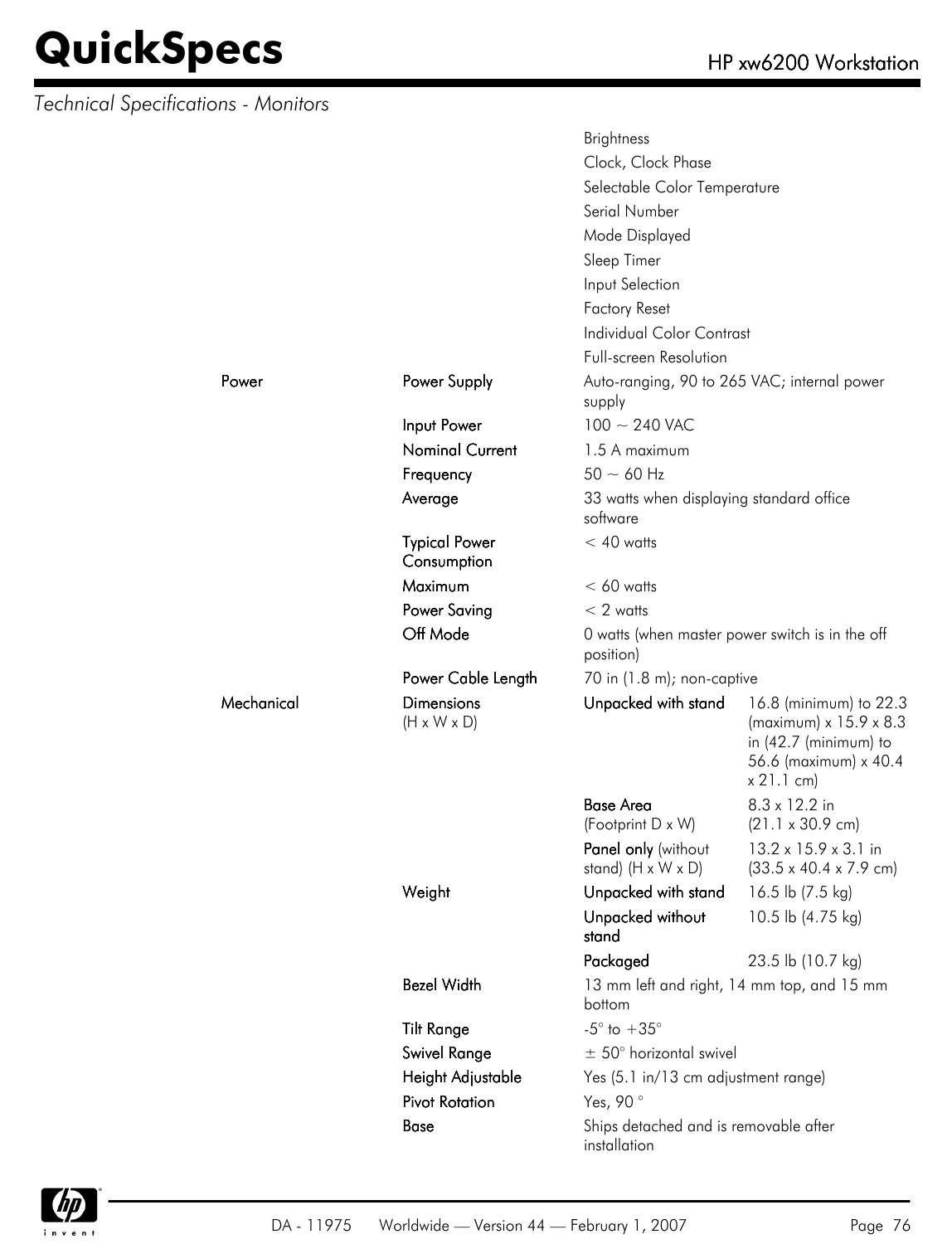*Technical Specifications - Monitors*

| | | | |
|---|---|---|---|
| | | Brightness | |
| | | Clock, Clock Phase | |
| | | Selectable Color Temperature | |
| | | Serial Number | |
| | | Mode Displayed | |
| | | Sleep Timer | |
| | | Input Selection | |
| | | Factory Reset | |
| | | Individual Color Contrast | |
| | | Full-screen Resolution | |
| **Power** | **Power Supply** | Auto-ranging, 90 to 265 VAC; internal power supply | |
| | **Input Power** | 100 ~ 240 VAC | |
| | **Nominal Current** | 1.5 A maximum | |
| | **Frequency** | 50 ~ 60 Hz | |
| | **Average** | 33 watts when displaying standard office software | |
| | **Typical Power Consumption** | < 40 watts | |
| | **Maximum** | < 60 watts | |
| | **Power Saving** | < 2 watts | |
| | **Off Mode** | 0 watts (when master power switch is in the off position) | |
| | **Power Cable Length** | 70 in (1.8 m); non-captive | |
| **Mechanical** | **Dimensions** (H x W x D) | **Unpacked with stand** | 16.8 (minimum) to 22.3 (maximum) x 15.9 x 8.3 in (42.7 (minimum) to 56.6 (maximum) x 40.4 x 21.1 cm) |
| | | **Base Area** (Footprint D x W) | 8.3 x 12.2 in (21.1 x 30.9 cm) |
| | | **Panel only** (without stand) (H x W x D) | 13.2 x 15.9 x 3.1 in (33.5 x 40.4 x 7.9 cm) |
| | **Weight** | **Unpacked with stand** | 16.5 lb (7.5 kg) |
| | | **Unpacked without stand** | 10.5 lb (4.75 kg) |
| | | **Packaged** | 23.5 lb (10.7 kg) |
| | **Bezel Width** | 13 mm left and right, 14 mm top, and 15 mm bottom | |
| | **Tilt Range** | -5° to +35° | |
| | **Swivel Range** | ± 50° horizontal swivel | |
| | **Height Adjustable** | Yes (5.1 in/13 cm adjustment range) | |
| | **Pivot Rotation** | Yes, 90 ° | |
| | **Base** | Ships detached and is removable after installation | |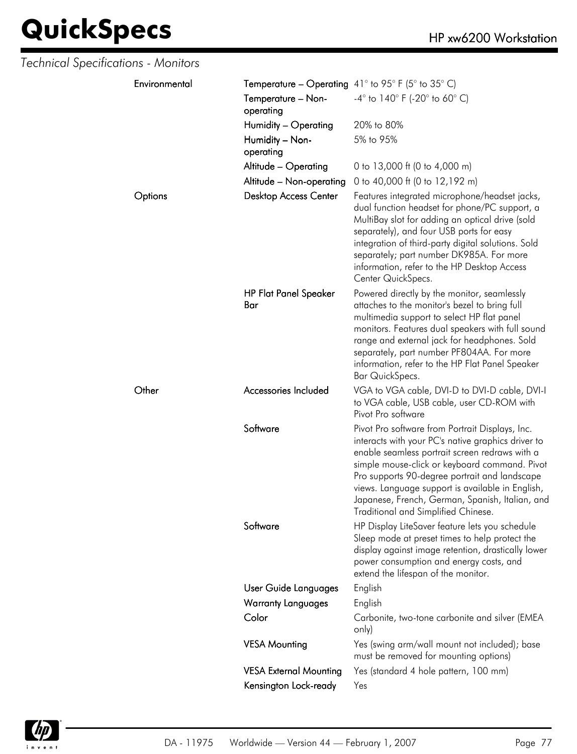*Technical Specifications - Monitors*

| | | |
|---|---|---|
| Environmental | Temperature – Operating | 41° to 95° F (5° to 35° C) |
| | Temperature – Non-operating | -4° to 140° F (-20° to 60° C) |
| | Humidity – Operating | 20% to 80% |
| | Humidity – Non-operating | 5% to 95% |
| | Altitude – Operating | 0 to 13,000 ft (0 to 4,000 m) |
| | Altitude – Non-operating | 0 to 40,000 ft (0 to 12,192 m) |
| Options | Desktop Access Center | Features integrated microphone/headset jacks, dual function headset for phone/PC support, a MultiBay slot for adding an optical drive (sold separately), and four USB ports for easy integration of third-party digital solutions. Sold separately; part number DK985A. For more information, refer to the HP Desktop Access Center QuickSpecs. |
| | HP Flat Panel Speaker Bar | Powered directly by the monitor, seamlessly attaches to the monitor's bezel to bring full multimedia support to select HP flat panel monitors. Features dual speakers with full sound range and external jack for headphones. Sold separately, part number PF804AA. For more information, refer to the HP Flat Panel Speaker Bar QuickSpecs. |
| Other | Accessories Included | VGA to VGA cable, DVI-D to DVI-D cable, DVI-I to VGA cable, USB cable, user CD-ROM with Pivot Pro software |
| | Software | Pivot Pro software from Portrait Displays, Inc. interacts with your PC's native graphics driver to enable seamless portrait screen redraws with a simple mouse-click or keyboard command. Pivot Pro supports 90-degree portrait and landscape views. Language support is available in English, Japanese, French, German, Spanish, Italian, and Traditional and Simplified Chinese. |
| | Software | HP Display LiteSaver feature lets you schedule Sleep mode at preset times to help protect the display against image retention, drastically lower power consumption and energy costs, and extend the lifespan of the monitor. |
| | User Guide Languages | English |
| | Warranty Languages | English |
| | Color | Carbonite, two-tone carbonite and silver (EMEA only) |
| | VESA Mounting | Yes (swing arm/wall mount not included); base must be removed for mounting options) |
| | VESA External Mounting | Yes (standard 4 hole pattern, 100 mm) |
| | Kensington Lock-ready | Yes |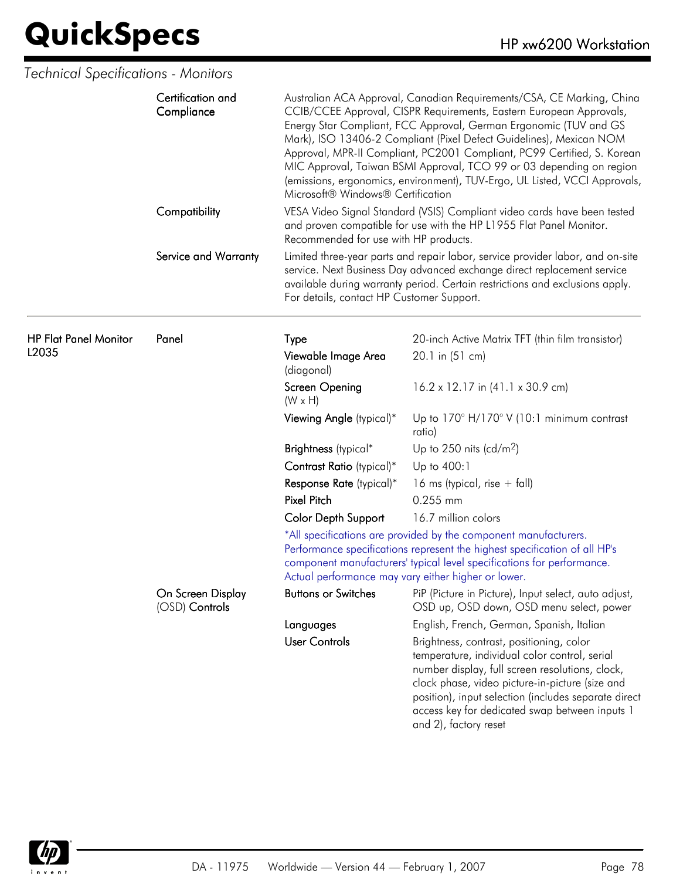*Technical Specifications - Monitors*

| | | | |
|---|---|---|---|
| | **Certification and Compliance** | Australian ACA Approval, Canadian Requirements/CSA, CE Marking, China CCIB/CCEE Approval, CISPR Requirements, Eastern European Approvals, Energy Star Compliant, FCC Approval, German Ergonomic (TUV and GS Mark), ISO 13406-2 Compliant (Pixel Defect Guidelines), Mexican NOM Approval, MPR-II Compliant, PC2001 Compliant, PC99 Certified, S. Korean MIC Approval, Taiwan BSMI Approval, TCO 99 or 03 depending on region (emissions, ergonomics, environment), TUV-Ergo, UL Listed, VCCI Approvals, Microsoft® Windows® Certification | |
| | **Compatibility** | VESA Video Signal Standard (VSIS) Compliant video cards have been tested and proven compatible for use with the HP L1955 Flat Panel Monitor. Recommended for use with HP products. | |
| | **Service and Warranty** | Limited three-year parts and repair labor, service provider labor, and on-site service. Next Business Day advanced exchange direct replacement service available during warranty period. Certain restrictions and exclusions apply. For details, contact HP Customer Support. | |

| | | | |
|---|---|---|---|
| **HP Flat Panel Monitor L2035** | **Panel** | **Type** | 20-inch Active Matrix TFT (thin film transistor) |
| | | **Viewable Image Area** (diagonal) | 20.1 in (51 cm) |
| | | **Screen Opening** (W x H) | 16.2 x 12.17 in (41.1 x 30.9 cm) |
| | | **Viewing Angle** (typical)* | Up to 170° H/170° V (10:1 minimum contrast ratio) |
| | | **Brightness** (typical* | Up to 250 nits (cd/m$^2$) |
| | | **Contrast Ratio** (typical)* | Up to 400:1 |
| | | **Response Rate** (typical)* | 16 ms (typical, rise + fall) |
| | | **Pixel Pitch** | 0.255 mm |
| | | **Color Depth Support** | 16.7 million colors |
| | | *All specifications are provided by the component manufacturers. Performance specifications represent the highest specification of all HP's component manufacturers' typical level specifications for performance. Actual performance may vary either higher or lower. | |
| | **On Screen Display (OSD) Controls** | **Buttons or Switches** | PiP (Picture in Picture), Input select, auto adjust, OSD up, OSD down, OSD menu select, power |
| | | **Languages** | English, French, German, Spanish, Italian |
| | | **User Controls** | Brightness, contrast, positioning, color temperature, individual color control, serial number display, full screen resolutions, clock, clock phase, video picture-in-picture (size and position), input selection (includes separate direct access key for dedicated swap between inputs 1 and 2), factory reset |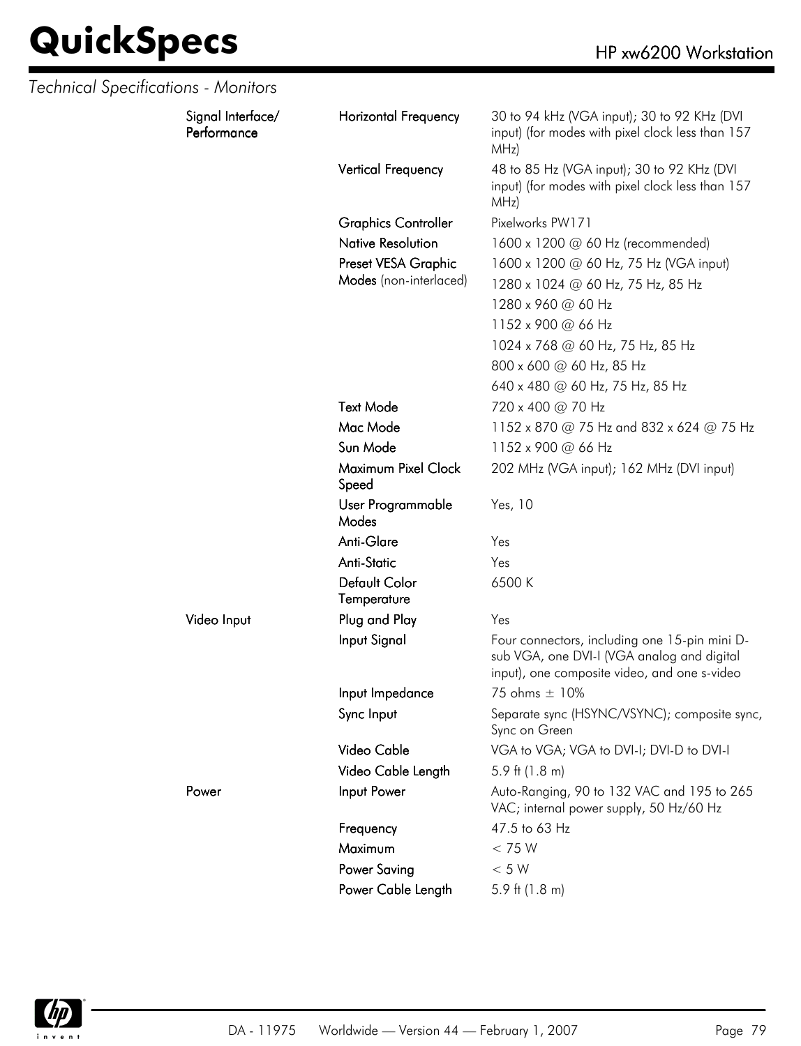*Technical Specifications - Monitors*

| | | |
|---|---|---|
| **Signal Interface/ Performance** | **Horizontal Frequency** | 30 to 94 kHz (VGA input); 30 to 92 KHz (DVI input) (for modes with pixel clock less than 157 MHz) |
| | **Vertical Frequency** | 48 to 85 Hz (VGA input); 30 to 92 KHz (DVI input) (for modes with pixel clock less than 157 MHz) |
| | **Graphics Controller** | Pixelworks PW171 |
| | **Native Resolution** | 1600 x 1200 @ 60 Hz (recommended) |
| | **Preset VESA Graphic Modes** (non-interlaced) | 1600 x 1200 @ 60 Hz, 75 Hz (VGA input) |
| | | 1280 x 1024 @ 60 Hz, 75 Hz, 85 Hz |
| | | 1280 x 960 @ 60 Hz |
| | | 1152 x 900 @ 66 Hz |
| | | 1024 x 768 @ 60 Hz, 75 Hz, 85 Hz |
| | | 800 x 600 @ 60 Hz, 85 Hz |
| | | 640 x 480 @ 60 Hz, 75 Hz, 85 Hz |
| | **Text Mode** | 720 x 400 @ 70 Hz |
| | **Mac Mode** | 1152 x 870 @ 75 Hz and 832 x 624 @ 75 Hz |
| | **Sun Mode** | 1152 x 900 @ 66 Hz |
| | **Maximum Pixel Clock Speed** | 202 MHz (VGA input); 162 MHz (DVI input) |
| | **User Programmable Modes** | Yes, 10 |
| | **Anti-Glare** | Yes |
| | **Anti-Static** | Yes |
| | **Default Color Temperature** | 6500 K |
| **Video Input** | **Plug and Play** | Yes |
| | **Input Signal** | Four connectors, including one 15-pin mini D-sub VGA, one DVI-I (VGA analog and digital input), one composite video, and one s-video |
| | **Input Impedance** | 75 ohms ± 10% |
| | **Sync Input** | Separate sync (HSYNC/VSYNC); composite sync, Sync on Green |
| | **Video Cable** | VGA to VGA; VGA to DVI-I; DVI-D to DVI-I |
| | **Video Cable Length** | 5.9 ft (1.8 m) |
| **Power** | **Input Power** | Auto-Ranging, 90 to 132 VAC and 195 to 265 VAC; internal power supply, 50 Hz/60 Hz |
| | **Frequency** | 47.5 to 63 Hz |
| | **Maximum** | < 75 W |
| | **Power Saving** | < 5 W |
| | **Power Cable Length** | 5.9 ft (1.8 m) |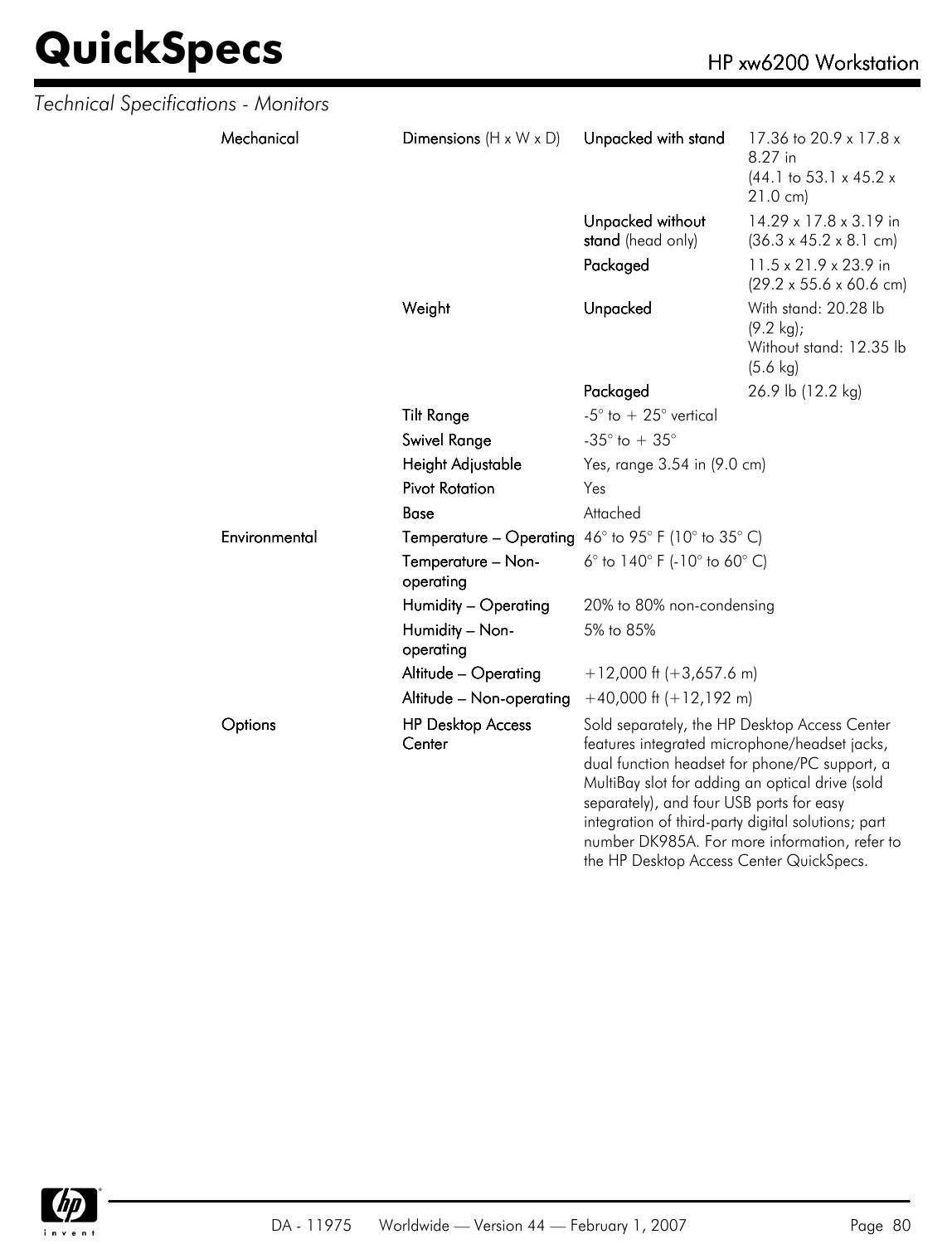*Technical Specifications - Monitors*

| | | | |
|---|---|---|---|
| **Mechanical** | **Dimensions** (H x W x D) | **Unpacked with stand** | 17.36 to 20.9 x 17.8 x 8.27 in (44.1 to 53.1 x 45.2 x 21.0 cm) |
| | | **Unpacked without stand** (head only) | 14.29 x 17.8 x 3.19 in (36.3 x 45.2 x 8.1 cm) |
| | | **Packaged** | 11.5 x 21.9 x 23.9 in (29.2 x 55.6 x 60.6 cm) |
| | **Weight** | **Unpacked** | With stand: 20.28 lb (9.2 kg); Without stand: 12.35 lb (5.6 kg) |
| | | **Packaged** | 26.9 lb (12.2 kg) |
| | **Tilt Range** | -5° to + 25° vertical | |
| | **Swivel Range** | -35° to + 35° | |
| | **Height Adjustable** | Yes, range 3.54 in (9.0 cm) | |
| | **Pivot Rotation** | Yes | |
| | **Base** | Attached | |
| **Environmental** | **Temperature – Operating** | 46° to 95° F (10° to 35° C) | |
| | **Temperature – Non-operating** | 6° to 140° F (-10° to 60° C) | |
| | **Humidity – Operating** | 20% to 80% non-condensing | |
| | **Humidity – Non-operating** | 5% to 85% | |
| | **Altitude – Operating** | +12,000 ft (+3,657.6 m) | |
| | **Altitude – Non-operating** | +40,000 ft (+12,192 m) | |
| **Options** | **HP Desktop Access Center** | Sold separately, the HP Desktop Access Center features integrated microphone/headset jacks, dual function headset for phone/PC support, a MultiBay slot for adding an optical drive (sold separately), and four USB ports for easy integration of third-party digital solutions; part number DK985A. For more information, refer to the HP Desktop Access Center QuickSpecs. | |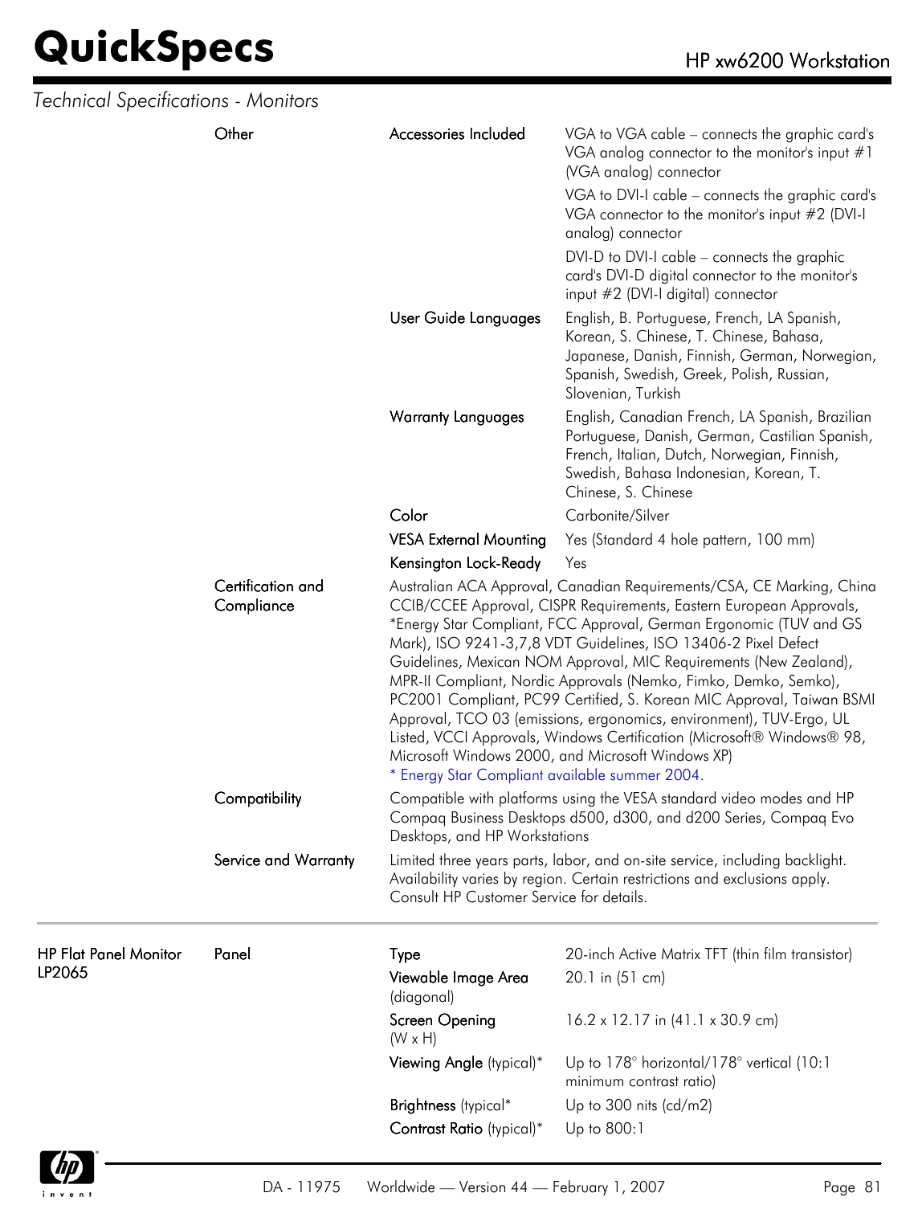*Technical Specifications - Monitors*

| | | | |
|---|---|---|---|
| | Other | Accessories Included | VGA to VGA cable – connects the graphic card's VGA analog connector to the monitor's input #1 (VGA analog) connector<br>VGA to DVI-I cable – connects the graphic card's VGA connector to the monitor's input #2 (DVI-I analog) connector<br>DVI-D to DVI-I cable – connects the graphic card's DVI-D digital connector to the monitor's input #2 (DVI-I digital) connector |
| | | User Guide Languages | English, B. Portuguese, French, LA Spanish, Korean, S. Chinese, T. Chinese, Bahasa, Japanese, Danish, Finnish, German, Norwegian, Spanish, Swedish, Greek, Polish, Russian, Slovenian, Turkish |
| | | Warranty Languages | English, Canadian French, LA Spanish, Brazilian Portuguese, Danish, German, Castilian Spanish, French, Italian, Dutch, Norwegian, Finnish, Swedish, Bahasa Indonesian, Korean, T. Chinese, S. Chinese |
| | | Color | Carbonite/Silver |
| | | VESA External Mounting | Yes (Standard 4 hole pattern, 100 mm) |
| | | Kensington Lock-Ready | Yes |
| | Certification and Compliance | Australian ACA Approval, Canadian Requirements/CSA, CE Marking, China CCIB/CCEE Approval, CISPR Requirements, Eastern European Approvals, *Energy Star Compliant, FCC Approval, German Ergonomic (TUV and GS Mark), ISO 9241-3,7,8 VDT Guidelines, ISO 13406-2 Pixel Defect Guidelines, Mexican NOM Approval, MIC Requirements (New Zealand), MPR-II Compliant, Nordic Approvals (Nemko, Fimko, Demko, Semko), PC2001 Compliant, PC99 Certified, S. Korean MIC Approval, Taiwan BSMI Approval, TCO 03 (emissions, ergonomics, environment), TUV-Ergo, UL Listed, VCCI Approvals, Windows Certification (Microsoft® Windows® 98, Microsoft Windows 2000, and Microsoft Windows XP)<br>* Energy Star Compliant available summer 2004. | |
| | Compatibility | Compatible with platforms using the VESA standard video modes and HP Compaq Business Desktops d500, d300, and d200 Series, Compaq Evo Desktops, and HP Workstations | |
| | Service and Warranty | Limited three years parts, labor, and on-site service, including backlight. Availability varies by region. Certain restrictions and exclusions apply. Consult HP Customer Service for details. | |

| | | | |
|---|---|---|---|
| HP Flat Panel Monitor LP2065 | Panel | Type | 20-inch Active Matrix TFT (thin film transistor) |
| | | Viewable Image Area (diagonal) | 20.1 in (51 cm) |
| | | Screen Opening (W x H) | 16.2 x 12.17 in (41.1 x 30.9 cm) |
| | | Viewing Angle (typical)* | Up to 178° horizontal/178° vertical (10:1 minimum contrast ratio) |
| | | Brightness (typical* | Up to 300 nits (cd/m2) |
| | | Contrast Ratio (typical)* | Up to 800:1 |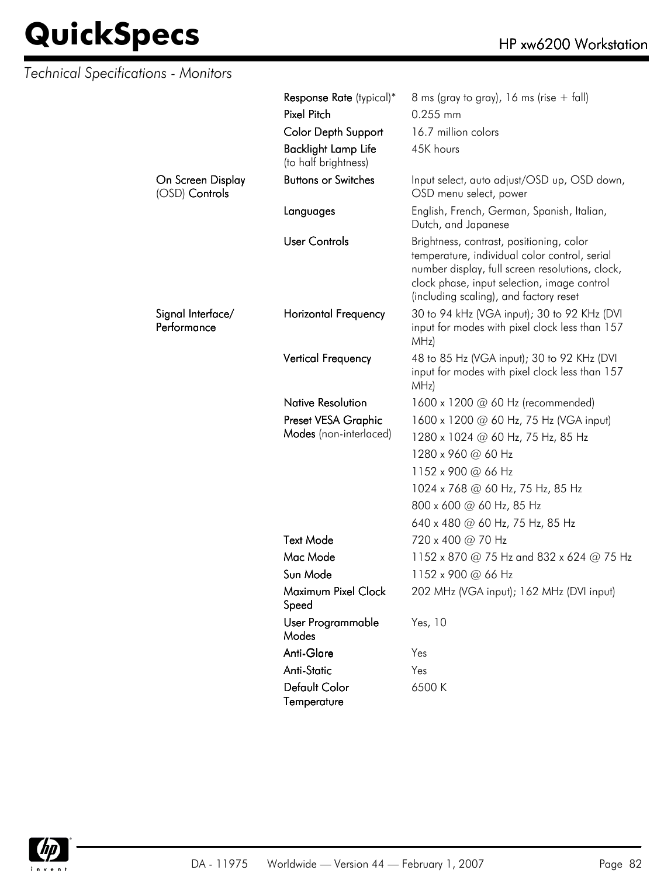*Technical Specifications - Monitors*

| | | |
|---|---|---|
| | **Response Rate** (typical)* | 8 ms (gray to gray), 16 ms (rise + fall) |
| | **Pixel Pitch** | 0.255 mm |
| | **Color Depth Support** | 16.7 million colors |
| | **Backlight Lamp Life** (to half brightness) | 45K hours |
| **On Screen Display** (OSD) **Controls** | **Buttons or Switches** | Input select, auto adjust/OSD up, OSD down, OSD menu select, power |
| | **Languages** | English, French, German, Spanish, Italian, Dutch, and Japanese |
| | **User Controls** | Brightness, contrast, positioning, color temperature, individual color control, serial number display, full screen resolutions, clock, clock phase, input selection, image control (including scaling), and factory reset |
| **Signal Interface/ Performance** | **Horizontal Frequency** | 30 to 94 kHz (VGA input); 30 to 92 KHz (DVI input for modes with pixel clock less than 157 MHz) |
| | **Vertical Frequency** | 48 to 85 Hz (VGA input); 30 to 92 KHz (DVI input for modes with pixel clock less than 157 MHz) |
| | **Native Resolution** | 1600 x 1200 @ 60 Hz (recommended) |
| | **Preset VESA Graphic Modes** (non-interlaced) | 1600 x 1200 @ 60 Hz, 75 Hz (VGA input) |
| | | 1280 x 1024 @ 60 Hz, 75 Hz, 85 Hz |
| | | 1280 x 960 @ 60 Hz |
| | | 1152 x 900 @ 66 Hz |
| | | 1024 x 768 @ 60 Hz, 75 Hz, 85 Hz |
| | | 800 x 600 @ 60 Hz, 85 Hz |
| | | 640 x 480 @ 60 Hz, 75 Hz, 85 Hz |
| | **Text Mode** | 720 x 400 @ 70 Hz |
| | **Mac Mode** | 1152 x 870 @ 75 Hz and 832 x 624 @ 75 Hz |
| | **Sun Mode** | 1152 x 900 @ 66 Hz |
| | **Maximum Pixel Clock Speed** | 202 MHz (VGA input); 162 MHz (DVI input) |
| | **User Programmable Modes** | Yes, 10 |
| | **Anti-Glare** | Yes |
| | **Anti-Static** | Yes |
| | **Default Color Temperature** | 6500 K |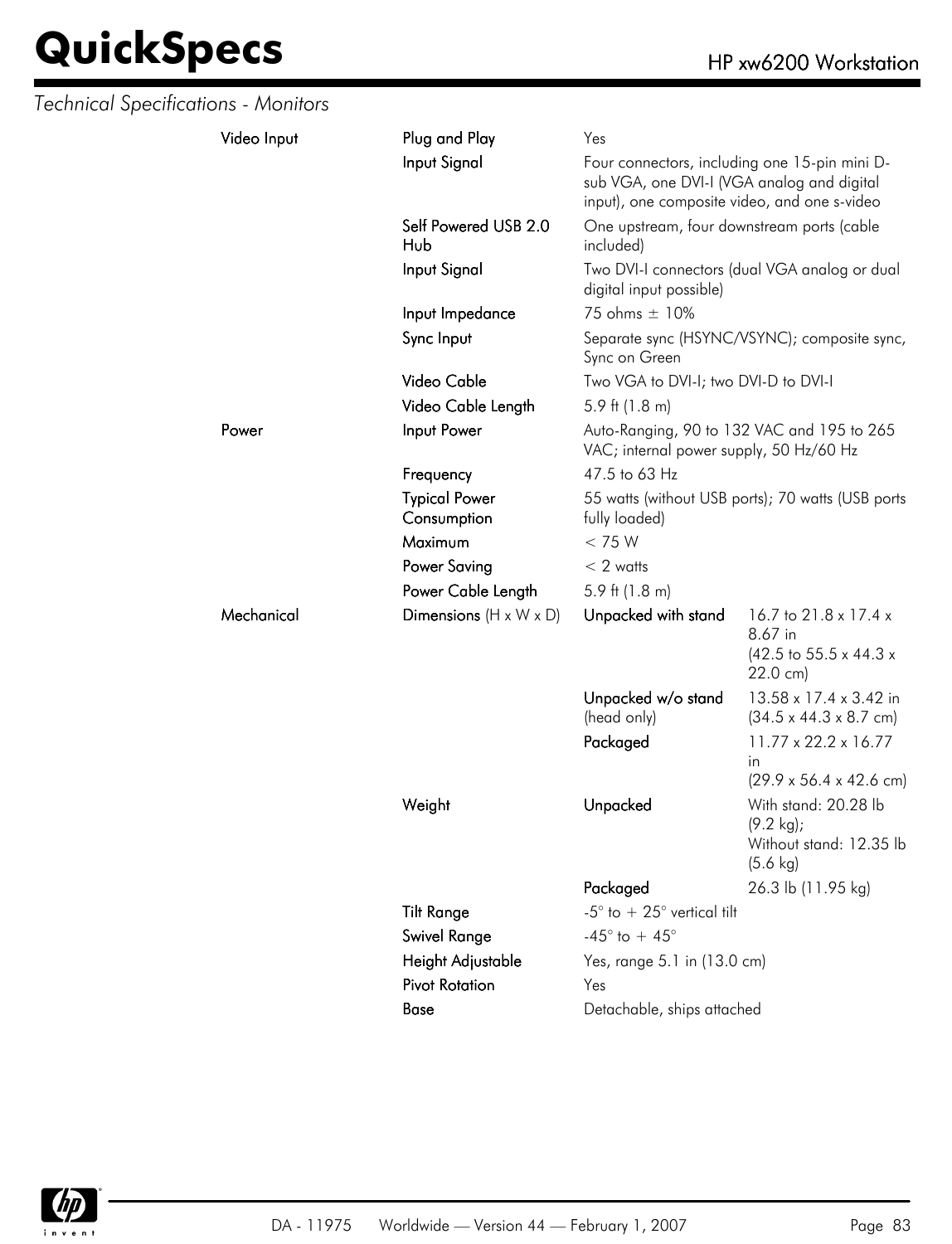*Technical Specifications - Monitors*

| | | | |
|---|---|---|---|
| **Video Input** | **Plug and Play** | Yes | |
| | **Input Signal** | Four connectors, including one 15-pin mini D-sub VGA, one DVI-I (VGA analog and digital input), one composite video, and one s-video | |
| | **Self Powered USB 2.0 Hub** | One upstream, four downstream ports (cable included) | |
| | **Input Signal** | Two DVI-I connectors (dual VGA analog or dual digital input possible) | |
| | **Input Impedance** | 75 ohms ± 10% | |
| | **Sync Input** | Separate sync (HSYNC/VSYNC); composite sync, Sync on Green | |
| | **Video Cable** | Two VGA to DVI-I; two DVI-D to DVI-I | |
| | **Video Cable Length** | 5.9 ft (1.8 m) | |
| **Power** | **Input Power** | Auto-Ranging, 90 to 132 VAC and 195 to 265 VAC; internal power supply, 50 Hz/60 Hz | |
| | **Frequency** | 47.5 to 63 Hz | |
| | **Typical Power Consumption** | 55 watts (without USB ports); 70 watts (USB ports fully loaded) | |
| | **Maximum** | < 75 W | |
| | **Power Saving** | < 2 watts | |
| | **Power Cable Length** | 5.9 ft (1.8 m) | |
| **Mechanical** | **Dimensions** (H x W x D) | **Unpacked with stand** | 16.7 to 21.8 x 17.4 x 8.67 in (42.5 to 55.5 x 44.3 x 22.0 cm) |
| | | **Unpacked w/o stand** (head only) | 13.58 x 17.4 x 3.42 in (34.5 x 44.3 x 8.7 cm) |
| | | **Packaged** | 11.77 x 22.2 x 16.77 in (29.9 x 56.4 x 42.6 cm) |
| | **Weight** | **Unpacked** | With stand: 20.28 lb (9.2 kg); Without stand: 12.35 lb (5.6 kg) |
| | | **Packaged** | 26.3 lb (11.95 kg) |
| | **Tilt Range** | -5° to + 25° vertical tilt | |
| | **Swivel Range** | -45° to + 45° | |
| | **Height Adjustable** | Yes, range 5.1 in (13.0 cm) | |
| | **Pivot Rotation** | Yes | |
| | **Base** | Detachable, ships attached | |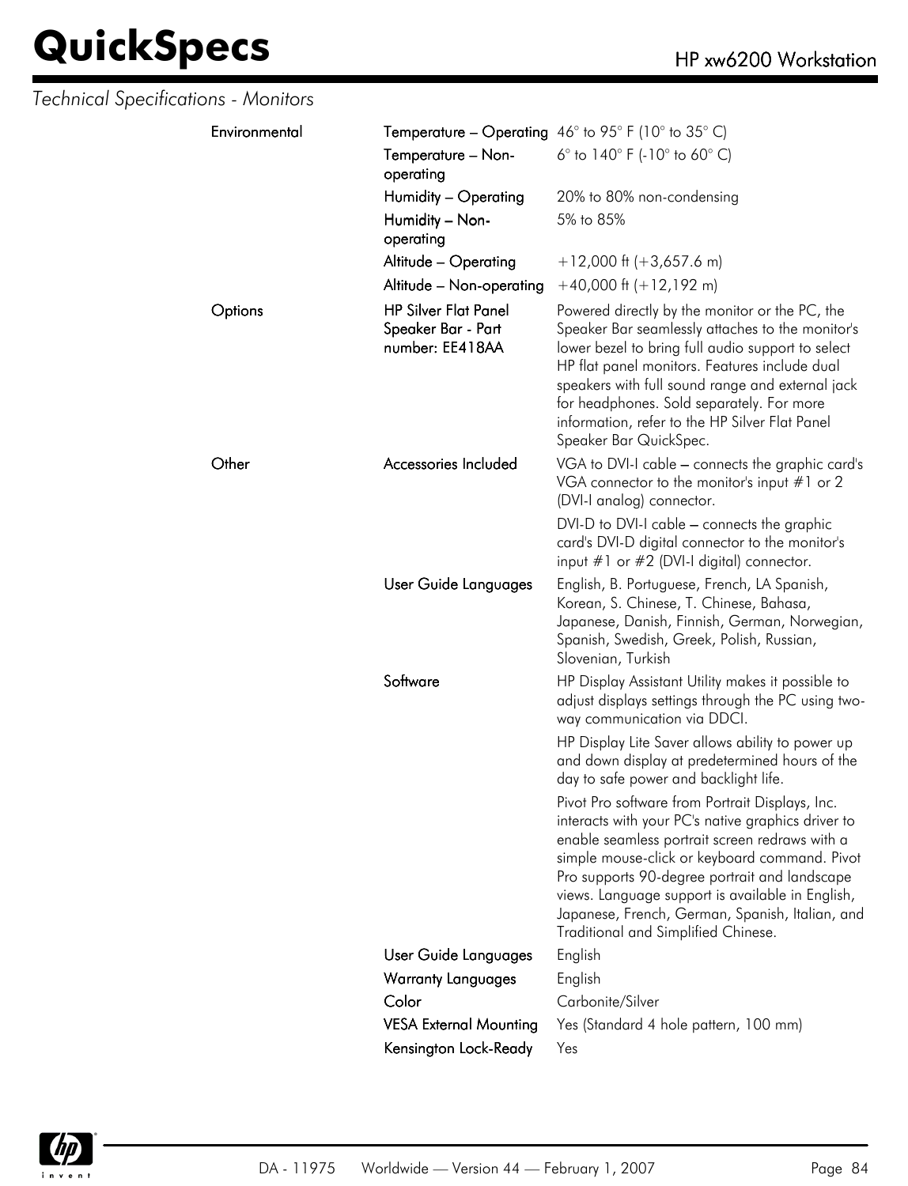*Technical Specifications - Monitors*

| | | |
|---|---|---|
| Environmental | Temperature – Operating | 46° to 95° F (10° to 35° C) |
| | Temperature – Non-operating | 6° to 140° F (-10° to 60° C) |
| | Humidity – Operating | 20% to 80% non-condensing |
| | Humidity – Non-operating | 5% to 85% |
| | Altitude – Operating | +12,000 ft (+3,657.6 m) |
| | Altitude – Non-operating | +40,000 ft (+12,192 m) |
| Options | HP Silver Flat Panel Speaker Bar - Part number: EE418AA | Powered directly by the monitor or the PC, the Speaker Bar seamlessly attaches to the monitor's lower bezel to bring full audio support to select HP flat panel monitors. Features include dual speakers with full sound range and external jack for headphones. Sold separately. For more information, refer to the HP Silver Flat Panel Speaker Bar QuickSpec. |
| Other | Accessories Included | VGA to DVI-I cable – connects the graphic card's VGA connector to the monitor's input #1 or 2 (DVI-I analog) connector.<br><br>DVI-D to DVI-I cable – connects the graphic card's DVI-D digital connector to the monitor's input #1 or #2 (DVI-I digital) connector. |
| | User Guide Languages | English, B. Portuguese, French, LA Spanish, Korean, S. Chinese, T. Chinese, Bahasa, Japanese, Danish, Finnish, German, Norwegian, Spanish, Swedish, Greek, Polish, Russian, Slovenian, Turkish |
| | Software | HP Display Assistant Utility makes it possible to adjust displays settings through the PC using two-way communication via DDCI.<br><br>HP Display Lite Saver allows ability to power up and down display at predetermined hours of the day to safe power and backlight life.<br><br>Pivot Pro software from Portrait Displays, Inc. interacts with your PC's native graphics driver to enable seamless portrait screen redraws with a simple mouse-click or keyboard command. Pivot Pro supports 90-degree portrait and landscape views. Language support is available in English, Japanese, French, German, Spanish, Italian, and Traditional and Simplified Chinese. |
| | User Guide Languages | English |
| | Warranty Languages | English |
| | Color | Carbonite/Silver |
| | VESA External Mounting | Yes (Standard 4 hole pattern, 100 mm) |
| | Kensington Lock-Ready | Yes |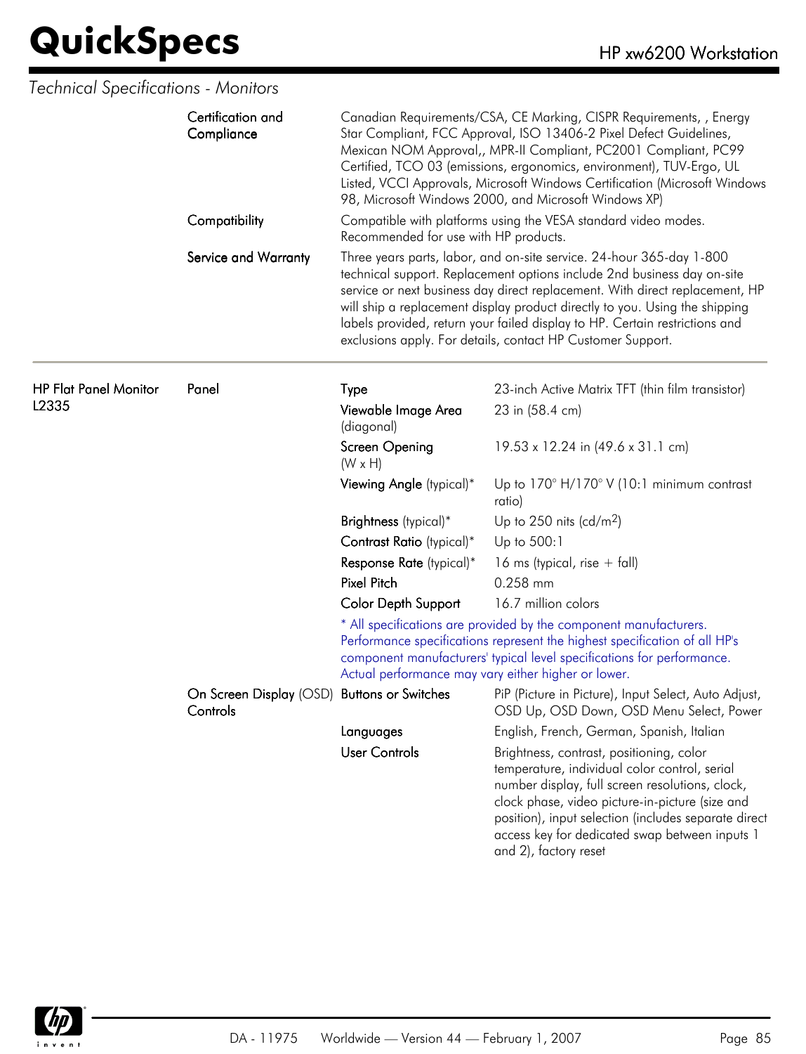*Technical Specifications - Monitors*

| | | | |
|---|---|---|---|
| | Certification and Compliance | Canadian Requirements/CSA, CE Marking, CISPR Requirements, , Energy Star Compliant, FCC Approval, ISO 13406-2 Pixel Defect Guidelines, Mexican NOM Approval,, MPR-II Compliant, PC2001 Compliant, PC99 Certified, TCO 03 (emissions, ergonomics, environment), TUV-Ergo, UL Listed, VCCI Approvals, Microsoft Windows Certification (Microsoft Windows 98, Microsoft Windows 2000, and Microsoft Windows XP) | |
| | Compatibility | Compatible with platforms using the VESA standard video modes. Recommended for use with HP products. | |
| | Service and Warranty | Three years parts, labor, and on-site service. 24-hour 365-day 1-800 technical support. Replacement options include 2nd business day on-site service or next business day direct replacement. With direct replacement, HP will ship a replacement display product directly to you. Using the shipping labels provided, return your failed display to HP. Certain restrictions and exclusions apply. For details, contact HP Customer Support. | |

| | | | |
|---|---|---|---|
| HP Flat Panel Monitor L2335 | Panel | Type | 23-inch Active Matrix TFT (thin film transistor) |
| | | Viewable Image Area (diagonal) | 23 in (58.4 cm) |
| | | Screen Opening (W x H) | 19.53 x 12.24 in (49.6 x 31.1 cm) |
| | | Viewing Angle (typical)* | Up to 170° H/170° V (10:1 minimum contrast ratio) |
| | | Brightness (typical)* | Up to 250 nits (cd/m$^2$) |
| | | Contrast Ratio (typical)* | Up to 500:1 |
| | | Response Rate (typical)* | 16 ms (typical, rise + fall) |
| | | Pixel Pitch | 0.258 mm |
| | | Color Depth Support | 16.7 million colors |
| | | * All specifications are provided by the component manufacturers. Performance specifications represent the highest specification of all HP's component manufacturers' typical level specifications for performance. Actual performance may vary either higher or lower. | |
| | On Screen Display (OSD) Controls | Buttons or Switches | PiP (Picture in Picture), Input Select, Auto Adjust, OSD Up, OSD Down, OSD Menu Select, Power |
| | | Languages | English, French, German, Spanish, Italian |
| | | User Controls | Brightness, contrast, positioning, color temperature, individual color control, serial number display, full screen resolutions, clock, clock phase, video picture-in-picture (size and position), input selection (includes separate direct access key for dedicated swap between inputs 1 and 2), factory reset |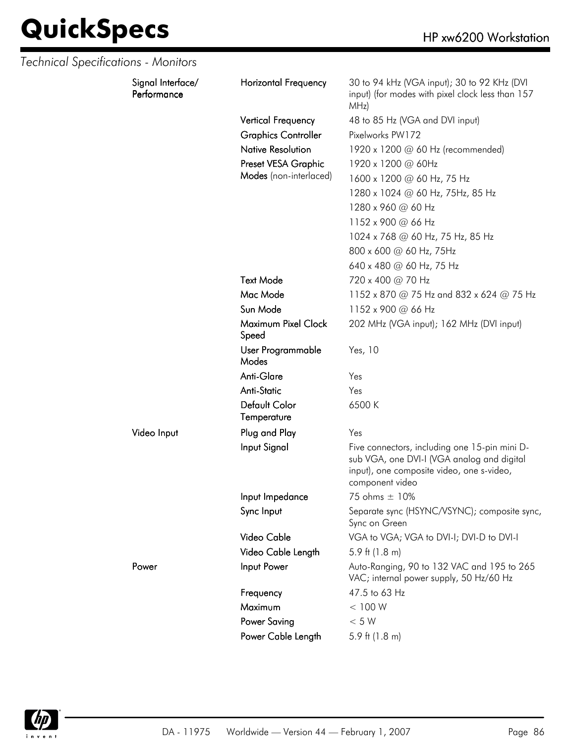*Technical Specifications - Monitors*

| | | |
|---|---|---|
| Signal Interface/ Performance | Horizontal Frequency | 30 to 94 kHz (VGA input); 30 to 92 KHz (DVI input) (for modes with pixel clock less than 157 MHz) |
| | Vertical Frequency | 48 to 85 Hz (VGA and DVI input) |
| | Graphics Controller | Pixelworks PW172 |
| | Native Resolution | 1920 x 1200 @ 60 Hz (recommended) |
| | Preset VESA Graphic Modes (non-interlaced) | 1920 x 1200 @ 60Hz<br>1600 x 1200 @ 60 Hz, 75 Hz<br>1280 x 1024 @ 60 Hz, 75Hz, 85 Hz<br>1280 x 960 @ 60 Hz<br>1152 x 900 @ 66 Hz<br>1024 x 768 @ 60 Hz, 75 Hz, 85 Hz<br>800 x 600 @ 60 Hz, 75Hz<br>640 x 480 @ 60 Hz, 75 Hz |
| | Text Mode | 720 x 400 @ 70 Hz |
| | Mac Mode | 1152 x 870 @ 75 Hz and 832 x 624 @ 75 Hz |
| | Sun Mode | 1152 x 900 @ 66 Hz |
| | Maximum Pixel Clock Speed | 202 MHz (VGA input); 162 MHz (DVI input) |
| | User Programmable Modes | Yes, 10 |
| | Anti-Glare | Yes |
| | Anti-Static | Yes |
| | Default Color Temperature | 6500 K |
| Video Input | Plug and Play | Yes |
| | Input Signal | Five connectors, including one 15-pin mini D-sub VGA, one DVI-I (VGA analog and digital input), one composite video, one s-video, component video |
| | Input Impedance | 75 ohms ± 10% |
| | Sync Input | Separate sync (HSYNC/VSYNC); composite sync, Sync on Green |
| | Video Cable | VGA to VGA; VGA to DVI-I; DVI-D to DVI-I |
| | Video Cable Length | 5.9 ft (1.8 m) |
| Power | Input Power | Auto-Ranging, 90 to 132 VAC and 195 to 265 VAC; internal power supply, 50 Hz/60 Hz |
| | Frequency | 47.5 to 63 Hz |
| | Maximum | < 100 W |
| | Power Saving | < 5 W |
| | Power Cable Length | 5.9 ft (1.8 m) |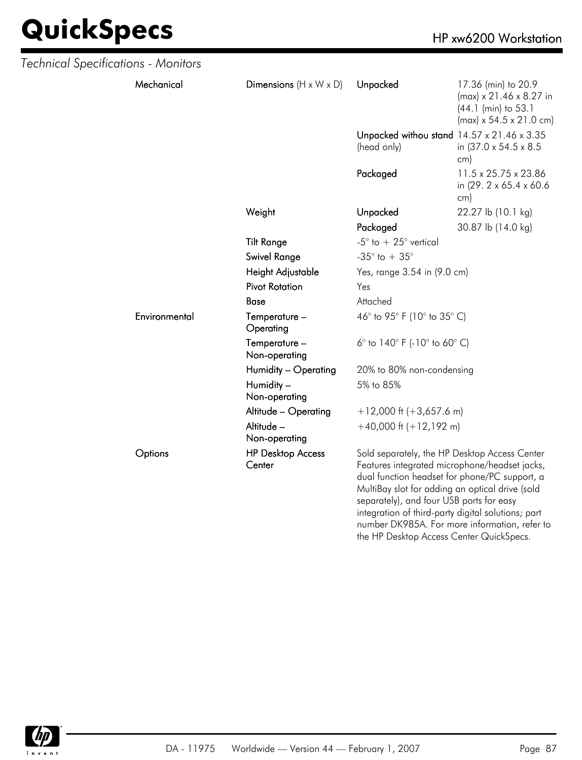*Technical Specifications - Monitors*

| | | | |
|---|---|---|---|
| **Mechanical** | **Dimensions** (H x W x D) | **Unpacked** | 17.36 (min) to 20.9 (max) x 21.46 x 8.27 in (44.1 (min) to 53.1 (max) x 54.5 x 21.0 cm) |
| | | **Unpacked withou stand** (head only) | 14.57 x 21.46 x 3.35 in (37.0 x 54.5 x 8.5 cm) |
| | | **Packaged** | 11.5 x 25.75 x 23.86 in (29. 2 x 65.4 x 60.6 cm) |
| | **Weight** | **Unpacked** | 22.27 lb (10.1 kg) |
| | | **Packaged** | 30.87 lb (14.0 kg) |
| | **Tilt Range** | -5° to + 25° vertical | |
| | **Swivel Range** | -35° to + 35° | |
| | **Height Adjustable** | Yes, range 3.54 in (9.0 cm) | |
| | **Pivot Rotation** | Yes | |
| | **Base** | Attached | |
| **Environmental** | **Temperature – Operating** | 46° to 95° F (10° to 35° C) | |
| | **Temperature – Non-operating** | 6° to 140° F (-10° to 60° C) | |
| | **Humidity – Operating** | 20% to 80% non-condensing | |
| | **Humidity – Non-operating** | 5% to 85% | |
| | **Altitude – Operating** | +12,000 ft (+3,657.6 m) | |
| | **Altitude – Non-operating** | +40,000 ft (+12,192 m) | |
| **Options** | **HP Desktop Access Center** | Sold separately, the HP Desktop Access Center Features integrated microphone/headset jacks, dual function headset for phone/PC support, a MultiBay slot for adding an optical drive (sold separately), and four USB ports for easy integration of third-party digital solutions; part number DK985A. For more information, refer to the HP Desktop Access Center QuickSpecs. | |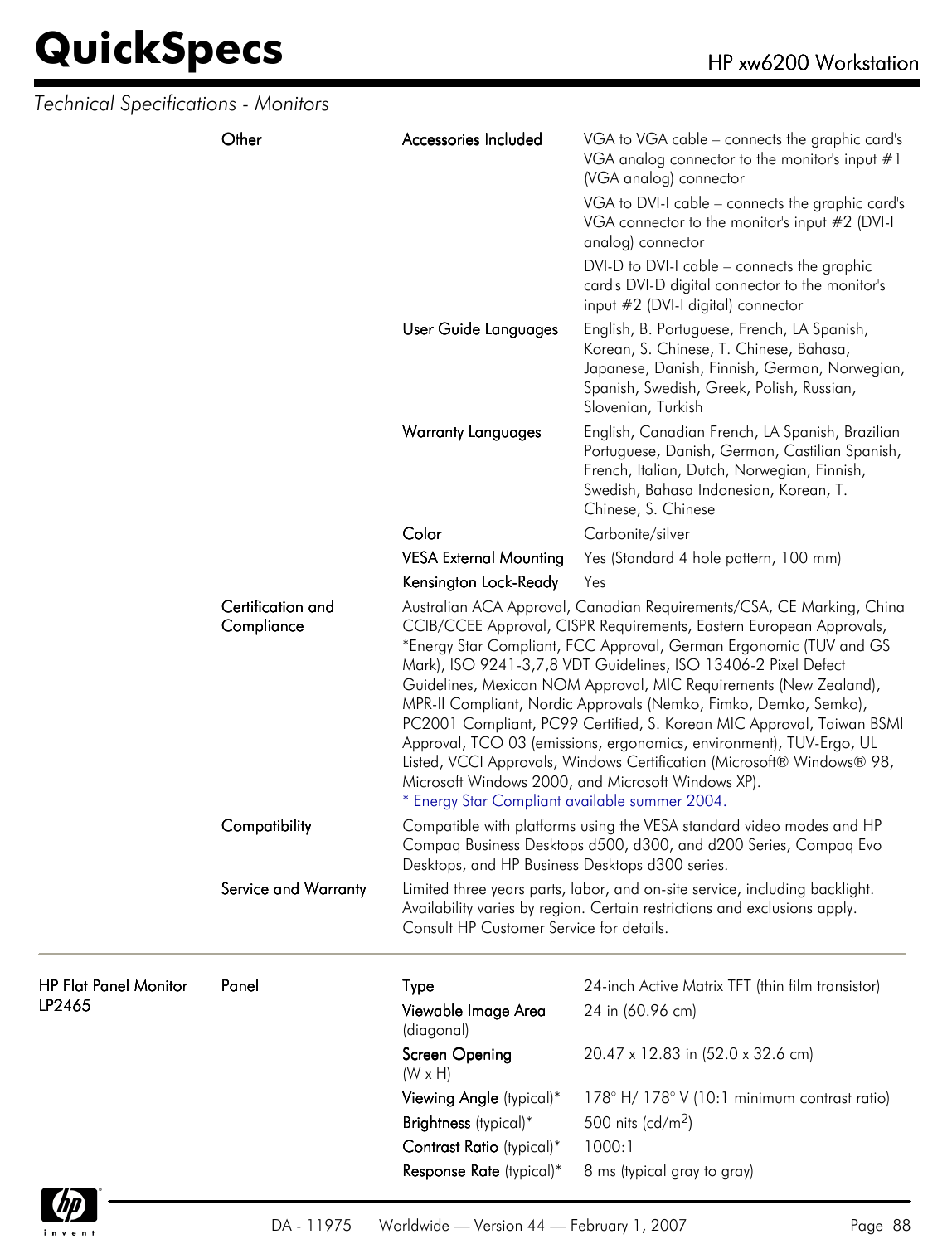*Technical Specifications - Monitors*

| | | | |
|---|---|---|---|
| | Other | Accessories Included | VGA to VGA cable – connects the graphic card's VGA analog connector to the monitor's input #1 (VGA analog) connector<br>VGA to DVI-I cable – connects the graphic card's VGA connector to the monitor's input #2 (DVI-I analog) connector<br>DVI-D to DVI-I cable – connects the graphic card's DVI-D digital connector to the monitor's input #2 (DVI-I digital) connector |
| | | User Guide Languages | English, B. Portuguese, French, LA Spanish, Korean, S. Chinese, T. Chinese, Bahasa, Japanese, Danish, Finnish, German, Norwegian, Spanish, Swedish, Greek, Polish, Russian, Slovenian, Turkish |
| | | Warranty Languages | English, Canadian French, LA Spanish, Brazilian Portuguese, Danish, German, Castilian Spanish, French, Italian, Dutch, Norwegian, Finnish, Swedish, Bahasa Indonesian, Korean, T. Chinese, S. Chinese |
| | | Color | Carbonite/silver |
| | | VESA External Mounting | Yes (Standard 4 hole pattern, 100 mm) |
| | | Kensington Lock-Ready | Yes |
| | Certification and Compliance | Australian ACA Approval, Canadian Requirements/CSA, CE Marking, China CCIB/CCEE Approval, CISPR Requirements, Eastern European Approvals, *Energy Star Compliant, FCC Approval, German Ergonomic (TUV and GS Mark), ISO 9241-3,7,8 VDT Guidelines, ISO 13406-2 Pixel Defect Guidelines, Mexican NOM Approval, MIC Requirements (New Zealand), MPR-II Compliant, Nordic Approvals (Nemko, Fimko, Demko, Semko), PC2001 Compliant, PC99 Certified, S. Korean MIC Approval, Taiwan BSMI Approval, TCO 03 (emissions, ergonomics, environment), TUV-Ergo, UL Listed, VCCI Approvals, Windows Certification (Microsoft® Windows® 98, Microsoft Windows 2000, and Microsoft Windows XP).<br>* Energy Star Compliant available summer 2004. | |
| | Compatibility | Compatible with platforms using the VESA standard video modes and HP Compaq Business Desktops d500, d300, and d200 Series, Compaq Evo Desktops, and HP Business Desktops d300 series. | |
| | Service and Warranty | Limited three years parts, labor, and on-site service, including backlight. Availability varies by region. Certain restrictions and exclusions apply. Consult HP Customer Service for details. | |
| HP Flat Panel Monitor LP2465 | Panel | Type | 24-inch Active Matrix TFT (thin film transistor) |
| | | Viewable Image Area (diagonal) | 24 in (60.96 cm) |
| | | Screen Opening (W x H) | 20.47 x 12.83 in (52.0 x 32.6 cm) |
| | | Viewing Angle (typical)* | 178° H/ 178° V (10:1 minimum contrast ratio) |
| | | Brightness (typical)* | 500 nits (cd/m$^2$) |
| | | Contrast Ratio (typical)* | 1000:1 |
| | | Response Rate (typical)* | 8 ms (typical gray to gray) |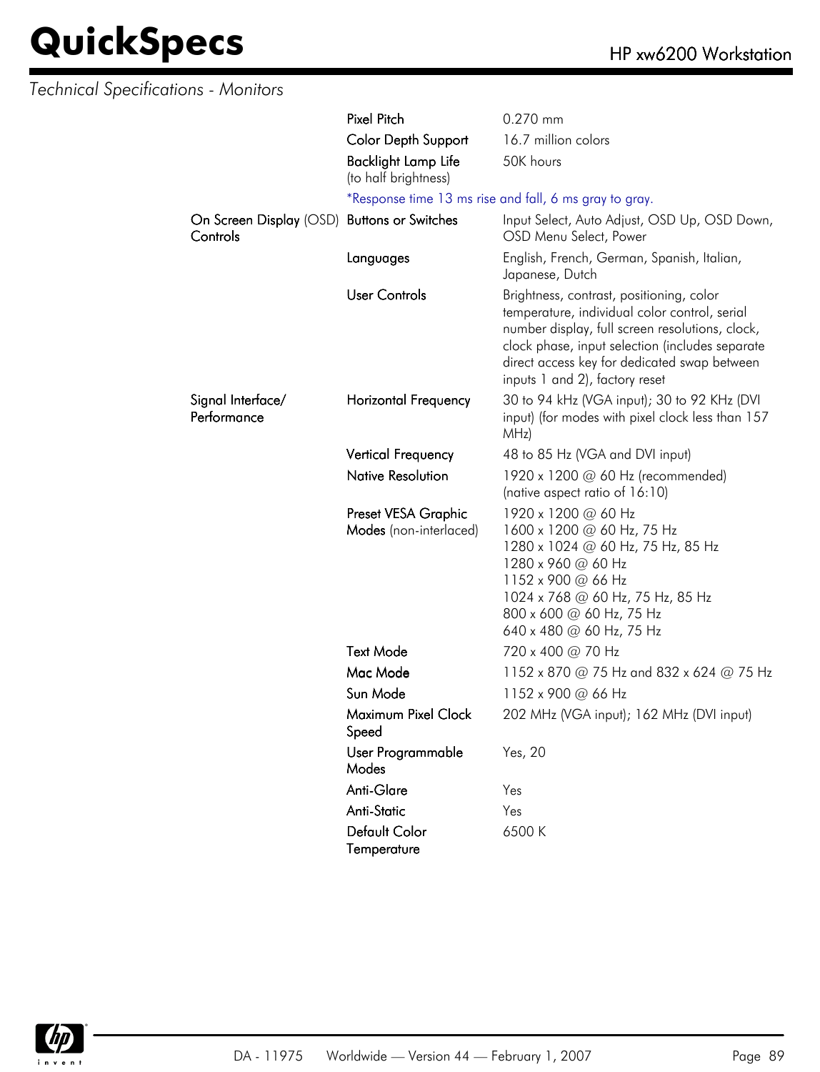*Technical Specifications - Monitors*

| | | |
|---|---|---|
| | Pixel Pitch | 0.270 mm |
| | Color Depth Support | 16.7 million colors |
| | Backlight Lamp Life (to half brightness) | 50K hours |
| | *Response time 13 ms rise and fall, 6 ms gray to gray. | |
| On Screen Display (OSD) Controls | Buttons or Switches | Input Select, Auto Adjust, OSD Up, OSD Down, OSD Menu Select, Power |
| | Languages | English, French, German, Spanish, Italian, Japanese, Dutch |
| | User Controls | Brightness, contrast, positioning, color temperature, individual color control, serial number display, full screen resolutions, clock, clock phase, input selection (includes separate direct access key for dedicated swap between inputs 1 and 2), factory reset |
| Signal Interface/ Performance | Horizontal Frequency | 30 to 94 kHz (VGA input); 30 to 92 KHz (DVI input) (for modes with pixel clock less than 157 MHz) |
| | Vertical Frequency | 48 to 85 Hz (VGA and DVI input) |
| | Native Resolution | 1920 x 1200 @ 60 Hz (recommended) (native aspect ratio of 16:10) |
| | Preset VESA Graphic Modes (non-interlaced) | 1920 x 1200 @ 60 Hz<br>1600 x 1200 @ 60 Hz, 75 Hz<br>1280 x 1024 @ 60 Hz, 75 Hz, 85 Hz<br>1280 x 960 @ 60 Hz<br>1152 x 900 @ 66 Hz<br>1024 x 768 @ 60 Hz, 75 Hz, 85 Hz<br>800 x 600 @ 60 Hz, 75 Hz<br>640 x 480 @ 60 Hz, 75 Hz |
| | Text Mode | 720 x 400 @ 70 Hz |
| | Mac Mode | 1152 x 870 @ 75 Hz and 832 x 624 @ 75 Hz |
| | Sun Mode | 1152 x 900 @ 66 Hz |
| | Maximum Pixel Clock Speed | 202 MHz (VGA input); 162 MHz (DVI input) |
| | User Programmable Modes | Yes, 20 |
| | Anti-Glare | Yes |
| | Anti-Static | Yes |
| | Default Color Temperature | 6500 K |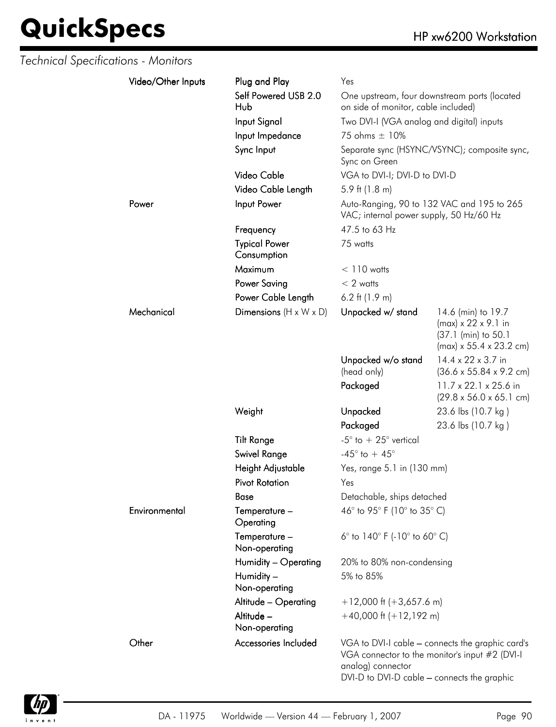*Technical Specifications - Monitors*

| | | | |
|---|---|---|---|
| **Video/Other Inputs** | Plug and Play | Yes | |
| | Self Powered USB 2.0 Hub | One upstream, four downstream ports (located on side of monitor, cable included) | |
| | Input Signal | Two DVI-I (VGA analog and digital) inputs | |
| | Input Impedance | 75 ohms ± 10% | |
| | Sync Input | Separate sync (HSYNC/VSYNC); composite sync, Sync on Green | |
| | Video Cable | VGA to DVI-I; DVI-D to DVI-D | |
| | Video Cable Length | 5.9 ft (1.8 m) | |
| **Power** | Input Power | Auto-Ranging, 90 to 132 VAC and 195 to 265 VAC; internal power supply, 50 Hz/60 Hz | |
| | Frequency | 47.5 to 63 Hz | |
| | Typical Power Consumption | 75 watts | |
| | Maximum | < 110 watts | |
| | Power Saving | < 2 watts | |
| | Power Cable Length | 6.2 ft (1.9 m) | |
| **Mechanical** | Dimensions (H x W x D) | Unpacked w/ stand | 14.6 (min) to 19.7 (max) x 22 x 9.1 in (37.1 (min) to 50.1 (max) x 55.4 x 23.2 cm) |
| | | Unpacked w/o stand (head only) | 14.4 x 22 x 3.7 in (36.6 x 55.84 x 9.2 cm) |
| | | Packaged | 11.7 x 22.1 x 25.6 in (29.8 x 56.0 x 65.1 cm) |
| | Weight | Unpacked | 23.6 lbs (10.7 kg ) |
| | | Packaged | 23.6 lbs (10.7 kg ) |
| | Tilt Range | -5° to + 25° vertical | |
| | Swivel Range | -45° to + 45° | |
| | Height Adjustable | Yes, range 5.1 in (130 mm) | |
| | Pivot Rotation | Yes | |
| | Base | Detachable, ships detached | |
| **Environmental** | Temperature – Operating | 46° to 95° F (10° to 35° C) | |
| | Temperature – Non-operating | 6° to 140° F (-10° to 60° C) | |
| | Humidity – Operating | 20% to 80% non-condensing | |
| | Humidity – Non-operating | 5% to 85% | |
| | Altitude – Operating | +12,000 ft (+3,657.6 m) | |
| | Altitude – Non-operating | +40,000 ft (+12,192 m) | |
| **Other** | Accessories Included | VGA to DVI-I cable – connects the graphic card's VGA connector to the monitor's input #2 (DVI-I analog) connector<br>DVI-D to DVI-D cable – connects the graphic | |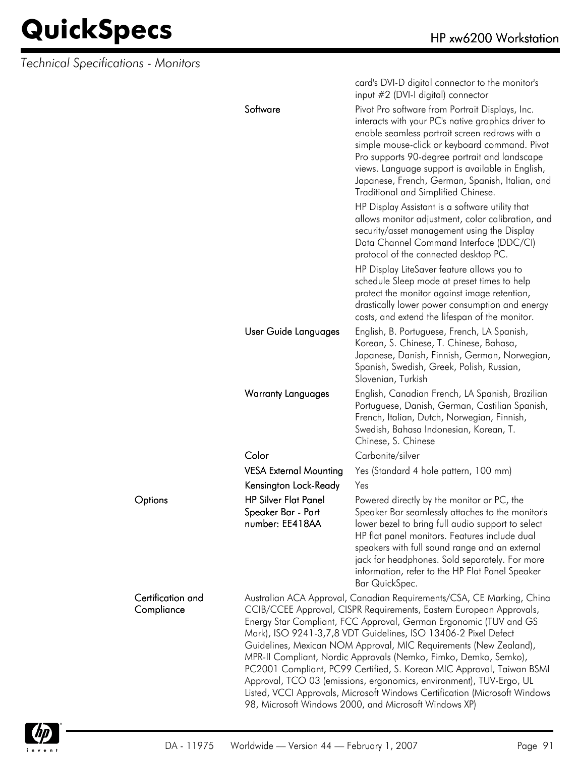| | | |
|---|---|---|
| | | card's DVI-D digital connector to the monitor's input #2 (DVI-I digital) connector |
| | **Software** | Pivot Pro software from Portrait Displays, Inc. interacts with your PC's native graphics driver to enable seamless portrait screen redraws with a simple mouse-click or keyboard command. Pivot Pro supports 90-degree portrait and landscape views. Language support is available in English, Japanese, French, German, Spanish, Italian, and Traditional and Simplified Chinese.<br>HP Display Assistant is a software utility that allows monitor adjustment, color calibration, and security/asset management using the Display Data Channel Command Interface (DDC/CI) protocol of the connected desktop PC.<br>HP Display LiteSaver feature allows you to schedule Sleep mode at preset times to help protect the monitor against image retention, drastically lower power consumption and energy costs, and extend the lifespan of the monitor. |
| | **User Guide Languages** | English, B. Portuguese, French, LA Spanish, Korean, S. Chinese, T. Chinese, Bahasa, Japanese, Danish, Finnish, German, Norwegian, Spanish, Swedish, Greek, Polish, Russian, Slovenian, Turkish |
| | **Warranty Languages** | English, Canadian French, LA Spanish, Brazilian Portuguese, Danish, German, Castilian Spanish, French, Italian, Dutch, Norwegian, Finnish, Swedish, Bahasa Indonesian, Korean, T. Chinese, S. Chinese |
| | **Color** | Carbonite/silver |
| | **VESA External Mounting** | Yes (Standard 4 hole pattern, 100 mm) |
| | **Kensington Lock-Ready** | Yes |
| **Options** | **HP Silver Flat Panel Speaker Bar - Part number: EE418AA** | Powered directly by the monitor or PC, the Speaker Bar seamlessly attaches to the monitor's lower bezel to bring full audio support to select HP flat panel monitors. Features include dual speakers with full sound range and an external jack for headphones. Sold separately. For more information, refer to the HP Flat Panel Speaker Bar QuickSpec. |
| **Certification and Compliance** | Australian ACA Approval, Canadian Requirements/CSA, CE Marking, China CCIB/CCEE Approval, CISPR Requirements, Eastern European Approvals, Energy Star Compliant, FCC Approval, German Ergonomic (TUV and GS Mark), ISO 9241-3,7,8 VDT Guidelines, ISO 13406-2 Pixel Defect Guidelines, Mexican NOM Approval, MIC Requirements (New Zealand), MPR-II Compliant, Nordic Approvals (Nemko, Fimko, Demko, Semko), PC2001 Compliant, PC99 Certified, S. Korean MIC Approval, Taiwan BSMI Approval, TCO 03 (emissions, ergonomics, environment), TUV-Ergo, UL Listed, VCCI Approvals, Microsoft Windows Certification (Microsoft Windows 98, Microsoft Windows 2000, and Microsoft Windows XP) | |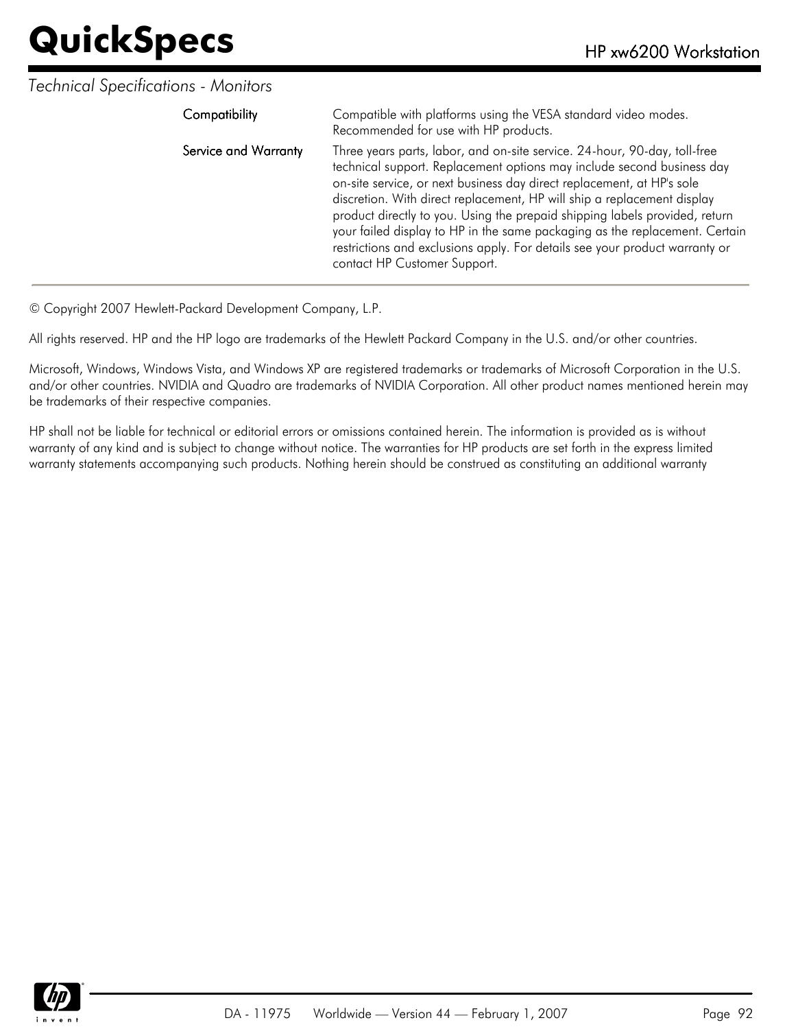*Technical Specifications - Monitors*

| | |
|---|---|
| **Compatibility** | Compatible with platforms using the VESA standard video modes. Recommended for use with HP products. |
| **Service and Warranty** | Three years parts, labor, and on-site service. 24-hour, 90-day, toll-free technical support. Replacement options may include second business day on-site service, or next business day direct replacement, at HP's sole discretion. With direct replacement, HP will ship a replacement display product directly to you. Using the prepaid shipping labels provided, return your failed display to HP in the same packaging as the replacement. Certain restrictions and exclusions apply. For details see your product warranty or contact HP Customer Support. |

© Copyright 2007 Hewlett-Packard Development Company, L.P.

All rights reserved. HP and the HP logo are trademarks of the Hewlett Packard Company in the U.S. and/or other countries.

Microsoft, Windows, Windows Vista, and Windows XP are registered trademarks or trademarks of Microsoft Corporation in the U.S. and/or other countries. NVIDIA and Quadro are trademarks of NVIDIA Corporation. All other product names mentioned herein may be trademarks of their respective companies.

HP shall not be liable for technical or editorial errors or omissions contained herein. The information is provided as is without warranty of any kind and is subject to change without notice. The warranties for HP products are set forth in the express limited warranty statements accompanying such products. Nothing herein should be construed as constituting an additional warranty